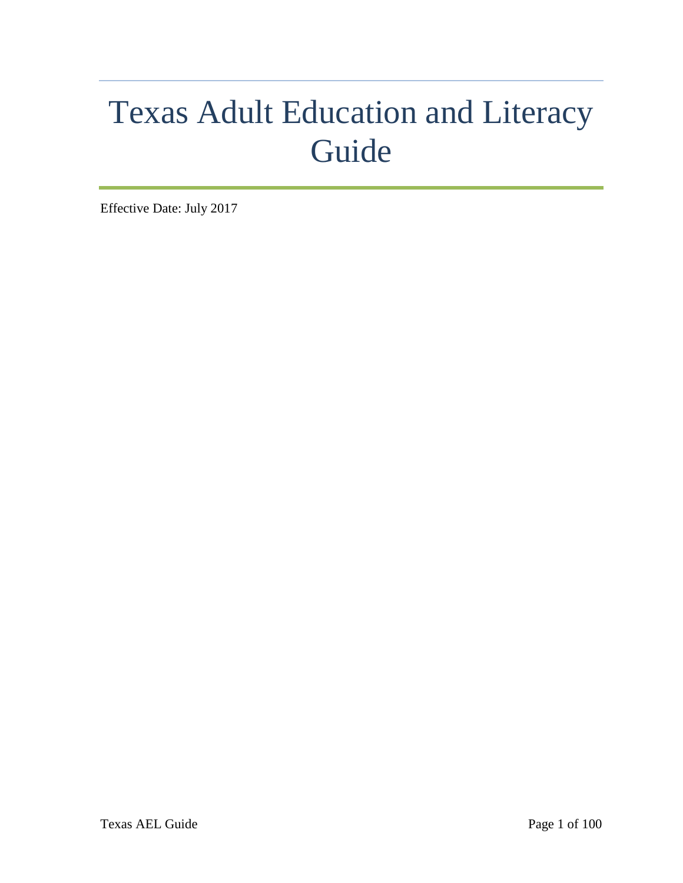# Texas Adult Education and Literacy Guide

Effective Date: July 2017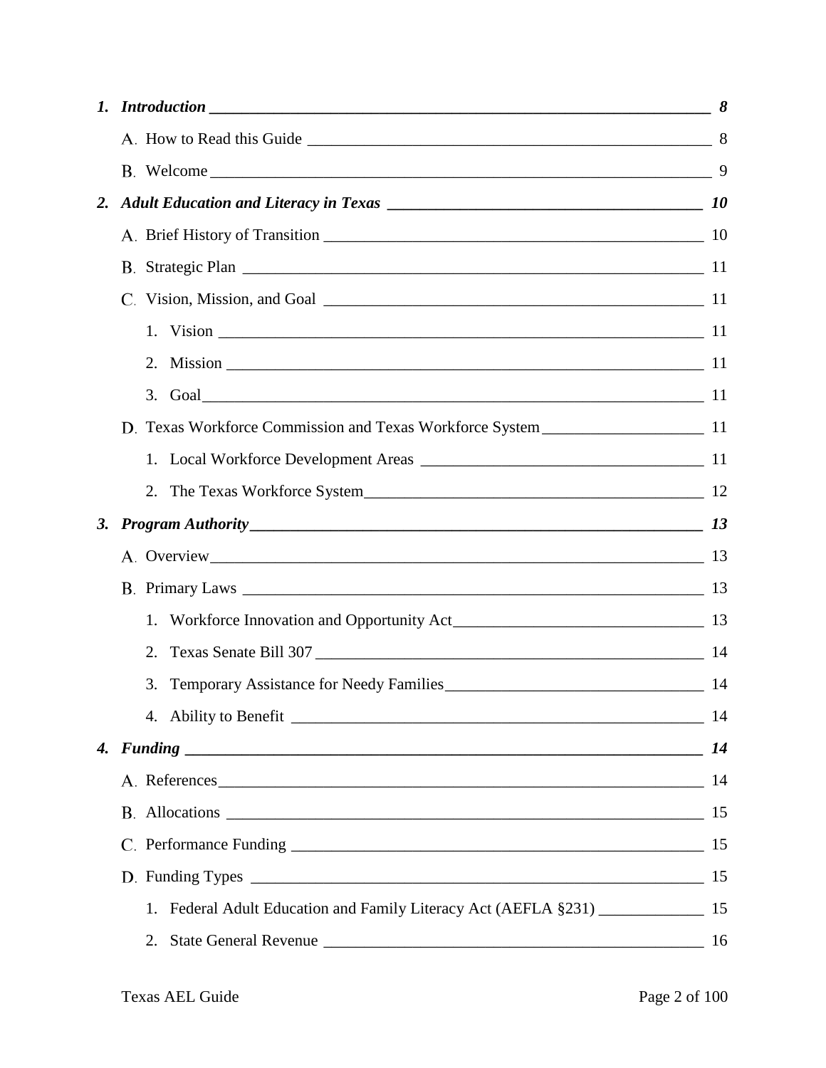| | | |
|---|---|---|
| ***1. Introduction*** | | ***8*** |
| | A. How to Read this Guide | 8 |
| | B. Welcome | 9 |
| ***2. Adult Education and Literacy in Texas*** | | ***10*** |
| | A. Brief History of Transition | 10 |
| | B. Strategic Plan | 11 |
| | C. Vision, Mission, and Goal | 11 |
| | 1. Vision | 11 |
| | 2. Mission | 11 |
| | 3. Goal | 11 |
| | D. Texas Workforce Commission and Texas Workforce System | 11 |
| | 1. Local Workforce Development Areas | 11 |
| | 2. The Texas Workforce System | 12 |
| ***3. Program Authority*** | | ***13*** |
| | A. Overview | 13 |
| | B. Primary Laws | 13 |
| | 1. Workforce Innovation and Opportunity Act | 13 |
| | 2. Texas Senate Bill 307 | 14 |
| | 3. Temporary Assistance for Needy Families | 14 |
| | 4. Ability to Benefit | 14 |
| ***4. Funding*** | | ***14*** |
| | A. References | 14 |
| | B. Allocations | 15 |
| | C. Performance Funding | 15 |
| | D. Funding Types | 15 |
| | 1. Federal Adult Education and Family Literacy Act (AEFLA §231) | 15 |
| | 2. State General Revenue | 16 |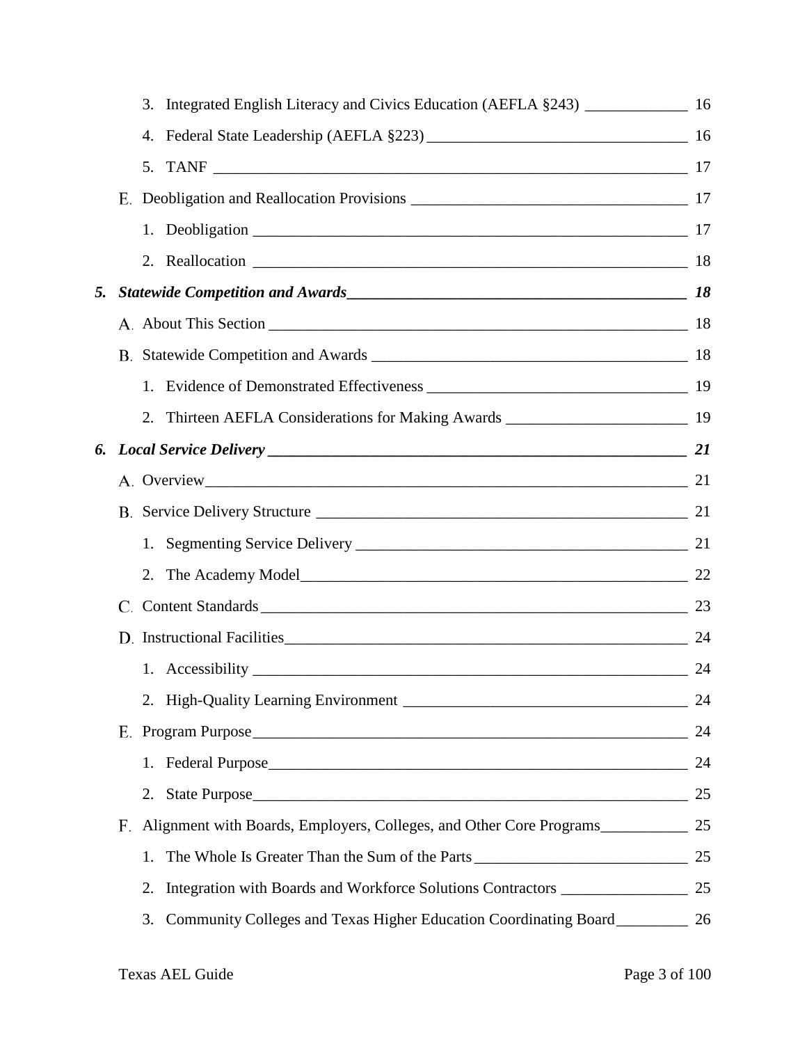3. Integrated English Literacy and Civics Education (AEFLA §243) ____________ 16
4. Federal State Leadership (AEFLA §223) ________________________________ 16
5. TANF __________________________________________________________ 17

E. Deobligation and Reallocation Provisions __________________________________ 17

1. Deobligation ______________________________________________________ 17
2. Reallocation ______________________________________________________ 18

***5. Statewide Competition and Awards*** ___________________________________________ ***18***

A. About This Section _________________________________________________ 18

B. Statewide Competition and Awards ______________________________________ 18

1. Evidence of Demonstrated Effectiveness ________________________________ 19
2. Thirteen AEFLA Considerations for Making Awards ______________________ 19

***6. Local Service Delivery*** _______________________________________________________ ***21***

A. Overview__________________________________________________________ 21

B. Service Delivery Structure ______________________________________________ 21

1. Segmenting Service Delivery __________________________________________ 21
2. The Academy Model_________________________________________________ 22

C. Content Standards ___________________________________________________ 23

D. Instructional Facilities________________________________________________ 24

1. Accessibility ______________________________________________________ 24
2. High-Quality Learning Environment ____________________________________ 24

E. Program Purpose_____________________________________________________ 24

1. Federal Purpose_____________________________________________________ 24
2. State Purpose_______________________________________________________ 25

F. Alignment with Boards, Employers, Colleges, and Other Core Programs__________ 25

1. The Whole Is Greater Than the Sum of the Parts ___________________________ 25
2. Integration with Boards and Workforce Solutions Contractors _______________ 25
3. Community Colleges and Texas Higher Education Coordinating Board_________ 26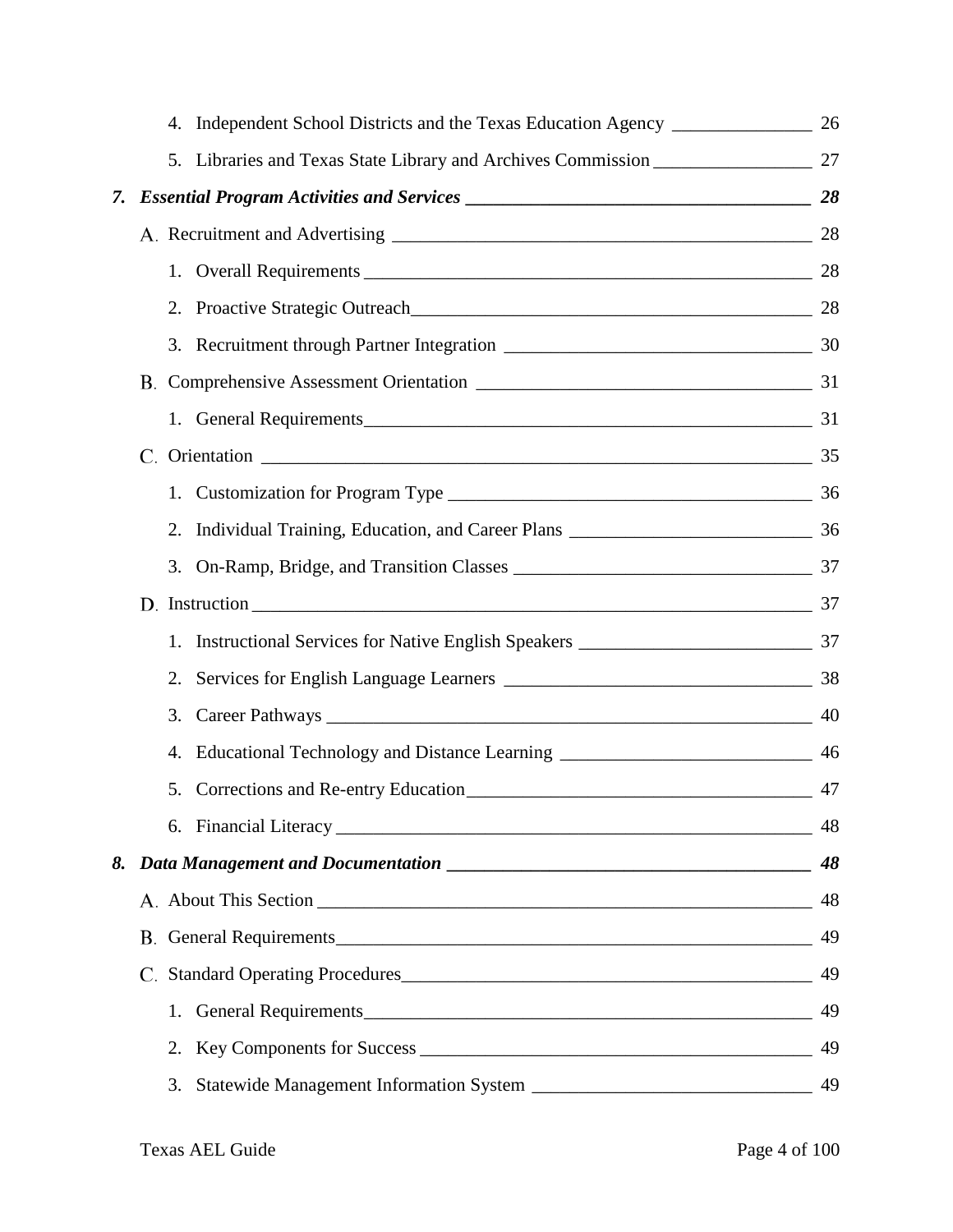4. Independent School Districts and the Texas Education Agency _______________ 26

5. Libraries and Texas State Library and Archives Commission _________________ 27

***7. Essential Program Activities and Services _____________________________________ 28***

A. Recruitment and Advertising _____________________________________________ 28

1. Overall Requirements _________________________________________________ 28

2. Proactive Strategic Outreach_____________________________________________ 28

3. Recruitment through Partner Integration ___________________________________ 30

B. Comprehensive Assessment Orientation ____________________________________ 31

1. General Requirements__________________________________________________ 31

C. Orientation ____________________________________________________________ 35

1. Customization for Program Type _________________________________________ 36

2. Individual Training, Education, and Career Plans ____________________________ 36

3. On-Ramp, Bridge, and Transition Classes __________________________________ 37

D. Instruction _____________________________________________________________ 37

1. Instructional Services for Native English Speakers ___________________________ 37

2. Services for English Language Learners ___________________________________ 38

3. Career Pathways ______________________________________________________ 40

4. Educational Technology and Distance Learning _____________________________ 46

5. Corrections and Re-entry Education_______________________________________ 47

6. Financial Literacy _____________________________________________________ 48

***8. Data Management and Documentation _______________________________________ 48***

A. About This Section ______________________________________________________ 48

B. General Requirements____________________________________________________ 49

C. Standard Operating Procedures_____________________________________________ 49

1. General Requirements__________________________________________________ 49

2. Key Components for Success ____________________________________________ 49

3. Statewide Management Information System ________________________________ 49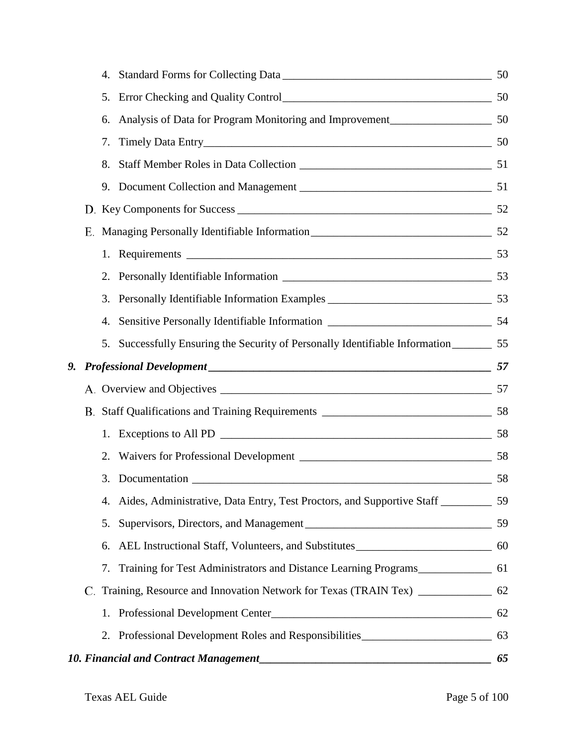4. Standard Forms for Collecting Data 50
5. Error Checking and Quality Control 50
6. Analysis of Data for Program Monitoring and Improvement 50
7. Timely Data Entry 50
8. Staff Member Roles in Data Collection 51
9. Document Collection and Management 51

D. Key Components for Success 52

E. Managing Personally Identifiable Information 52

1. Requirements 53
2. Personally Identifiable Information 53
3. Personally Identifiable Information Examples 53
4. Sensitive Personally Identifiable Information 54
5. Successfully Ensuring the Security of Personally Identifiable Information 55

***9. Professional Development 57***

A. Overview and Objectives 57

B. Staff Qualifications and Training Requirements 58

1. Exceptions to All PD 58
2. Waivers for Professional Development 58
3. Documentation 58
4. Aides, Administrative, Data Entry, Test Proctors, and Supportive Staff 59
5. Supervisors, Directors, and Management 59
6. AEL Instructional Staff, Volunteers, and Substitutes 60
7. Training for Test Administrators and Distance Learning Programs 61

C. Training, Resource and Innovation Network for Texas (TRAIN Tex) 62

1. Professional Development Center 62
2. Professional Development Roles and Responsibilities 63

***10. Financial and Contract Management 65***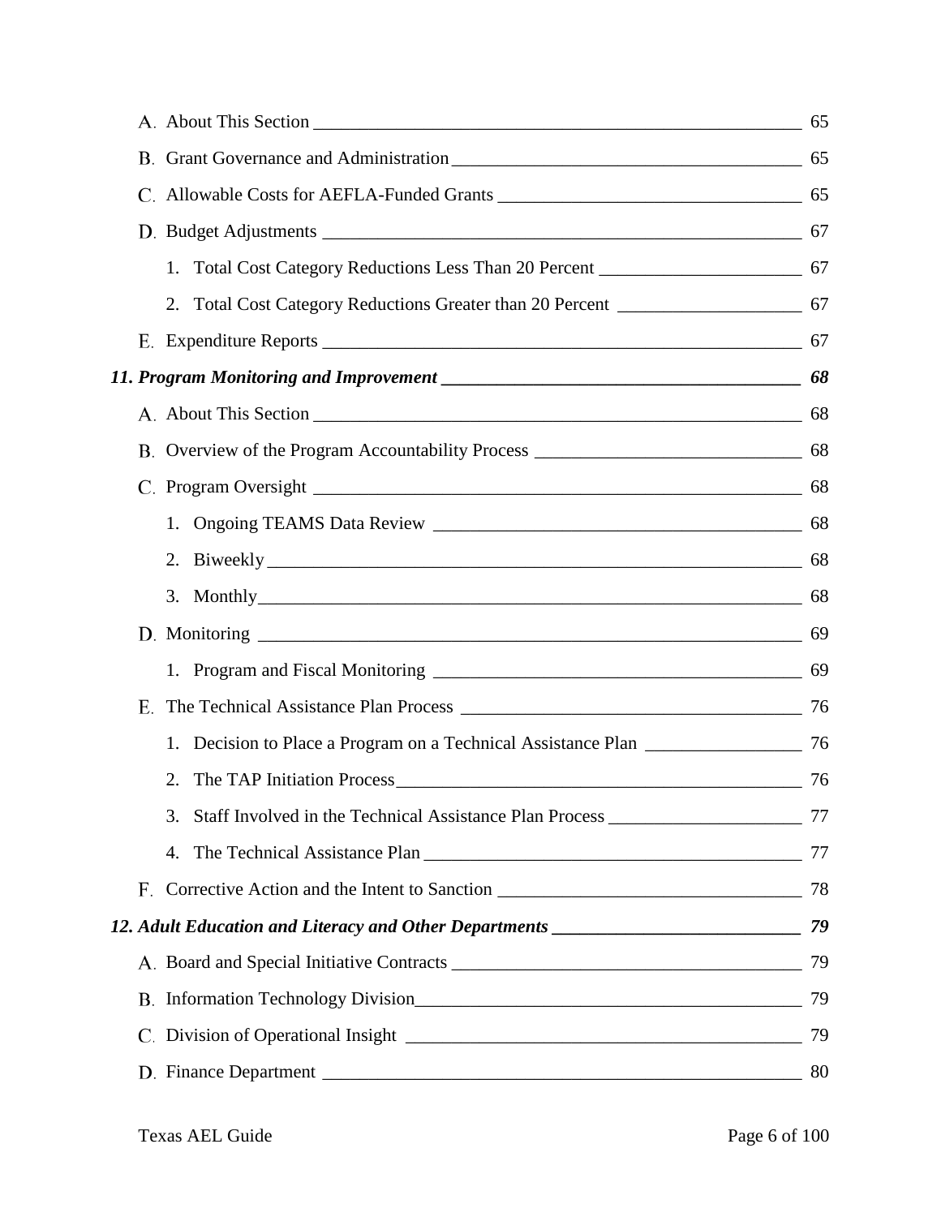A. About This Section 65

B. Grant Governance and Administration 65

C. Allowable Costs for AEFLA-Funded Grants 65

D. Budget Adjustments 67

1. Total Cost Category Reductions Less Than 20 Percent 67
2. Total Cost Category Reductions Greater than 20 Percent 67

E. Expenditure Reports 67

***11. Program Monitoring and Improvement 68***

A. About This Section 68

B. Overview of the Program Accountability Process 68

C. Program Oversight 68

1. Ongoing TEAMS Data Review 68
2. Biweekly 68
3. Monthly 68

D. Monitoring 69

1. Program and Fiscal Monitoring 69

E. The Technical Assistance Plan Process 76

1. Decision to Place a Program on a Technical Assistance Plan 76
2. The TAP Initiation Process 76
3. Staff Involved in the Technical Assistance Plan Process 77
4. The Technical Assistance Plan 77

F. Corrective Action and the Intent to Sanction 78

***12. Adult Education and Literacy and Other Departments 79***

A. Board and Special Initiative Contracts 79

B. Information Technology Division 79

C. Division of Operational Insight 79

D. Finance Department 80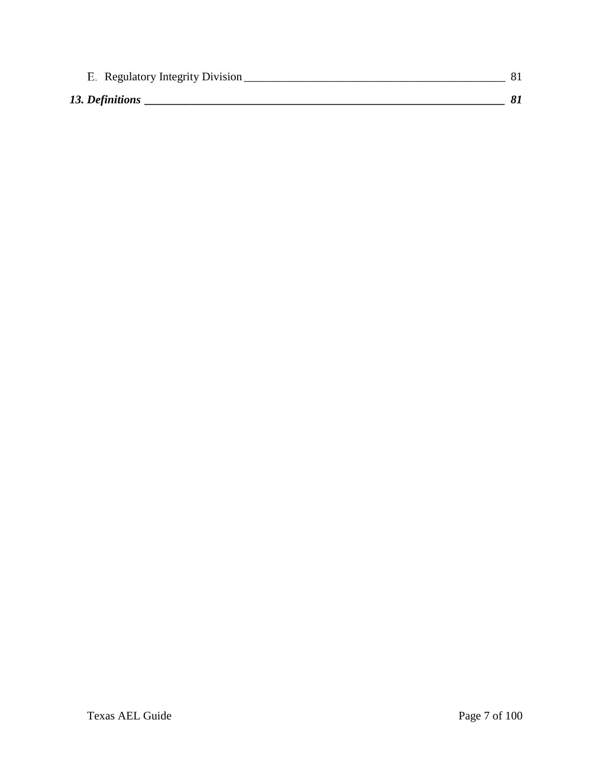E. Regulatory Integrity Division _______________________________________________ 81

***13. Definitions _______________________________________________________________ 81***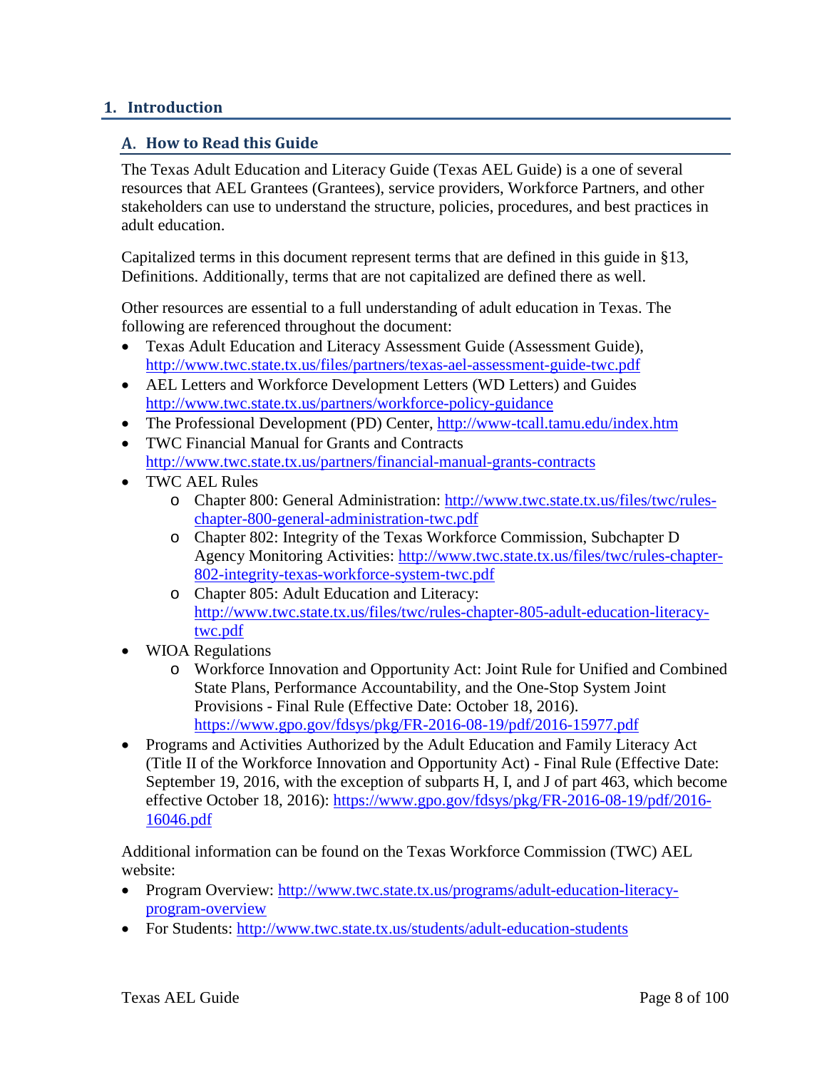# 1. Introduction

## A. How to Read this Guide

The Texas Adult Education and Literacy Guide (Texas AEL Guide) is a one of several resources that AEL Grantees (Grantees), service providers, Workforce Partners, and other stakeholders can use to understand the structure, policies, procedures, and best practices in adult education.

Capitalized terms in this document represent terms that are defined in this guide in §13, Definitions. Additionally, terms that are not capitalized are defined there as well.

Other resources are essential to a full understanding of adult education in Texas. The following are referenced throughout the document:

- Texas Adult Education and Literacy Assessment Guide (Assessment Guide), http://www.twc.state.tx.us/files/partners/texas-ael-assessment-guide-twc.pdf
- AEL Letters and Workforce Development Letters (WD Letters) and Guides http://www.twc.state.tx.us/partners/workforce-policy-guidance
- The Professional Development (PD) Center, http://www-tcall.tamu.edu/index.htm
- TWC Financial Manual for Grants and Contracts http://www.twc.state.tx.us/partners/financial-manual-grants-contracts
- TWC AEL Rules
  - Chapter 800: General Administration: http://www.twc.state.tx.us/files/twc/rules-chapter-800-general-administration-twc.pdf
  - Chapter 802: Integrity of the Texas Workforce Commission, Subchapter D Agency Monitoring Activities: http://www.twc.state.tx.us/files/twc/rules-chapter-802-integrity-texas-workforce-system-twc.pdf
  - Chapter 805: Adult Education and Literacy: http://www.twc.state.tx.us/files/twc/rules-chapter-805-adult-education-literacy-twc.pdf
- WIOA Regulations
  - Workforce Innovation and Opportunity Act: Joint Rule for Unified and Combined State Plans, Performance Accountability, and the One-Stop System Joint Provisions - Final Rule (Effective Date: October 18, 2016). https://www.gpo.gov/fdsys/pkg/FR-2016-08-19/pdf/2016-15977.pdf
- Programs and Activities Authorized by the Adult Education and Family Literacy Act (Title II of the Workforce Innovation and Opportunity Act) - Final Rule (Effective Date: September 19, 2016, with the exception of subparts H, I, and J of part 463, which become effective October 18, 2016): https://www.gpo.gov/fdsys/pkg/FR-2016-08-19/pdf/2016-16046.pdf

Additional information can be found on the Texas Workforce Commission (TWC) AEL website:

- Program Overview: http://www.twc.state.tx.us/programs/adult-education-literacy-program-overview
- For Students: http://www.twc.state.tx.us/students/adult-education-students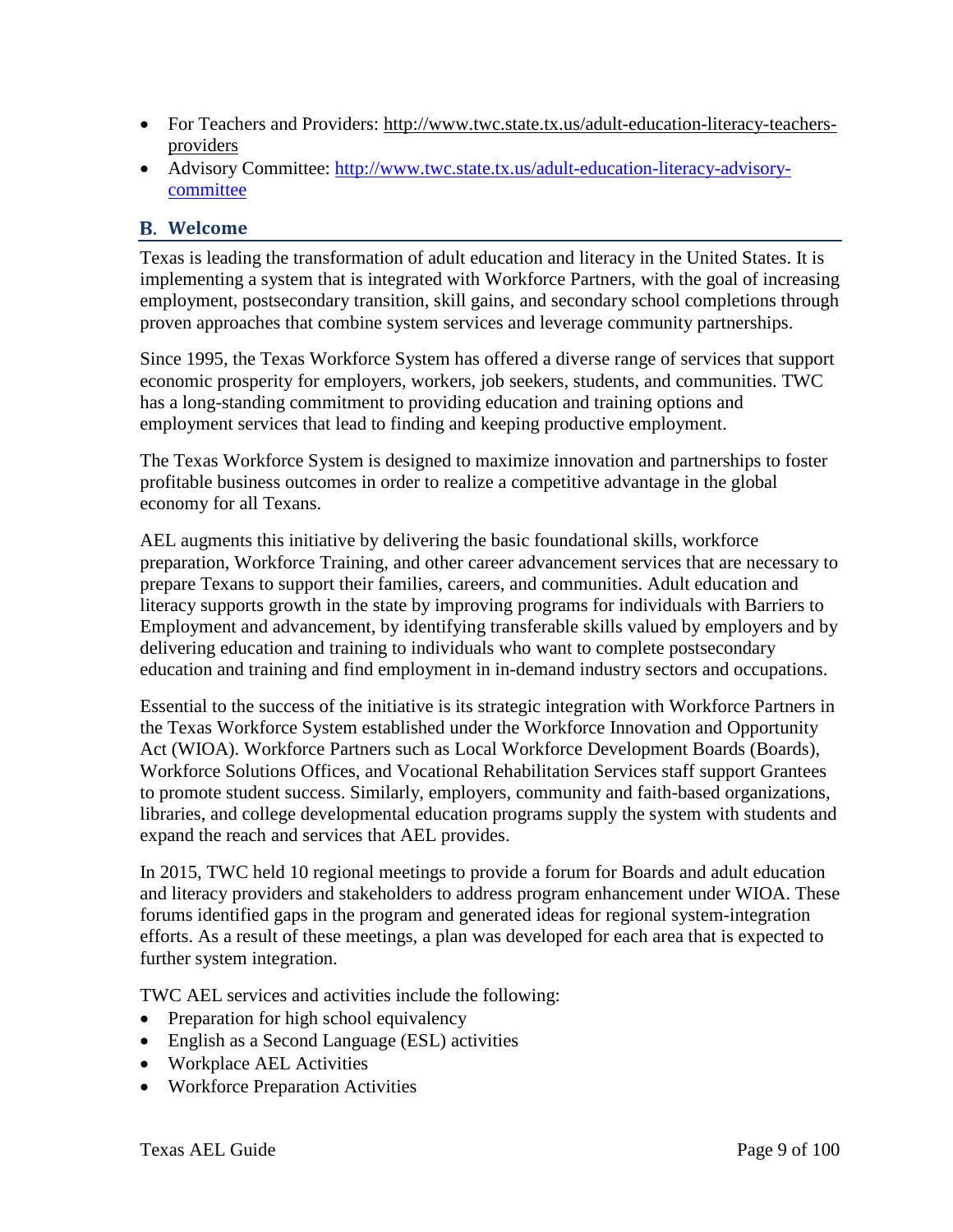- For Teachers and Providers: http://www.twc.state.tx.us/adult-education-literacy-teachers-providers
- Advisory Committee: http://www.twc.state.tx.us/adult-education-literacy-advisory-committee

## B. Welcome

Texas is leading the transformation of adult education and literacy in the United States. It is implementing a system that is integrated with Workforce Partners, with the goal of increasing employment, postsecondary transition, skill gains, and secondary school completions through proven approaches that combine system services and leverage community partnerships.

Since 1995, the Texas Workforce System has offered a diverse range of services that support economic prosperity for employers, workers, job seekers, students, and communities. TWC has a long-standing commitment to providing education and training options and employment services that lead to finding and keeping productive employment.

The Texas Workforce System is designed to maximize innovation and partnerships to foster profitable business outcomes in order to realize a competitive advantage in the global economy for all Texans.

AEL augments this initiative by delivering the basic foundational skills, workforce preparation, Workforce Training, and other career advancement services that are necessary to prepare Texans to support their families, careers, and communities. Adult education and literacy supports growth in the state by improving programs for individuals with Barriers to Employment and advancement, by identifying transferable skills valued by employers and by delivering education and training to individuals who want to complete postsecondary education and training and find employment in in-demand industry sectors and occupations.

Essential to the success of the initiative is its strategic integration with Workforce Partners in the Texas Workforce System established under the Workforce Innovation and Opportunity Act (WIOA). Workforce Partners such as Local Workforce Development Boards (Boards), Workforce Solutions Offices, and Vocational Rehabilitation Services staff support Grantees to promote student success. Similarly, employers, community and faith-based organizations, libraries, and college developmental education programs supply the system with students and expand the reach and services that AEL provides.

In 2015, TWC held 10 regional meetings to provide a forum for Boards and adult education and literacy providers and stakeholders to address program enhancement under WIOA. These forums identified gaps in the program and generated ideas for regional system-integration efforts. As a result of these meetings, a plan was developed for each area that is expected to further system integration.

TWC AEL services and activities include the following:

- Preparation for high school equivalency
- English as a Second Language (ESL) activities
- Workplace AEL Activities
- Workforce Preparation Activities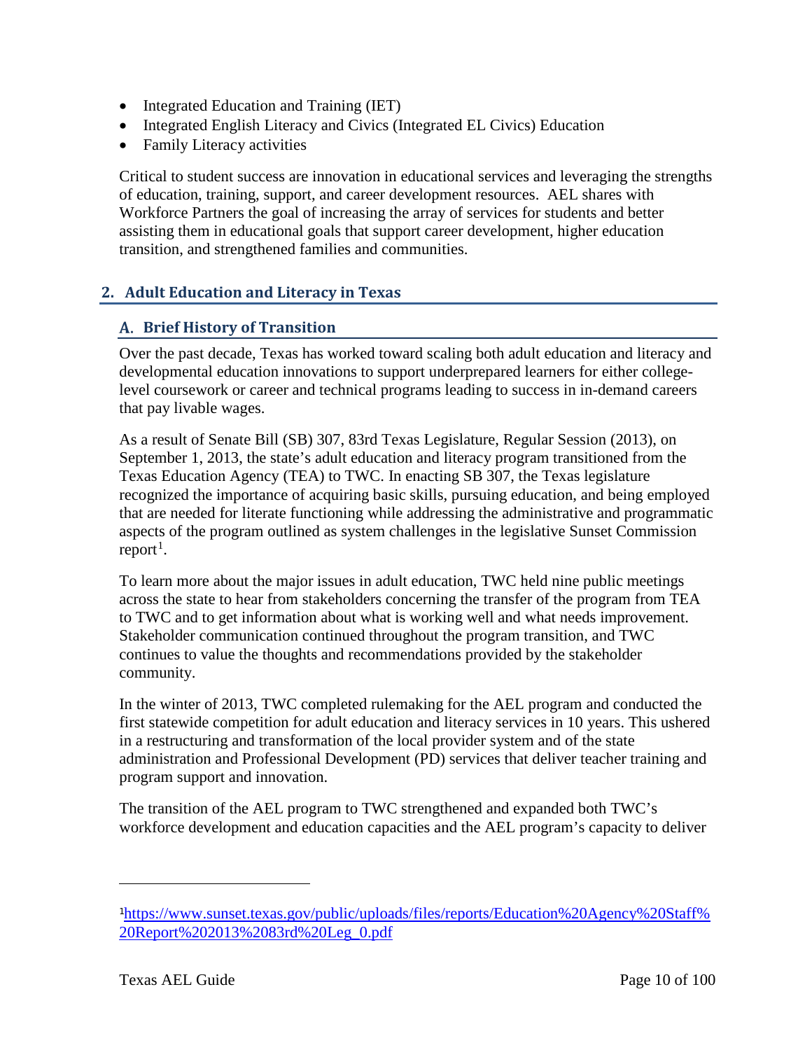- Integrated Education and Training (IET)
- Integrated English Literacy and Civics (Integrated EL Civics) Education
- Family Literacy activities

Critical to student success are innovation in educational services and leveraging the strengths of education, training, support, and career development resources. AEL shares with Workforce Partners the goal of increasing the array of services for students and better assisting them in educational goals that support career development, higher education transition, and strengthened families and communities.

## 2. Adult Education and Literacy in Texas

### A. Brief History of Transition

Over the past decade, Texas has worked toward scaling both adult education and literacy and developmental education innovations to support underprepared learners for either college-level coursework or career and technical programs leading to success in in-demand careers that pay livable wages.

As a result of Senate Bill (SB) 307, 83rd Texas Legislature, Regular Session (2013), on September 1, 2013, the state's adult education and literacy program transitioned from the Texas Education Agency (TEA) to TWC. In enacting SB 307, the Texas legislature recognized the importance of acquiring basic skills, pursuing education, and being employed that are needed for literate functioning while addressing the administrative and programmatic aspects of the program outlined as system challenges in the legislative Sunset Commission report[1].

To learn more about the major issues in adult education, TWC held nine public meetings across the state to hear from stakeholders concerning the transfer of the program from TEA to TWC and to get information about what is working well and what needs improvement. Stakeholder communication continued throughout the program transition, and TWC continues to value the thoughts and recommendations provided by the stakeholder community.

In the winter of 2013, TWC completed rulemaking for the AEL program and conducted the first statewide competition for adult education and literacy services in 10 years. This ushered in a restructuring and transformation of the local provider system and of the state administration and Professional Development (PD) services that deliver teacher training and program support and innovation.

The transition of the AEL program to TWC strengthened and expanded both TWC's workforce development and education capacities and the AEL program's capacity to deliver

---

[1] https://www.sunset.texas.gov/public/uploads/files/reports/Education%20Agency%20Staff%20Report%202013%2083rd%20Leg_0.pdf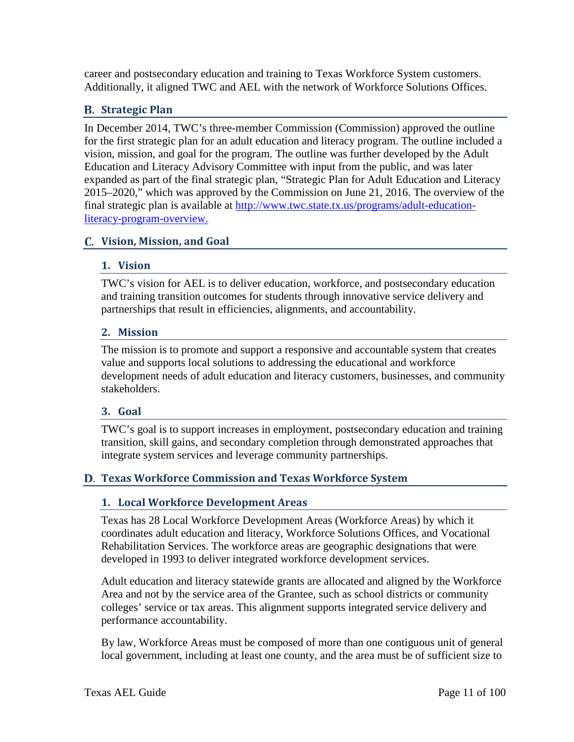career and postsecondary education and training to Texas Workforce System customers. Additionally, it aligned TWC and AEL with the network of Workforce Solutions Offices.

## B. Strategic Plan

In December 2014, TWC's three-member Commission (Commission) approved the outline for the first strategic plan for an adult education and literacy program. The outline included a vision, mission, and goal for the program. The outline was further developed by the Adult Education and Literacy Advisory Committee with input from the public, and was later expanded as part of the final strategic plan, "Strategic Plan for Adult Education and Literacy 2015–2020," which was approved by the Commission on June 21, 2016. The overview of the final strategic plan is available at [http://www.twc.state.tx.us/programs/adult-education-literacy-program-overview.](http://www.twc.state.tx.us/programs/adult-education-literacy-program-overview)

## C. Vision, Mission, and Goal

### 1. Vision

TWC's vision for AEL is to deliver education, workforce, and postsecondary education and training transition outcomes for students through innovative service delivery and partnerships that result in efficiencies, alignments, and accountability.

### 2. Mission

The mission is to promote and support a responsive and accountable system that creates value and supports local solutions to addressing the educational and workforce development needs of adult education and literacy customers, businesses, and community stakeholders.

### 3. Goal

TWC's goal is to support increases in employment, postsecondary education and training transition, skill gains, and secondary completion through demonstrated approaches that integrate system services and leverage community partnerships.

## D. Texas Workforce Commission and Texas Workforce System

### 1. Local Workforce Development Areas

Texas has 28 Local Workforce Development Areas (Workforce Areas) by which it coordinates adult education and literacy, Workforce Solutions Offices, and Vocational Rehabilitation Services. The workforce areas are geographic designations that were developed in 1993 to deliver integrated workforce development services.

Adult education and literacy statewide grants are allocated and aligned by the Workforce Area and not by the service area of the Grantee, such as school districts or community colleges' service or tax areas. This alignment supports integrated service delivery and performance accountability.

By law, Workforce Areas must be composed of more than one contiguous unit of general local government, including at least one county, and the area must be of sufficient size to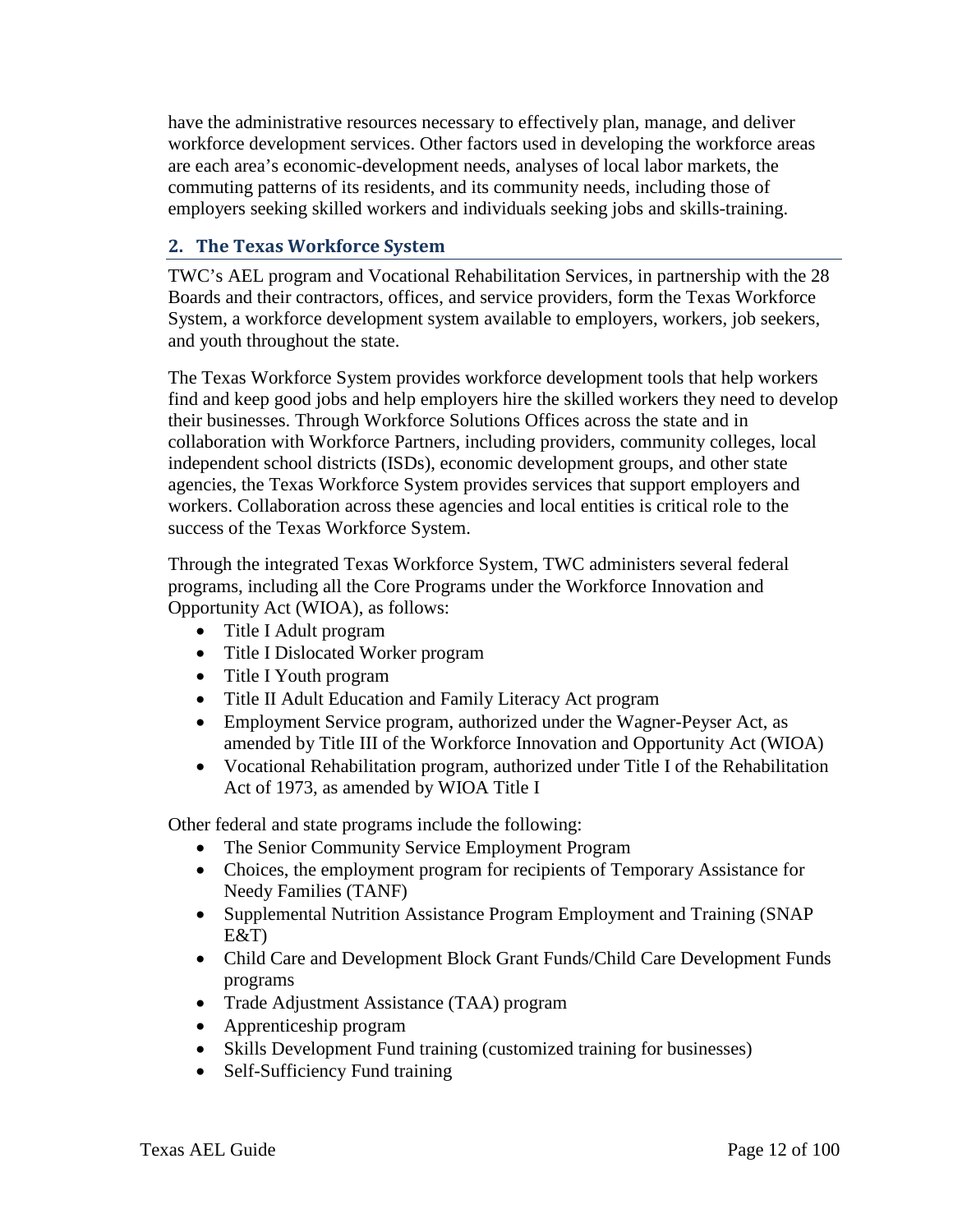have the administrative resources necessary to effectively plan, manage, and deliver workforce development services. Other factors used in developing the workforce areas are each area's economic-development needs, analyses of local labor markets, the commuting patterns of its residents, and its community needs, including those of employers seeking skilled workers and individuals seeking jobs and skills-training.

## 2. The Texas Workforce System

TWC's AEL program and Vocational Rehabilitation Services, in partnership with the 28 Boards and their contractors, offices, and service providers, form the Texas Workforce System, a workforce development system available to employers, workers, job seekers, and youth throughout the state.

The Texas Workforce System provides workforce development tools that help workers find and keep good jobs and help employers hire the skilled workers they need to develop their businesses. Through Workforce Solutions Offices across the state and in collaboration with Workforce Partners, including providers, community colleges, local independent school districts (ISDs), economic development groups, and other state agencies, the Texas Workforce System provides services that support employers and workers. Collaboration across these agencies and local entities is critical role to the success of the Texas Workforce System.

Through the integrated Texas Workforce System, TWC administers several federal programs, including all the Core Programs under the Workforce Innovation and Opportunity Act (WIOA), as follows:

- Title I Adult program
- Title I Dislocated Worker program
- Title I Youth program
- Title II Adult Education and Family Literacy Act program
- Employment Service program, authorized under the Wagner-Peyser Act, as amended by Title III of the Workforce Innovation and Opportunity Act (WIOA)
- Vocational Rehabilitation program, authorized under Title I of the Rehabilitation Act of 1973, as amended by WIOA Title I

Other federal and state programs include the following:

- The Senior Community Service Employment Program
- Choices, the employment program for recipients of Temporary Assistance for Needy Families (TANF)
- Supplemental Nutrition Assistance Program Employment and Training (SNAP E&T)
- Child Care and Development Block Grant Funds/Child Care Development Funds programs
- Trade Adjustment Assistance (TAA) program
- Apprenticeship program
- Skills Development Fund training (customized training for businesses)
- Self-Sufficiency Fund training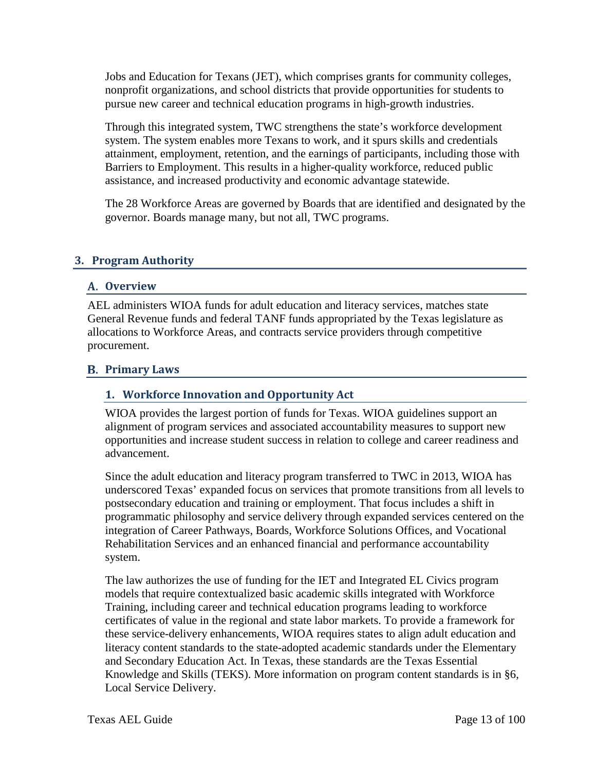Jobs and Education for Texans (JET), which comprises grants for community colleges, nonprofit organizations, and school districts that provide opportunities for students to pursue new career and technical education programs in high-growth industries.

Through this integrated system, TWC strengthens the state's workforce development system. The system enables more Texans to work, and it spurs skills and credentials attainment, employment, retention, and the earnings of participants, including those with Barriers to Employment. This results in a higher-quality workforce, reduced public assistance, and increased productivity and economic advantage statewide.

The 28 Workforce Areas are governed by Boards that are identified and designated by the governor. Boards manage many, but not all, TWC programs.

## 3. Program Authority

### A. Overview

AEL administers WIOA funds for adult education and literacy services, matches state General Revenue funds and federal TANF funds appropriated by the Texas legislature as allocations to Workforce Areas, and contracts service providers through competitive procurement.

### B. Primary Laws

#### 1. Workforce Innovation and Opportunity Act

WIOA provides the largest portion of funds for Texas. WIOA guidelines support an alignment of program services and associated accountability measures to support new opportunities and increase student success in relation to college and career readiness and advancement.

Since the adult education and literacy program transferred to TWC in 2013, WIOA has underscored Texas' expanded focus on services that promote transitions from all levels to postsecondary education and training or employment. That focus includes a shift in programmatic philosophy and service delivery through expanded services centered on the integration of Career Pathways, Boards, Workforce Solutions Offices, and Vocational Rehabilitation Services and an enhanced financial and performance accountability system.

The law authorizes the use of funding for the IET and Integrated EL Civics program models that require contextualized basic academic skills integrated with Workforce Training, including career and technical education programs leading to workforce certificates of value in the regional and state labor markets. To provide a framework for these service-delivery enhancements, WIOA requires states to align adult education and literacy content standards to the state-adopted academic standards under the Elementary and Secondary Education Act. In Texas, these standards are the Texas Essential Knowledge and Skills (TEKS). More information on program content standards is in §6, Local Service Delivery.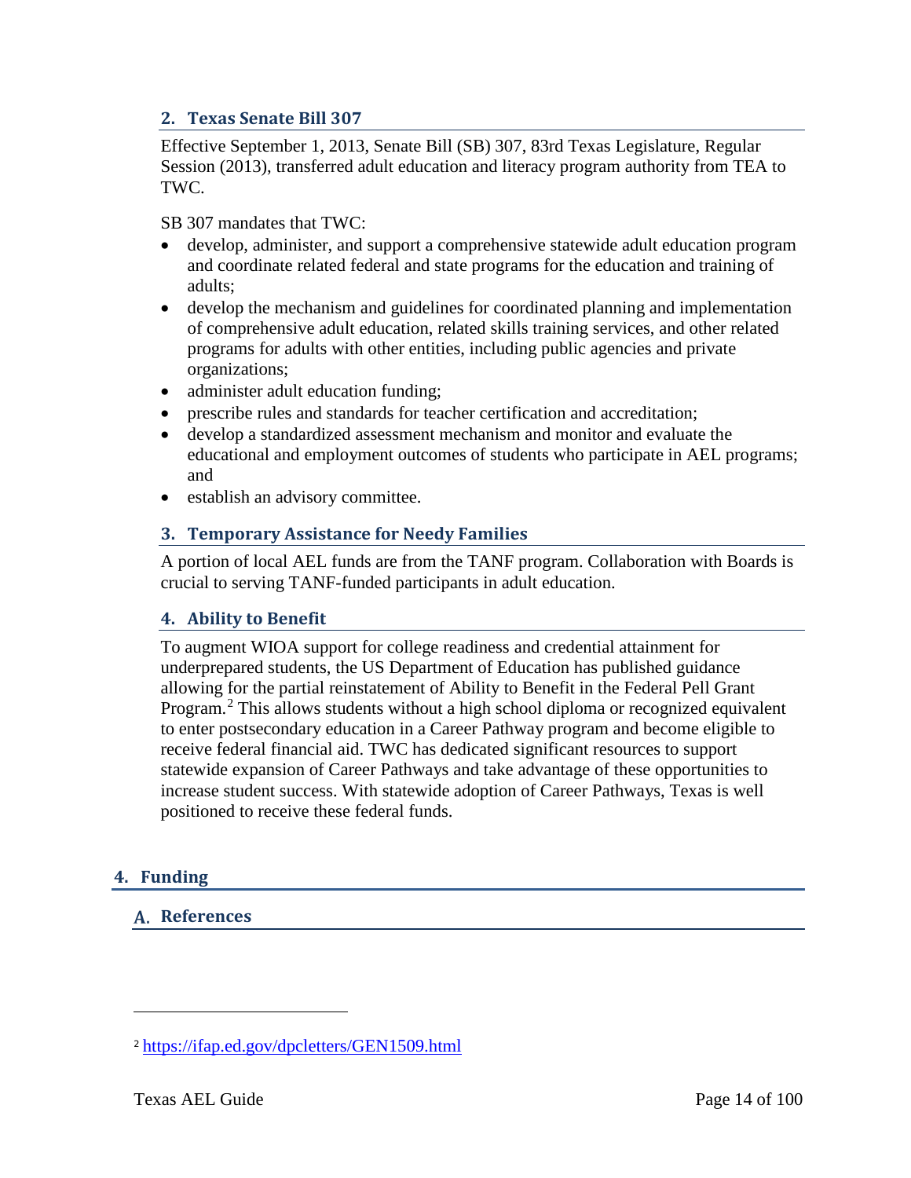### 2. Texas Senate Bill 307

Effective September 1, 2013, Senate Bill (SB) 307, 83rd Texas Legislature, Regular Session (2013), transferred adult education and literacy program authority from TEA to TWC.

SB 307 mandates that TWC:

- develop, administer, and support a comprehensive statewide adult education program and coordinate related federal and state programs for the education and training of adults;
- develop the mechanism and guidelines for coordinated planning and implementation of comprehensive adult education, related skills training services, and other related programs for adults with other entities, including public agencies and private organizations;
- administer adult education funding;
- prescribe rules and standards for teacher certification and accreditation;
- develop a standardized assessment mechanism and monitor and evaluate the educational and employment outcomes of students who participate in AEL programs; and
- establish an advisory committee.

### 3. Temporary Assistance for Needy Families

A portion of local AEL funds are from the TANF program. Collaboration with Boards is crucial to serving TANF-funded participants in adult education.

### 4. Ability to Benefit

To augment WIOA support for college readiness and credential attainment for underprepared students, the US Department of Education has published guidance allowing for the partial reinstatement of Ability to Benefit in the Federal Pell Grant Program.[2] This allows students without a high school diploma or recognized equivalent to enter postsecondary education in a Career Pathway program and become eligible to receive federal financial aid. TWC has dedicated significant resources to support statewide expansion of Career Pathways and take advantage of these opportunities to increase student success. With statewide adoption of Career Pathways, Texas is well positioned to receive these federal funds.

# 4. Funding

## A. References

[2] https://ifap.ed.gov/dpcletters/GEN1509.html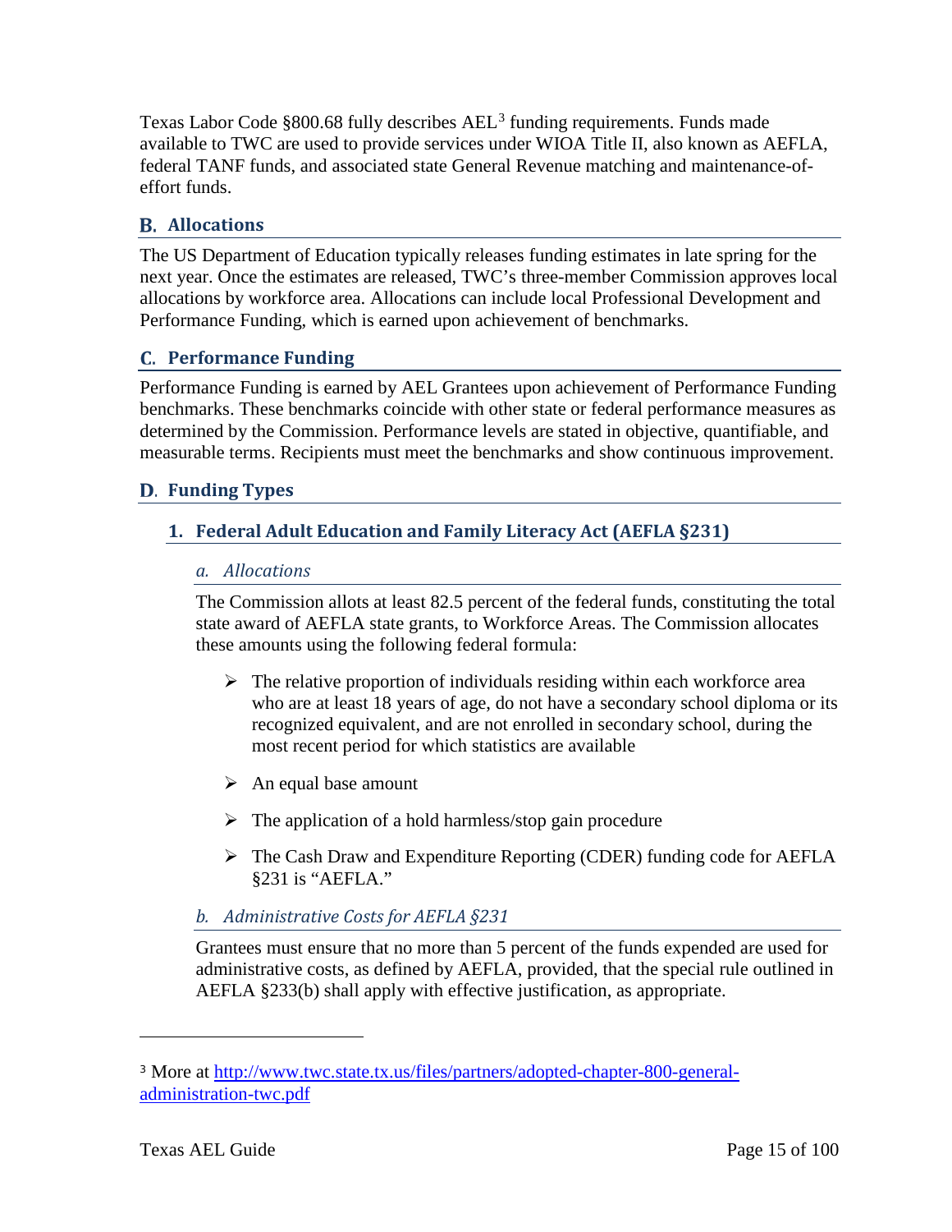Texas Labor Code §800.68 fully describes AEL[3] funding requirements. Funds made available to TWC are used to provide services under WIOA Title II, also known as AEFLA, federal TANF funds, and associated state General Revenue matching and maintenance-of-effort funds.

## B. Allocations

The US Department of Education typically releases funding estimates in late spring for the next year. Once the estimates are released, TWC's three-member Commission approves local allocations by workforce area. Allocations can include local Professional Development and Performance Funding, which is earned upon achievement of benchmarks.

## C. Performance Funding

Performance Funding is earned by AEL Grantees upon achievement of Performance Funding benchmarks. These benchmarks coincide with other state or federal performance measures as determined by the Commission. Performance levels are stated in objective, quantifiable, and measurable terms. Recipients must meet the benchmarks and show continuous improvement.

## D. Funding Types

### 1. Federal Adult Education and Family Literacy Act (AEFLA §231)

#### *a. Allocations*

The Commission allots at least 82.5 percent of the federal funds, constituting the total state award of AEFLA state grants, to Workforce Areas. The Commission allocates these amounts using the following federal formula:

- The relative proportion of individuals residing within each workforce area who are at least 18 years of age, do not have a secondary school diploma or its recognized equivalent, and are not enrolled in secondary school, during the most recent period for which statistics are available
- An equal base amount
- The application of a hold harmless/stop gain procedure
- The Cash Draw and Expenditure Reporting (CDER) funding code for AEFLA §231 is "AEFLA."

#### *b. Administrative Costs for AEFLA §231*

Grantees must ensure that no more than 5 percent of the funds expended are used for administrative costs, as defined by AEFLA, provided, that the special rule outlined in AEFLA §233(b) shall apply with effective justification, as appropriate.

---

[3] More at http://www.twc.state.tx.us/files/partners/adopted-chapter-800-general-administration-twc.pdf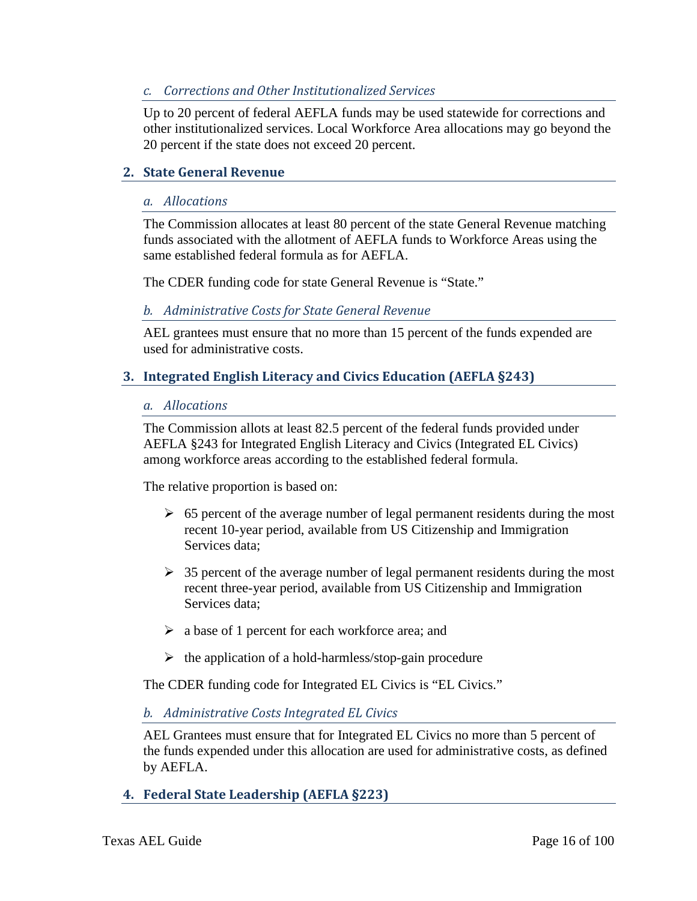#### *c. Corrections and Other Institutionalized Services*

Up to 20 percent of federal AEFLA funds may be used statewide for corrections and other institutionalized services. Local Workforce Area allocations may go beyond the 20 percent if the state does not exceed 20 percent.

### 2. State General Revenue

#### *a. Allocations*

The Commission allocates at least 80 percent of the state General Revenue matching funds associated with the allotment of AEFLA funds to Workforce Areas using the same established federal formula as for AEFLA.

The CDER funding code for state General Revenue is "State."

#### *b. Administrative Costs for State General Revenue*

AEL grantees must ensure that no more than 15 percent of the funds expended are used for administrative costs.

### 3. Integrated English Literacy and Civics Education (AEFLA §243)

#### *a. Allocations*

The Commission allots at least 82.5 percent of the federal funds provided under AEFLA §243 for Integrated English Literacy and Civics (Integrated EL Civics) among workforce areas according to the established federal formula.

The relative proportion is based on:

- 65 percent of the average number of legal permanent residents during the most recent 10-year period, available from US Citizenship and Immigration Services data;
- 35 percent of the average number of legal permanent residents during the most recent three-year period, available from US Citizenship and Immigration Services data;
- a base of 1 percent for each workforce area; and
- the application of a hold-harmless/stop-gain procedure

The CDER funding code for Integrated EL Civics is "EL Civics."

#### *b. Administrative Costs Integrated EL Civics*

AEL Grantees must ensure that for Integrated EL Civics no more than 5 percent of the funds expended under this allocation are used for administrative costs, as defined by AEFLA.

### 4. Federal State Leadership (AEFLA §223)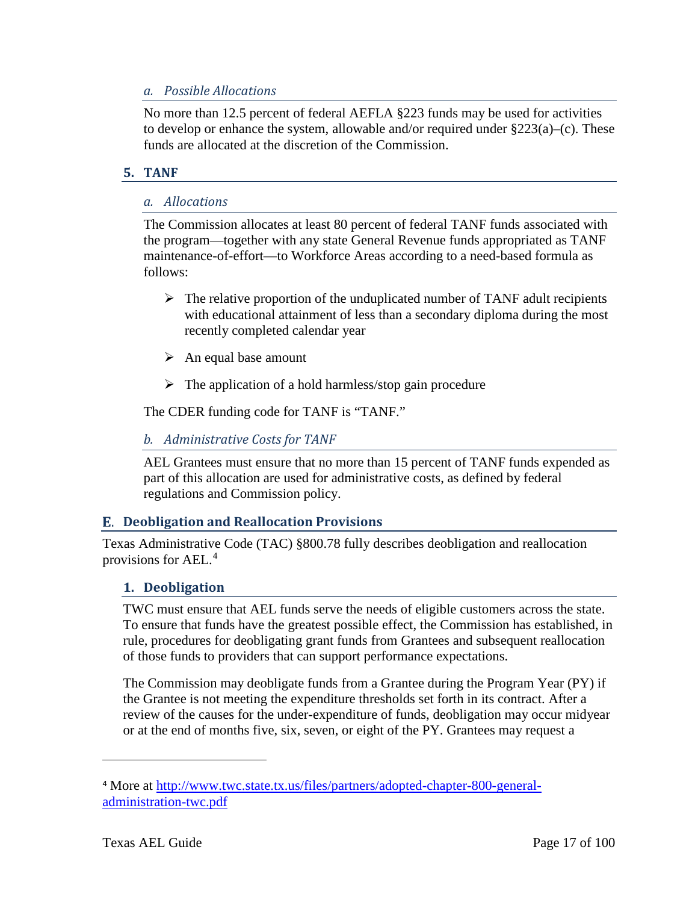#### *a. Possible Allocations*

No more than 12.5 percent of federal AEFLA §223 funds may be used for activities to develop or enhance the system, allowable and/or required under §223(a)–(c). These funds are allocated at the discretion of the Commission.

### 5. TANF

#### *a. Allocations*

The Commission allocates at least 80 percent of federal TANF funds associated with the program—together with any state General Revenue funds appropriated as TANF maintenance-of-effort—to Workforce Areas according to a need-based formula as follows:

- The relative proportion of the unduplicated number of TANF adult recipients with educational attainment of less than a secondary diploma during the most recently completed calendar year
- An equal base amount
- The application of a hold harmless/stop gain procedure

The CDER funding code for TANF is "TANF."

#### *b. Administrative Costs for TANF*

AEL Grantees must ensure that no more than 15 percent of TANF funds expended as part of this allocation are used for administrative costs, as defined by federal regulations and Commission policy.

## E. Deobligation and Reallocation Provisions

Texas Administrative Code (TAC) §800.78 fully describes deobligation and reallocation provisions for AEL.[4]

### 1. Deobligation

TWC must ensure that AEL funds serve the needs of eligible customers across the state. To ensure that funds have the greatest possible effect, the Commission has established, in rule, procedures for deobligating grant funds from Grantees and subsequent reallocation of those funds to providers that can support performance expectations.

The Commission may deobligate funds from a Grantee during the Program Year (PY) if the Grantee is not meeting the expenditure thresholds set forth in its contract. After a review of the causes for the under-expenditure of funds, deobligation may occur midyear or at the end of months five, six, seven, or eight of the PY. Grantees may request a

---

[4] More at http://www.twc.state.tx.us/files/partners/adopted-chapter-800-general-administration-twc.pdf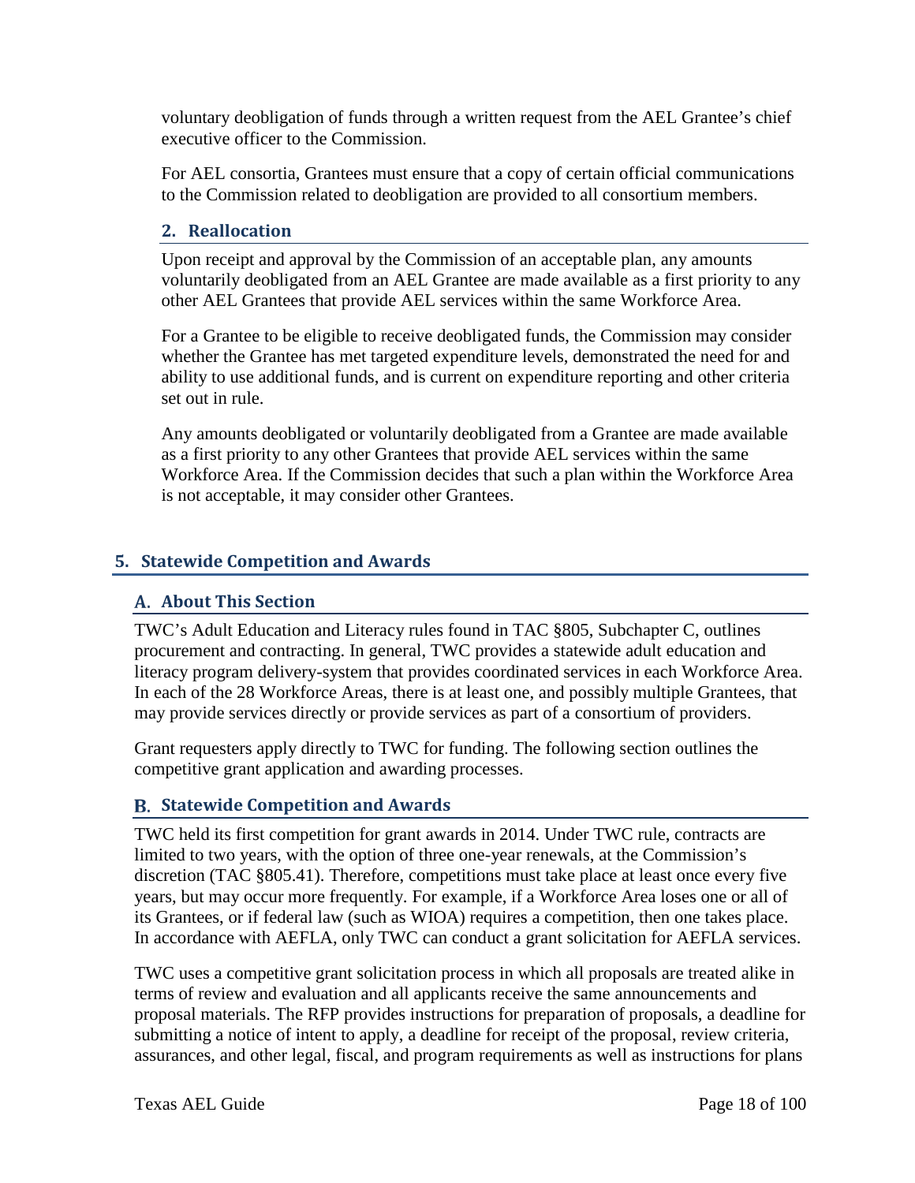voluntary deobligation of funds through a written request from the AEL Grantee's chief executive officer to the Commission.

For AEL consortia, Grantees must ensure that a copy of certain official communications to the Commission related to deobligation are provided to all consortium members.

### 2. Reallocation

Upon receipt and approval by the Commission of an acceptable plan, any amounts voluntarily deobligated from an AEL Grantee are made available as a first priority to any other AEL Grantees that provide AEL services within the same Workforce Area.

For a Grantee to be eligible to receive deobligated funds, the Commission may consider whether the Grantee has met targeted expenditure levels, demonstrated the need for and ability to use additional funds, and is current on expenditure reporting and other criteria set out in rule.

Any amounts deobligated or voluntarily deobligated from a Grantee are made available as a first priority to any other Grantees that provide AEL services within the same Workforce Area. If the Commission decides that such a plan within the Workforce Area is not acceptable, it may consider other Grantees.

# 5. Statewide Competition and Awards

## A. About This Section

TWC's Adult Education and Literacy rules found in TAC §805, Subchapter C, outlines procurement and contracting. In general, TWC provides a statewide adult education and literacy program delivery-system that provides coordinated services in each Workforce Area. In each of the 28 Workforce Areas, there is at least one, and possibly multiple Grantees, that may provide services directly or provide services as part of a consortium of providers.

Grant requesters apply directly to TWC for funding. The following section outlines the competitive grant application and awarding processes.

## B. Statewide Competition and Awards

TWC held its first competition for grant awards in 2014. Under TWC rule, contracts are limited to two years, with the option of three one-year renewals, at the Commission's discretion (TAC §805.41). Therefore, competitions must take place at least once every five years, but may occur more frequently. For example, if a Workforce Area loses one or all of its Grantees, or if federal law (such as WIOA) requires a competition, then one takes place. In accordance with AEFLA, only TWC can conduct a grant solicitation for AEFLA services.

TWC uses a competitive grant solicitation process in which all proposals are treated alike in terms of review and evaluation and all applicants receive the same announcements and proposal materials. The RFP provides instructions for preparation of proposals, a deadline for submitting a notice of intent to apply, a deadline for receipt of the proposal, review criteria, assurances, and other legal, fiscal, and program requirements as well as instructions for plans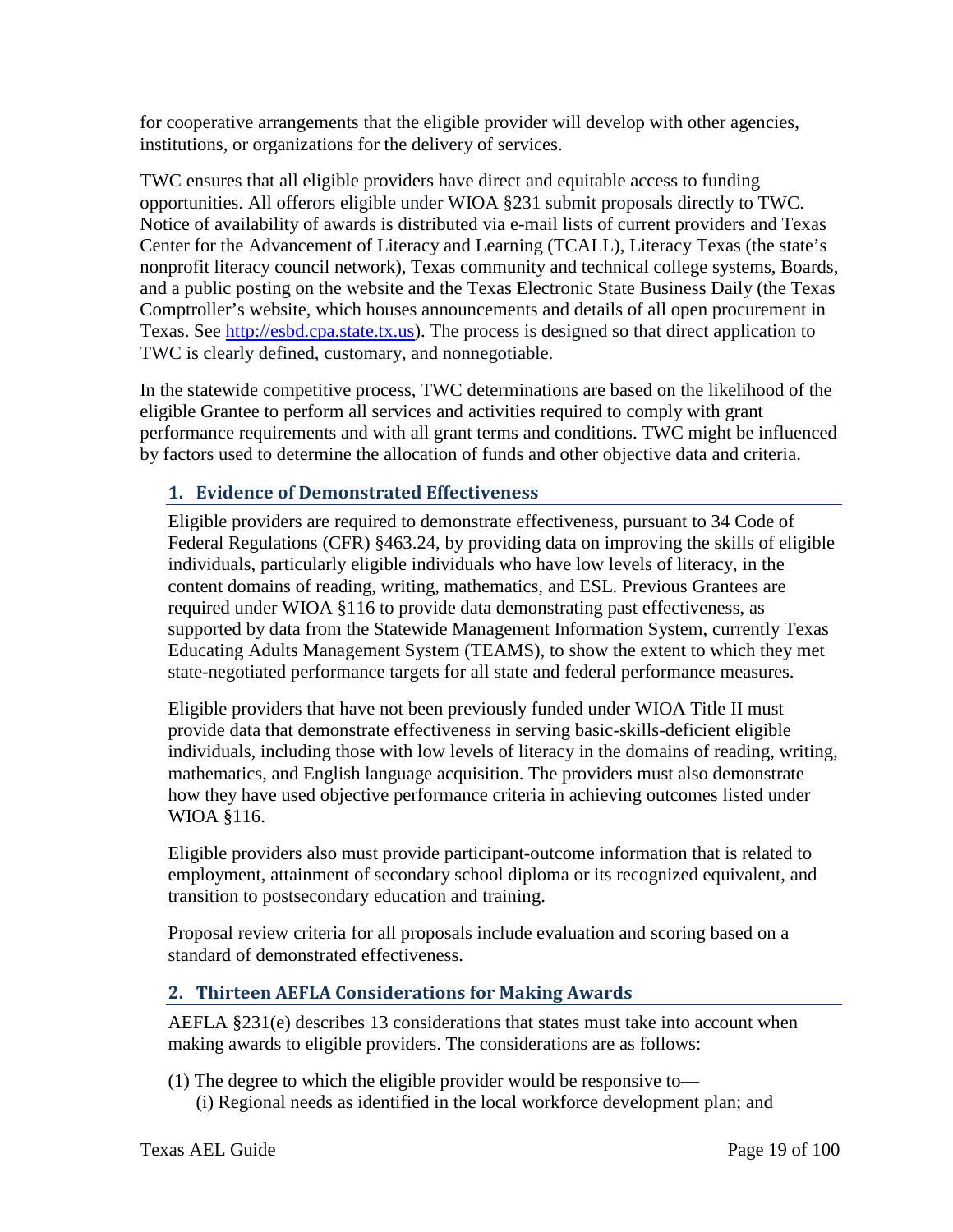for cooperative arrangements that the eligible provider will develop with other agencies, institutions, or organizations for the delivery of services.

TWC ensures that all eligible providers have direct and equitable access to funding opportunities. All offerors eligible under WIOA §231 submit proposals directly to TWC. Notice of availability of awards is distributed via e-mail lists of current providers and Texas Center for the Advancement of Literacy and Learning (TCALL), Literacy Texas (the state's nonprofit literacy council network), Texas community and technical college systems, Boards, and a public posting on the website and the Texas Electronic State Business Daily (the Texas Comptroller's website, which houses announcements and details of all open procurement in Texas. See [http://esbd.cpa.state.tx.us](http://esbd.cpa.state.tx.us)). The process is designed so that direct application to TWC is clearly defined, customary, and nonnegotiable.

In the statewide competitive process, TWC determinations are based on the likelihood of the eligible Grantee to perform all services and activities required to comply with grant performance requirements and with all grant terms and conditions. TWC might be influenced by factors used to determine the allocation of funds and other objective data and criteria.

### 1. Evidence of Demonstrated Effectiveness

Eligible providers are required to demonstrate effectiveness, pursuant to 34 Code of Federal Regulations (CFR) §463.24, by providing data on improving the skills of eligible individuals, particularly eligible individuals who have low levels of literacy, in the content domains of reading, writing, mathematics, and ESL. Previous Grantees are required under WIOA §116 to provide data demonstrating past effectiveness, as supported by data from the Statewide Management Information System, currently Texas Educating Adults Management System (TEAMS), to show the extent to which they met state-negotiated performance targets for all state and federal performance measures.

Eligible providers that have not been previously funded under WIOA Title II must provide data that demonstrate effectiveness in serving basic-skills-deficient eligible individuals, including those with low levels of literacy in the domains of reading, writing, mathematics, and English language acquisition. The providers must also demonstrate how they have used objective performance criteria in achieving outcomes listed under WIOA §116.

Eligible providers also must provide participant-outcome information that is related to employment, attainment of secondary school diploma or its recognized equivalent, and transition to postsecondary education and training.

Proposal review criteria for all proposals include evaluation and scoring based on a standard of demonstrated effectiveness.

### 2. Thirteen AEFLA Considerations for Making Awards

AEFLA §231(e) describes 13 considerations that states must take into account when making awards to eligible providers. The considerations are as follows:

(1) The degree to which the eligible provider would be responsive to—
  (i) Regional needs as identified in the local workforce development plan; and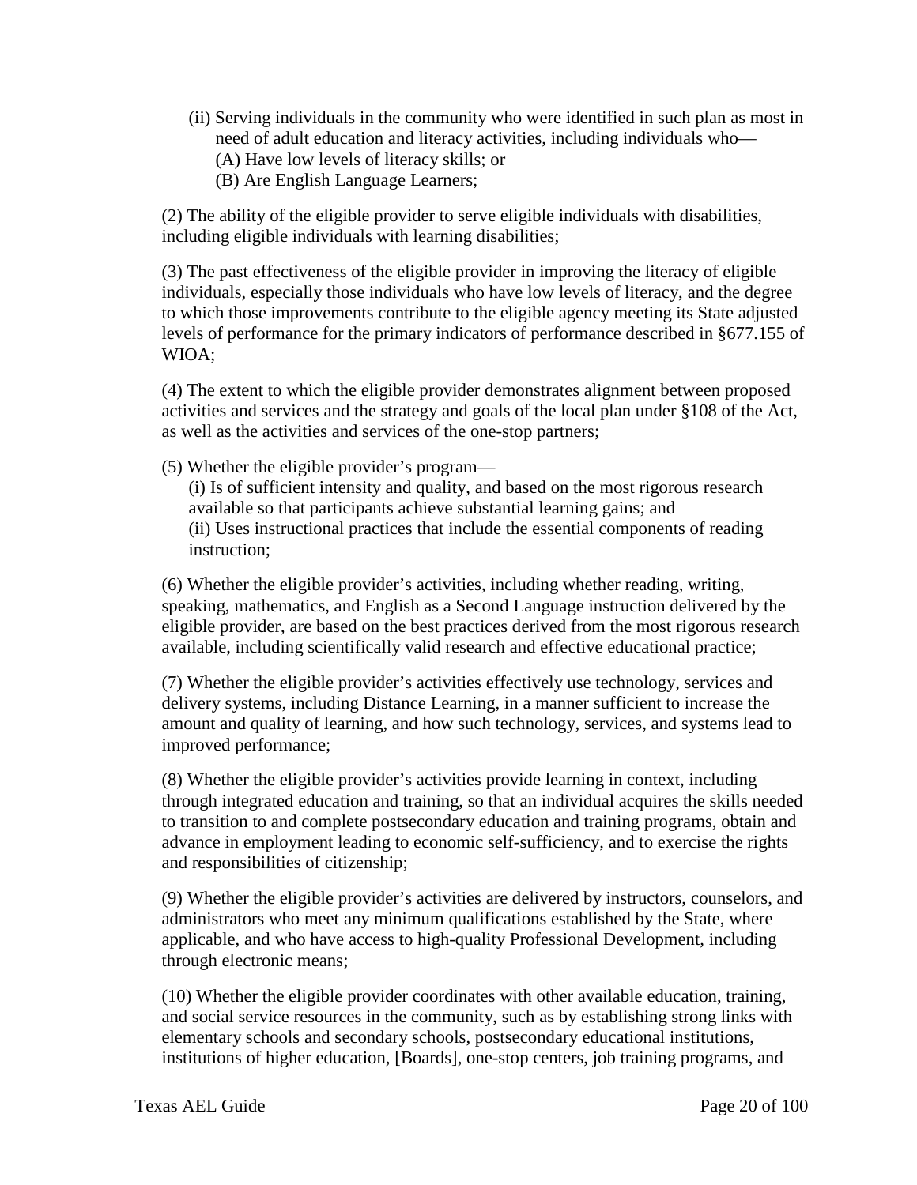(ii) Serving individuals in the community who were identified in such plan as most in need of adult education and literacy activities, including individuals who—
  (A) Have low levels of literacy skills; or
  (B) Are English Language Learners;

(2) The ability of the eligible provider to serve eligible individuals with disabilities, including eligible individuals with learning disabilities;

(3) The past effectiveness of the eligible provider in improving the literacy of eligible individuals, especially those individuals who have low levels of literacy, and the degree to which those improvements contribute to the eligible agency meeting its State adjusted levels of performance for the primary indicators of performance described in §677.155 of WIOA;

(4) The extent to which the eligible provider demonstrates alignment between proposed activities and services and the strategy and goals of the local plan under §108 of the Act, as well as the activities and services of the one-stop partners;

(5) Whether the eligible provider's program—
  (i) Is of sufficient intensity and quality, and based on the most rigorous research available so that participants achieve substantial learning gains; and
  (ii) Uses instructional practices that include the essential components of reading instruction;

(6) Whether the eligible provider's activities, including whether reading, writing, speaking, mathematics, and English as a Second Language instruction delivered by the eligible provider, are based on the best practices derived from the most rigorous research available, including scientifically valid research and effective educational practice;

(7) Whether the eligible provider's activities effectively use technology, services and delivery systems, including Distance Learning, in a manner sufficient to increase the amount and quality of learning, and how such technology, services, and systems lead to improved performance;

(8) Whether the eligible provider's activities provide learning in context, including through integrated education and training, so that an individual acquires the skills needed to transition to and complete postsecondary education and training programs, obtain and advance in employment leading to economic self-sufficiency, and to exercise the rights and responsibilities of citizenship;

(9) Whether the eligible provider's activities are delivered by instructors, counselors, and administrators who meet any minimum qualifications established by the State, where applicable, and who have access to high-quality Professional Development, including through electronic means;

(10) Whether the eligible provider coordinates with other available education, training, and social service resources in the community, such as by establishing strong links with elementary schools and secondary schools, postsecondary educational institutions, institutions of higher education, [Boards], one-stop centers, job training programs, and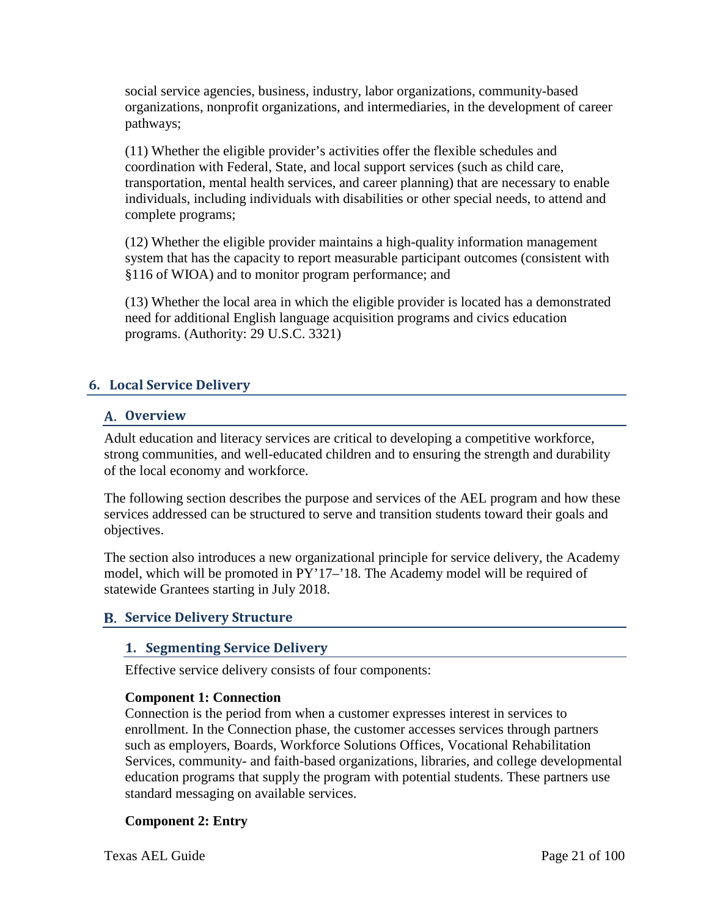social service agencies, business, industry, labor organizations, community-based organizations, nonprofit organizations, and intermediaries, in the development of career pathways;

(11) Whether the eligible provider's activities offer the flexible schedules and coordination with Federal, State, and local support services (such as child care, transportation, mental health services, and career planning) that are necessary to enable individuals, including individuals with disabilities or other special needs, to attend and complete programs;

(12) Whether the eligible provider maintains a high-quality information management system that has the capacity to report measurable participant outcomes (consistent with §116 of WIOA) and to monitor program performance; and

(13) Whether the local area in which the eligible provider is located has a demonstrated need for additional English language acquisition programs and civics education programs. (Authority: 29 U.S.C. 3321)

## 6. Local Service Delivery

### A. Overview

Adult education and literacy services are critical to developing a competitive workforce, strong communities, and well-educated children and to ensuring the strength and durability of the local economy and workforce.

The following section describes the purpose and services of the AEL program and how these services addressed can be structured to serve and transition students toward their goals and objectives.

The section also introduces a new organizational principle for service delivery, the Academy model, which will be promoted in PY'17–'18. The Academy model will be required of statewide Grantees starting in July 2018.

### B. Service Delivery Structure

#### 1. Segmenting Service Delivery

Effective service delivery consists of four components:

**Component 1: Connection**
Connection is the period from when a customer expresses interest in services to enrollment. In the Connection phase, the customer accesses services through partners such as employers, Boards, Workforce Solutions Offices, Vocational Rehabilitation Services, community- and faith-based organizations, libraries, and college developmental education programs that supply the program with potential students. These partners use standard messaging on available services.

**Component 2: Entry**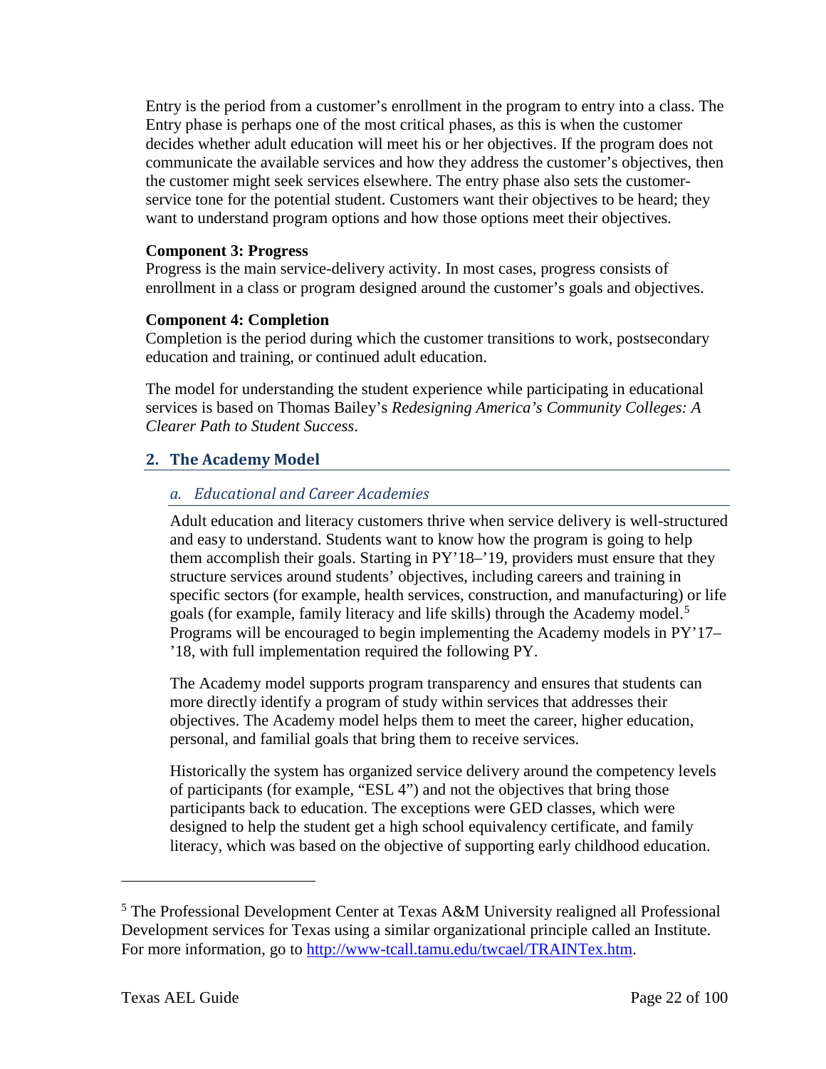Entry is the period from a customer's enrollment in the program to entry into a class. The Entry phase is perhaps one of the most critical phases, as this is when the customer decides whether adult education will meet his or her objectives. If the program does not communicate the available services and how they address the customer's objectives, then the customer might seek services elsewhere. The entry phase also sets the customer-service tone for the potential student. Customers want their objectives to be heard; they want to understand program options and how those options meet their objectives.

**Component 3: Progress**
Progress is the main service-delivery activity. In most cases, progress consists of enrollment in a class or program designed around the customer's goals and objectives.

**Component 4: Completion**
Completion is the period during which the customer transitions to work, postsecondary education and training, or continued adult education.

The model for understanding the student experience while participating in educational services is based on Thomas Bailey's *Redesigning America's Community Colleges: A Clearer Path to Student Success*.

## 2. The Academy Model

### *a. Educational and Career Academies*

Adult education and literacy customers thrive when service delivery is well-structured and easy to understand. Students want to know how the program is going to help them accomplish their goals. Starting in PY'18–'19, providers must ensure that they structure services around students' objectives, including careers and training in specific sectors (for example, health services, construction, and manufacturing) or life goals (for example, family literacy and life skills) through the Academy model.[5] Programs will be encouraged to begin implementing the Academy models in PY'17–'18, with full implementation required the following PY.

The Academy model supports program transparency and ensures that students can more directly identify a program of study within services that addresses their objectives. The Academy model helps them to meet the career, higher education, personal, and familial goals that bring them to receive services.

Historically the system has organized service delivery around the competency levels of participants (for example, "ESL 4") and not the objectives that bring those participants back to education. The exceptions were GED classes, which were designed to help the student get a high school equivalency certificate, and family literacy, which was based on the objective of supporting early childhood education.

---

[5] The Professional Development Center at Texas A&M University realigned all Professional Development services for Texas using a similar organizational principle called an Institute. For more information, go to http://www-tcall.tamu.edu/twcael/TRAINTex.htm.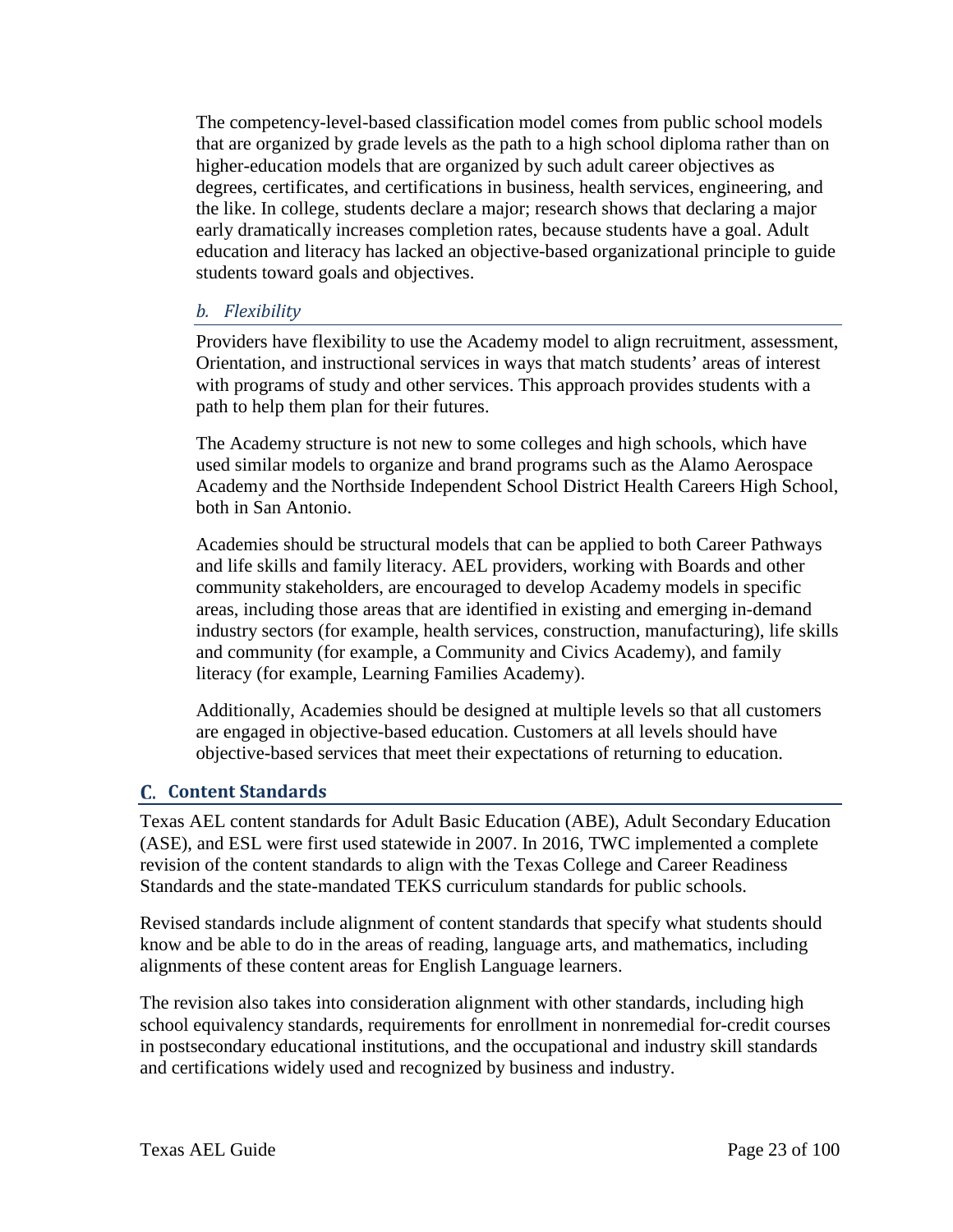The competency-level-based classification model comes from public school models that are organized by grade levels as the path to a high school diploma rather than on higher-education models that are organized by such adult career objectives as degrees, certificates, and certifications in business, health services, engineering, and the like. In college, students declare a major; research shows that declaring a major early dramatically increases completion rates, because students have a goal. Adult education and literacy has lacked an objective-based organizational principle to guide students toward goals and objectives.

### *b. Flexibility*

Providers have flexibility to use the Academy model to align recruitment, assessment, Orientation, and instructional services in ways that match students' areas of interest with programs of study and other services. This approach provides students with a path to help them plan for their futures.

The Academy structure is not new to some colleges and high schools, which have used similar models to organize and brand programs such as the Alamo Aerospace Academy and the Northside Independent School District Health Careers High School, both in San Antonio.

Academies should be structural models that can be applied to both Career Pathways and life skills and family literacy. AEL providers, working with Boards and other community stakeholders, are encouraged to develop Academy models in specific areas, including those areas that are identified in existing and emerging in-demand industry sectors (for example, health services, construction, manufacturing), life skills and community (for example, a Community and Civics Academy), and family literacy (for example, Learning Families Academy).

Additionally, Academies should be designed at multiple levels so that all customers are engaged in objective-based education. Customers at all levels should have objective-based services that meet their expectations of returning to education.

## C. Content Standards

Texas AEL content standards for Adult Basic Education (ABE), Adult Secondary Education (ASE), and ESL were first used statewide in 2007. In 2016, TWC implemented a complete revision of the content standards to align with the Texas College and Career Readiness Standards and the state-mandated TEKS curriculum standards for public schools.

Revised standards include alignment of content standards that specify what students should know and be able to do in the areas of reading, language arts, and mathematics, including alignments of these content areas for English Language learners.

The revision also takes into consideration alignment with other standards, including high school equivalency standards, requirements for enrollment in nonremedial for-credit courses in postsecondary educational institutions, and the occupational and industry skill standards and certifications widely used and recognized by business and industry.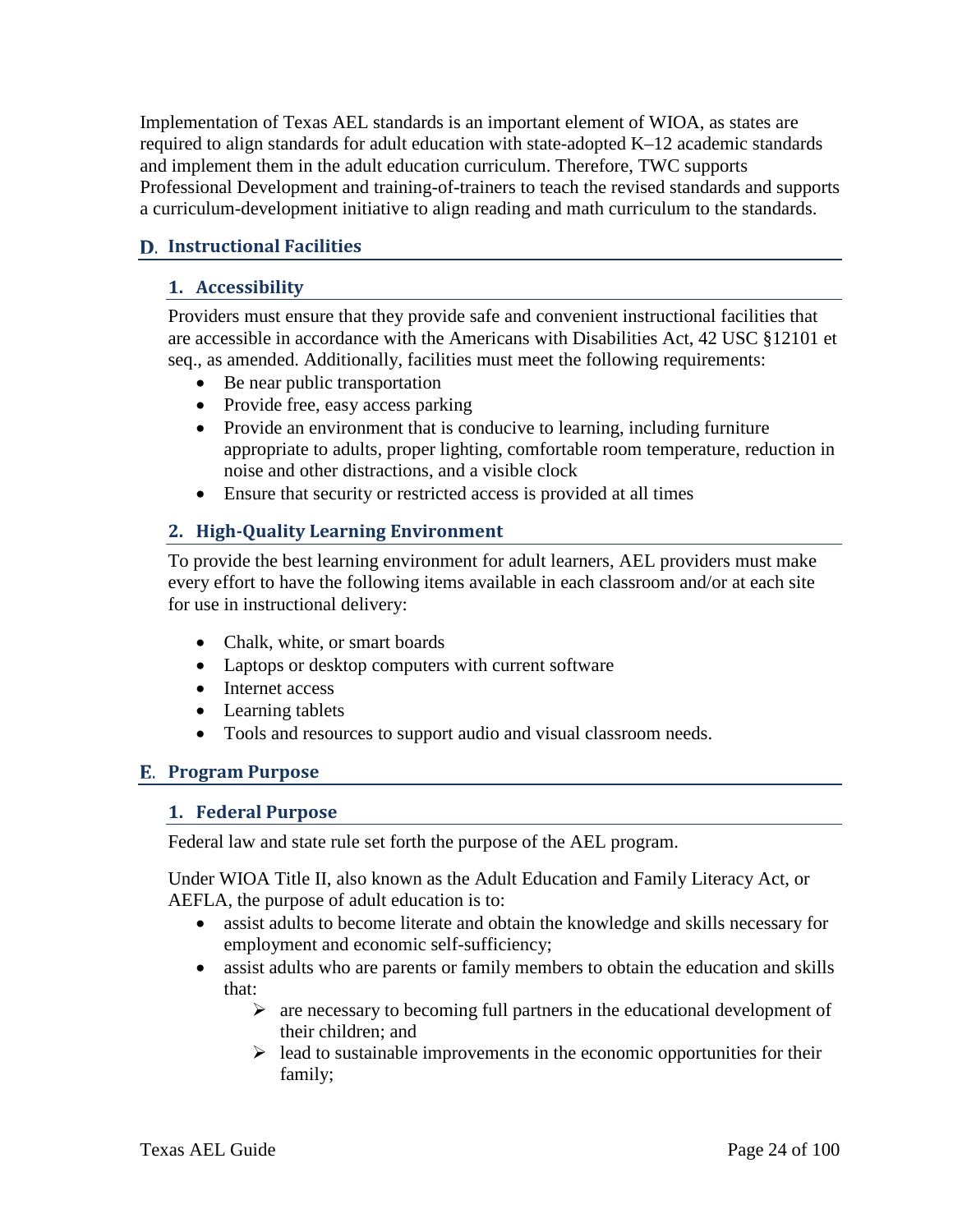Implementation of Texas AEL standards is an important element of WIOA, as states are required to align standards for adult education with state-adopted K–12 academic standards and implement them in the adult education curriculum. Therefore, TWC supports Professional Development and training-of-trainers to teach the revised standards and supports a curriculum-development initiative to align reading and math curriculum to the standards.

## D. Instructional Facilities

### 1. Accessibility

Providers must ensure that they provide safe and convenient instructional facilities that are accessible in accordance with the Americans with Disabilities Act, 42 USC §12101 et seq., as amended. Additionally, facilities must meet the following requirements:

- Be near public transportation
- Provide free, easy access parking
- Provide an environment that is conducive to learning, including furniture appropriate to adults, proper lighting, comfortable room temperature, reduction in noise and other distractions, and a visible clock
- Ensure that security or restricted access is provided at all times

### 2. High-Quality Learning Environment

To provide the best learning environment for adult learners, AEL providers must make every effort to have the following items available in each classroom and/or at each site for use in instructional delivery:

- Chalk, white, or smart boards
- Laptops or desktop computers with current software
- Internet access
- Learning tablets
- Tools and resources to support audio and visual classroom needs.

## E. Program Purpose

### 1. Federal Purpose

Federal law and state rule set forth the purpose of the AEL program.

Under WIOA Title II, also known as the Adult Education and Family Literacy Act, or AEFLA, the purpose of adult education is to:

- assist adults to become literate and obtain the knowledge and skills necessary for employment and economic self-sufficiency;
- assist adults who are parents or family members to obtain the education and skills that:
  - are necessary to becoming full partners in the educational development of their children; and
  - lead to sustainable improvements in the economic opportunities for their family;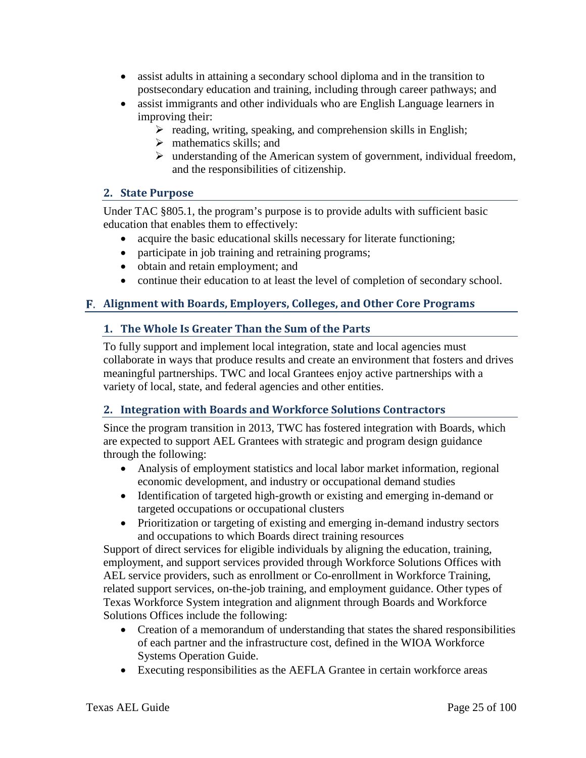- assist adults in attaining a secondary school diploma and in the transition to postsecondary education and training, including through career pathways; and
- assist immigrants and other individuals who are English Language learners in improving their:
  - reading, writing, speaking, and comprehension skills in English;
  - mathematics skills; and
  - understanding of the American system of government, individual freedom, and the responsibilities of citizenship.

### 2. State Purpose

Under TAC §805.1, the program's purpose is to provide adults with sufficient basic education that enables them to effectively:

- acquire the basic educational skills necessary for literate functioning;
- participate in job training and retraining programs;
- obtain and retain employment; and
- continue their education to at least the level of completion of secondary school.

## F. Alignment with Boards, Employers, Colleges, and Other Core Programs

### 1. The Whole Is Greater Than the Sum of the Parts

To fully support and implement local integration, state and local agencies must collaborate in ways that produce results and create an environment that fosters and drives meaningful partnerships. TWC and local Grantees enjoy active partnerships with a variety of local, state, and federal agencies and other entities.

### 2. Integration with Boards and Workforce Solutions Contractors

Since the program transition in 2013, TWC has fostered integration with Boards, which are expected to support AEL Grantees with strategic and program design guidance through the following:

- Analysis of employment statistics and local labor market information, regional economic development, and industry or occupational demand studies
- Identification of targeted high-growth or existing and emerging in-demand or targeted occupations or occupational clusters
- Prioritization or targeting of existing and emerging in-demand industry sectors and occupations to which Boards direct training resources

Support of direct services for eligible individuals by aligning the education, training, employment, and support services provided through Workforce Solutions Offices with AEL service providers, such as enrollment or Co-enrollment in Workforce Training, related support services, on-the-job training, and employment guidance. Other types of Texas Workforce System integration and alignment through Boards and Workforce Solutions Offices include the following:

- Creation of a memorandum of understanding that states the shared responsibilities of each partner and the infrastructure cost, defined in the WIOA Workforce Systems Operation Guide.
- Executing responsibilities as the AEFLA Grantee in certain workforce areas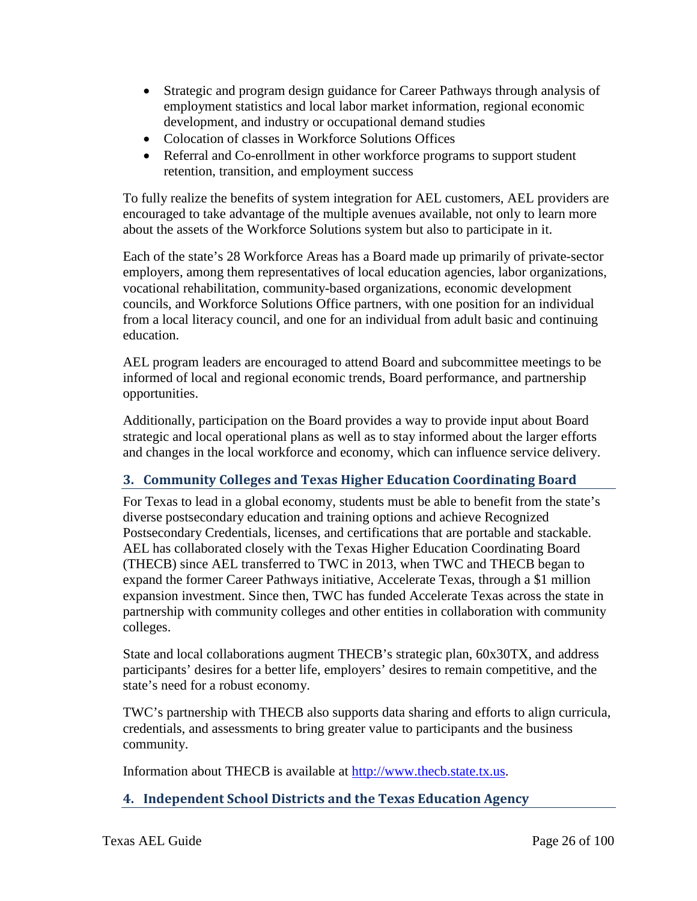- Strategic and program design guidance for Career Pathways through analysis of employment statistics and local labor market information, regional economic development, and industry or occupational demand studies
- Colocation of classes in Workforce Solutions Offices
- Referral and Co-enrollment in other workforce programs to support student retention, transition, and employment success

To fully realize the benefits of system integration for AEL customers, AEL providers are encouraged to take advantage of the multiple avenues available, not only to learn more about the assets of the Workforce Solutions system but also to participate in it.

Each of the state's 28 Workforce Areas has a Board made up primarily of private-sector employers, among them representatives of local education agencies, labor organizations, vocational rehabilitation, community-based organizations, economic development councils, and Workforce Solutions Office partners, with one position for an individual from a local literacy council, and one for an individual from adult basic and continuing education.

AEL program leaders are encouraged to attend Board and subcommittee meetings to be informed of local and regional economic trends, Board performance, and partnership opportunities.

Additionally, participation on the Board provides a way to provide input about Board strategic and local operational plans as well as to stay informed about the larger efforts and changes in the local workforce and economy, which can influence service delivery.

### 3. Community Colleges and Texas Higher Education Coordinating Board

For Texas to lead in a global economy, students must be able to benefit from the state's diverse postsecondary education and training options and achieve Recognized Postsecondary Credentials, licenses, and certifications that are portable and stackable. AEL has collaborated closely with the Texas Higher Education Coordinating Board (THECB) since AEL transferred to TWC in 2013, when TWC and THECB began to expand the former Career Pathways initiative, Accelerate Texas, through a $1 million expansion investment. Since then, TWC has funded Accelerate Texas across the state in partnership with community colleges and other entities in collaboration with community colleges.

State and local collaborations augment THECB's strategic plan, 60x30TX, and address participants' desires for a better life, employers' desires to remain competitive, and the state's need for a robust economy.

TWC's partnership with THECB also supports data sharing and efforts to align curricula, credentials, and assessments to bring greater value to participants and the business community.

Information about THECB is available at [http://www.thecb.state.tx.us](http://www.thecb.state.tx.us).

### 4. Independent School Districts and the Texas Education Agency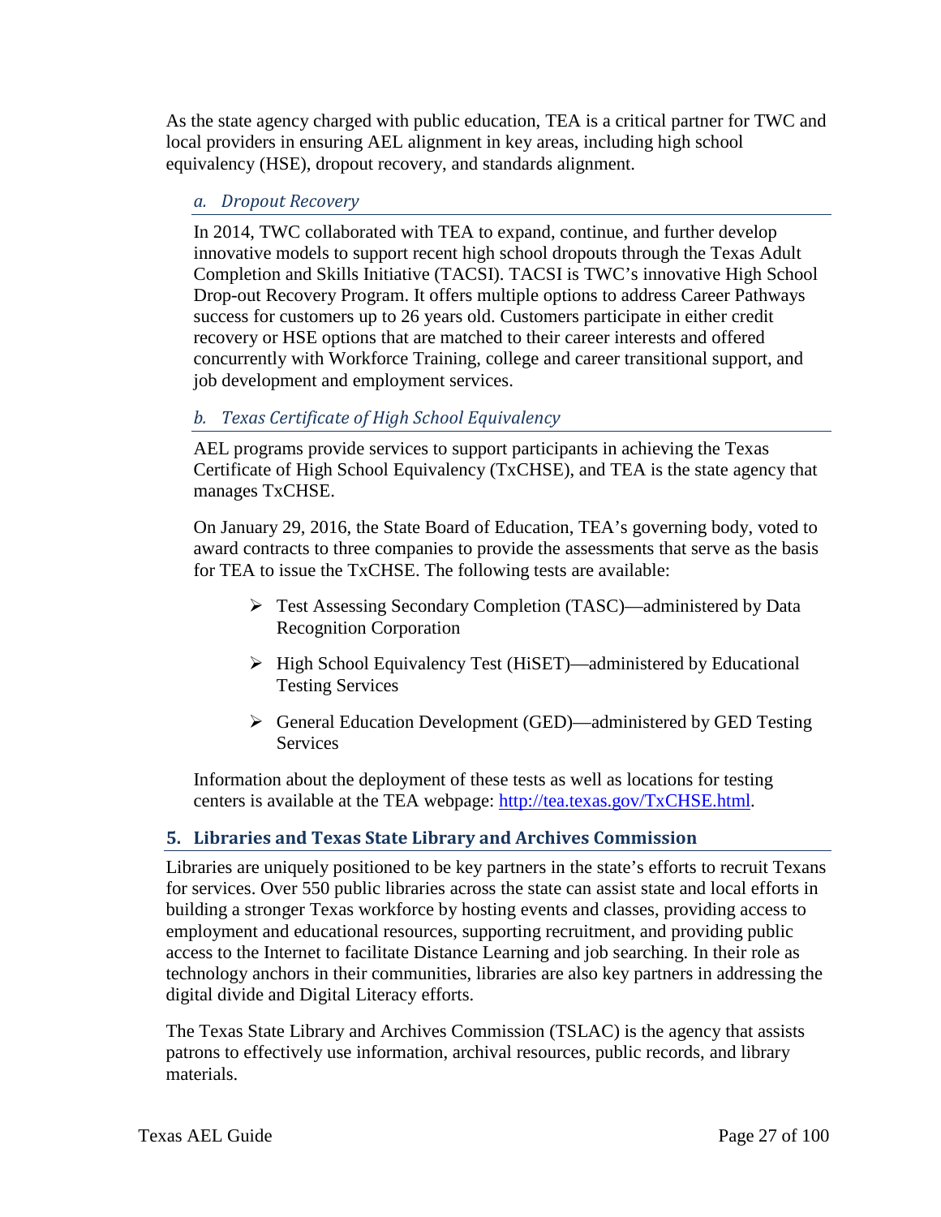As the state agency charged with public education, TEA is a critical partner for TWC and local providers in ensuring AEL alignment in key areas, including high school equivalency (HSE), dropout recovery, and standards alignment.

#### *a. Dropout Recovery*

In 2014, TWC collaborated with TEA to expand, continue, and further develop innovative models to support recent high school dropouts through the Texas Adult Completion and Skills Initiative (TACSI). TACSI is TWC's innovative High School Drop-out Recovery Program. It offers multiple options to address Career Pathways success for customers up to 26 years old. Customers participate in either credit recovery or HSE options that are matched to their career interests and offered concurrently with Workforce Training, college and career transitional support, and job development and employment services.

#### *b. Texas Certificate of High School Equivalency*

AEL programs provide services to support participants in achieving the Texas Certificate of High School Equivalency (TxCHSE), and TEA is the state agency that manages TxCHSE.

On January 29, 2016, the State Board of Education, TEA's governing body, voted to award contracts to three companies to provide the assessments that serve as the basis for TEA to issue the TxCHSE. The following tests are available:

- Test Assessing Secondary Completion (TASC)—administered by Data Recognition Corporation
- High School Equivalency Test (HiSET)—administered by Educational Testing Services
- General Education Development (GED)—administered by GED Testing Services

Information about the deployment of these tests as well as locations for testing centers is available at the TEA webpage: [http://tea.texas.gov/TxCHSE.html](http://tea.texas.gov/TxCHSE.html).

### 5. Libraries and Texas State Library and Archives Commission

Libraries are uniquely positioned to be key partners in the state's efforts to recruit Texans for services. Over 550 public libraries across the state can assist state and local efforts in building a stronger Texas workforce by hosting events and classes, providing access to employment and educational resources, supporting recruitment, and providing public access to the Internet to facilitate Distance Learning and job searching. In their role as technology anchors in their communities, libraries are also key partners in addressing the digital divide and Digital Literacy efforts.

The Texas State Library and Archives Commission (TSLAC) is the agency that assists patrons to effectively use information, archival resources, public records, and library materials.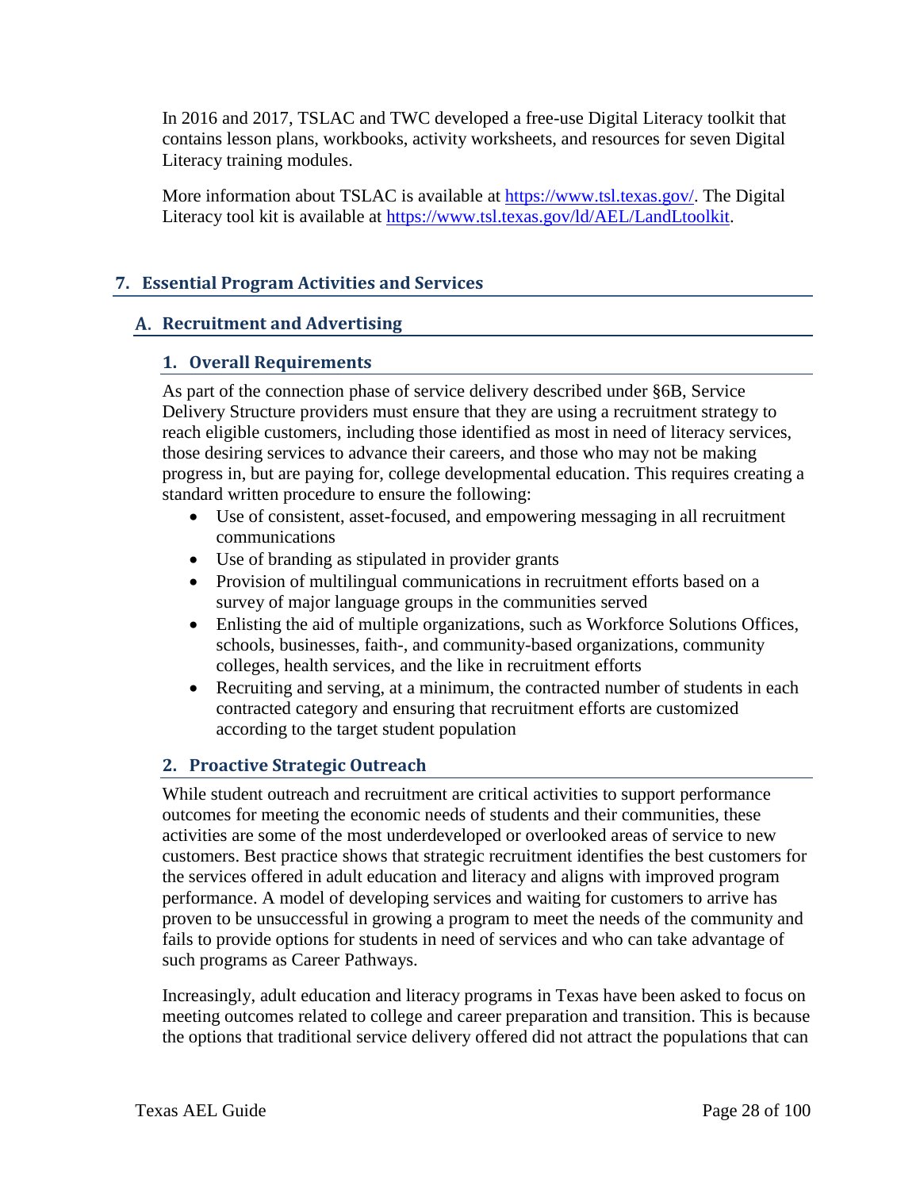In 2016 and 2017, TSLAC and TWC developed a free-use Digital Literacy toolkit that contains lesson plans, workbooks, activity worksheets, and resources for seven Digital Literacy training modules.

More information about TSLAC is available at [https://www.tsl.texas.gov/](https://www.tsl.texas.gov/). The Digital Literacy tool kit is available at [https://www.tsl.texas.gov/ld/AEL/LandLtoolkit](https://www.tsl.texas.gov/ld/AEL/LandLtoolkit).

## 7. Essential Program Activities and Services

### A. Recruitment and Advertising

#### 1. Overall Requirements

As part of the connection phase of service delivery described under §6B, Service Delivery Structure providers must ensure that they are using a recruitment strategy to reach eligible customers, including those identified as most in need of literacy services, those desiring services to advance their careers, and those who may not be making progress in, but are paying for, college developmental education. This requires creating a standard written procedure to ensure the following:

- Use of consistent, asset-focused, and empowering messaging in all recruitment communications
- Use of branding as stipulated in provider grants
- Provision of multilingual communications in recruitment efforts based on a survey of major language groups in the communities served
- Enlisting the aid of multiple organizations, such as Workforce Solutions Offices, schools, businesses, faith-, and community-based organizations, community colleges, health services, and the like in recruitment efforts
- Recruiting and serving, at a minimum, the contracted number of students in each contracted category and ensuring that recruitment efforts are customized according to the target student population

#### 2. Proactive Strategic Outreach

While student outreach and recruitment are critical activities to support performance outcomes for meeting the economic needs of students and their communities, these activities are some of the most underdeveloped or overlooked areas of service to new customers. Best practice shows that strategic recruitment identifies the best customers for the services offered in adult education and literacy and aligns with improved program performance. A model of developing services and waiting for customers to arrive has proven to be unsuccessful in growing a program to meet the needs of the community and fails to provide options for students in need of services and who can take advantage of such programs as Career Pathways.

Increasingly, adult education and literacy programs in Texas have been asked to focus on meeting outcomes related to college and career preparation and transition. This is because the options that traditional service delivery offered did not attract the populations that can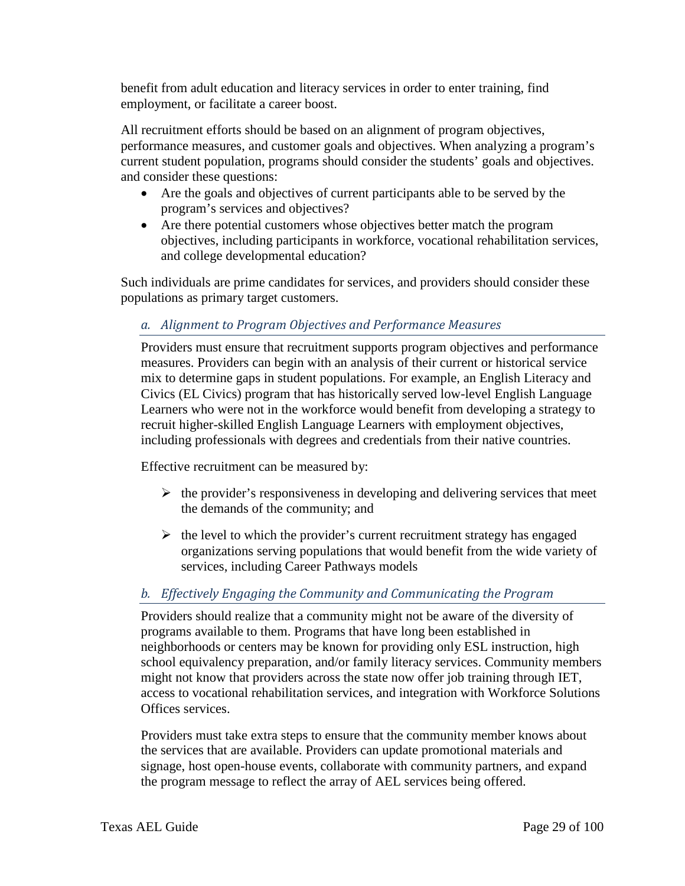benefit from adult education and literacy services in order to enter training, find employment, or facilitate a career boost.

All recruitment efforts should be based on an alignment of program objectives, performance measures, and customer goals and objectives. When analyzing a program's current student population, programs should consider the students' goals and objectives. and consider these questions:

- Are the goals and objectives of current participants able to be served by the program's services and objectives?
- Are there potential customers whose objectives better match the program objectives, including participants in workforce, vocational rehabilitation services, and college developmental education?

Such individuals are prime candidates for services, and providers should consider these populations as primary target customers.

### *a. Alignment to Program Objectives and Performance Measures*

Providers must ensure that recruitment supports program objectives and performance measures. Providers can begin with an analysis of their current or historical service mix to determine gaps in student populations. For example, an English Literacy and Civics (EL Civics) program that has historically served low-level English Language Learners who were not in the workforce would benefit from developing a strategy to recruit higher-skilled English Language Learners with employment objectives, including professionals with degrees and credentials from their native countries.

Effective recruitment can be measured by:

- the provider's responsiveness in developing and delivering services that meet the demands of the community; and
- the level to which the provider's current recruitment strategy has engaged organizations serving populations that would benefit from the wide variety of services, including Career Pathways models

### *b. Effectively Engaging the Community and Communicating the Program*

Providers should realize that a community might not be aware of the diversity of programs available to them. Programs that have long been established in neighborhoods or centers may be known for providing only ESL instruction, high school equivalency preparation, and/or family literacy services. Community members might not know that providers across the state now offer job training through IET, access to vocational rehabilitation services, and integration with Workforce Solutions Offices services.

Providers must take extra steps to ensure that the community member knows about the services that are available. Providers can update promotional materials and signage, host open-house events, collaborate with community partners, and expand the program message to reflect the array of AEL services being offered.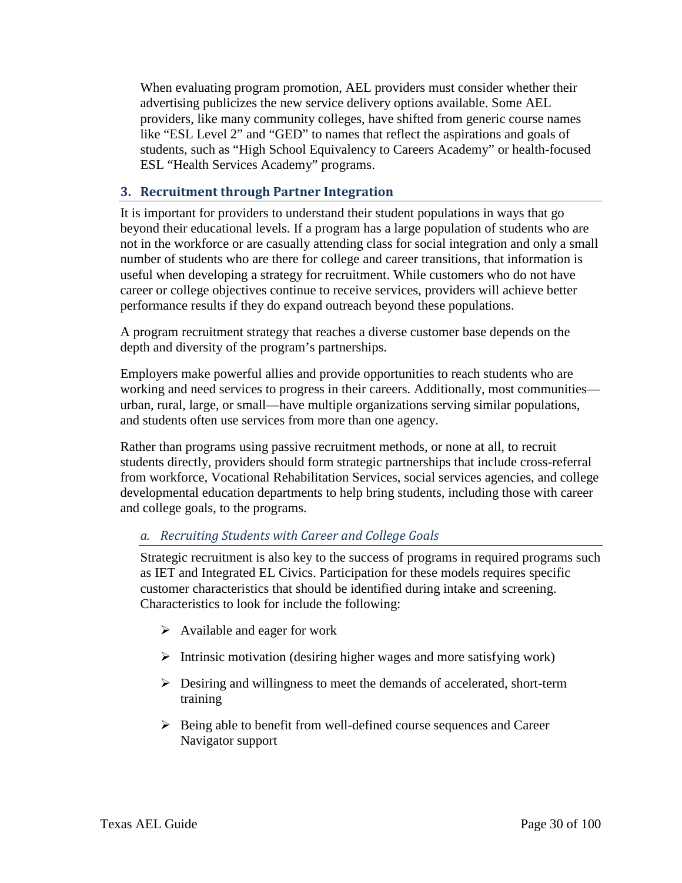When evaluating program promotion, AEL providers must consider whether their advertising publicizes the new service delivery options available. Some AEL providers, like many community colleges, have shifted from generic course names like "ESL Level 2" and "GED" to names that reflect the aspirations and goals of students, such as "High School Equivalency to Careers Academy" or health-focused ESL "Health Services Academy" programs.

## 3. Recruitment through Partner Integration

It is important for providers to understand their student populations in ways that go beyond their educational levels. If a program has a large population of students who are not in the workforce or are casually attending class for social integration and only a small number of students who are there for college and career transitions, that information is useful when developing a strategy for recruitment. While customers who do not have career or college objectives continue to receive services, providers will achieve better performance results if they do expand outreach beyond these populations.

A program recruitment strategy that reaches a diverse customer base depends on the depth and diversity of the program's partnerships.

Employers make powerful allies and provide opportunities to reach students who are working and need services to progress in their careers. Additionally, most communities—urban, rural, large, or small—have multiple organizations serving similar populations, and students often use services from more than one agency.

Rather than programs using passive recruitment methods, or none at all, to recruit students directly, providers should form strategic partnerships that include cross-referral from workforce, Vocational Rehabilitation Services, social services agencies, and college developmental education departments to help bring students, including those with career and college goals, to the programs.

### *a. Recruiting Students with Career and College Goals*

Strategic recruitment is also key to the success of programs in required programs such as IET and Integrated EL Civics. Participation for these models requires specific customer characteristics that should be identified during intake and screening. Characteristics to look for include the following:

- Available and eager for work
- Intrinsic motivation (desiring higher wages and more satisfying work)
- Desiring and willingness to meet the demands of accelerated, short-term training
- Being able to benefit from well-defined course sequences and Career Navigator support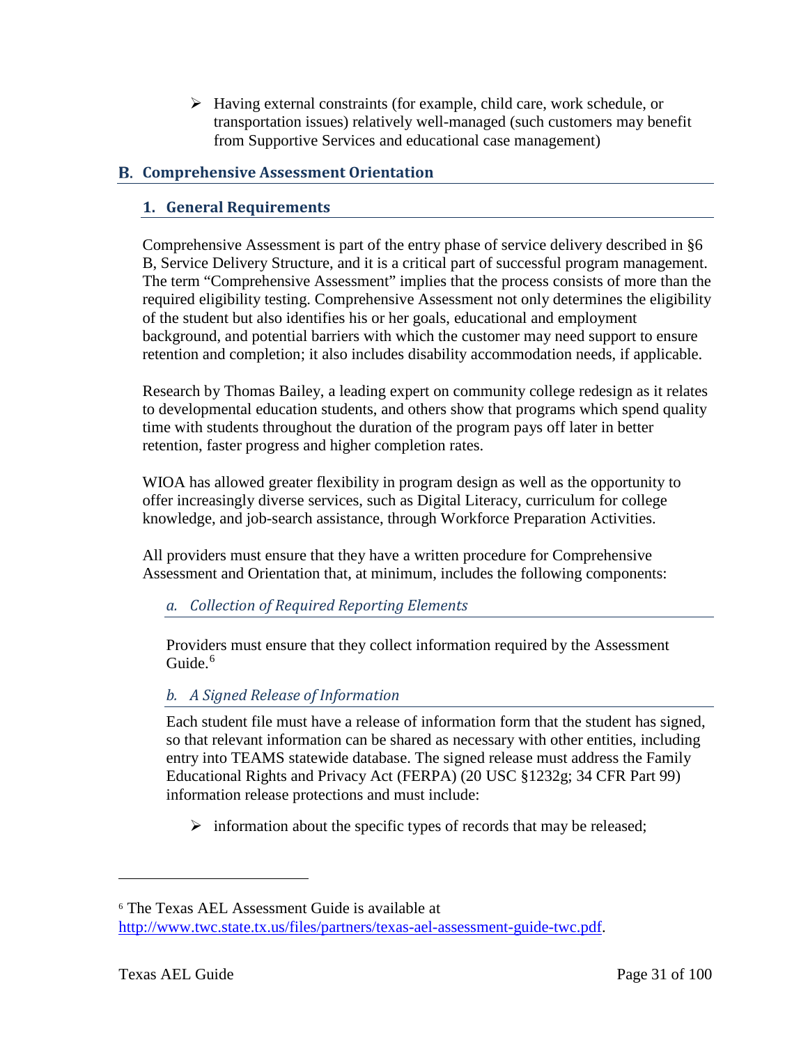- Having external constraints (for example, child care, work schedule, or transportation issues) relatively well-managed (such customers may benefit from Supportive Services and educational case management)

## B. Comprehensive Assessment Orientation

### 1. General Requirements

Comprehensive Assessment is part of the entry phase of service delivery described in §6 B, Service Delivery Structure, and it is a critical part of successful program management. The term "Comprehensive Assessment" implies that the process consists of more than the required eligibility testing. Comprehensive Assessment not only determines the eligibility of the student but also identifies his or her goals, educational and employment background, and potential barriers with which the customer may need support to ensure retention and completion; it also includes disability accommodation needs, if applicable.

Research by Thomas Bailey, a leading expert on community college redesign as it relates to developmental education students, and others show that programs which spend quality time with students throughout the duration of the program pays off later in better retention, faster progress and higher completion rates.

WIOA has allowed greater flexibility in program design as well as the opportunity to offer increasingly diverse services, such as Digital Literacy, curriculum for college knowledge, and job-search assistance, through Workforce Preparation Activities.

All providers must ensure that they have a written procedure for Comprehensive Assessment and Orientation that, at minimum, includes the following components:

#### *a. Collection of Required Reporting Elements*

Providers must ensure that they collect information required by the Assessment Guide.[6]

#### *b. A Signed Release of Information*

Each student file must have a release of information form that the student has signed, so that relevant information can be shared as necessary with other entities, including entry into TEAMS statewide database. The signed release must address the Family Educational Rights and Privacy Act (FERPA) (20 USC §1232g; 34 CFR Part 99) information release protections and must include:

- information about the specific types of records that may be released;

---

[6] The Texas AEL Assessment Guide is available at http://www.twc.state.tx.us/files/partners/texas-ael-assessment-guide-twc.pdf.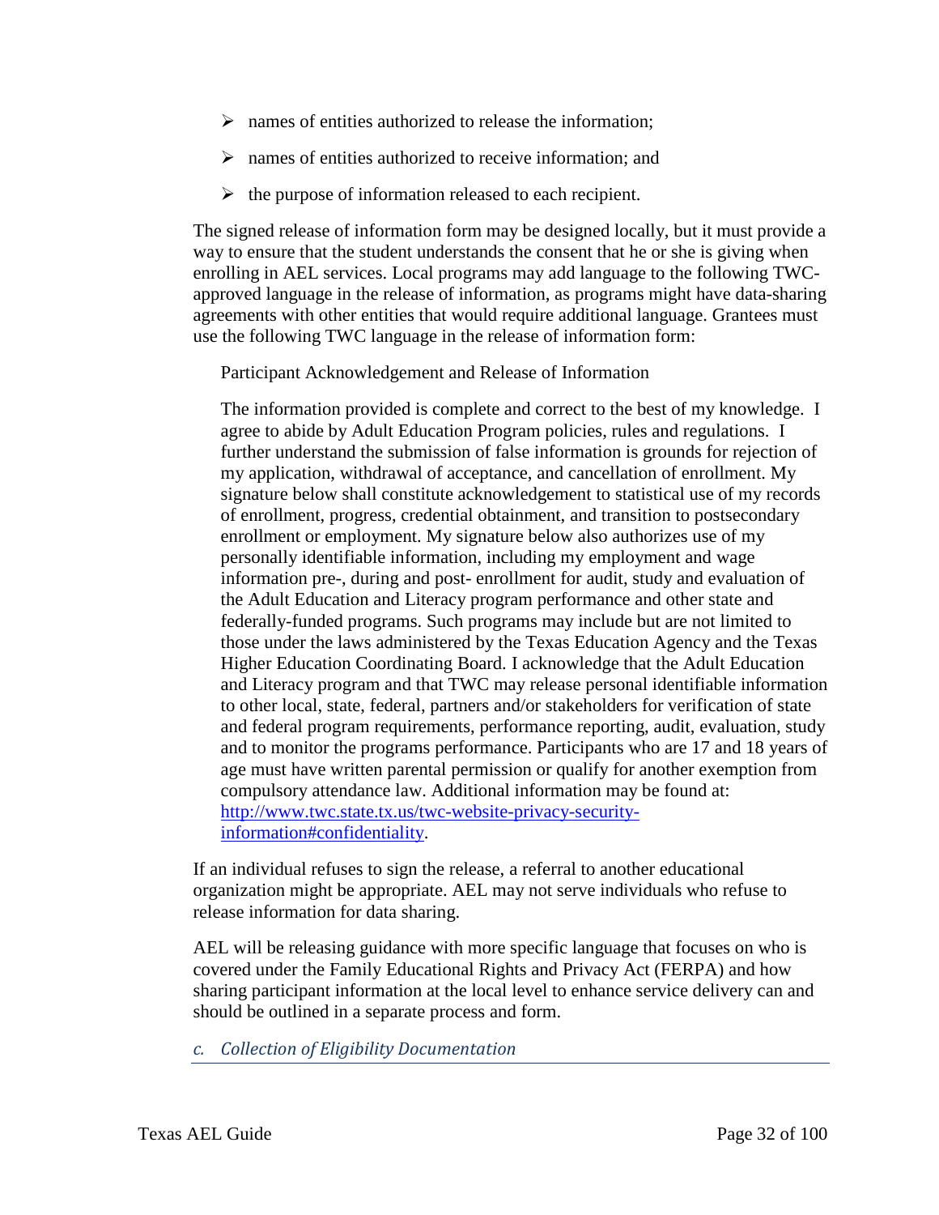- names of entities authorized to release the information;
- names of entities authorized to receive information; and
- the purpose of information released to each recipient.

The signed release of information form may be designed locally, but it must provide a way to ensure that the student understands the consent that he or she is giving when enrolling in AEL services. Local programs may add language to the following TWC-approved language in the release of information, as programs might have data-sharing agreements with other entities that would require additional language. Grantees must use the following TWC language in the release of information form:

> Participant Acknowledgement and Release of Information
>
> The information provided is complete and correct to the best of my knowledge. I agree to abide by Adult Education Program policies, rules and regulations. I further understand the submission of false information is grounds for rejection of my application, withdrawal of acceptance, and cancellation of enrollment. My signature below shall constitute acknowledgement to statistical use of my records of enrollment, progress, credential obtainment, and transition to postsecondary enrollment or employment. My signature below also authorizes use of my personally identifiable information, including my employment and wage information pre-, during and post- enrollment for audit, study and evaluation of the Adult Education and Literacy program performance and other state and federally-funded programs. Such programs may include but are not limited to those under the laws administered by the Texas Education Agency and the Texas Higher Education Coordinating Board. I acknowledge that the Adult Education and Literacy program and that TWC may release personal identifiable information to other local, state, federal, partners and/or stakeholders for verification of state and federal program requirements, performance reporting, audit, evaluation, study and to monitor the programs performance. Participants who are 17 and 18 years of age must have written parental permission or qualify for another exemption from compulsory attendance law. Additional information may be found at: [http://www.twc.state.tx.us/twc-website-privacy-security-information#confidentiality](http://www.twc.state.tx.us/twc-website-privacy-security-information#confidentiality).

If an individual refuses to sign the release, a referral to another educational organization might be appropriate. AEL may not serve individuals who refuse to release information for data sharing.

AEL will be releasing guidance with more specific language that focuses on who is covered under the Family Educational Rights and Privacy Act (FERPA) and how sharing participant information at the local level to enhance service delivery can and should be outlined in a separate process and form.

### *c. Collection of Eligibility Documentation*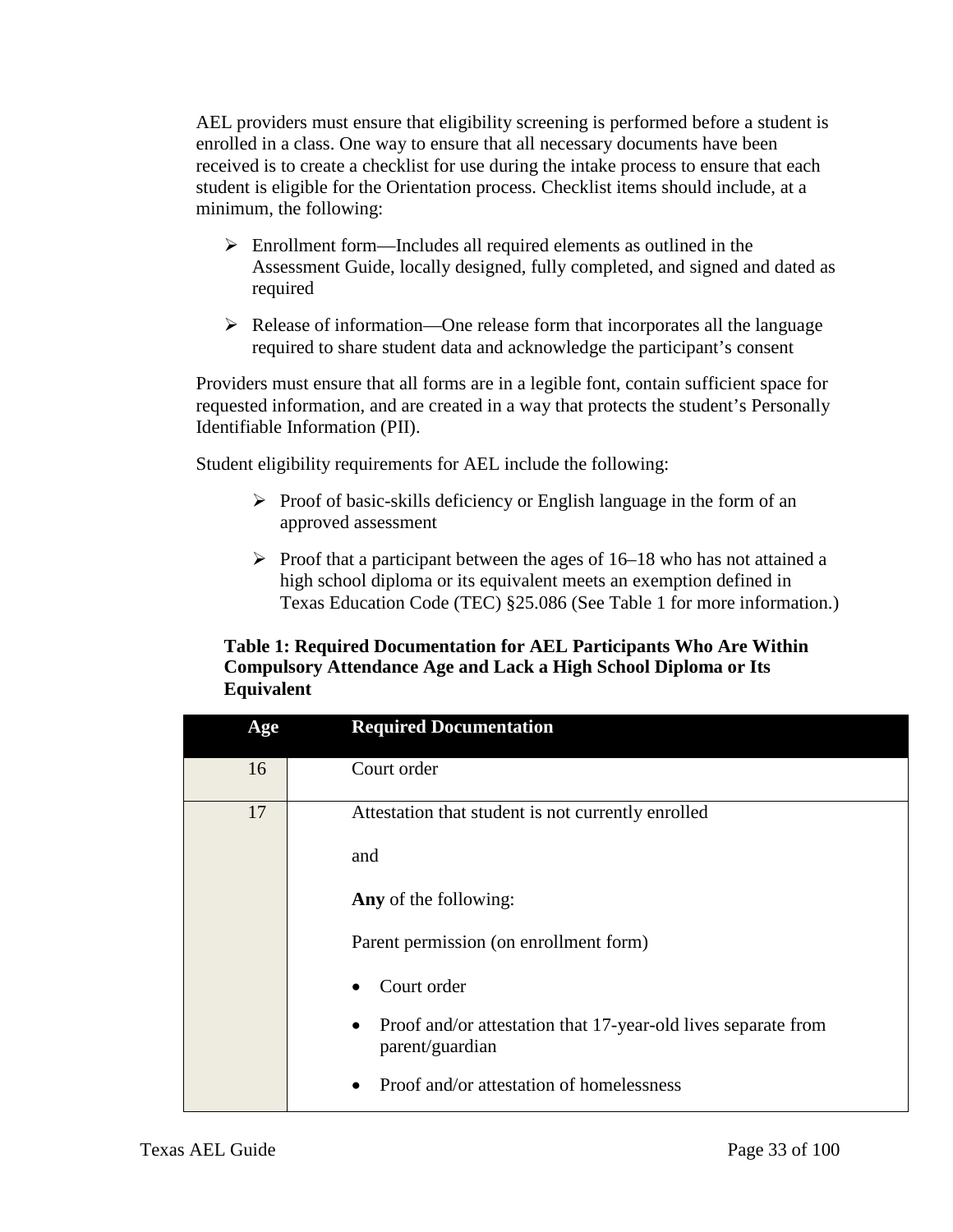AEL providers must ensure that eligibility screening is performed before a student is enrolled in a class. One way to ensure that all necessary documents have been received is to create a checklist for use during the intake process to ensure that each student is eligible for the Orientation process. Checklist items should include, at a minimum, the following:

- Enrollment form—Includes all required elements as outlined in the Assessment Guide, locally designed, fully completed, and signed and dated as required
- Release of information—One release form that incorporates all the language required to share student data and acknowledge the participant's consent

Providers must ensure that all forms are in a legible font, contain sufficient space for requested information, and are created in a way that protects the student's Personally Identifiable Information (PII).

Student eligibility requirements for AEL include the following:

- Proof of basic-skills deficiency or English language in the form of an approved assessment
- Proof that a participant between the ages of 16–18 who has not attained a high school diploma or its equivalent meets an exemption defined in Texas Education Code (TEC) §25.086 (See Table 1 for more information.)

**Table 1: Required Documentation for AEL Participants Who Are Within Compulsory Attendance Age and Lack a High School Diploma or Its Equivalent**

| Age | Required Documentation |
|---|---|
| 16 | Court order |
| 17 | Attestation that student is not currently enrolled<br><br>and<br><br>**Any** of the following:<br><br>Parent permission (on enrollment form)<br><br>• Court order<br><br>• Proof and/or attestation that 17-year-old lives separate from parent/guardian<br><br>• Proof and/or attestation of homelessness |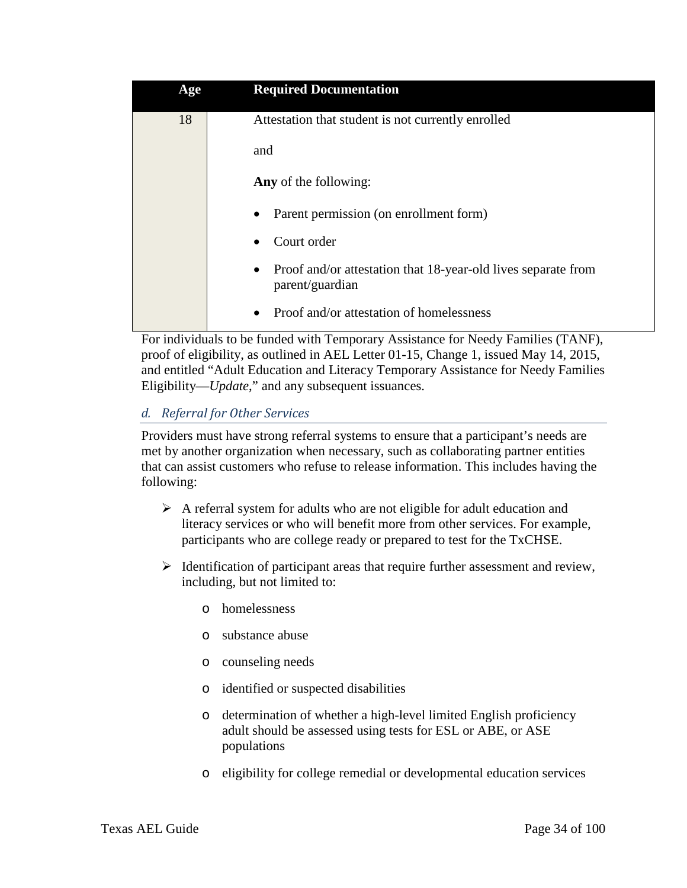| Age | Required Documentation |
| --- | --- |
| 18 | Attestation that student is not currently enrolled<br><br>and<br><br>**Any** of the following:<br><br>• Parent permission (on enrollment form)<br>• Court order<br>• Proof and/or attestation that 18-year-old lives separate from parent/guardian<br>• Proof and/or attestation of homelessness |

For individuals to be funded with Temporary Assistance for Needy Families (TANF), proof of eligibility, as outlined in AEL Letter 01-15, Change 1, issued May 14, 2015, and entitled "Adult Education and Literacy Temporary Assistance for Needy Families Eligibility—*Update*," and any subsequent issuances.

### *d. Referral for Other Services*

Providers must have strong referral systems to ensure that a participant's needs are met by another organization when necessary, such as collaborating partner entities that can assist customers who refuse to release information. This includes having the following:

- A referral system for adults who are not eligible for adult education and literacy services or who will benefit more from other services. For example, participants who are college ready or prepared to test for the TxCHSE.
- Identification of participant areas that require further assessment and review, including, but not limited to:
  - homelessness
  - substance abuse
  - counseling needs
  - identified or suspected disabilities
  - determination of whether a high-level limited English proficiency adult should be assessed using tests for ESL or ABE, or ASE populations
  - eligibility for college remedial or developmental education services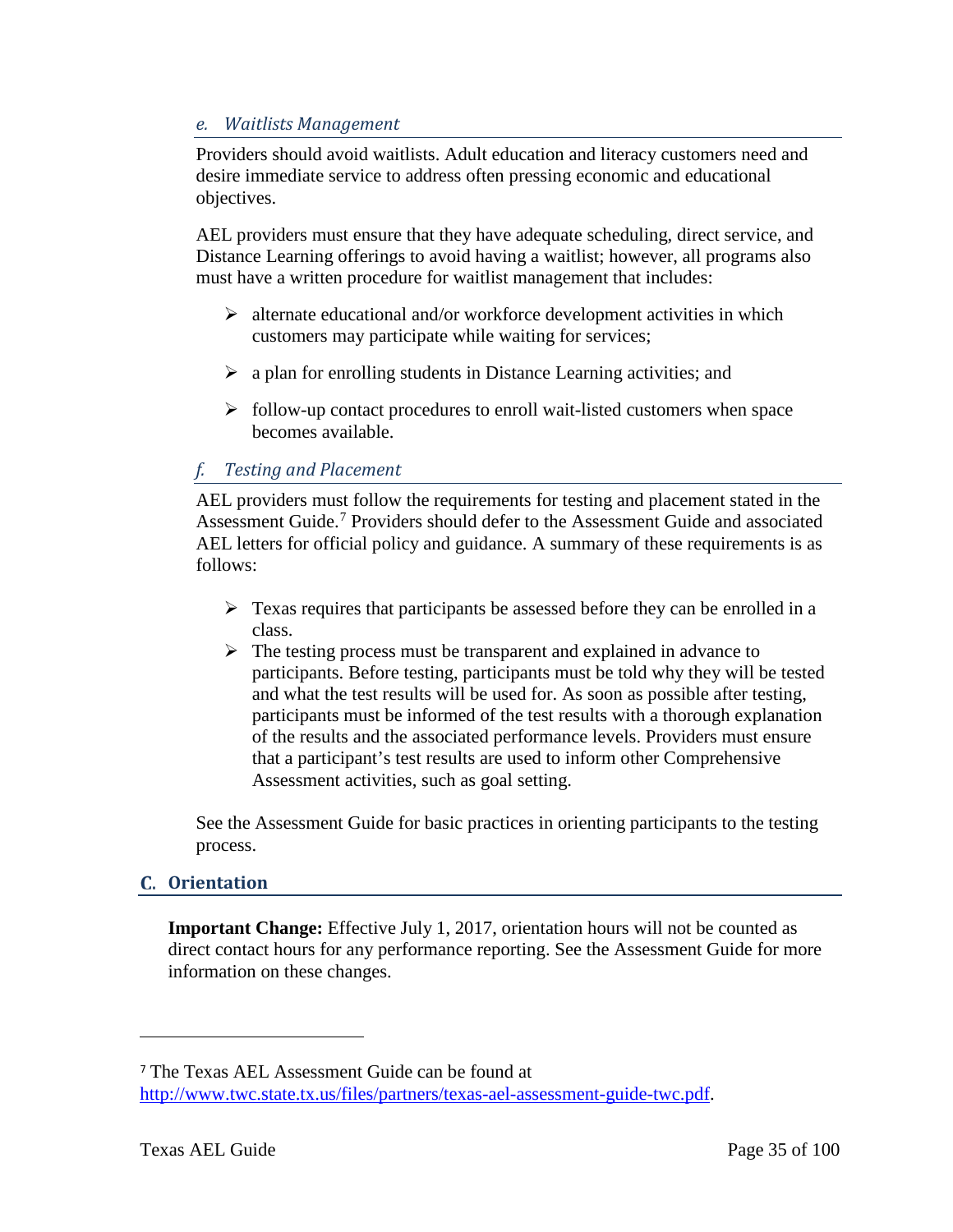### *e. Waitlists Management*

Providers should avoid waitlists. Adult education and literacy customers need and desire immediate service to address often pressing economic and educational objectives.

AEL providers must ensure that they have adequate scheduling, direct service, and Distance Learning offerings to avoid having a waitlist; however, all programs also must have a written procedure for waitlist management that includes:

- alternate educational and/or workforce development activities in which customers may participate while waiting for services;
- a plan for enrolling students in Distance Learning activities; and
- follow-up contact procedures to enroll wait-listed customers when space becomes available.

### *f. Testing and Placement*

AEL providers must follow the requirements for testing and placement stated in the Assessment Guide.[7] Providers should defer to the Assessment Guide and associated AEL letters for official policy and guidance. A summary of these requirements is as follows:

- Texas requires that participants be assessed before they can be enrolled in a class.
- The testing process must be transparent and explained in advance to participants. Before testing, participants must be told why they will be tested and what the test results will be used for. As soon as possible after testing, participants must be informed of the test results with a thorough explanation of the results and the associated performance levels. Providers must ensure that a participant's test results are used to inform other Comprehensive Assessment activities, such as goal setting.

See the Assessment Guide for basic practices in orienting participants to the testing process.

## C. Orientation

**Important Change:** Effective July 1, 2017, orientation hours will not be counted as direct contact hours for any performance reporting. See the Assessment Guide for more information on these changes.

---

[7] The Texas AEL Assessment Guide can be found at [http://www.twc.state.tx.us/files/partners/texas-ael-assessment-guide-twc.pdf](http://www.twc.state.tx.us/files/partners/texas-ael-assessment-guide-twc.pdf).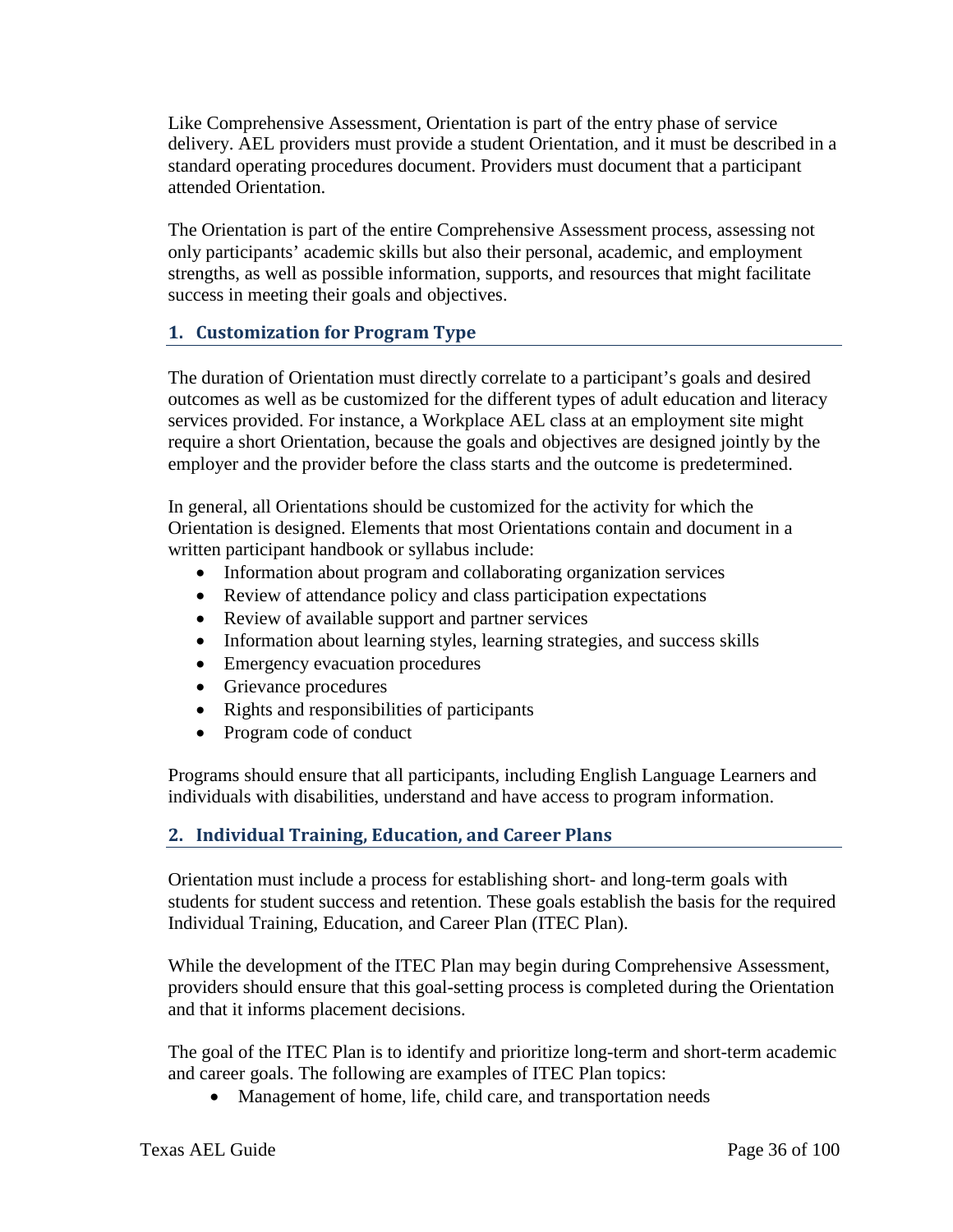Like Comprehensive Assessment, Orientation is part of the entry phase of service delivery. AEL providers must provide a student Orientation, and it must be described in a standard operating procedures document. Providers must document that a participant attended Orientation.

The Orientation is part of the entire Comprehensive Assessment process, assessing not only participants' academic skills but also their personal, academic, and employment strengths, as well as possible information, supports, and resources that might facilitate success in meeting their goals and objectives.

### 1. Customization for Program Type

The duration of Orientation must directly correlate to a participant's goals and desired outcomes as well as be customized for the different types of adult education and literacy services provided. For instance, a Workplace AEL class at an employment site might require a short Orientation, because the goals and objectives are designed jointly by the employer and the provider before the class starts and the outcome is predetermined.

In general, all Orientations should be customized for the activity for which the Orientation is designed. Elements that most Orientations contain and document in a written participant handbook or syllabus include:

- Information about program and collaborating organization services
- Review of attendance policy and class participation expectations
- Review of available support and partner services
- Information about learning styles, learning strategies, and success skills
- Emergency evacuation procedures
- Grievance procedures
- Rights and responsibilities of participants
- Program code of conduct

Programs should ensure that all participants, including English Language Learners and individuals with disabilities, understand and have access to program information.

### 2. Individual Training, Education, and Career Plans

Orientation must include a process for establishing short- and long-term goals with students for student success and retention. These goals establish the basis for the required Individual Training, Education, and Career Plan (ITEC Plan).

While the development of the ITEC Plan may begin during Comprehensive Assessment, providers should ensure that this goal-setting process is completed during the Orientation and that it informs placement decisions.

The goal of the ITEC Plan is to identify and prioritize long-term and short-term academic and career goals. The following are examples of ITEC Plan topics:

- Management of home, life, child care, and transportation needs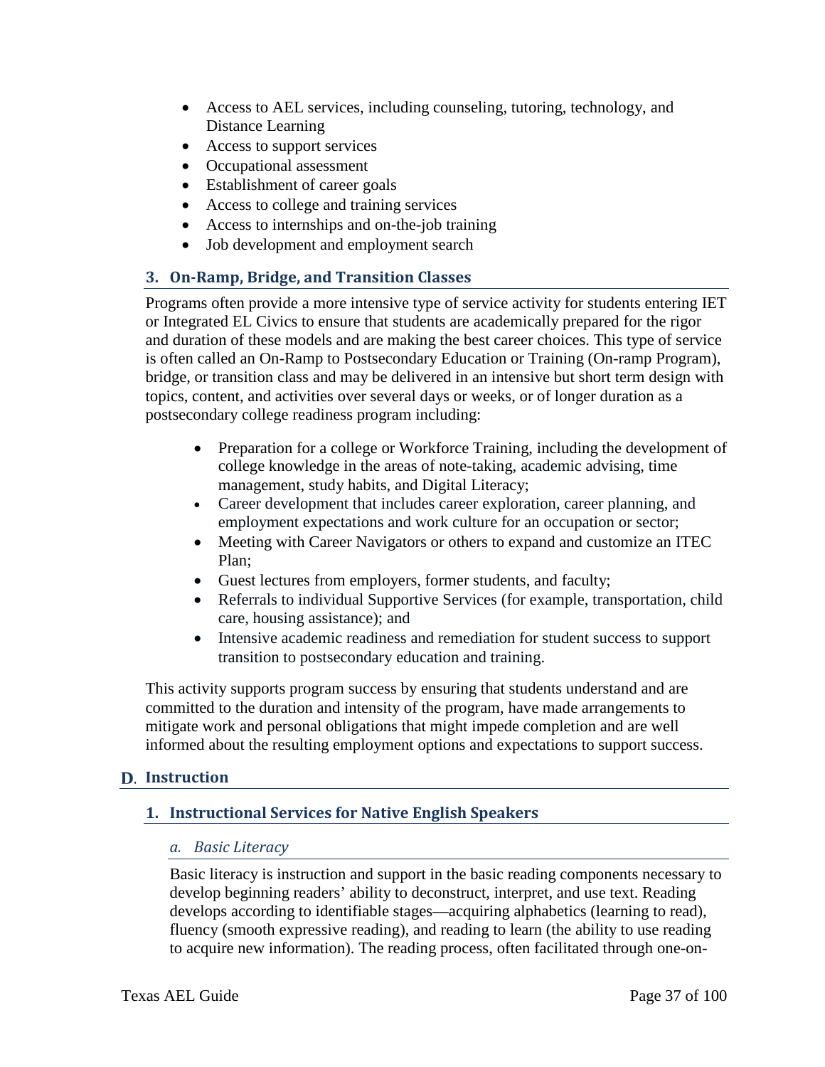- Access to AEL services, including counseling, tutoring, technology, and Distance Learning
- Access to support services
- Occupational assessment
- Establishment of career goals
- Access to college and training services
- Access to internships and on-the-job training
- Job development and employment search

### 3. On-Ramp, Bridge, and Transition Classes

Programs often provide a more intensive type of service activity for students entering IET or Integrated EL Civics to ensure that students are academically prepared for the rigor and duration of these models and are making the best career choices. This type of service is often called an On-Ramp to Postsecondary Education or Training (On-ramp Program), bridge, or transition class and may be delivered in an intensive but short term design with topics, content, and activities over several days or weeks, or of longer duration as a postsecondary college readiness program including:

- Preparation for a college or Workforce Training, including the development of college knowledge in the areas of note-taking, academic advising, time management, study habits, and Digital Literacy;
- Career development that includes career exploration, career planning, and employment expectations and work culture for an occupation or sector;
- Meeting with Career Navigators or others to expand and customize an ITEC Plan;
- Guest lectures from employers, former students, and faculty;
- Referrals to individual Supportive Services (for example, transportation, child care, housing assistance); and
- Intensive academic readiness and remediation for student success to support transition to postsecondary education and training.

This activity supports program success by ensuring that students understand and are committed to the duration and intensity of the program, have made arrangements to mitigate work and personal obligations that might impede completion and are well informed about the resulting employment options and expectations to support success.

## D. Instruction

### 1. Instructional Services for Native English Speakers

#### *a. Basic Literacy*

Basic literacy is instruction and support in the basic reading components necessary to develop beginning readers' ability to deconstruct, interpret, and use text. Reading develops according to identifiable stages—acquiring alphabetics (learning to read), fluency (smooth expressive reading), and reading to learn (the ability to use reading to acquire new information). The reading process, often facilitated through one-on-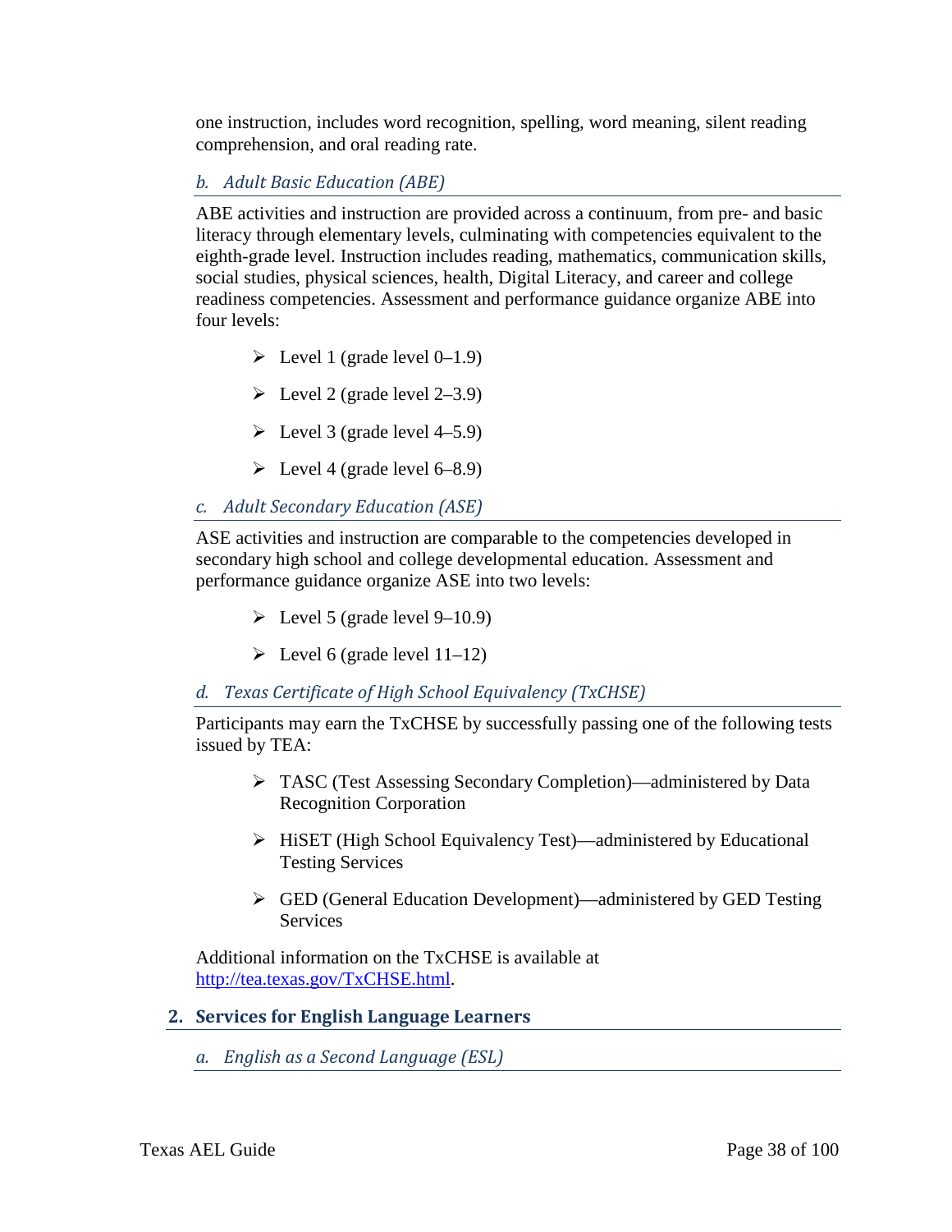one instruction, includes word recognition, spelling, word meaning, silent reading comprehension, and oral reading rate.

### *b. Adult Basic Education (ABE)*

ABE activities and instruction are provided across a continuum, from pre- and basic literacy through elementary levels, culminating with competencies equivalent to the eighth-grade level. Instruction includes reading, mathematics, communication skills, social studies, physical sciences, health, Digital Literacy, and career and college readiness competencies. Assessment and performance guidance organize ABE into four levels:

- Level 1 (grade level 0–1.9)
- Level 2 (grade level 2–3.9)
- Level 3 (grade level 4–5.9)
- Level 4 (grade level 6–8.9)

### *c. Adult Secondary Education (ASE)*

ASE activities and instruction are comparable to the competencies developed in secondary high school and college developmental education. Assessment and performance guidance organize ASE into two levels:

- Level 5 (grade level 9–10.9)
- Level 6 (grade level 11–12)

### *d. Texas Certificate of High School Equivalency (TxCHSE)*

Participants may earn the TxCHSE by successfully passing one of the following tests issued by TEA:

- TASC (Test Assessing Secondary Completion)—administered by Data Recognition Corporation
- HiSET (High School Equivalency Test)—administered by Educational Testing Services
- GED (General Education Development)—administered by GED Testing Services

Additional information on the TxCHSE is available at http://tea.texas.gov/TxCHSE.html.

## 2. Services for English Language Learners

### *a. English as a Second Language (ESL)*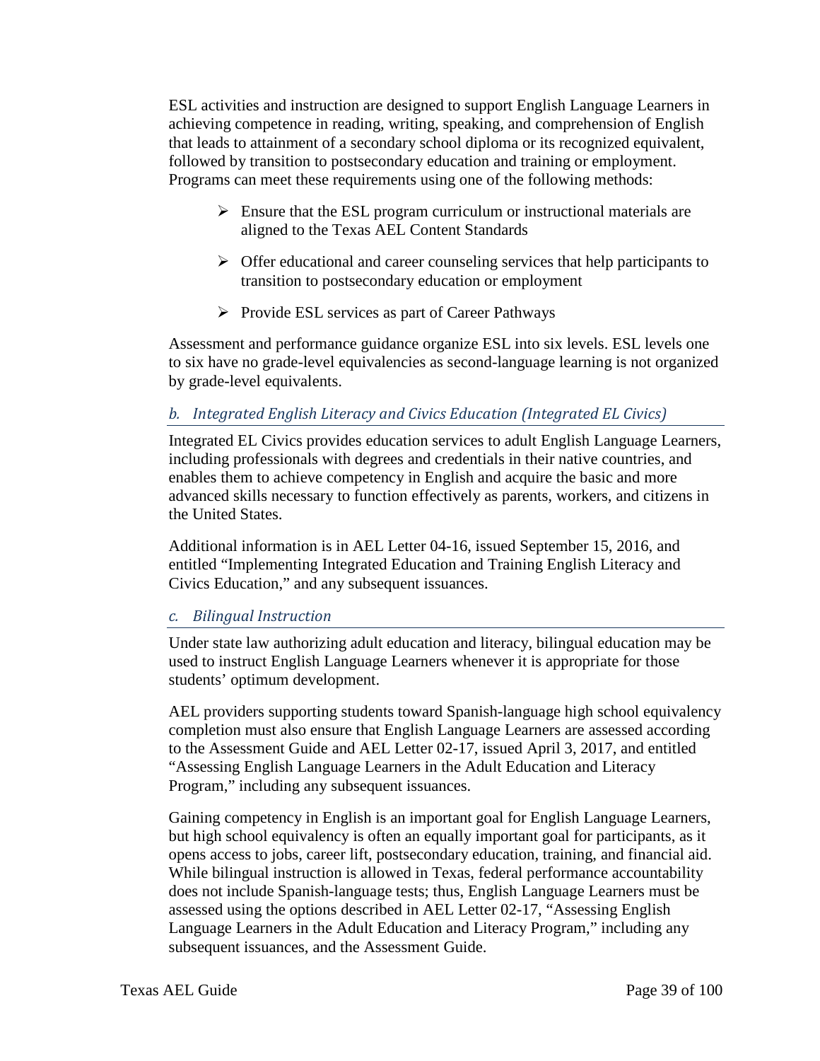ESL activities and instruction are designed to support English Language Learners in achieving competence in reading, writing, speaking, and comprehension of English that leads to attainment of a secondary school diploma or its recognized equivalent, followed by transition to postsecondary education and training or employment. Programs can meet these requirements using one of the following methods:

- Ensure that the ESL program curriculum or instructional materials are aligned to the Texas AEL Content Standards
- Offer educational and career counseling services that help participants to transition to postsecondary education or employment
- Provide ESL services as part of Career Pathways

Assessment and performance guidance organize ESL into six levels. ESL levels one to six have no grade-level equivalencies as second-language learning is not organized by grade-level equivalents.

### *b. Integrated English Literacy and Civics Education (Integrated EL Civics)*

Integrated EL Civics provides education services to adult English Language Learners, including professionals with degrees and credentials in their native countries, and enables them to achieve competency in English and acquire the basic and more advanced skills necessary to function effectively as parents, workers, and citizens in the United States.

Additional information is in AEL Letter 04-16, issued September 15, 2016, and entitled "Implementing Integrated Education and Training English Literacy and Civics Education," and any subsequent issuances.

### *c. Bilingual Instruction*

Under state law authorizing adult education and literacy, bilingual education may be used to instruct English Language Learners whenever it is appropriate for those students' optimum development.

AEL providers supporting students toward Spanish-language high school equivalency completion must also ensure that English Language Learners are assessed according to the Assessment Guide and AEL Letter 02-17, issued April 3, 2017, and entitled "Assessing English Language Learners in the Adult Education and Literacy Program," including any subsequent issuances.

Gaining competency in English is an important goal for English Language Learners, but high school equivalency is often an equally important goal for participants, as it opens access to jobs, career lift, postsecondary education, training, and financial aid. While bilingual instruction is allowed in Texas, federal performance accountability does not include Spanish-language tests; thus, English Language Learners must be assessed using the options described in AEL Letter 02-17, "Assessing English Language Learners in the Adult Education and Literacy Program," including any subsequent issuances, and the Assessment Guide.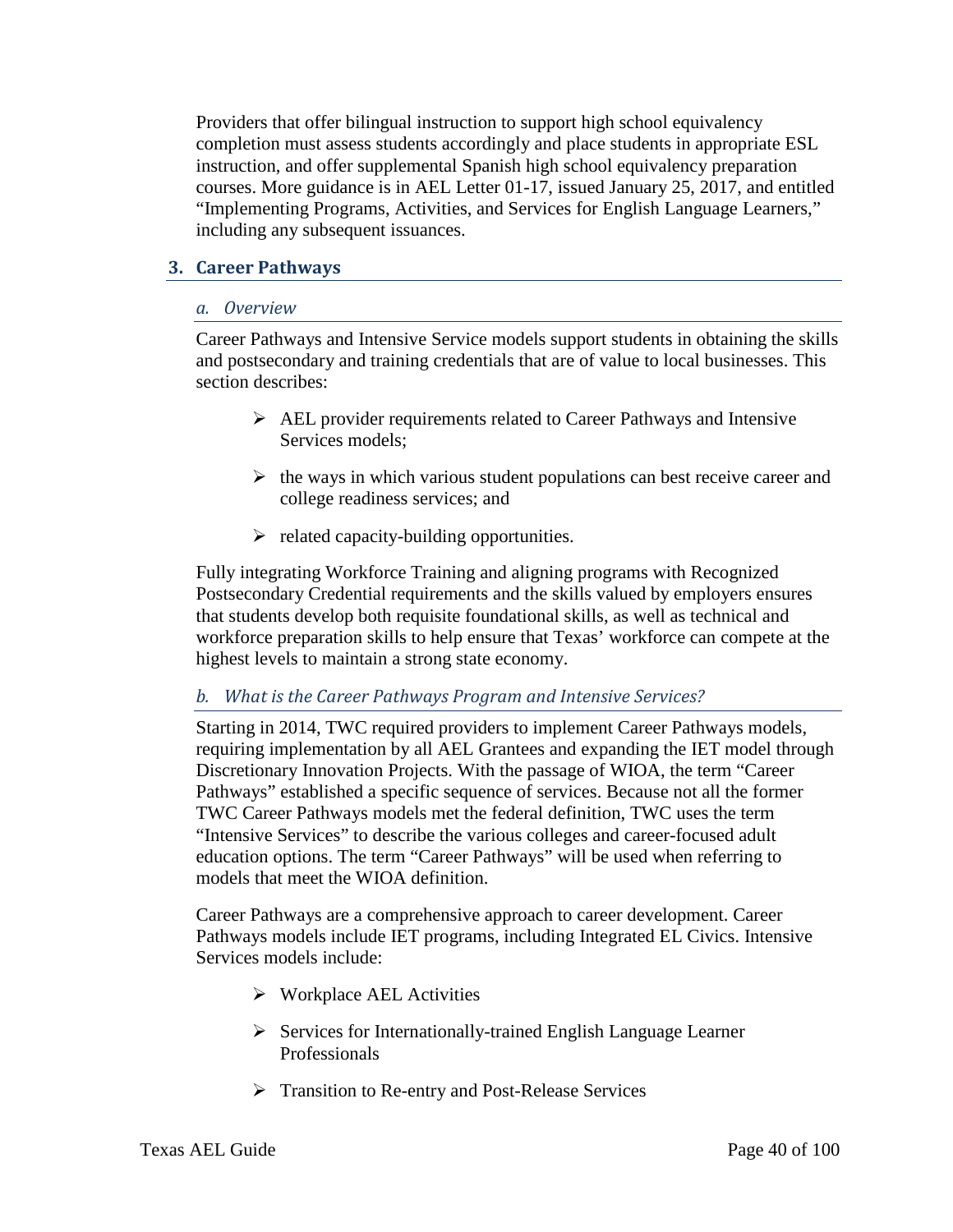Providers that offer bilingual instruction to support high school equivalency completion must assess students accordingly and place students in appropriate ESL instruction, and offer supplemental Spanish high school equivalency preparation courses. More guidance is in AEL Letter 01-17, issued January 25, 2017, and entitled "Implementing Programs, Activities, and Services for English Language Learners," including any subsequent issuances.

## 3. Career Pathways

### *a. Overview*

Career Pathways and Intensive Service models support students in obtaining the skills and postsecondary and training credentials that are of value to local businesses. This section describes:

- AEL provider requirements related to Career Pathways and Intensive Services models;
- the ways in which various student populations can best receive career and college readiness services; and
- related capacity-building opportunities.

Fully integrating Workforce Training and aligning programs with Recognized Postsecondary Credential requirements and the skills valued by employers ensures that students develop both requisite foundational skills, as well as technical and workforce preparation skills to help ensure that Texas' workforce can compete at the highest levels to maintain a strong state economy.

### *b. What is the Career Pathways Program and Intensive Services?*

Starting in 2014, TWC required providers to implement Career Pathways models, requiring implementation by all AEL Grantees and expanding the IET model through Discretionary Innovation Projects. With the passage of WIOA, the term "Career Pathways" established a specific sequence of services. Because not all the former TWC Career Pathways models met the federal definition, TWC uses the term "Intensive Services" to describe the various colleges and career-focused adult education options. The term "Career Pathways" will be used when referring to models that meet the WIOA definition.

Career Pathways are a comprehensive approach to career development. Career Pathways models include IET programs, including Integrated EL Civics. Intensive Services models include:

- Workplace AEL Activities
- Services for Internationally-trained English Language Learner Professionals
- Transition to Re-entry and Post-Release Services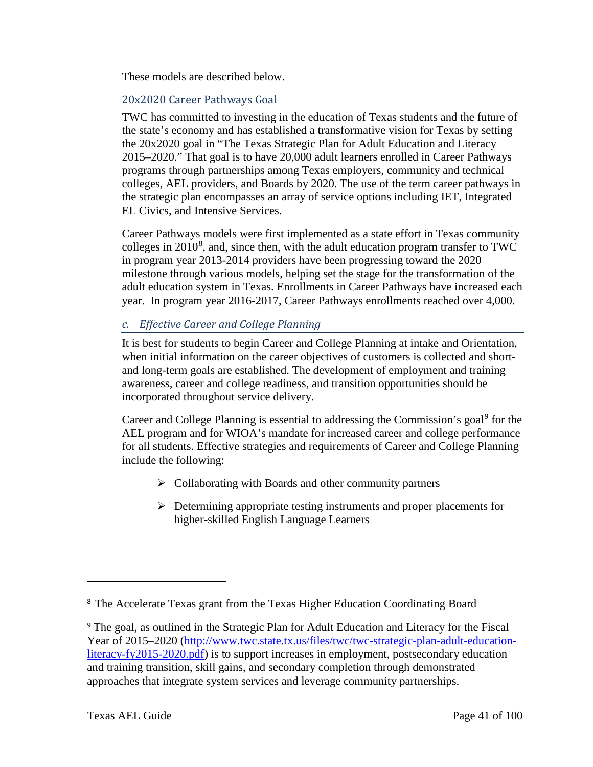These models are described below.

### 20x2020 Career Pathways Goal

TWC has committed to investing in the education of Texas students and the future of the state's economy and has established a transformative vision for Texas by setting the 20x2020 goal in "The Texas Strategic Plan for Adult Education and Literacy 2015–2020." That goal is to have 20,000 adult learners enrolled in Career Pathways programs through partnerships among Texas employers, community and technical colleges, AEL providers, and Boards by 2020. The use of the term career pathways in the strategic plan encompasses an array of service options including IET, Integrated EL Civics, and Intensive Services.

Career Pathways models were first implemented as a state effort in Texas community colleges in 2010[8], and, since then, with the adult education program transfer to TWC in program year 2013-2014 providers have been progressing toward the 2020 milestone through various models, helping set the stage for the transformation of the adult education system in Texas. Enrollments in Career Pathways have increased each year. In program year 2016-2017, Career Pathways enrollments reached over 4,000.

## *c. Effective Career and College Planning*

It is best for students to begin Career and College Planning at intake and Orientation, when initial information on the career objectives of customers is collected and short- and long-term goals are established. The development of employment and training awareness, career and college readiness, and transition opportunities should be incorporated throughout service delivery.

Career and College Planning is essential to addressing the Commission's goal[9] for the AEL program and for WIOA's mandate for increased career and college performance for all students. Effective strategies and requirements of Career and College Planning include the following:

- Collaborating with Boards and other community partners
- Determining appropriate testing instruments and proper placements for higher-skilled English Language Learners

---

[8] The Accelerate Texas grant from the Texas Higher Education Coordinating Board

[9] The goal, as outlined in the Strategic Plan for Adult Education and Literacy for the Fiscal Year of 2015–2020 (http://www.twc.state.tx.us/files/twc/twc-strategic-plan-adult-education-literacy-fy2015-2020.pdf) is to support increases in employment, postsecondary education and training transition, skill gains, and secondary completion through demonstrated approaches that integrate system services and leverage community partnerships.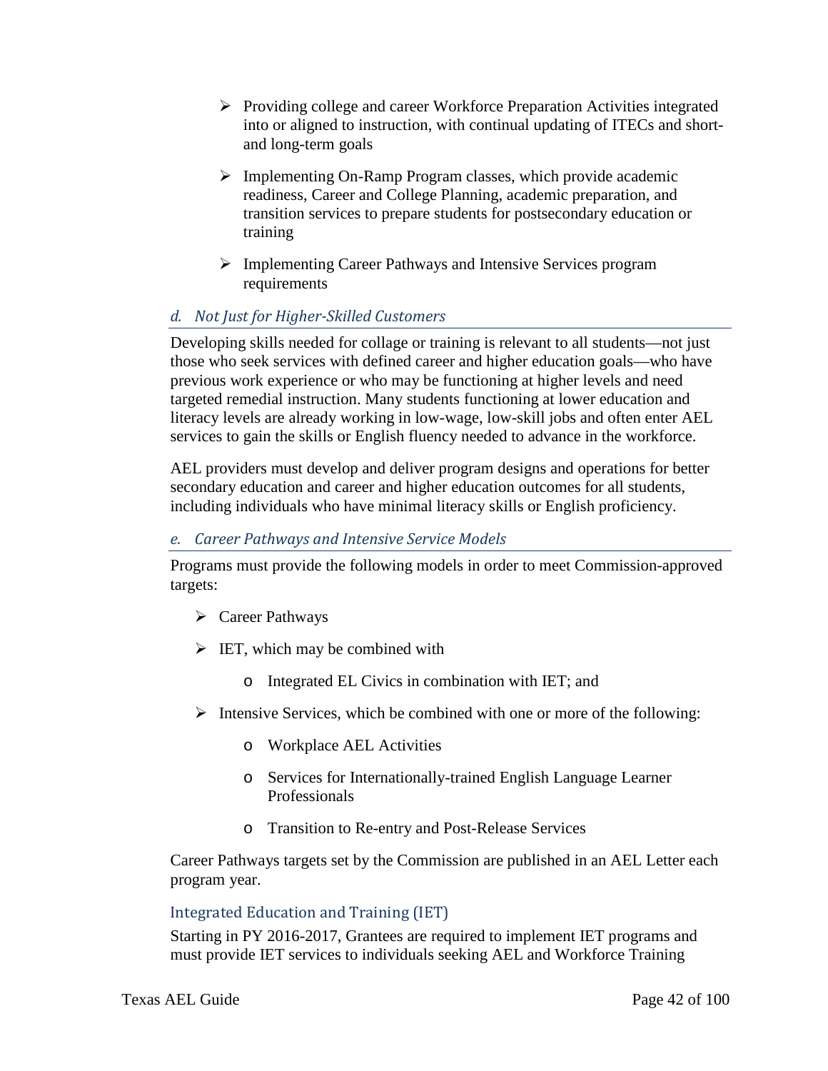- Providing college and career Workforce Preparation Activities integrated into or aligned to instruction, with continual updating of ITECs and short- and long-term goals
- Implementing On-Ramp Program classes, which provide academic readiness, Career and College Planning, academic preparation, and transition services to prepare students for postsecondary education or training
- Implementing Career Pathways and Intensive Services program requirements

### *d. Not Just for Higher-Skilled Customers*

Developing skills needed for collage or training is relevant to all students—not just those who seek services with defined career and higher education goals—who have previous work experience or who may be functioning at higher levels and need targeted remedial instruction. Many students functioning at lower education and literacy levels are already working in low-wage, low-skill jobs and often enter AEL services to gain the skills or English fluency needed to advance in the workforce.

AEL providers must develop and deliver program designs and operations for better secondary education and career and higher education outcomes for all students, including individuals who have minimal literacy skills or English proficiency.

### *e. Career Pathways and Intensive Service Models*

Programs must provide the following models in order to meet Commission-approved targets:

- Career Pathways
- IET, which may be combined with
  - Integrated EL Civics in combination with IET; and
- Intensive Services, which be combined with one or more of the following:
  - Workplace AEL Activities
  - Services for Internationally-trained English Language Learner Professionals
  - Transition to Re-entry and Post-Release Services

Career Pathways targets set by the Commission are published in an AEL Letter each program year.

#### Integrated Education and Training (IET)

Starting in PY 2016-2017, Grantees are required to implement IET programs and must provide IET services to individuals seeking AEL and Workforce Training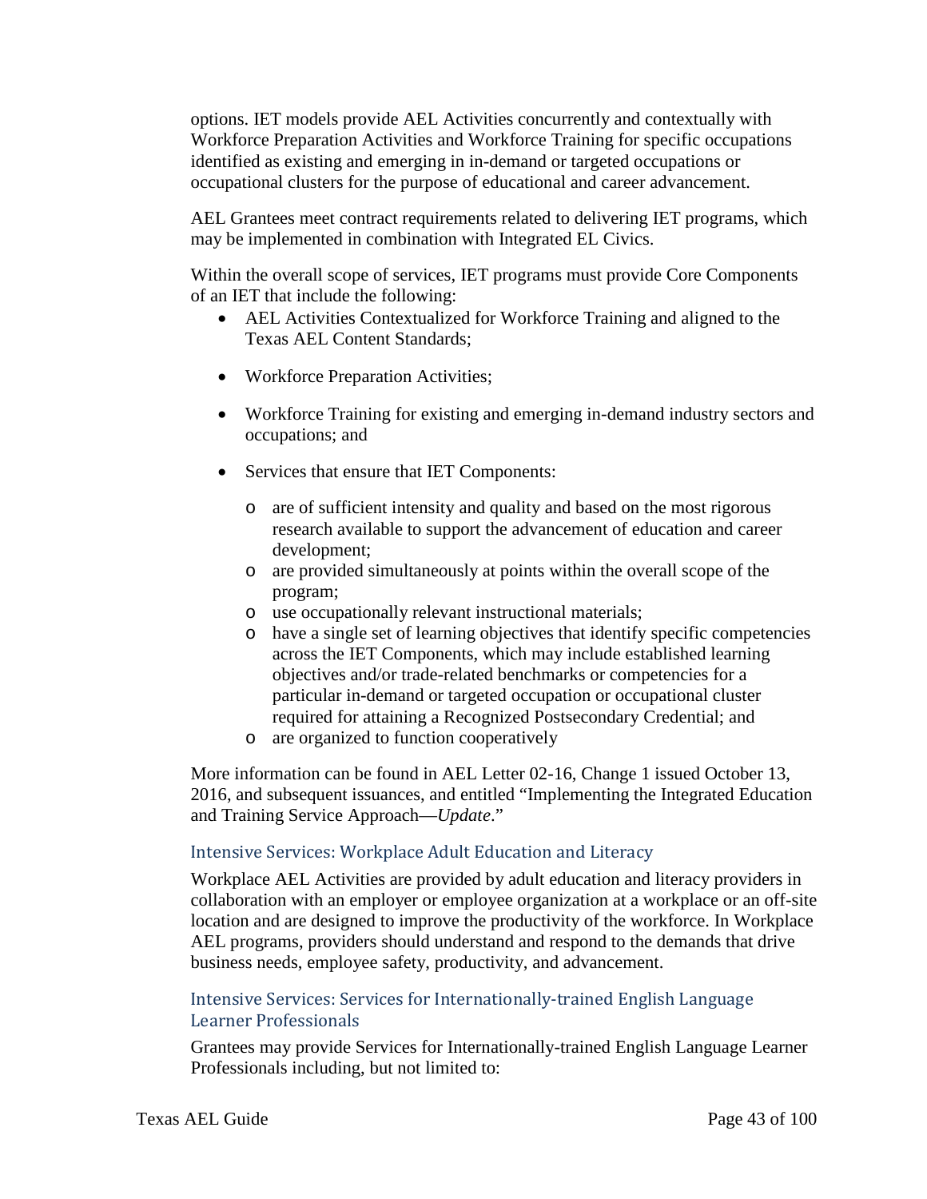options. IET models provide AEL Activities concurrently and contextually with Workforce Preparation Activities and Workforce Training for specific occupations identified as existing and emerging in in-demand or targeted occupations or occupational clusters for the purpose of educational and career advancement.

AEL Grantees meet contract requirements related to delivering IET programs, which may be implemented in combination with Integrated EL Civics.

Within the overall scope of services, IET programs must provide Core Components of an IET that include the following:

- AEL Activities Contextualized for Workforce Training and aligned to the Texas AEL Content Standards;
- Workforce Preparation Activities;
- Workforce Training for existing and emerging in-demand industry sectors and occupations; and
- Services that ensure that IET Components:
  - are of sufficient intensity and quality and based on the most rigorous research available to support the advancement of education and career development;
  - are provided simultaneously at points within the overall scope of the program;
  - use occupationally relevant instructional materials;
  - have a single set of learning objectives that identify specific competencies across the IET Components, which may include established learning objectives and/or trade-related benchmarks or competencies for a particular in-demand or targeted occupation or occupational cluster required for attaining a Recognized Postsecondary Credential; and
  - are organized to function cooperatively

More information can be found in AEL Letter 02-16, Change 1 issued October 13, 2016, and subsequent issuances, and entitled "Implementing the Integrated Education and Training Service Approach—*Update*."

### Intensive Services: Workplace Adult Education and Literacy

Workplace AEL Activities are provided by adult education and literacy providers in collaboration with an employer or employee organization at a workplace or an off-site location and are designed to improve the productivity of the workforce. In Workplace AEL programs, providers should understand and respond to the demands that drive business needs, employee safety, productivity, and advancement.

### Intensive Services: Services for Internationally-trained English Language Learner Professionals

Grantees may provide Services for Internationally-trained English Language Learner Professionals including, but not limited to: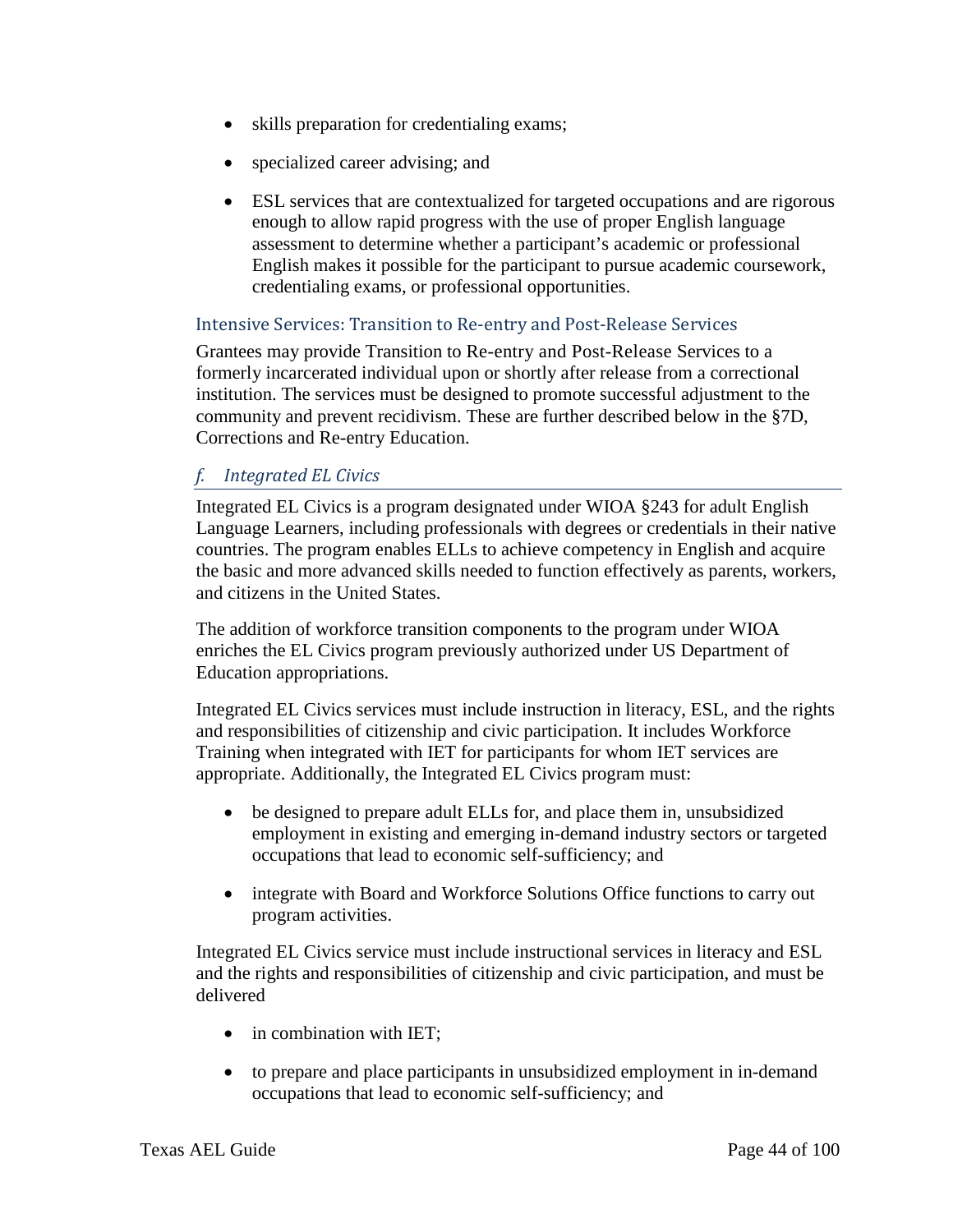- skills preparation for credentialing exams;
- specialized career advising; and
- ESL services that are contextualized for targeted occupations and are rigorous enough to allow rapid progress with the use of proper English language assessment to determine whether a participant's academic or professional English makes it possible for the participant to pursue academic coursework, credentialing exams, or professional opportunities.

#### Intensive Services: Transition to Re-entry and Post-Release Services

Grantees may provide Transition to Re-entry and Post-Release Services to a formerly incarcerated individual upon or shortly after release from a correctional institution. The services must be designed to promote successful adjustment to the community and prevent recidivism. These are further described below in the §7D, Corrections and Re-entry Education.

### *f. Integrated EL Civics*

Integrated EL Civics is a program designated under WIOA §243 for adult English Language Learners, including professionals with degrees or credentials in their native countries. The program enables ELLs to achieve competency in English and acquire the basic and more advanced skills needed to function effectively as parents, workers, and citizens in the United States.

The addition of workforce transition components to the program under WIOA enriches the EL Civics program previously authorized under US Department of Education appropriations.

Integrated EL Civics services must include instruction in literacy, ESL, and the rights and responsibilities of citizenship and civic participation. It includes Workforce Training when integrated with IET for participants for whom IET services are appropriate. Additionally, the Integrated EL Civics program must:

- be designed to prepare adult ELLs for, and place them in, unsubsidized employment in existing and emerging in-demand industry sectors or targeted occupations that lead to economic self-sufficiency; and
- integrate with Board and Workforce Solutions Office functions to carry out program activities.

Integrated EL Civics service must include instructional services in literacy and ESL and the rights and responsibilities of citizenship and civic participation, and must be delivered

- in combination with IET;
- to prepare and place participants in unsubsidized employment in in-demand occupations that lead to economic self-sufficiency; and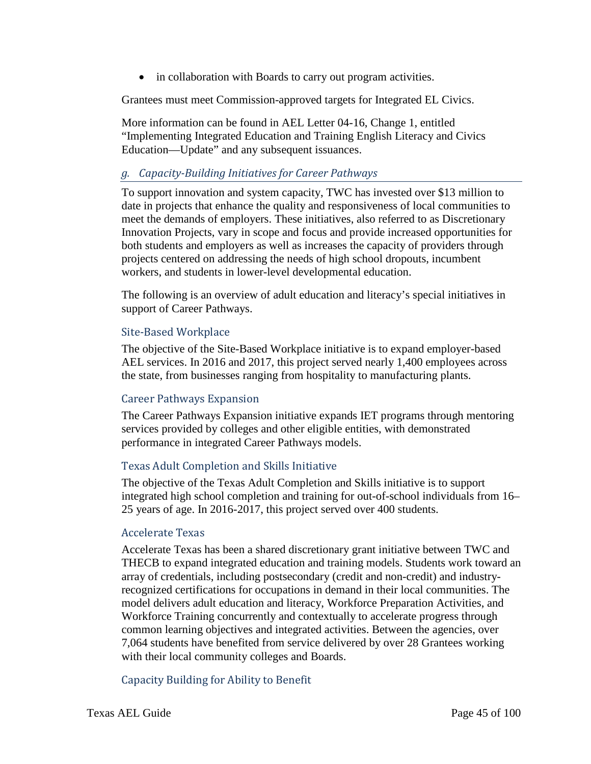- in collaboration with Boards to carry out program activities.

Grantees must meet Commission-approved targets for Integrated EL Civics.

More information can be found in AEL Letter 04-16, Change 1, entitled "Implementing Integrated Education and Training English Literacy and Civics Education—Update" and any subsequent issuances.

### *g. Capacity-Building Initiatives for Career Pathways*

To support innovation and system capacity, TWC has invested over $13 million to date in projects that enhance the quality and responsiveness of local communities to meet the demands of employers. These initiatives, also referred to as Discretionary Innovation Projects, vary in scope and focus and provide increased opportunities for both students and employers as well as increases the capacity of providers through projects centered on addressing the needs of high school dropouts, incumbent workers, and students in lower-level developmental education.

The following is an overview of adult education and literacy's special initiatives in support of Career Pathways.

#### Site-Based Workplace

The objective of the Site-Based Workplace initiative is to expand employer-based AEL services. In 2016 and 2017, this project served nearly 1,400 employees across the state, from businesses ranging from hospitality to manufacturing plants.

#### Career Pathways Expansion

The Career Pathways Expansion initiative expands IET programs through mentoring services provided by colleges and other eligible entities, with demonstrated performance in integrated Career Pathways models.

#### Texas Adult Completion and Skills Initiative

The objective of the Texas Adult Completion and Skills initiative is to support integrated high school completion and training for out-of-school individuals from 16–25 years of age. In 2016-2017, this project served over 400 students.

#### Accelerate Texas

Accelerate Texas has been a shared discretionary grant initiative between TWC and THECB to expand integrated education and training models. Students work toward an array of credentials, including postsecondary (credit and non-credit) and industry-recognized certifications for occupations in demand in their local communities. The model delivers adult education and literacy, Workforce Preparation Activities, and Workforce Training concurrently and contextually to accelerate progress through common learning objectives and integrated activities. Between the agencies, over 7,064 students have benefited from service delivered by over 28 Grantees working with their local community colleges and Boards.

#### Capacity Building for Ability to Benefit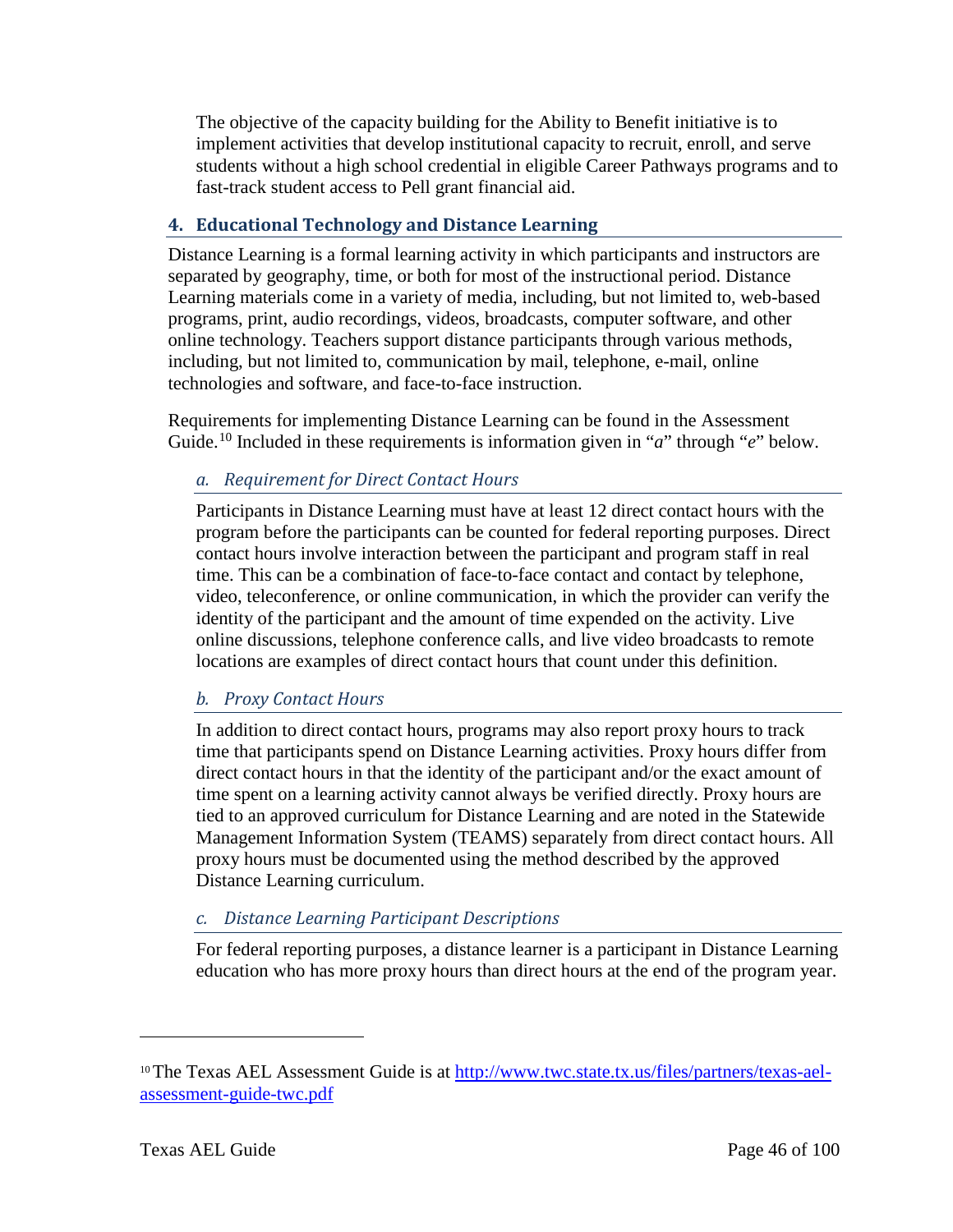The objective of the capacity building for the Ability to Benefit initiative is to implement activities that develop institutional capacity to recruit, enroll, and serve students without a high school credential in eligible Career Pathways programs and to fast-track student access to Pell grant financial aid.

## 4. Educational Technology and Distance Learning

Distance Learning is a formal learning activity in which participants and instructors are separated by geography, time, or both for most of the instructional period. Distance Learning materials come in a variety of media, including, but not limited to, web-based programs, print, audio recordings, videos, broadcasts, computer software, and other online technology. Teachers support distance participants through various methods, including, but not limited to, communication by mail, telephone, e-mail, online technologies and software, and face-to-face instruction.

Requirements for implementing Distance Learning can be found in the Assessment Guide.[10] Included in these requirements is information given in "*a*" through "*e*" below.

### *a. Requirement for Direct Contact Hours*

Participants in Distance Learning must have at least 12 direct contact hours with the program before the participants can be counted for federal reporting purposes. Direct contact hours involve interaction between the participant and program staff in real time. This can be a combination of face-to-face contact and contact by telephone, video, teleconference, or online communication, in which the provider can verify the identity of the participant and the amount of time expended on the activity. Live online discussions, telephone conference calls, and live video broadcasts to remote locations are examples of direct contact hours that count under this definition.

### *b. Proxy Contact Hours*

In addition to direct contact hours, programs may also report proxy hours to track time that participants spend on Distance Learning activities. Proxy hours differ from direct contact hours in that the identity of the participant and/or the exact amount of time spent on a learning activity cannot always be verified directly. Proxy hours are tied to an approved curriculum for Distance Learning and are noted in the Statewide Management Information System (TEAMS) separately from direct contact hours. All proxy hours must be documented using the method described by the approved Distance Learning curriculum.

### *c. Distance Learning Participant Descriptions*

For federal reporting purposes, a distance learner is a participant in Distance Learning education who has more proxy hours than direct hours at the end of the program year.

---

[10] The Texas AEL Assessment Guide is at http://www.twc.state.tx.us/files/partners/texas-ael-assessment-guide-twc.pdf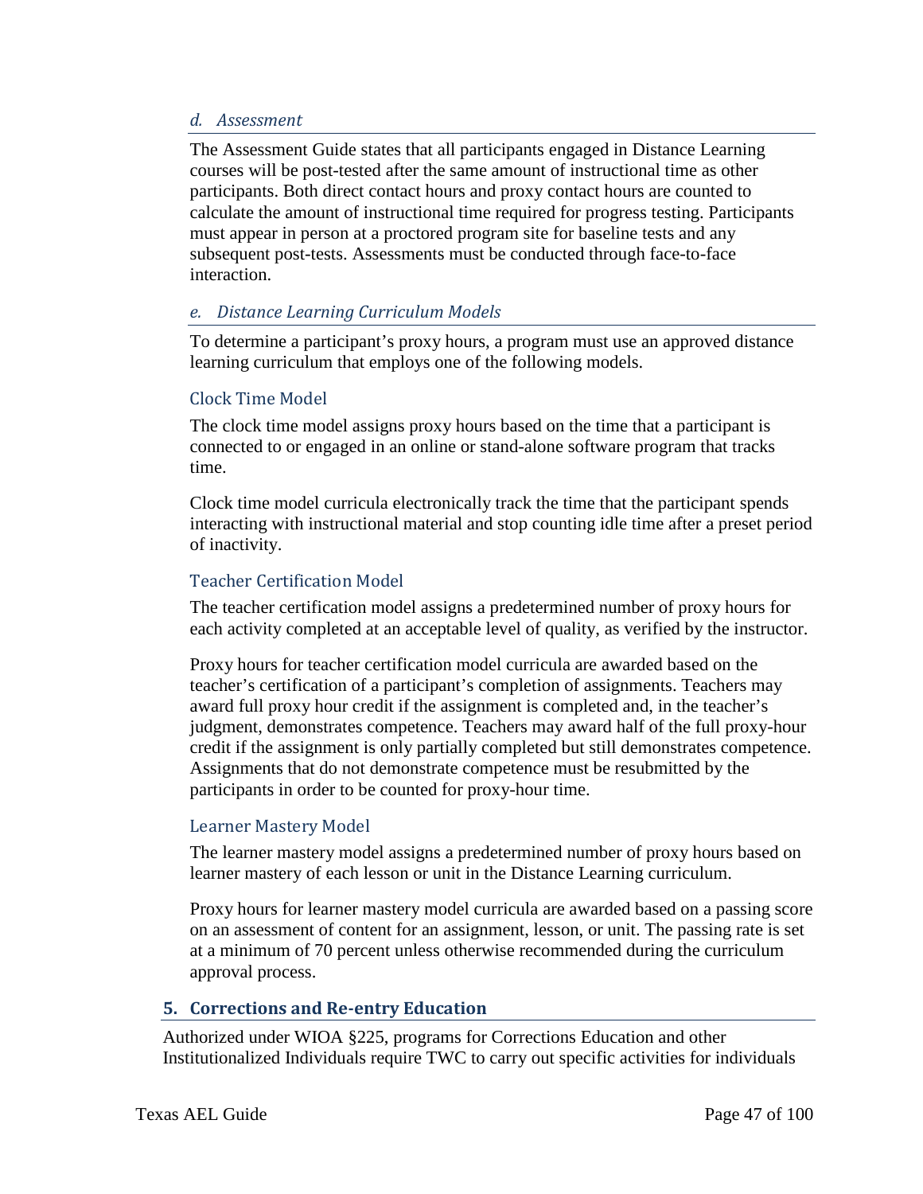#### *d. Assessment*

The Assessment Guide states that all participants engaged in Distance Learning courses will be post-tested after the same amount of instructional time as other participants. Both direct contact hours and proxy contact hours are counted to calculate the amount of instructional time required for progress testing. Participants must appear in person at a proctored program site for baseline tests and any subsequent post-tests. Assessments must be conducted through face-to-face interaction.

#### *e. Distance Learning Curriculum Models*

To determine a participant's proxy hours, a program must use an approved distance learning curriculum that employs one of the following models.

##### Clock Time Model

The clock time model assigns proxy hours based on the time that a participant is connected to or engaged in an online or stand-alone software program that tracks time.

Clock time model curricula electronically track the time that the participant spends interacting with instructional material and stop counting idle time after a preset period of inactivity.

##### Teacher Certification Model

The teacher certification model assigns a predetermined number of proxy hours for each activity completed at an acceptable level of quality, as verified by the instructor.

Proxy hours for teacher certification model curricula are awarded based on the teacher's certification of a participant's completion of assignments. Teachers may award full proxy hour credit if the assignment is completed and, in the teacher's judgment, demonstrates competence. Teachers may award half of the full proxy-hour credit if the assignment is only partially completed but still demonstrates competence. Assignments that do not demonstrate competence must be resubmitted by the participants in order to be counted for proxy-hour time.

##### Learner Mastery Model

The learner mastery model assigns a predetermined number of proxy hours based on learner mastery of each lesson or unit in the Distance Learning curriculum.

Proxy hours for learner mastery model curricula are awarded based on a passing score on an assessment of content for an assignment, lesson, or unit. The passing rate is set at a minimum of 70 percent unless otherwise recommended during the curriculum approval process.

### 5. Corrections and Re-entry Education

Authorized under WIOA §225, programs for Corrections Education and other Institutionalized Individuals require TWC to carry out specific activities for individuals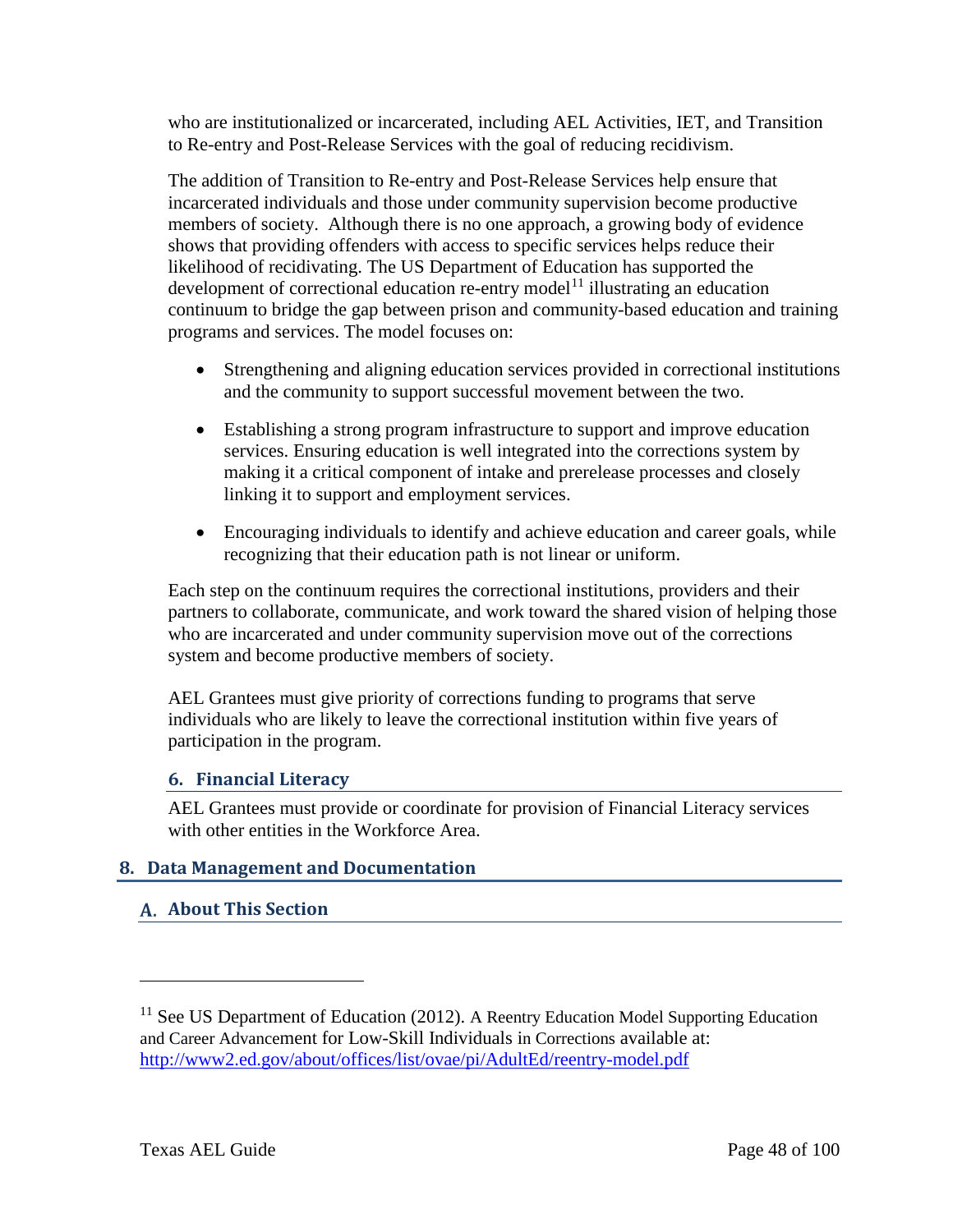who are institutionalized or incarcerated, including AEL Activities, IET, and Transition to Re-entry and Post-Release Services with the goal of reducing recidivism.

The addition of Transition to Re-entry and Post-Release Services help ensure that incarcerated individuals and those under community supervision become productive members of society. Although there is no one approach, a growing body of evidence shows that providing offenders with access to specific services helps reduce their likelihood of recidivating. The US Department of Education has supported the development of correctional education re-entry model[11] illustrating an education continuum to bridge the gap between prison and community-based education and training programs and services. The model focuses on:

- Strengthening and aligning education services provided in correctional institutions and the community to support successful movement between the two.
- Establishing a strong program infrastructure to support and improve education services. Ensuring education is well integrated into the corrections system by making it a critical component of intake and prerelease processes and closely linking it to support and employment services.
- Encouraging individuals to identify and achieve education and career goals, while recognizing that their education path is not linear or uniform.

Each step on the continuum requires the correctional institutions, providers and their partners to collaborate, communicate, and work toward the shared vision of helping those who are incarcerated and under community supervision move out of the corrections system and become productive members of society.

AEL Grantees must give priority of corrections funding to programs that serve individuals who are likely to leave the correctional institution within five years of participation in the program.

### 6. Financial Literacy

AEL Grantees must provide or coordinate for provision of Financial Literacy services with other entities in the Workforce Area.

## 8. Data Management and Documentation

### A. About This Section

[11] See US Department of Education (2012). A Reentry Education Model Supporting Education and Career Advancement for Low-Skill Individuals in Corrections available at: http://www2.ed.gov/about/offices/list/ovae/pi/AdultEd/reentry-model.pdf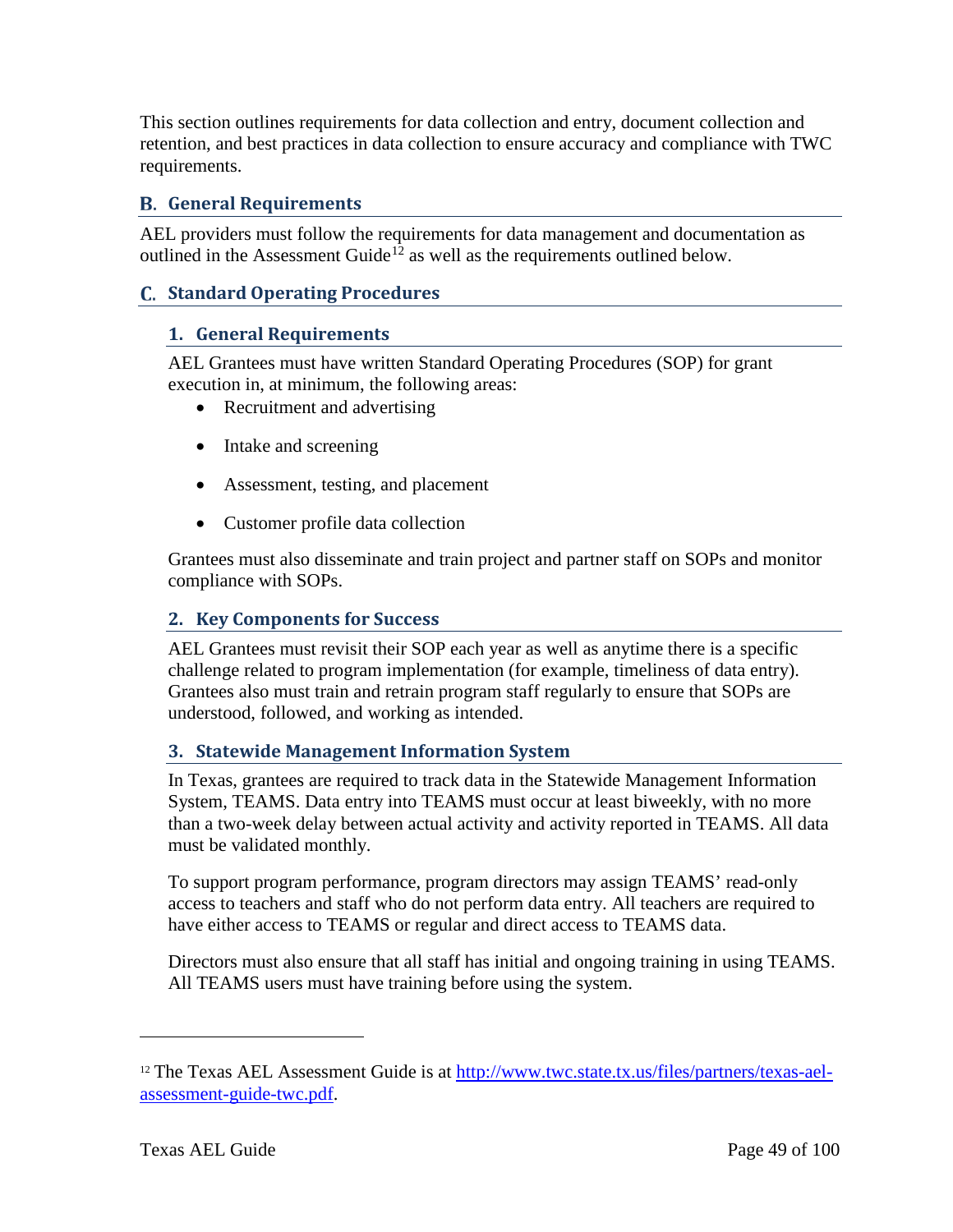This section outlines requirements for data collection and entry, document collection and retention, and best practices in data collection to ensure accuracy and compliance with TWC requirements.

## B. General Requirements

AEL providers must follow the requirements for data management and documentation as outlined in the Assessment Guide[12] as well as the requirements outlined below.

## C. Standard Operating Procedures

### 1. General Requirements

AEL Grantees must have written Standard Operating Procedures (SOP) for grant execution in, at minimum, the following areas:

- Recruitment and advertising
- Intake and screening
- Assessment, testing, and placement
- Customer profile data collection

Grantees must also disseminate and train project and partner staff on SOPs and monitor compliance with SOPs.

### 2. Key Components for Success

AEL Grantees must revisit their SOP each year as well as anytime there is a specific challenge related to program implementation (for example, timeliness of data entry). Grantees also must train and retrain program staff regularly to ensure that SOPs are understood, followed, and working as intended.

### 3. Statewide Management Information System

In Texas, grantees are required to track data in the Statewide Management Information System, TEAMS. Data entry into TEAMS must occur at least biweekly, with no more than a two-week delay between actual activity and activity reported in TEAMS. All data must be validated monthly.

To support program performance, program directors may assign TEAMS' read-only access to teachers and staff who do not perform data entry. All teachers are required to have either access to TEAMS or regular and direct access to TEAMS data.

Directors must also ensure that all staff has initial and ongoing training in using TEAMS. All TEAMS users must have training before using the system.

---

[12] The Texas AEL Assessment Guide is at [http://www.twc.state.tx.us/files/partners/texas-ael-assessment-guide-twc.pdf](http://www.twc.state.tx.us/files/partners/texas-ael-assessment-guide-twc.pdf).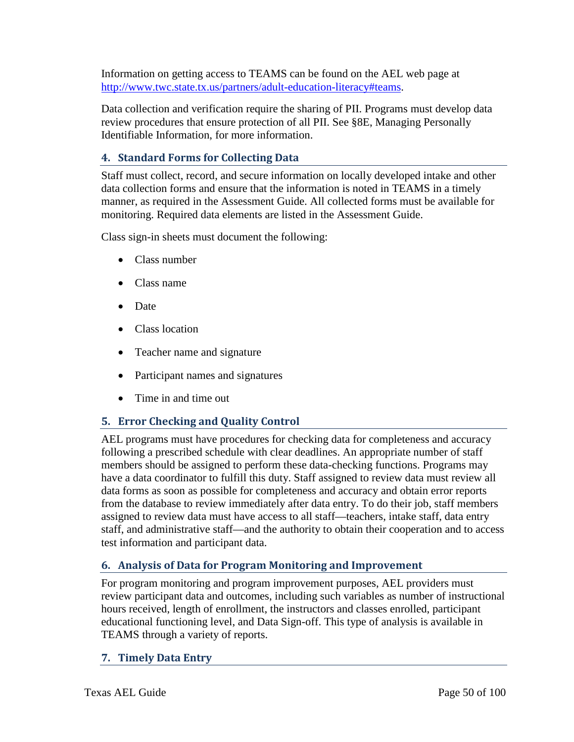Information on getting access to TEAMS can be found on the AEL web page at [http://www.twc.state.tx.us/partners/adult-education-literacy#teams](http://www.twc.state.tx.us/partners/adult-education-literacy#teams).

Data collection and verification require the sharing of PII. Programs must develop data review procedures that ensure protection of all PII. See §8E, Managing Personally Identifiable Information, for more information.

### 4. Standard Forms for Collecting Data

Staff must collect, record, and secure information on locally developed intake and other data collection forms and ensure that the information is noted in TEAMS in a timely manner, as required in the Assessment Guide. All collected forms must be available for monitoring. Required data elements are listed in the Assessment Guide.

Class sign-in sheets must document the following:

- Class number
- Class name
- Date
- Class location
- Teacher name and signature
- Participant names and signatures
- Time in and time out

### 5. Error Checking and Quality Control

AEL programs must have procedures for checking data for completeness and accuracy following a prescribed schedule with clear deadlines. An appropriate number of staff members should be assigned to perform these data-checking functions. Programs may have a data coordinator to fulfill this duty. Staff assigned to review data must review all data forms as soon as possible for completeness and accuracy and obtain error reports from the database to review immediately after data entry. To do their job, staff members assigned to review data must have access to all staff—teachers, intake staff, data entry staff, and administrative staff—and the authority to obtain their cooperation and to access test information and participant data.

### 6. Analysis of Data for Program Monitoring and Improvement

For program monitoring and program improvement purposes, AEL providers must review participant data and outcomes, including such variables as number of instructional hours received, length of enrollment, the instructors and classes enrolled, participant educational functioning level, and Data Sign-off. This type of analysis is available in TEAMS through a variety of reports.

### 7. Timely Data Entry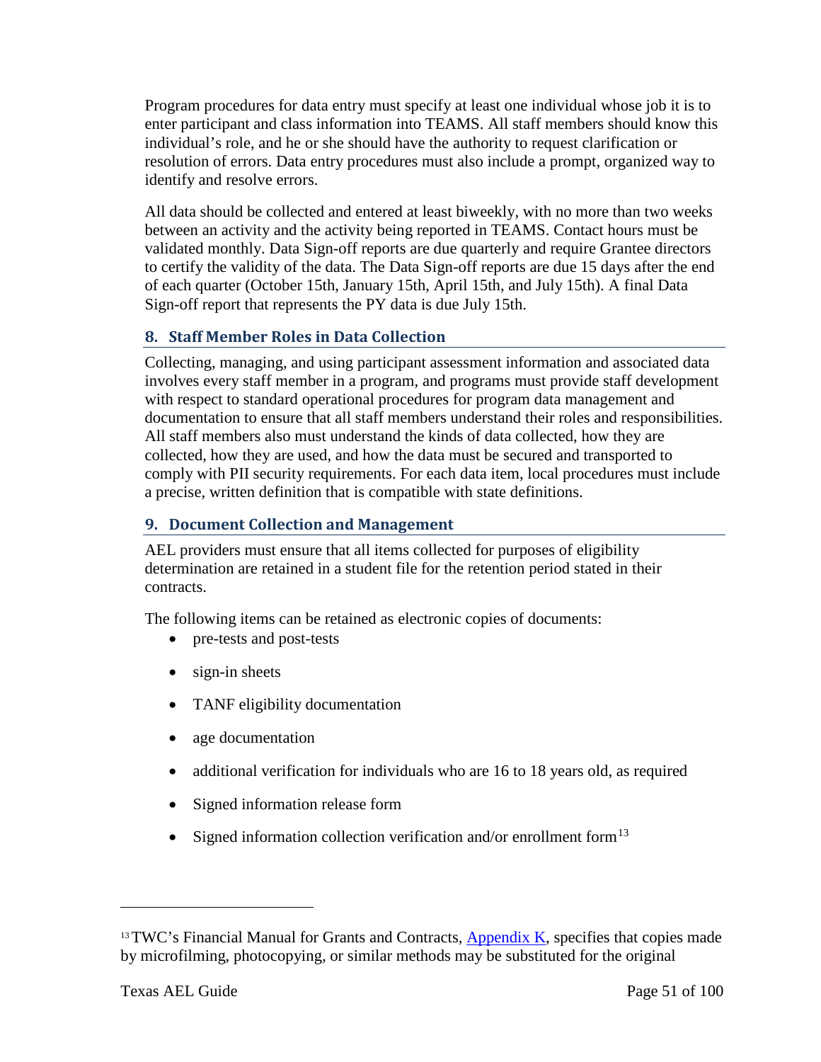Program procedures for data entry must specify at least one individual whose job it is to enter participant and class information into TEAMS. All staff members should know this individual's role, and he or she should have the authority to request clarification or resolution of errors. Data entry procedures must also include a prompt, organized way to identify and resolve errors.

All data should be collected and entered at least biweekly, with no more than two weeks between an activity and the activity being reported in TEAMS. Contact hours must be validated monthly. Data Sign-off reports are due quarterly and require Grantee directors to certify the validity of the data. The Data Sign-off reports are due 15 days after the end of each quarter (October 15th, January 15th, April 15th, and July 15th). A final Data Sign-off report that represents the PY data is due July 15th.

### 8. Staff Member Roles in Data Collection

Collecting, managing, and using participant assessment information and associated data involves every staff member in a program, and programs must provide staff development with respect to standard operational procedures for program data management and documentation to ensure that all staff members understand their roles and responsibilities. All staff members also must understand the kinds of data collected, how they are collected, how they are used, and how the data must be secured and transported to comply with PII security requirements. For each data item, local procedures must include a precise, written definition that is compatible with state definitions.

### 9. Document Collection and Management

AEL providers must ensure that all items collected for purposes of eligibility determination are retained in a student file for the retention period stated in their contracts.

The following items can be retained as electronic copies of documents:

- pre-tests and post-tests
- sign-in sheets
- TANF eligibility documentation
- age documentation
- additional verification for individuals who are 16 to 18 years old, as required
- Signed information release form
- Signed information collection verification and/or enrollment form[13]

[13] TWC's Financial Manual for Grants and Contracts, Appendix K, specifies that copies made by microfilming, photocopying, or similar methods may be substituted for the original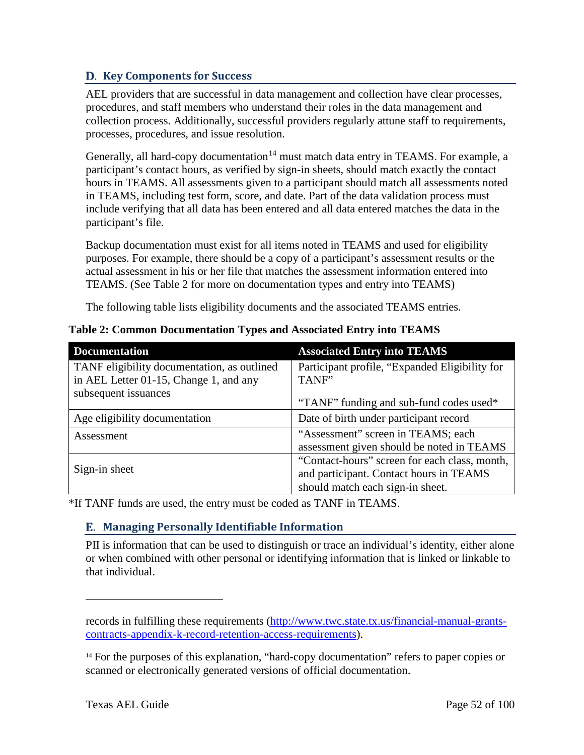## D. Key Components for Success

AEL providers that are successful in data management and collection have clear processes, procedures, and staff members who understand their roles in the data management and collection process. Additionally, successful providers regularly attune staff to requirements, processes, procedures, and issue resolution.

Generally, all hard-copy documentation[14] must match data entry in TEAMS. For example, a participant's contact hours, as verified by sign-in sheets, should match exactly the contact hours in TEAMS. All assessments given to a participant should match all assessments noted in TEAMS, including test form, score, and date. Part of the data validation process must include verifying that all data has been entered and all data entered matches the data in the participant's file.

Backup documentation must exist for all items noted in TEAMS and used for eligibility purposes. For example, there should be a copy of a participant's assessment results or the actual assessment in his or her file that matches the assessment information entered into TEAMS. (See Table 2 for more on documentation types and entry into TEAMS)

The following table lists eligibility documents and the associated TEAMS entries.

**Table 2: Common Documentation Types and Associated Entry into TEAMS**

| Documentation | Associated Entry into TEAMS |
|---|---|
| TANF eligibility documentation, as outlined in AEL Letter 01-15, Change 1, and any subsequent issuances | Participant profile, "Expanded Eligibility for TANF"<br><br>"TANF" funding and sub-fund codes used* |
| Age eligibility documentation | Date of birth under participant record |
| Assessment | "Assessment" screen in TEAMS; each assessment given should be noted in TEAMS |
| Sign-in sheet | "Contact-hours" screen for each class, month, and participant. Contact hours in TEAMS should match each sign-in sheet. |

*If TANF funds are used, the entry must be coded as TANF in TEAMS.

## E. Managing Personally Identifiable Information

PII is information that can be used to distinguish or trace an individual's identity, either alone or when combined with other personal or identifying information that is linked or linkable to that individual.

---

records in fulfilling these requirements (http://www.twc.state.tx.us/financial-manual-grants-contracts-appendix-k-record-retention-access-requirements).

[14] For the purposes of this explanation, "hard-copy documentation" refers to paper copies or scanned or electronically generated versions of official documentation.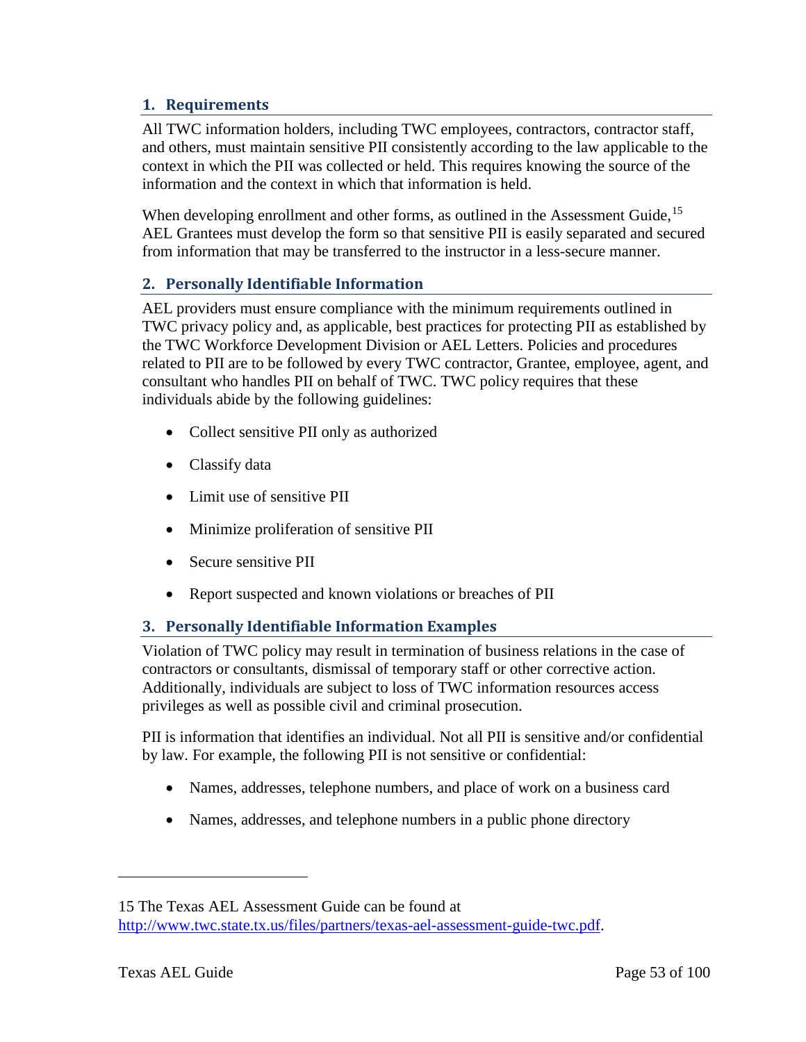### 1. Requirements

All TWC information holders, including TWC employees, contractors, contractor staff, and others, must maintain sensitive PII consistently according to the law applicable to the context in which the PII was collected or held. This requires knowing the source of the information and the context in which that information is held.

When developing enrollment and other forms, as outlined in the Assessment Guide,[15] AEL Grantees must develop the form so that sensitive PII is easily separated and secured from information that may be transferred to the instructor in a less-secure manner.

### 2. Personally Identifiable Information

AEL providers must ensure compliance with the minimum requirements outlined in TWC privacy policy and, as applicable, best practices for protecting PII as established by the TWC Workforce Development Division or AEL Letters. Policies and procedures related to PII are to be followed by every TWC contractor, Grantee, employee, agent, and consultant who handles PII on behalf of TWC. TWC policy requires that these individuals abide by the following guidelines:

- Collect sensitive PII only as authorized
- Classify data
- Limit use of sensitive PII
- Minimize proliferation of sensitive PII
- Secure sensitive PII
- Report suspected and known violations or breaches of PII

### 3. Personally Identifiable Information Examples

Violation of TWC policy may result in termination of business relations in the case of contractors or consultants, dismissal of temporary staff or other corrective action. Additionally, individuals are subject to loss of TWC information resources access privileges as well as possible civil and criminal prosecution.

PII is information that identifies an individual. Not all PII is sensitive and/or confidential by law. For example, the following PII is not sensitive or confidential:

- Names, addresses, telephone numbers, and place of work on a business card
- Names, addresses, and telephone numbers in a public phone directory

---

15 The Texas AEL Assessment Guide can be found at http://www.twc.state.tx.us/files/partners/texas-ael-assessment-guide-twc.pdf.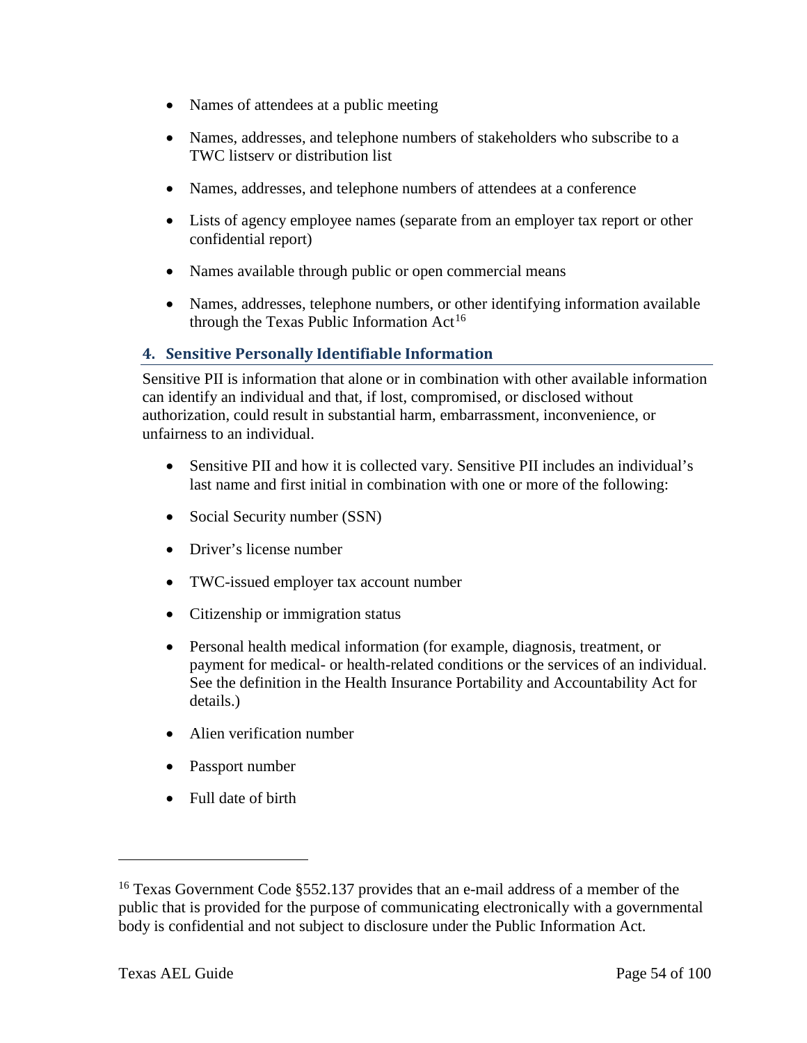- Names of attendees at a public meeting
- Names, addresses, and telephone numbers of stakeholders who subscribe to a TWC listserv or distribution list
- Names, addresses, and telephone numbers of attendees at a conference
- Lists of agency employee names (separate from an employer tax report or other confidential report)
- Names available through public or open commercial means
- Names, addresses, telephone numbers, or other identifying information available through the Texas Public Information Act[16]

## 4. Sensitive Personally Identifiable Information

Sensitive PII is information that alone or in combination with other available information can identify an individual and that, if lost, compromised, or disclosed without authorization, could result in substantial harm, embarrassment, inconvenience, or unfairness to an individual.

- Sensitive PII and how it is collected vary. Sensitive PII includes an individual's last name and first initial in combination with one or more of the following:
- Social Security number (SSN)
- Driver's license number
- TWC-issued employer tax account number
- Citizenship or immigration status
- Personal health medical information (for example, diagnosis, treatment, or payment for medical- or health-related conditions or the services of an individual. See the definition in the Health Insurance Portability and Accountability Act for details.)
- Alien verification number
- Passport number
- Full date of birth

---

[16] Texas Government Code §552.137 provides that an e-mail address of a member of the public that is provided for the purpose of communicating electronically with a governmental body is confidential and not subject to disclosure under the Public Information Act.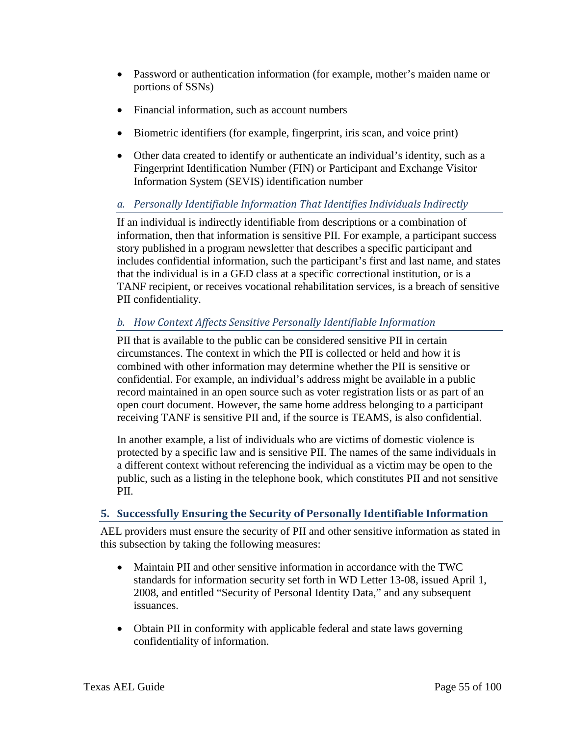- Password or authentication information (for example, mother's maiden name or portions of SSNs)
- Financial information, such as account numbers
- Biometric identifiers (for example, fingerprint, iris scan, and voice print)
- Other data created to identify or authenticate an individual's identity, such as a Fingerprint Identification Number (FIN) or Participant and Exchange Visitor Information System (SEVIS) identification number

### *a. Personally Identifiable Information That Identifies Individuals Indirectly*

If an individual is indirectly identifiable from descriptions or a combination of information, then that information is sensitive PII. For example, a participant success story published in a program newsletter that describes a specific participant and includes confidential information, such the participant's first and last name, and states that the individual is in a GED class at a specific correctional institution, or is a TANF recipient, or receives vocational rehabilitation services, is a breach of sensitive PII confidentiality.

### *b. How Context Affects Sensitive Personally Identifiable Information*

PII that is available to the public can be considered sensitive PII in certain circumstances. The context in which the PII is collected or held and how it is combined with other information may determine whether the PII is sensitive or confidential. For example, an individual's address might be available in a public record maintained in an open source such as voter registration lists or as part of an open court document. However, the same home address belonging to a participant receiving TANF is sensitive PII and, if the source is TEAMS, is also confidential.

In another example, a list of individuals who are victims of domestic violence is protected by a specific law and is sensitive PII. The names of the same individuals in a different context without referencing the individual as a victim may be open to the public, such as a listing in the telephone book, which constitutes PII and not sensitive PII.

## 5. Successfully Ensuring the Security of Personally Identifiable Information

AEL providers must ensure the security of PII and other sensitive information as stated in this subsection by taking the following measures:

- Maintain PII and other sensitive information in accordance with the TWC standards for information security set forth in WD Letter 13-08, issued April 1, 2008, and entitled "Security of Personal Identity Data," and any subsequent issuances.
- Obtain PII in conformity with applicable federal and state laws governing confidentiality of information.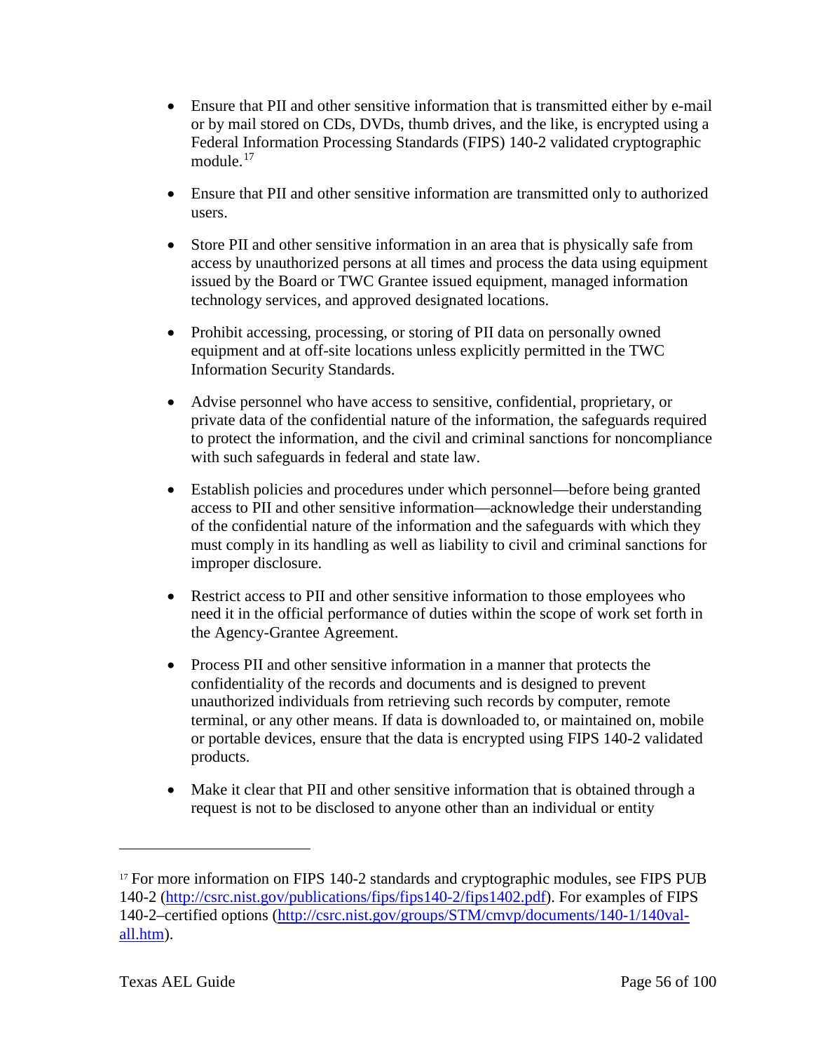- Ensure that PII and other sensitive information that is transmitted either by e-mail or by mail stored on CDs, DVDs, thumb drives, and the like, is encrypted using a Federal Information Processing Standards (FIPS) 140-2 validated cryptographic module.[17]

- Ensure that PII and other sensitive information are transmitted only to authorized users.

- Store PII and other sensitive information in an area that is physically safe from access by unauthorized persons at all times and process the data using equipment issued by the Board or TWC Grantee issued equipment, managed information technology services, and approved designated locations.

- Prohibit accessing, processing, or storing of PII data on personally owned equipment and at off-site locations unless explicitly permitted in the TWC Information Security Standards.

- Advise personnel who have access to sensitive, confidential, proprietary, or private data of the confidential nature of the information, the safeguards required to protect the information, and the civil and criminal sanctions for noncompliance with such safeguards in federal and state law.

- Establish policies and procedures under which personnel—before being granted access to PII and other sensitive information—acknowledge their understanding of the confidential nature of the information and the safeguards with which they must comply in its handling as well as liability to civil and criminal sanctions for improper disclosure.

- Restrict access to PII and other sensitive information to those employees who need it in the official performance of duties within the scope of work set forth in the Agency-Grantee Agreement.

- Process PII and other sensitive information in a manner that protects the confidentiality of the records and documents and is designed to prevent unauthorized individuals from retrieving such records by computer, remote terminal, or any other means. If data is downloaded to, or maintained on, mobile or portable devices, ensure that the data is encrypted using FIPS 140-2 validated products.

- Make it clear that PII and other sensitive information that is obtained through a request is not to be disclosed to anyone other than an individual or entity

---

[17] For more information on FIPS 140-2 standards and cryptographic modules, see FIPS PUB 140-2 (http://csrc.nist.gov/publications/fips/fips140-2/fips1402.pdf). For examples of FIPS 140-2–certified options (http://csrc.nist.gov/groups/STM/cmvp/documents/140-1/140val-all.htm).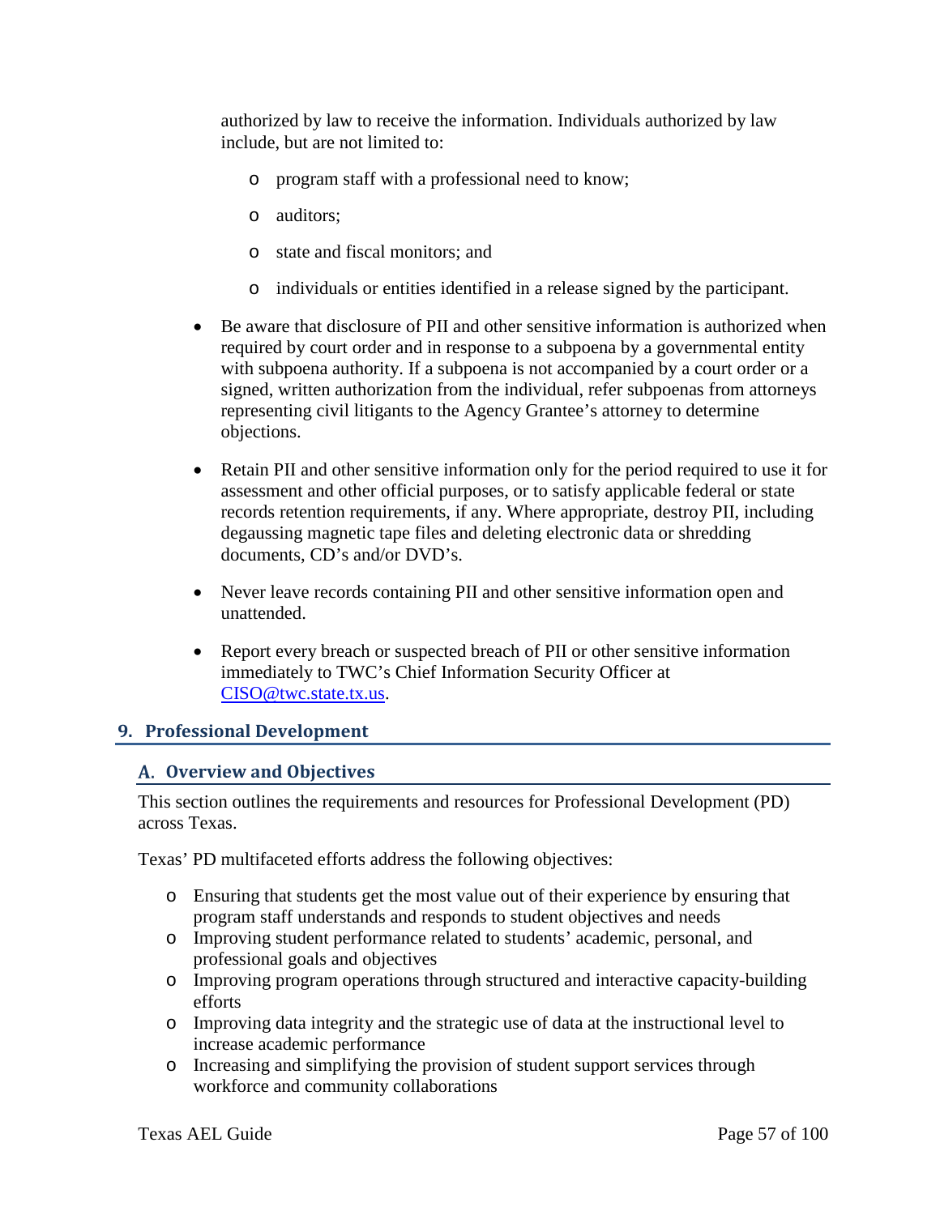authorized by law to receive the information. Individuals authorized by law include, but are not limited to:

- program staff with a professional need to know;
- auditors;
- state and fiscal monitors; and
- individuals or entities identified in a release signed by the participant.

- Be aware that disclosure of PII and other sensitive information is authorized when required by court order and in response to a subpoena by a governmental entity with subpoena authority. If a subpoena is not accompanied by a court order or a signed, written authorization from the individual, refer subpoenas from attorneys representing civil litigants to the Agency Grantee's attorney to determine objections.
- Retain PII and other sensitive information only for the period required to use it for assessment and other official purposes, or to satisfy applicable federal or state records retention requirements, if any. Where appropriate, destroy PII, including degaussing magnetic tape files and deleting electronic data or shredding documents, CD's and/or DVD's.
- Never leave records containing PII and other sensitive information open and unattended.
- Report every breach or suspected breach of PII or other sensitive information immediately to TWC's Chief Information Security Officer at CISO@twc.state.tx.us.

## 9. Professional Development

### A. Overview and Objectives

This section outlines the requirements and resources for Professional Development (PD) across Texas.

Texas' PD multifaceted efforts address the following objectives:

- Ensuring that students get the most value out of their experience by ensuring that program staff understands and responds to student objectives and needs
- Improving student performance related to students' academic, personal, and professional goals and objectives
- Improving program operations through structured and interactive capacity-building efforts
- Improving data integrity and the strategic use of data at the instructional level to increase academic performance
- Increasing and simplifying the provision of student support services through workforce and community collaborations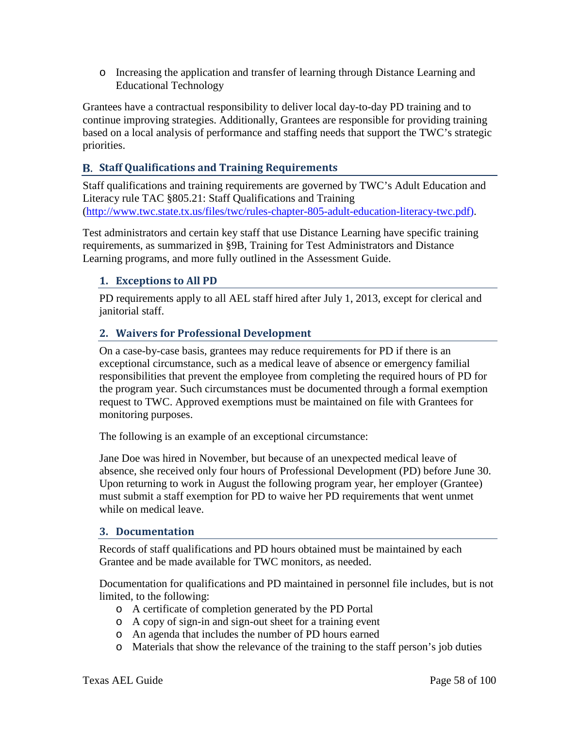- Increasing the application and transfer of learning through Distance Learning and Educational Technology

Grantees have a contractual responsibility to deliver local day-to-day PD training and to continue improving strategies. Additionally, Grantees are responsible for providing training based on a local analysis of performance and staffing needs that support the TWC's strategic priorities.

## B. Staff Qualifications and Training Requirements

Staff qualifications and training requirements are governed by TWC's Adult Education and Literacy rule TAC §805.21: Staff Qualifications and Training (http://www.twc.state.tx.us/files/twc/rules-chapter-805-adult-education-literacy-twc.pdf).

Test administrators and certain key staff that use Distance Learning have specific training requirements, as summarized in §9B, Training for Test Administrators and Distance Learning programs, and more fully outlined in the Assessment Guide.

### 1. Exceptions to All PD

PD requirements apply to all AEL staff hired after July 1, 2013, except for clerical and janitorial staff.

### 2. Waivers for Professional Development

On a case-by-case basis, grantees may reduce requirements for PD if there is an exceptional circumstance, such as a medical leave of absence or emergency familial responsibilities that prevent the employee from completing the required hours of PD for the program year. Such circumstances must be documented through a formal exemption request to TWC. Approved exemptions must be maintained on file with Grantees for monitoring purposes.

The following is an example of an exceptional circumstance:

Jane Doe was hired in November, but because of an unexpected medical leave of absence, she received only four hours of Professional Development (PD) before June 30. Upon returning to work in August the following program year, her employer (Grantee) must submit a staff exemption for PD to waive her PD requirements that went unmet while on medical leave.

### 3. Documentation

Records of staff qualifications and PD hours obtained must be maintained by each Grantee and be made available for TWC monitors, as needed.

Documentation for qualifications and PD maintained in personnel file includes, but is not limited, to the following:

- A certificate of completion generated by the PD Portal
- A copy of sign-in and sign-out sheet for a training event
- An agenda that includes the number of PD hours earned
- Materials that show the relevance of the training to the staff person's job duties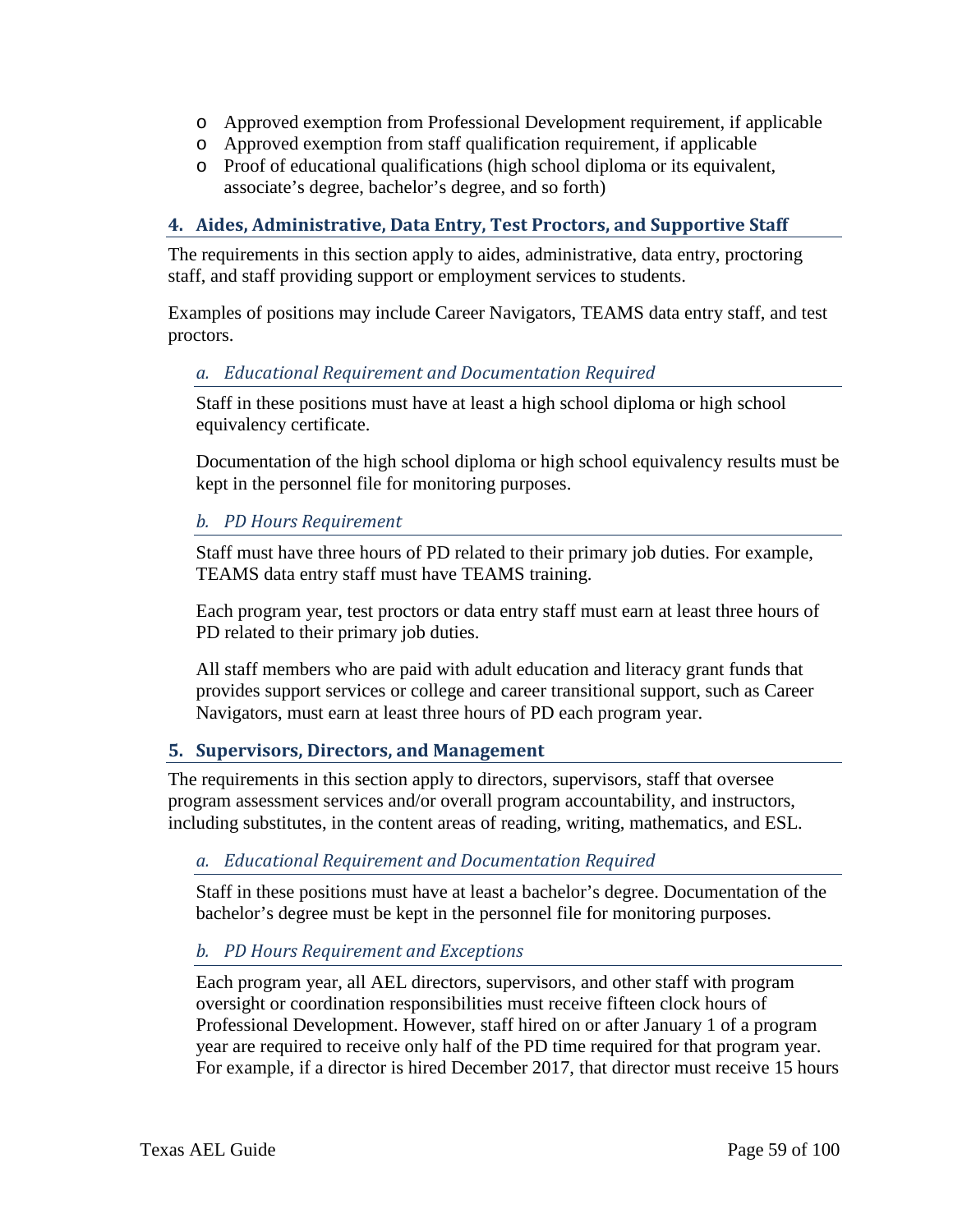- Approved exemption from Professional Development requirement, if applicable
- Approved exemption from staff qualification requirement, if applicable
- Proof of educational qualifications (high school diploma or its equivalent, associate's degree, bachelor's degree, and so forth)

### 4. Aides, Administrative, Data Entry, Test Proctors, and Supportive Staff

The requirements in this section apply to aides, administrative, data entry, proctoring staff, and staff providing support or employment services to students.

Examples of positions may include Career Navigators, TEAMS data entry staff, and test proctors.

#### *a. Educational Requirement and Documentation Required*

Staff in these positions must have at least a high school diploma or high school equivalency certificate.

Documentation of the high school diploma or high school equivalency results must be kept in the personnel file for monitoring purposes.

#### *b. PD Hours Requirement*

Staff must have three hours of PD related to their primary job duties. For example, TEAMS data entry staff must have TEAMS training.

Each program year, test proctors or data entry staff must earn at least three hours of PD related to their primary job duties.

All staff members who are paid with adult education and literacy grant funds that provides support services or college and career transitional support, such as Career Navigators, must earn at least three hours of PD each program year.

### 5. Supervisors, Directors, and Management

The requirements in this section apply to directors, supervisors, staff that oversee program assessment services and/or overall program accountability, and instructors, including substitutes, in the content areas of reading, writing, mathematics, and ESL.

#### *a. Educational Requirement and Documentation Required*

Staff in these positions must have at least a bachelor's degree. Documentation of the bachelor's degree must be kept in the personnel file for monitoring purposes.

#### *b. PD Hours Requirement and Exceptions*

Each program year, all AEL directors, supervisors, and other staff with program oversight or coordination responsibilities must receive fifteen clock hours of Professional Development. However, staff hired on or after January 1 of a program year are required to receive only half of the PD time required for that program year. For example, if a director is hired December 2017, that director must receive 15 hours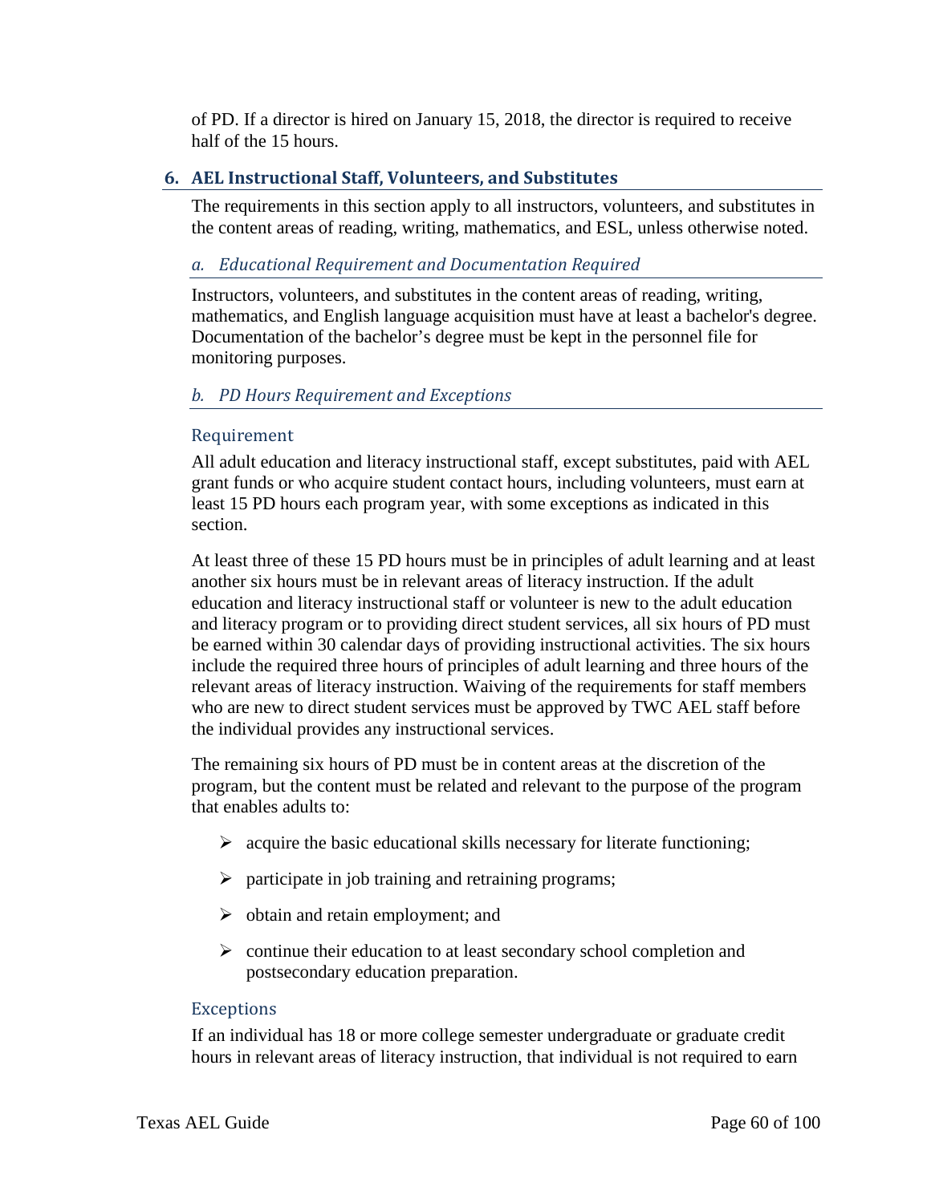of PD. If a director is hired on January 15, 2018, the director is required to receive half of the 15 hours.

## 6. AEL Instructional Staff, Volunteers, and Substitutes

The requirements in this section apply to all instructors, volunteers, and substitutes in the content areas of reading, writing, mathematics, and ESL, unless otherwise noted.

### *a. Educational Requirement and Documentation Required*

Instructors, volunteers, and substitutes in the content areas of reading, writing, mathematics, and English language acquisition must have at least a bachelor's degree. Documentation of the bachelor's degree must be kept in the personnel file for monitoring purposes.

### *b. PD Hours Requirement and Exceptions*

#### Requirement

All adult education and literacy instructional staff, except substitutes, paid with AEL grant funds or who acquire student contact hours, including volunteers, must earn at least 15 PD hours each program year, with some exceptions as indicated in this section.

At least three of these 15 PD hours must be in principles of adult learning and at least another six hours must be in relevant areas of literacy instruction. If the adult education and literacy instructional staff or volunteer is new to the adult education and literacy program or to providing direct student services, all six hours of PD must be earned within 30 calendar days of providing instructional activities. The six hours include the required three hours of principles of adult learning and three hours of the relevant areas of literacy instruction. Waiving of the requirements for staff members who are new to direct student services must be approved by TWC AEL staff before the individual provides any instructional services.

The remaining six hours of PD must be in content areas at the discretion of the program, but the content must be related and relevant to the purpose of the program that enables adults to:

- acquire the basic educational skills necessary for literate functioning;
- participate in job training and retraining programs;
- obtain and retain employment; and
- continue their education to at least secondary school completion and postsecondary education preparation.

#### Exceptions

If an individual has 18 or more college semester undergraduate or graduate credit hours in relevant areas of literacy instruction, that individual is not required to earn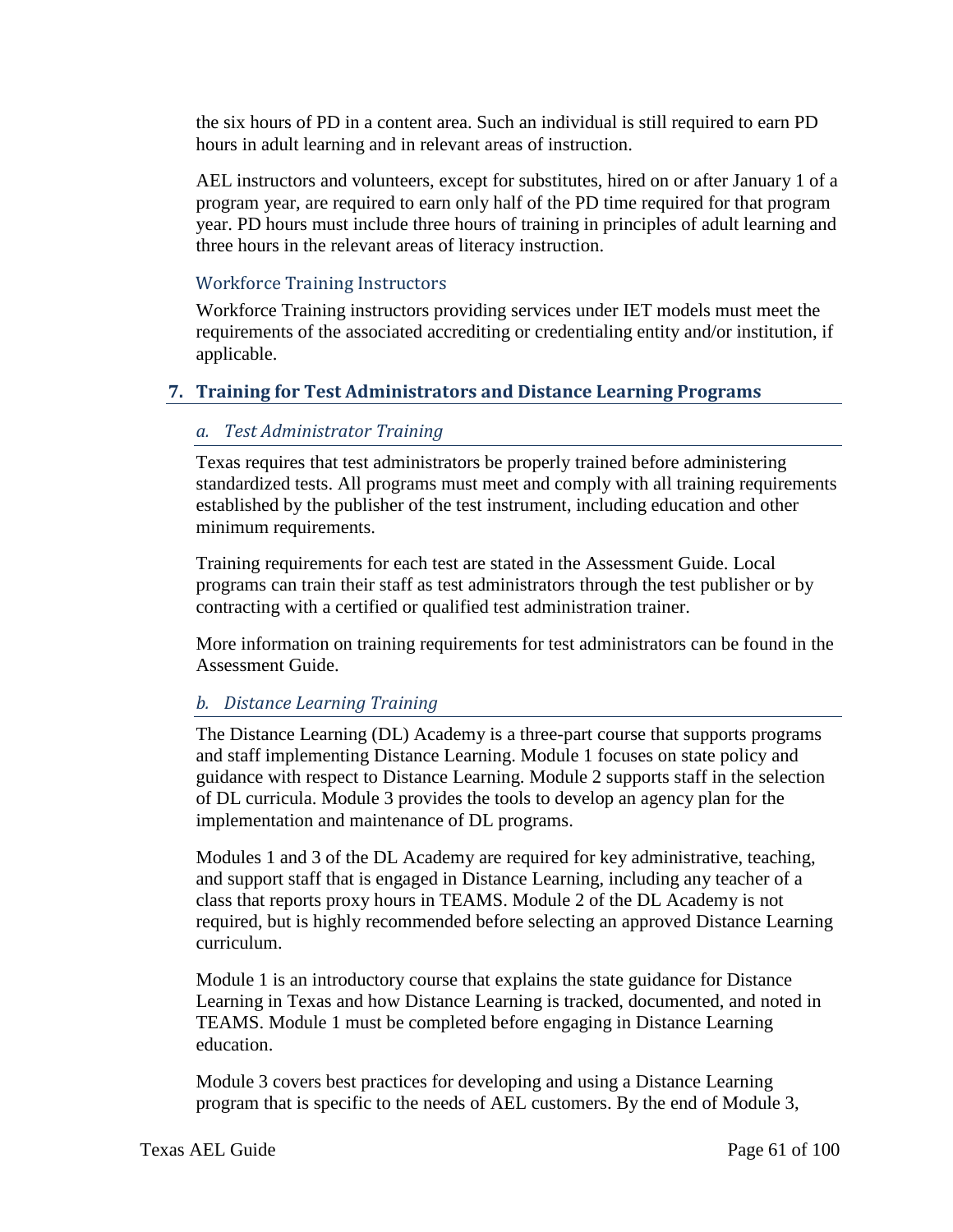the six hours of PD in a content area. Such an individual is still required to earn PD hours in adult learning and in relevant areas of instruction.

AEL instructors and volunteers, except for substitutes, hired on or after January 1 of a program year, are required to earn only half of the PD time required for that program year. PD hours must include three hours of training in principles of adult learning and three hours in the relevant areas of literacy instruction.

#### Workforce Training Instructors

Workforce Training instructors providing services under IET models must meet the requirements of the associated accrediting or credentialing entity and/or institution, if applicable.

## 7. Training for Test Administrators and Distance Learning Programs

### *a. Test Administrator Training*

Texas requires that test administrators be properly trained before administering standardized tests. All programs must meet and comply with all training requirements established by the publisher of the test instrument, including education and other minimum requirements.

Training requirements for each test are stated in the Assessment Guide. Local programs can train their staff as test administrators through the test publisher or by contracting with a certified or qualified test administration trainer.

More information on training requirements for test administrators can be found in the Assessment Guide.

### *b. Distance Learning Training*

The Distance Learning (DL) Academy is a three-part course that supports programs and staff implementing Distance Learning. Module 1 focuses on state policy and guidance with respect to Distance Learning. Module 2 supports staff in the selection of DL curricula. Module 3 provides the tools to develop an agency plan for the implementation and maintenance of DL programs.

Modules 1 and 3 of the DL Academy are required for key administrative, teaching, and support staff that is engaged in Distance Learning, including any teacher of a class that reports proxy hours in TEAMS. Module 2 of the DL Academy is not required, but is highly recommended before selecting an approved Distance Learning curriculum.

Module 1 is an introductory course that explains the state guidance for Distance Learning in Texas and how Distance Learning is tracked, documented, and noted in TEAMS. Module 1 must be completed before engaging in Distance Learning education.

Module 3 covers best practices for developing and using a Distance Learning program that is specific to the needs of AEL customers. By the end of Module 3,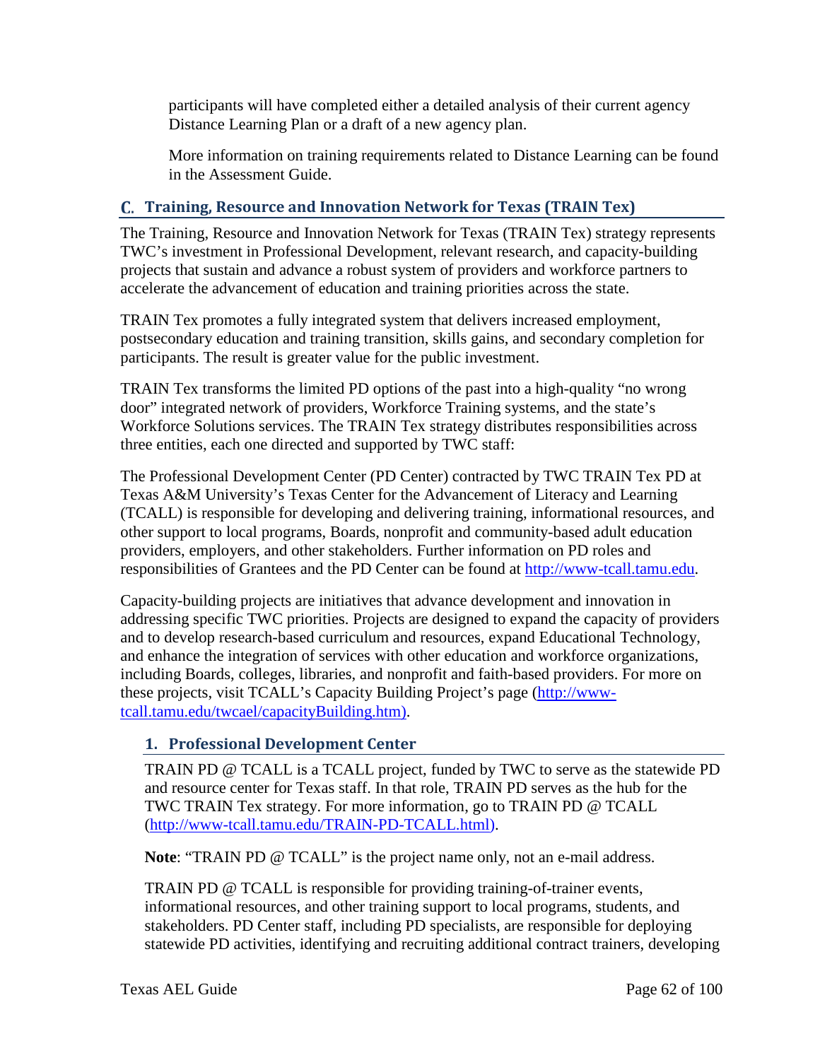participants will have completed either a detailed analysis of their current agency Distance Learning Plan or a draft of a new agency plan.

More information on training requirements related to Distance Learning can be found in the Assessment Guide.

## C. Training, Resource and Innovation Network for Texas (TRAIN Tex)

The Training, Resource and Innovation Network for Texas (TRAIN Tex) strategy represents TWC's investment in Professional Development, relevant research, and capacity-building projects that sustain and advance a robust system of providers and workforce partners to accelerate the advancement of education and training priorities across the state.

TRAIN Tex promotes a fully integrated system that delivers increased employment, postsecondary education and training transition, skills gains, and secondary completion for participants. The result is greater value for the public investment.

TRAIN Tex transforms the limited PD options of the past into a high-quality "no wrong door" integrated network of providers, Workforce Training systems, and the state's Workforce Solutions services. The TRAIN Tex strategy distributes responsibilities across three entities, each one directed and supported by TWC staff:

The Professional Development Center (PD Center) contracted by TWC TRAIN Tex PD at Texas A&M University's Texas Center for the Advancement of Literacy and Learning (TCALL) is responsible for developing and delivering training, informational resources, and other support to local programs, Boards, nonprofit and community-based adult education providers, employers, and other stakeholders. Further information on PD roles and responsibilities of Grantees and the PD Center can be found at [http://www-tcall.tamu.edu](http://www-tcall.tamu.edu).

Capacity-building projects are initiatives that advance development and innovation in addressing specific TWC priorities. Projects are designed to expand the capacity of providers and to develop research-based curriculum and resources, expand Educational Technology, and enhance the integration of services with other education and workforce organizations, including Boards, colleges, libraries, and nonprofit and faith-based providers. For more on these projects, visit TCALL's Capacity Building Project's page ([http://www-tcall.tamu.edu/twcael/capacityBuilding.htm](http://www-tcall.tamu.edu/twcael/capacityBuilding.htm)).

### 1. Professional Development Center

TRAIN PD @ TCALL is a TCALL project, funded by TWC to serve as the statewide PD and resource center for Texas staff. In that role, TRAIN PD serves as the hub for the TWC TRAIN Tex strategy. For more information, go to TRAIN PD @ TCALL ([http://www-tcall.tamu.edu/TRAIN-PD-TCALL.html](http://www-tcall.tamu.edu/TRAIN-PD-TCALL.html)).

**Note**: "TRAIN PD @ TCALL" is the project name only, not an e-mail address.

TRAIN PD @ TCALL is responsible for providing training-of-trainer events, informational resources, and other training support to local programs, students, and stakeholders. PD Center staff, including PD specialists, are responsible for deploying statewide PD activities, identifying and recruiting additional contract trainers, developing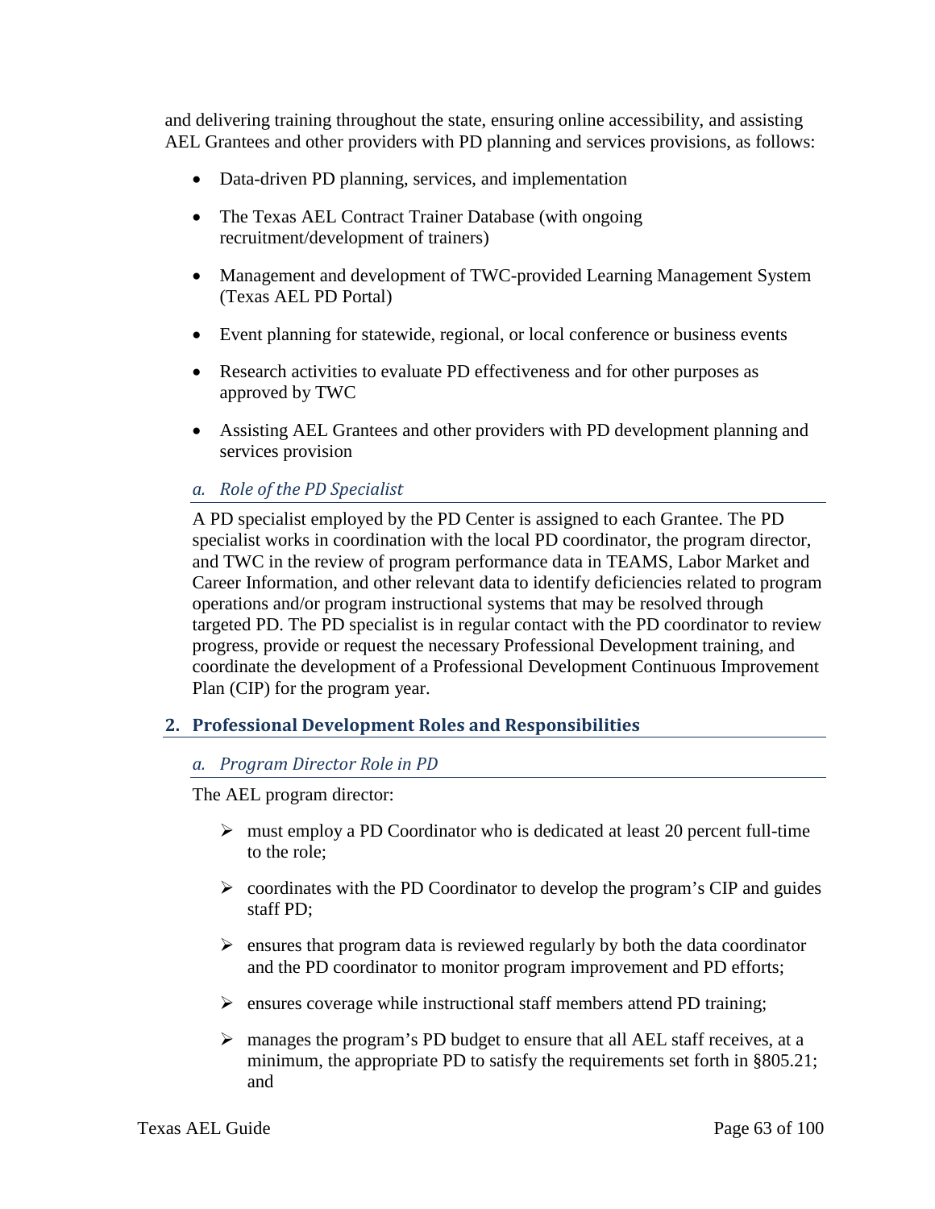and delivering training throughout the state, ensuring online accessibility, and assisting AEL Grantees and other providers with PD planning and services provisions, as follows:

- Data-driven PD planning, services, and implementation
- The Texas AEL Contract Trainer Database (with ongoing recruitment/development of trainers)
- Management and development of TWC-provided Learning Management System (Texas AEL PD Portal)
- Event planning for statewide, regional, or local conference or business events
- Research activities to evaluate PD effectiveness and for other purposes as approved by TWC
- Assisting AEL Grantees and other providers with PD development planning and services provision

### *a. Role of the PD Specialist*

A PD specialist employed by the PD Center is assigned to each Grantee. The PD specialist works in coordination with the local PD coordinator, the program director, and TWC in the review of program performance data in TEAMS, Labor Market and Career Information, and other relevant data to identify deficiencies related to program operations and/or program instructional systems that may be resolved through targeted PD. The PD specialist is in regular contact with the PD coordinator to review progress, provide or request the necessary Professional Development training, and coordinate the development of a Professional Development Continuous Improvement Plan (CIP) for the program year.

## 2. Professional Development Roles and Responsibilities

### *a. Program Director Role in PD*

The AEL program director:

- must employ a PD Coordinator who is dedicated at least 20 percent full-time to the role;
- coordinates with the PD Coordinator to develop the program's CIP and guides staff PD;
- ensures that program data is reviewed regularly by both the data coordinator and the PD coordinator to monitor program improvement and PD efforts;
- ensures coverage while instructional staff members attend PD training;
- manages the program's PD budget to ensure that all AEL staff receives, at a minimum, the appropriate PD to satisfy the requirements set forth in §805.21; and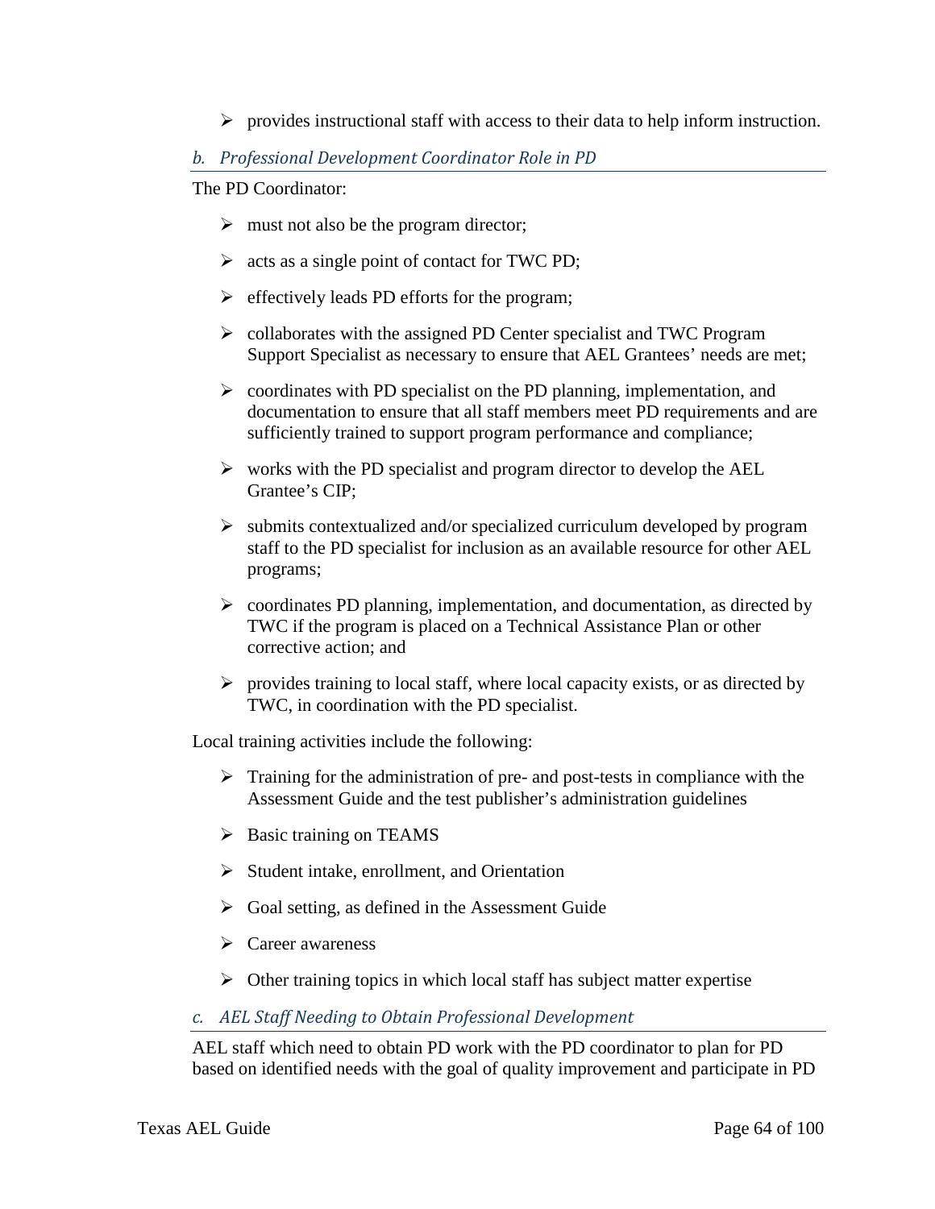- provides instructional staff with access to their data to help inform instruction.

### *b. Professional Development Coordinator Role in PD*

The PD Coordinator:

- must not also be the program director;
- acts as a single point of contact for TWC PD;
- effectively leads PD efforts for the program;
- collaborates with the assigned PD Center specialist and TWC Program Support Specialist as necessary to ensure that AEL Grantees' needs are met;
- coordinates with PD specialist on the PD planning, implementation, and documentation to ensure that all staff members meet PD requirements and are sufficiently trained to support program performance and compliance;
- works with the PD specialist and program director to develop the AEL Grantee's CIP;
- submits contextualized and/or specialized curriculum developed by program staff to the PD specialist for inclusion as an available resource for other AEL programs;
- coordinates PD planning, implementation, and documentation, as directed by TWC if the program is placed on a Technical Assistance Plan or other corrective action; and
- provides training to local staff, where local capacity exists, or as directed by TWC, in coordination with the PD specialist.

Local training activities include the following:

- Training for the administration of pre- and post-tests in compliance with the Assessment Guide and the test publisher's administration guidelines
- Basic training on TEAMS
- Student intake, enrollment, and Orientation
- Goal setting, as defined in the Assessment Guide
- Career awareness
- Other training topics in which local staff has subject matter expertise

### *c. AEL Staff Needing to Obtain Professional Development*

AEL staff which need to obtain PD work with the PD coordinator to plan for PD based on identified needs with the goal of quality improvement and participate in PD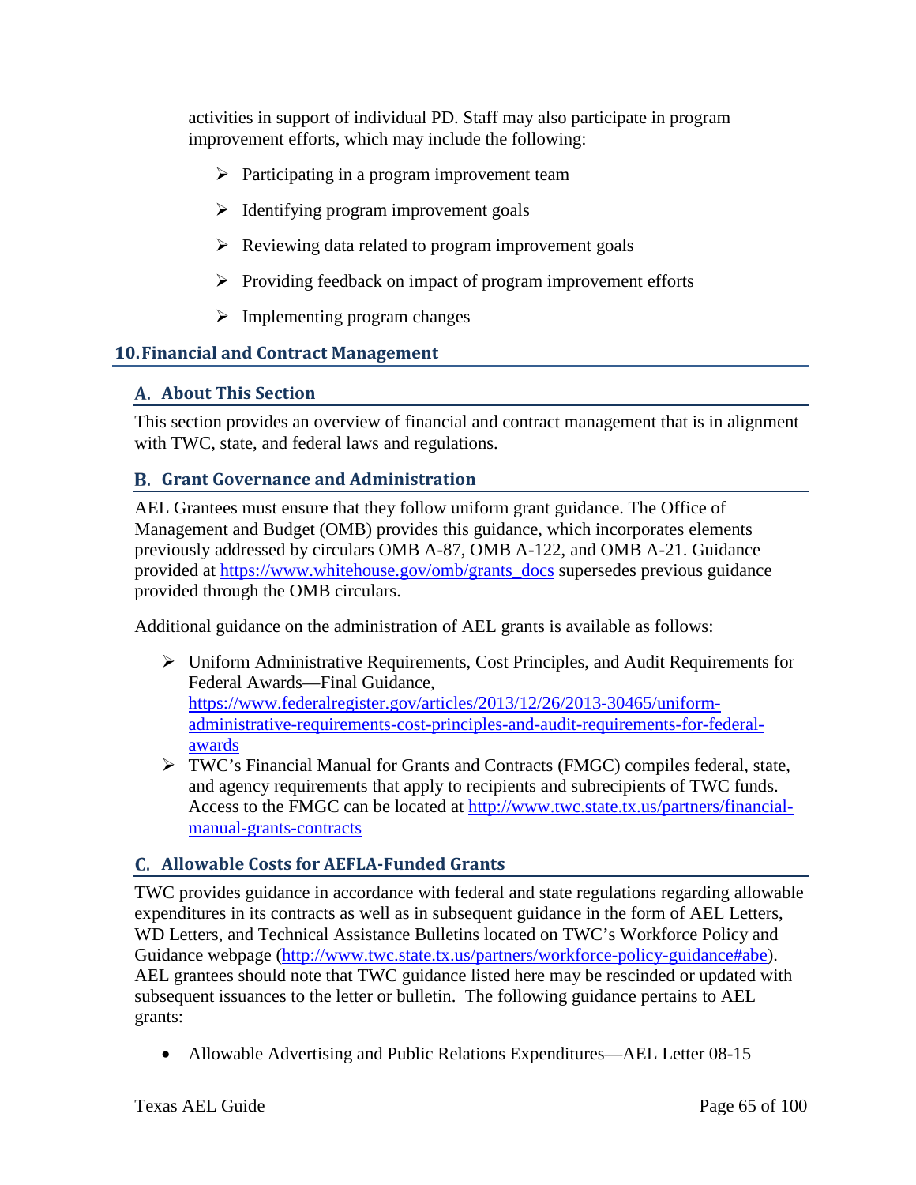activities in support of individual PD. Staff may also participate in program improvement efforts, which may include the following:

- Participating in a program improvement team
- Identifying program improvement goals
- Reviewing data related to program improvement goals
- Providing feedback on impact of program improvement efforts
- Implementing program changes

## 10. Financial and Contract Management

### A. About This Section

This section provides an overview of financial and contract management that is in alignment with TWC, state, and federal laws and regulations.

### B. Grant Governance and Administration

AEL Grantees must ensure that they follow uniform grant guidance. The Office of Management and Budget (OMB) provides this guidance, which incorporates elements previously addressed by circulars OMB A-87, OMB A-122, and OMB A-21. Guidance provided at https://www.whitehouse.gov/omb/grants_docs supersedes previous guidance provided through the OMB circulars.

Additional guidance on the administration of AEL grants is available as follows:

- Uniform Administrative Requirements, Cost Principles, and Audit Requirements for Federal Awards—Final Guidance, https://www.federalregister.gov/articles/2013/12/26/2013-30465/uniform-administrative-requirements-cost-principles-and-audit-requirements-for-federal-awards
- TWC's Financial Manual for Grants and Contracts (FMGC) compiles federal, state, and agency requirements that apply to recipients and subrecipients of TWC funds. Access to the FMGC can be located at http://www.twc.state.tx.us/partners/financial-manual-grants-contracts

### C. Allowable Costs for AEFLA-Funded Grants

TWC provides guidance in accordance with federal and state regulations regarding allowable expenditures in its contracts as well as in subsequent guidance in the form of AEL Letters, WD Letters, and Technical Assistance Bulletins located on TWC's Workforce Policy and Guidance webpage (http://www.twc.state.tx.us/partners/workforce-policy-guidance#abe). AEL grantees should note that TWC guidance listed here may be rescinded or updated with subsequent issuances to the letter or bulletin. The following guidance pertains to AEL grants:

- Allowable Advertising and Public Relations Expenditures—AEL Letter 08-15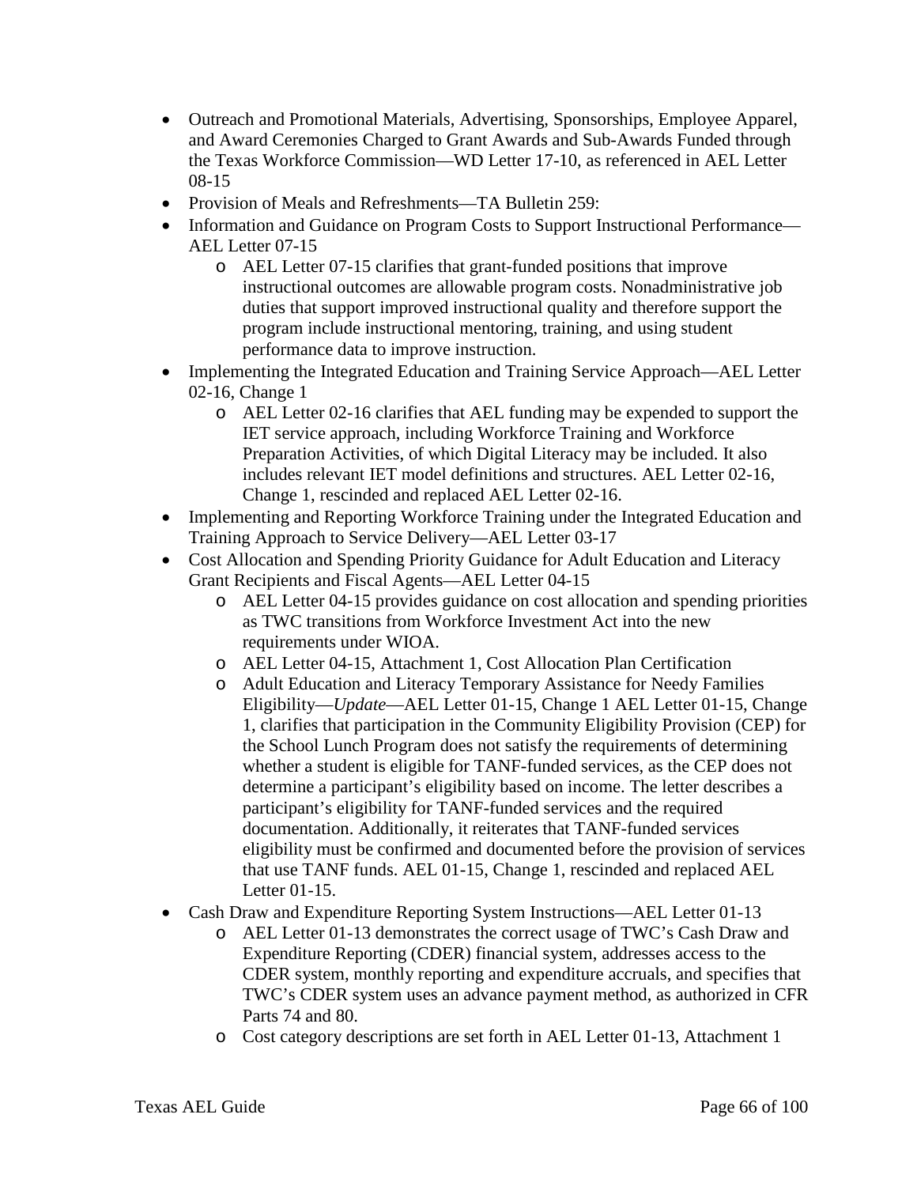- Outreach and Promotional Materials, Advertising, Sponsorships, Employee Apparel, and Award Ceremonies Charged to Grant Awards and Sub-Awards Funded through the Texas Workforce Commission—WD Letter 17-10, as referenced in AEL Letter 08-15
- Provision of Meals and Refreshments—TA Bulletin 259:
- Information and Guidance on Program Costs to Support Instructional Performance—AEL Letter 07-15
  - AEL Letter 07-15 clarifies that grant-funded positions that improve instructional outcomes are allowable program costs. Nonadministrative job duties that support improved instructional quality and therefore support the program include instructional mentoring, training, and using student performance data to improve instruction.
- Implementing the Integrated Education and Training Service Approach—AEL Letter 02-16, Change 1
  - AEL Letter 02-16 clarifies that AEL funding may be expended to support the IET service approach, including Workforce Training and Workforce Preparation Activities, of which Digital Literacy may be included. It also includes relevant IET model definitions and structures. AEL Letter 02-16, Change 1, rescinded and replaced AEL Letter 02-16.
- Implementing and Reporting Workforce Training under the Integrated Education and Training Approach to Service Delivery—AEL Letter 03-17
- Cost Allocation and Spending Priority Guidance for Adult Education and Literacy Grant Recipients and Fiscal Agents—AEL Letter 04-15
  - AEL Letter 04-15 provides guidance on cost allocation and spending priorities as TWC transitions from Workforce Investment Act into the new requirements under WIOA.
  - AEL Letter 04-15, Attachment 1, Cost Allocation Plan Certification
  - Adult Education and Literacy Temporary Assistance for Needy Families Eligibility—*Update*—AEL Letter 01-15, Change 1 AEL Letter 01-15, Change 1, clarifies that participation in the Community Eligibility Provision (CEP) for the School Lunch Program does not satisfy the requirements of determining whether a student is eligible for TANF-funded services, as the CEP does not determine a participant's eligibility based on income. The letter describes a participant's eligibility for TANF-funded services and the required documentation. Additionally, it reiterates that TANF-funded services eligibility must be confirmed and documented before the provision of services that use TANF funds. AEL 01-15, Change 1, rescinded and replaced AEL Letter 01-15.
- Cash Draw and Expenditure Reporting System Instructions—AEL Letter 01-13
  - AEL Letter 01-13 demonstrates the correct usage of TWC's Cash Draw and Expenditure Reporting (CDER) financial system, addresses access to the CDER system, monthly reporting and expenditure accruals, and specifies that TWC's CDER system uses an advance payment method, as authorized in CFR Parts 74 and 80.
  - Cost category descriptions are set forth in AEL Letter 01-13, Attachment 1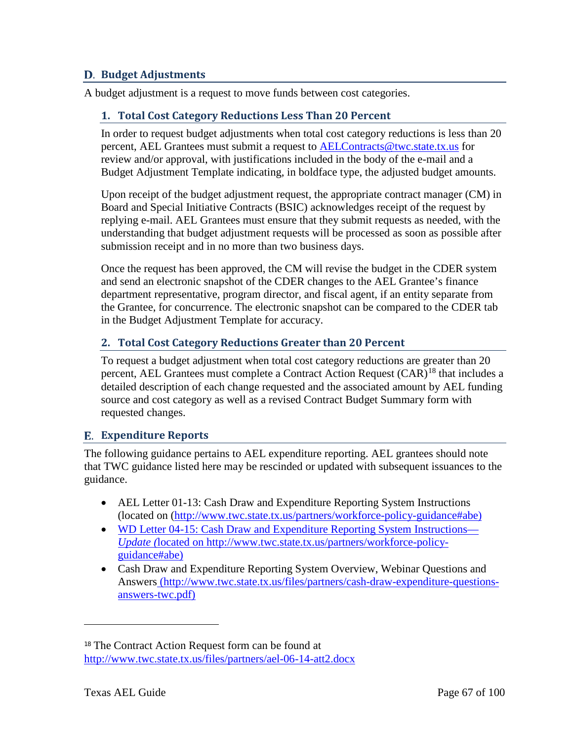## D. Budget Adjustments

A budget adjustment is a request to move funds between cost categories.

### 1. Total Cost Category Reductions Less Than 20 Percent

In order to request budget adjustments when total cost category reductions is less than 20 percent, AEL Grantees must submit a request to AELContracts@twc.state.tx.us for review and/or approval, with justifications included in the body of the e-mail and a Budget Adjustment Template indicating, in boldface type, the adjusted budget amounts.

Upon receipt of the budget adjustment request, the appropriate contract manager (CM) in Board and Special Initiative Contracts (BSIC) acknowledges receipt of the request by replying e-mail. AEL Grantees must ensure that they submit requests as needed, with the understanding that budget adjustment requests will be processed as soon as possible after submission receipt and in no more than two business days.

Once the request has been approved, the CM will revise the budget in the CDER system and send an electronic snapshot of the CDER changes to the AEL Grantee's finance department representative, program director, and fiscal agent, if an entity separate from the Grantee, for concurrence. The electronic snapshot can be compared to the CDER tab in the Budget Adjustment Template for accuracy.

### 2. Total Cost Category Reductions Greater than 20 Percent

To request a budget adjustment when total cost category reductions are greater than 20 percent, AEL Grantees must complete a Contract Action Request (CAR)[18] that includes a detailed description of each change requested and the associated amount by AEL funding source and cost category as well as a revised Contract Budget Summary form with requested changes.

## E. Expenditure Reports

The following guidance pertains to AEL expenditure reporting. AEL grantees should note that TWC guidance listed here may be rescinded or updated with subsequent issuances to the guidance.

- AEL Letter 01-13: Cash Draw and Expenditure Reporting System Instructions (located on (http://www.twc.state.tx.us/partners/workforce-policy-guidance#abe)
- WD Letter 04-15: Cash Draw and Expenditure Reporting System Instructions—*Update* (located on http://www.twc.state.tx.us/partners/workforce-policy-guidance#abe)
- Cash Draw and Expenditure Reporting System Overview, Webinar Questions and Answers (http://www.twc.state.tx.us/files/partners/cash-draw-expenditure-questions-answers-twc.pdf)

[18] The Contract Action Request form can be found at http://www.twc.state.tx.us/files/partners/ael-06-14-att2.docx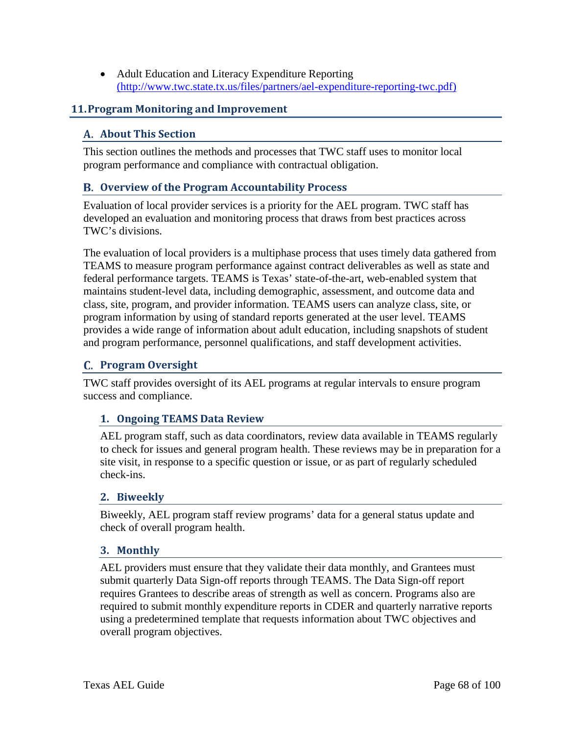- Adult Education and Literacy Expenditure Reporting (http://www.twc.state.tx.us/files/partners/ael-expenditure-reporting-twc.pdf)

## 11. Program Monitoring and Improvement

### A. About This Section

This section outlines the methods and processes that TWC staff uses to monitor local program performance and compliance with contractual obligation.

### B. Overview of the Program Accountability Process

Evaluation of local provider services is a priority for the AEL program. TWC staff has developed an evaluation and monitoring process that draws from best practices across TWC's divisions.

The evaluation of local providers is a multiphase process that uses timely data gathered from TEAMS to measure program performance against contract deliverables as well as state and federal performance targets. TEAMS is Texas' state-of-the-art, web-enabled system that maintains student-level data, including demographic, assessment, and outcome data and class, site, program, and provider information. TEAMS users can analyze class, site, or program information by using of standard reports generated at the user level. TEAMS provides a wide range of information about adult education, including snapshots of student and program performance, personnel qualifications, and staff development activities.

### C. Program Oversight

TWC staff provides oversight of its AEL programs at regular intervals to ensure program success and compliance.

#### 1. Ongoing TEAMS Data Review

AEL program staff, such as data coordinators, review data available in TEAMS regularly to check for issues and general program health. These reviews may be in preparation for a site visit, in response to a specific question or issue, or as part of regularly scheduled check-ins.

#### 2. Biweekly

Biweekly, AEL program staff review programs' data for a general status update and check of overall program health.

#### 3. Monthly

AEL providers must ensure that they validate their data monthly, and Grantees must submit quarterly Data Sign-off reports through TEAMS. The Data Sign-off report requires Grantees to describe areas of strength as well as concern. Programs also are required to submit monthly expenditure reports in CDER and quarterly narrative reports using a predetermined template that requests information about TWC objectives and overall program objectives.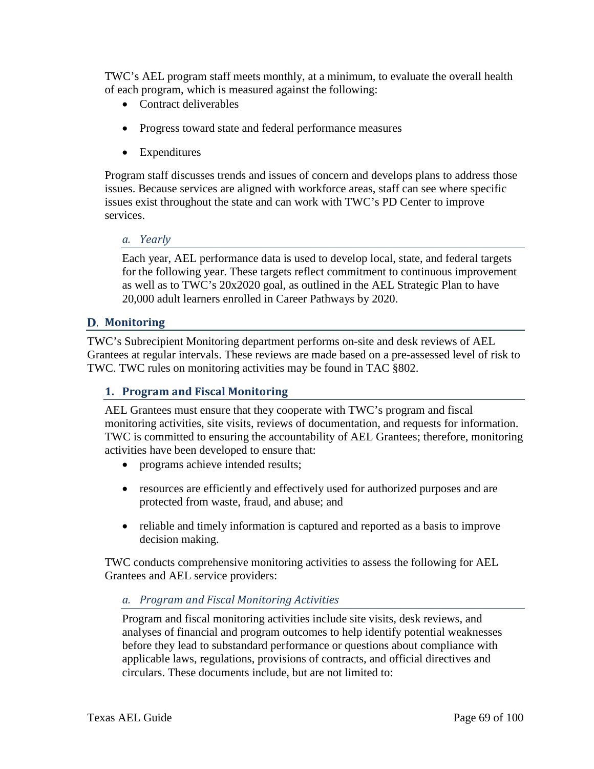TWC's AEL program staff meets monthly, at a minimum, to evaluate the overall health of each program, which is measured against the following:

- Contract deliverables
- Progress toward state and federal performance measures
- Expenditures

Program staff discusses trends and issues of concern and develops plans to address those issues. Because services are aligned with workforce areas, staff can see where specific issues exist throughout the state and can work with TWC's PD Center to improve services.

#### a. *Yearly*

Each year, AEL performance data is used to develop local, state, and federal targets for the following year. These targets reflect commitment to continuous improvement as well as to TWC's 20x2020 goal, as outlined in the AEL Strategic Plan to have 20,000 adult learners enrolled in Career Pathways by 2020.

## D. Monitoring

TWC's Subrecipient Monitoring department performs on-site and desk reviews of AEL Grantees at regular intervals. These reviews are made based on a pre-assessed level of risk to TWC. TWC rules on monitoring activities may be found in TAC §802.

### 1. Program and Fiscal Monitoring

AEL Grantees must ensure that they cooperate with TWC's program and fiscal monitoring activities, site visits, reviews of documentation, and requests for information. TWC is committed to ensuring the accountability of AEL Grantees; therefore, monitoring activities have been developed to ensure that:

- programs achieve intended results;
- resources are efficiently and effectively used for authorized purposes and are protected from waste, fraud, and abuse; and
- reliable and timely information is captured and reported as a basis to improve decision making.

TWC conducts comprehensive monitoring activities to assess the following for AEL Grantees and AEL service providers:

#### a. *Program and Fiscal Monitoring Activities*

Program and fiscal monitoring activities include site visits, desk reviews, and analyses of financial and program outcomes to help identify potential weaknesses before they lead to substandard performance or questions about compliance with applicable laws, regulations, provisions of contracts, and official directives and circulars. These documents include, but are not limited to: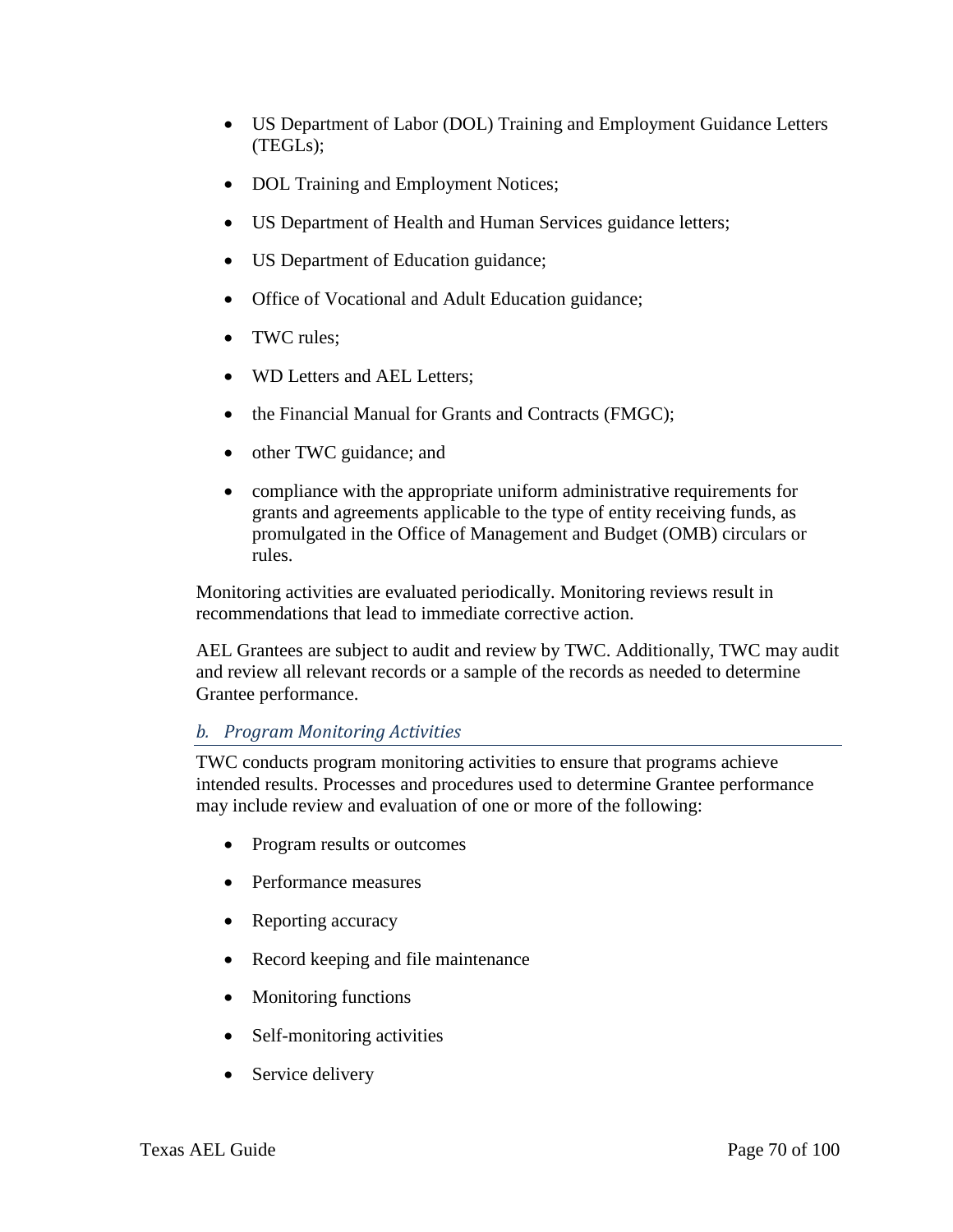- US Department of Labor (DOL) Training and Employment Guidance Letters (TEGLs);
- DOL Training and Employment Notices;
- US Department of Health and Human Services guidance letters;
- US Department of Education guidance;
- Office of Vocational and Adult Education guidance;
- TWC rules;
- WD Letters and AEL Letters;
- the Financial Manual for Grants and Contracts (FMGC);
- other TWC guidance; and
- compliance with the appropriate uniform administrative requirements for grants and agreements applicable to the type of entity receiving funds, as promulgated in the Office of Management and Budget (OMB) circulars or rules.

Monitoring activities are evaluated periodically. Monitoring reviews result in recommendations that lead to immediate corrective action.

AEL Grantees are subject to audit and review by TWC. Additionally, TWC may audit and review all relevant records or a sample of the records as needed to determine Grantee performance.

### *b. Program Monitoring Activities*

TWC conducts program monitoring activities to ensure that programs achieve intended results. Processes and procedures used to determine Grantee performance may include review and evaluation of one or more of the following:

- Program results or outcomes
- Performance measures
- Reporting accuracy
- Record keeping and file maintenance
- Monitoring functions
- Self-monitoring activities
- Service delivery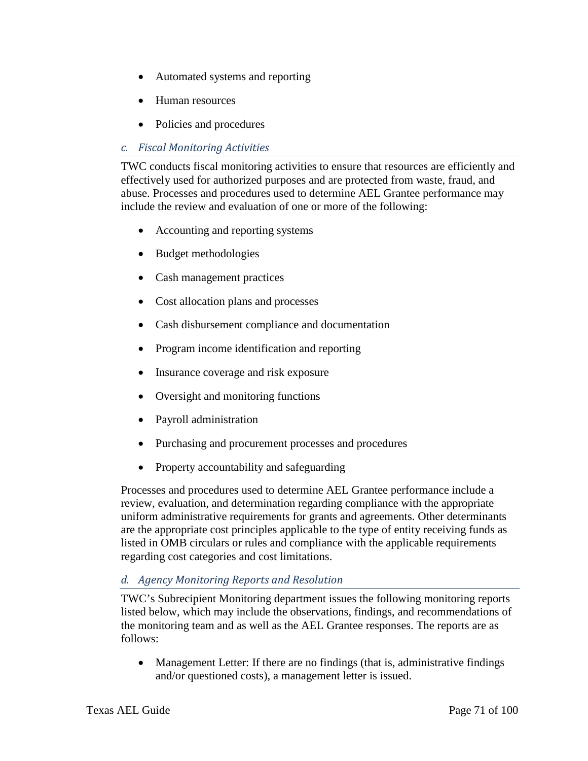- Automated systems and reporting
- Human resources
- Policies and procedures

### *c. Fiscal Monitoring Activities*

TWC conducts fiscal monitoring activities to ensure that resources are efficiently and effectively used for authorized purposes and are protected from waste, fraud, and abuse. Processes and procedures used to determine AEL Grantee performance may include the review and evaluation of one or more of the following:

- Accounting and reporting systems
- Budget methodologies
- Cash management practices
- Cost allocation plans and processes
- Cash disbursement compliance and documentation
- Program income identification and reporting
- Insurance coverage and risk exposure
- Oversight and monitoring functions
- Payroll administration
- Purchasing and procurement processes and procedures
- Property accountability and safeguarding

Processes and procedures used to determine AEL Grantee performance include a review, evaluation, and determination regarding compliance with the appropriate uniform administrative requirements for grants and agreements. Other determinants are the appropriate cost principles applicable to the type of entity receiving funds as listed in OMB circulars or rules and compliance with the applicable requirements regarding cost categories and cost limitations.

### *d. Agency Monitoring Reports and Resolution*

TWC's Subrecipient Monitoring department issues the following monitoring reports listed below, which may include the observations, findings, and recommendations of the monitoring team and as well as the AEL Grantee responses. The reports are as follows:

- Management Letter: If there are no findings (that is, administrative findings and/or questioned costs), a management letter is issued.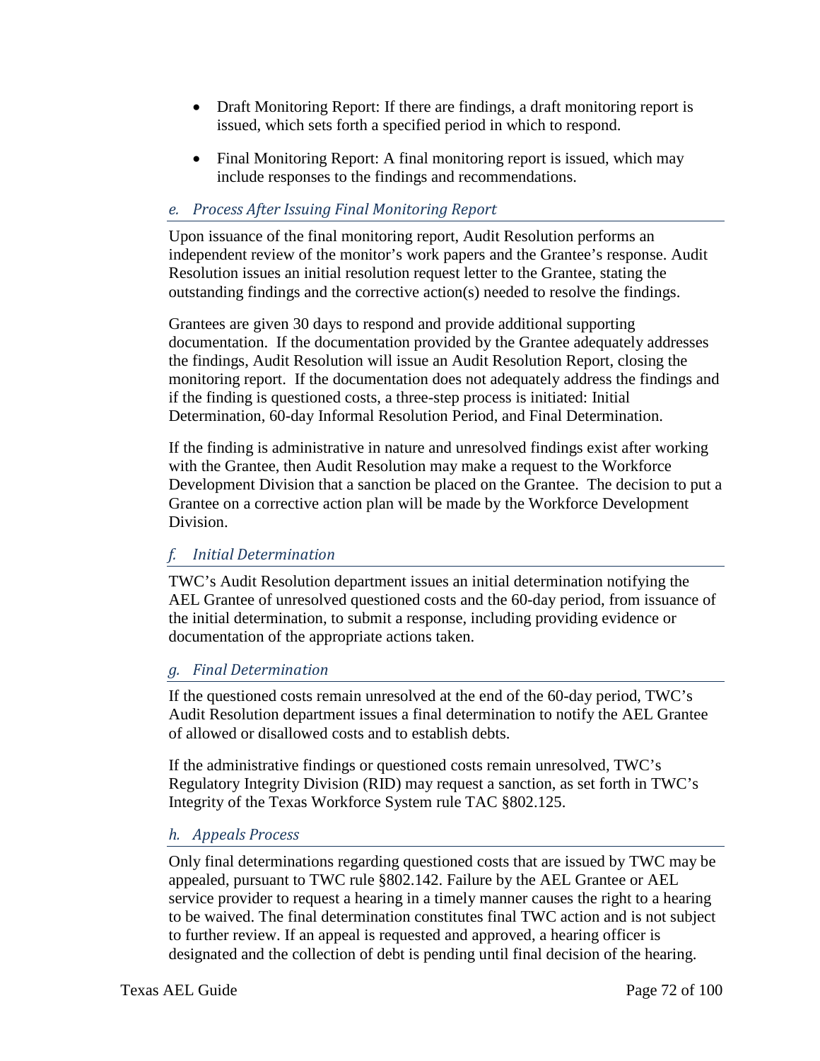- Draft Monitoring Report: If there are findings, a draft monitoring report is issued, which sets forth a specified period in which to respond.
- Final Monitoring Report: A final monitoring report is issued, which may include responses to the findings and recommendations.

### *e. Process After Issuing Final Monitoring Report*

Upon issuance of the final monitoring report, Audit Resolution performs an independent review of the monitor's work papers and the Grantee's response. Audit Resolution issues an initial resolution request letter to the Grantee, stating the outstanding findings and the corrective action(s) needed to resolve the findings.

Grantees are given 30 days to respond and provide additional supporting documentation. If the documentation provided by the Grantee adequately addresses the findings, Audit Resolution will issue an Audit Resolution Report, closing the monitoring report. If the documentation does not adequately address the findings and if the finding is questioned costs, a three-step process is initiated: Initial Determination, 60-day Informal Resolution Period, and Final Determination.

If the finding is administrative in nature and unresolved findings exist after working with the Grantee, then Audit Resolution may make a request to the Workforce Development Division that a sanction be placed on the Grantee. The decision to put a Grantee on a corrective action plan will be made by the Workforce Development Division.

### *f. Initial Determination*

TWC's Audit Resolution department issues an initial determination notifying the AEL Grantee of unresolved questioned costs and the 60-day period, from issuance of the initial determination, to submit a response, including providing evidence or documentation of the appropriate actions taken.

### *g. Final Determination*

If the questioned costs remain unresolved at the end of the 60-day period, TWC's Audit Resolution department issues a final determination to notify the AEL Grantee of allowed or disallowed costs and to establish debts.

If the administrative findings or questioned costs remain unresolved, TWC's Regulatory Integrity Division (RID) may request a sanction, as set forth in TWC's Integrity of the Texas Workforce System rule TAC §802.125.

### *h. Appeals Process*

Only final determinations regarding questioned costs that are issued by TWC may be appealed, pursuant to TWC rule §802.142. Failure by the AEL Grantee or AEL service provider to request a hearing in a timely manner causes the right to a hearing to be waived. The final determination constitutes final TWC action and is not subject to further review. If an appeal is requested and approved, a hearing officer is designated and the collection of debt is pending until final decision of the hearing.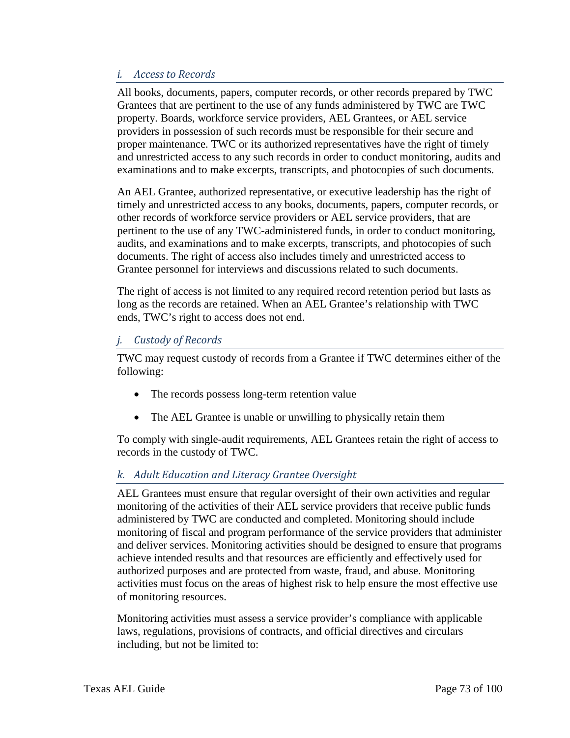### *i. Access to Records*

All books, documents, papers, computer records, or other records prepared by TWC Grantees that are pertinent to the use of any funds administered by TWC are TWC property. Boards, workforce service providers, AEL Grantees, or AEL service providers in possession of such records must be responsible for their secure and proper maintenance. TWC or its authorized representatives have the right of timely and unrestricted access to any such records in order to conduct monitoring, audits and examinations and to make excerpts, transcripts, and photocopies of such documents.

An AEL Grantee, authorized representative, or executive leadership has the right of timely and unrestricted access to any books, documents, papers, computer records, or other records of workforce service providers or AEL service providers, that are pertinent to the use of any TWC-administered funds, in order to conduct monitoring, audits, and examinations and to make excerpts, transcripts, and photocopies of such documents. The right of access also includes timely and unrestricted access to Grantee personnel for interviews and discussions related to such documents.

The right of access is not limited to any required record retention period but lasts as long as the records are retained. When an AEL Grantee's relationship with TWC ends, TWC's right to access does not end.

### *j. Custody of Records*

TWC may request custody of records from a Grantee if TWC determines either of the following:

- The records possess long-term retention value
- The AEL Grantee is unable or unwilling to physically retain them

To comply with single-audit requirements, AEL Grantees retain the right of access to records in the custody of TWC.

### *k. Adult Education and Literacy Grantee Oversight*

AEL Grantees must ensure that regular oversight of their own activities and regular monitoring of the activities of their AEL service providers that receive public funds administered by TWC are conducted and completed. Monitoring should include monitoring of fiscal and program performance of the service providers that administer and deliver services. Monitoring activities should be designed to ensure that programs achieve intended results and that resources are efficiently and effectively used for authorized purposes and are protected from waste, fraud, and abuse. Monitoring activities must focus on the areas of highest risk to help ensure the most effective use of monitoring resources.

Monitoring activities must assess a service provider's compliance with applicable laws, regulations, provisions of contracts, and official directives and circulars including, but not be limited to: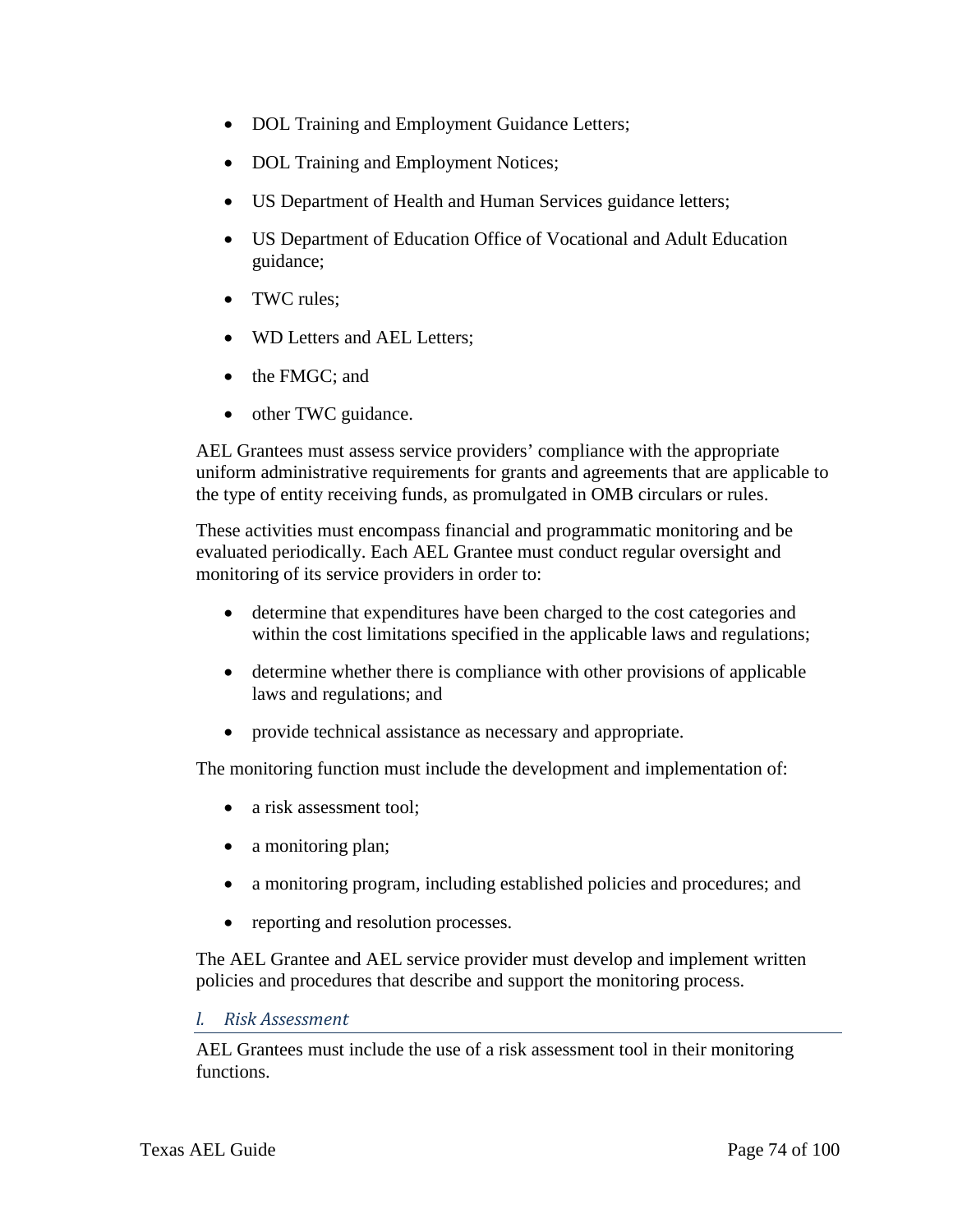- DOL Training and Employment Guidance Letters;
- DOL Training and Employment Notices;
- US Department of Health and Human Services guidance letters;
- US Department of Education Office of Vocational and Adult Education guidance;
- TWC rules;
- WD Letters and AEL Letters;
- the FMGC; and
- other TWC guidance.

AEL Grantees must assess service providers' compliance with the appropriate uniform administrative requirements for grants and agreements that are applicable to the type of entity receiving funds, as promulgated in OMB circulars or rules.

These activities must encompass financial and programmatic monitoring and be evaluated periodically. Each AEL Grantee must conduct regular oversight and monitoring of its service providers in order to:

- determine that expenditures have been charged to the cost categories and within the cost limitations specified in the applicable laws and regulations;
- determine whether there is compliance with other provisions of applicable laws and regulations; and
- provide technical assistance as necessary and appropriate.

The monitoring function must include the development and implementation of:

- a risk assessment tool;
- a monitoring plan;
- a monitoring program, including established policies and procedures; and
- reporting and resolution processes.

The AEL Grantee and AEL service provider must develop and implement written policies and procedures that describe and support the monitoring process.

### *l. Risk Assessment*

AEL Grantees must include the use of a risk assessment tool in their monitoring functions.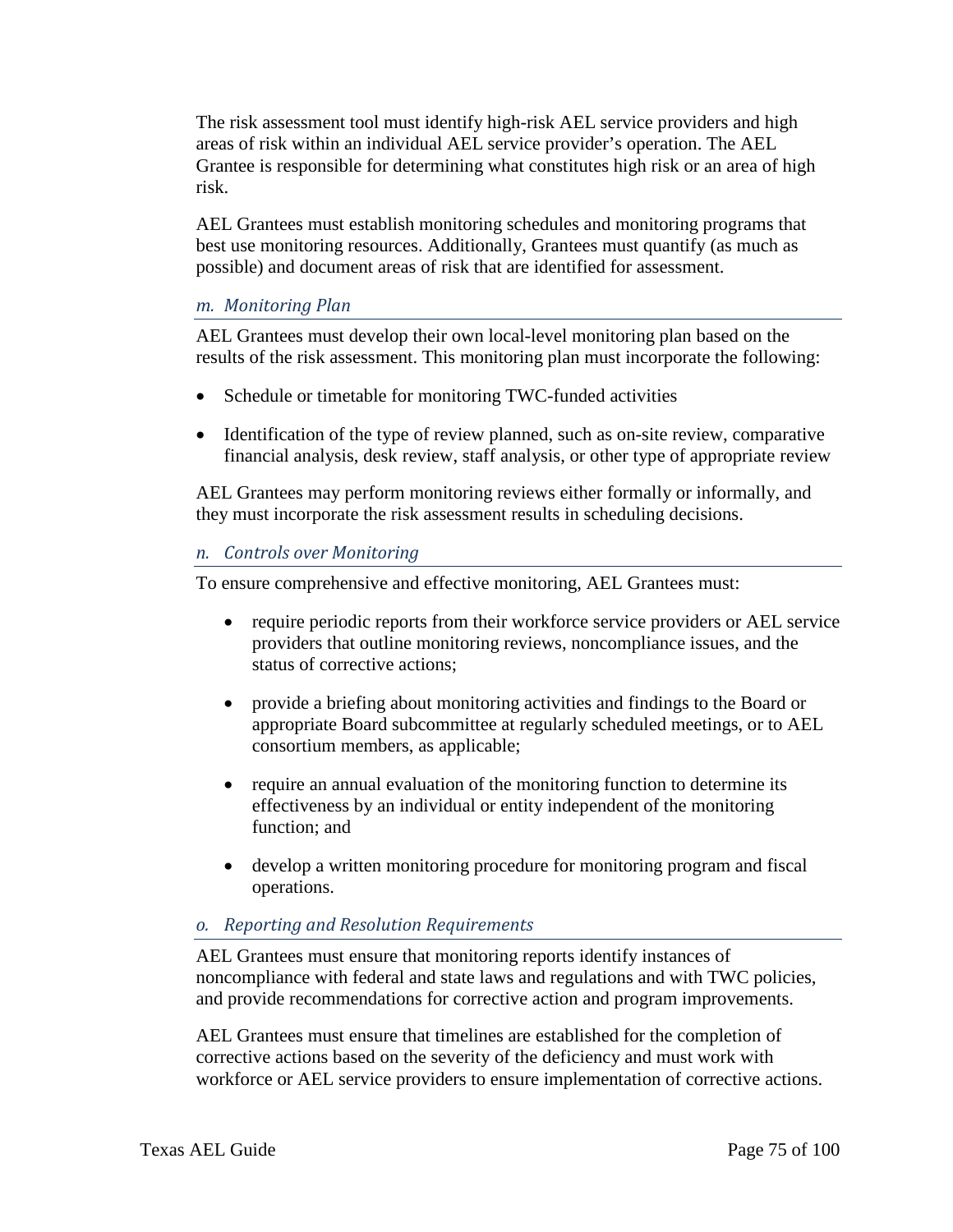The risk assessment tool must identify high-risk AEL service providers and high areas of risk within an individual AEL service provider's operation. The AEL Grantee is responsible for determining what constitutes high risk or an area of high risk.

AEL Grantees must establish monitoring schedules and monitoring programs that best use monitoring resources. Additionally, Grantees must quantify (as much as possible) and document areas of risk that are identified for assessment.

### *m. Monitoring Plan*

AEL Grantees must develop their own local-level monitoring plan based on the results of the risk assessment. This monitoring plan must incorporate the following:

- Schedule or timetable for monitoring TWC-funded activities
- Identification of the type of review planned, such as on-site review, comparative financial analysis, desk review, staff analysis, or other type of appropriate review

AEL Grantees may perform monitoring reviews either formally or informally, and they must incorporate the risk assessment results in scheduling decisions.

### *n. Controls over Monitoring*

To ensure comprehensive and effective monitoring, AEL Grantees must:

- require periodic reports from their workforce service providers or AEL service providers that outline monitoring reviews, noncompliance issues, and the status of corrective actions;
- provide a briefing about monitoring activities and findings to the Board or appropriate Board subcommittee at regularly scheduled meetings, or to AEL consortium members, as applicable;
- require an annual evaluation of the monitoring function to determine its effectiveness by an individual or entity independent of the monitoring function; and
- develop a written monitoring procedure for monitoring program and fiscal operations.

### *o. Reporting and Resolution Requirements*

AEL Grantees must ensure that monitoring reports identify instances of noncompliance with federal and state laws and regulations and with TWC policies, and provide recommendations for corrective action and program improvements.

AEL Grantees must ensure that timelines are established for the completion of corrective actions based on the severity of the deficiency and must work with workforce or AEL service providers to ensure implementation of corrective actions.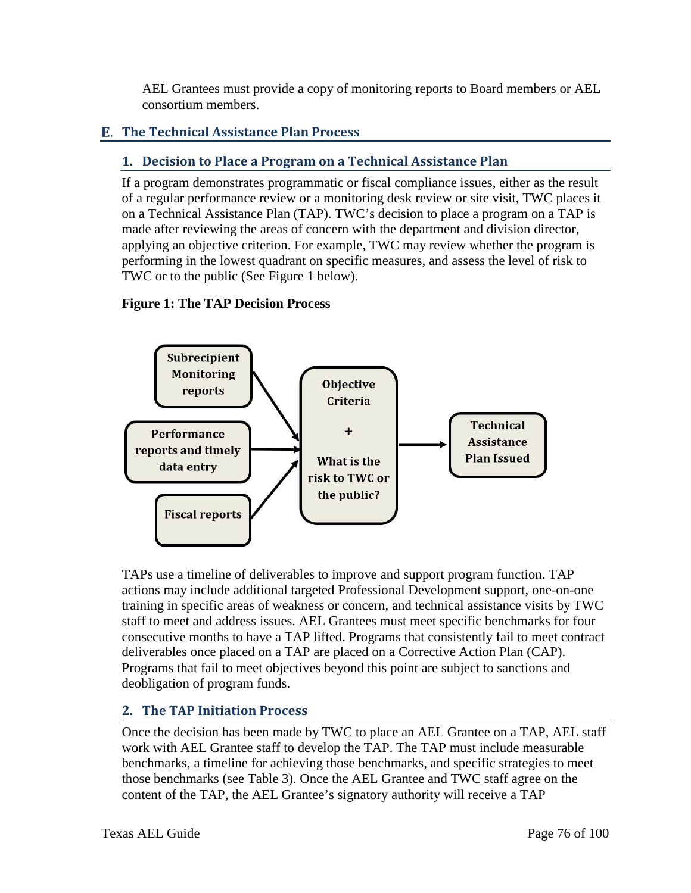AEL Grantees must provide a copy of monitoring reports to Board members or AEL consortium members.

## E. The Technical Assistance Plan Process

### 1. Decision to Place a Program on a Technical Assistance Plan

If a program demonstrates programmatic or fiscal compliance issues, either as the result of a regular performance review or a monitoring desk review or site visit, TWC places it on a Technical Assistance Plan (TAP). TWC's decision to place a program on a TAP is made after reviewing the areas of concern with the department and division director, applying an objective criterion. For example, TWC may review whether the program is performing in the lowest quadrant on specific measures, and assess the level of risk to TWC or to the public (See Figure 1 below).

**Figure 1: The TAP Decision Process**

- Subrecipient Monitoring reports
- Performance reports and timely data entry
- Fiscal reports

→ Objective Criteria + What is the risk to TWC or the public? → Technical Assistance Plan Issued

TAPs use a timeline of deliverables to improve and support program function. TAP actions may include additional targeted Professional Development support, one-on-one training in specific areas of weakness or concern, and technical assistance visits by TWC staff to meet and address issues. AEL Grantees must meet specific benchmarks for four consecutive months to have a TAP lifted. Programs that consistently fail to meet contract deliverables once placed on a TAP are placed on a Corrective Action Plan (CAP). Programs that fail to meet objectives beyond this point are subject to sanctions and deobligation of program funds.

### 2. The TAP Initiation Process

Once the decision has been made by TWC to place an AEL Grantee on a TAP, AEL staff work with AEL Grantee staff to develop the TAP. The TAP must include measurable benchmarks, a timeline for achieving those benchmarks, and specific strategies to meet those benchmarks (see Table 3). Once the AEL Grantee and TWC staff agree on the content of the TAP, the AEL Grantee's signatory authority will receive a TAP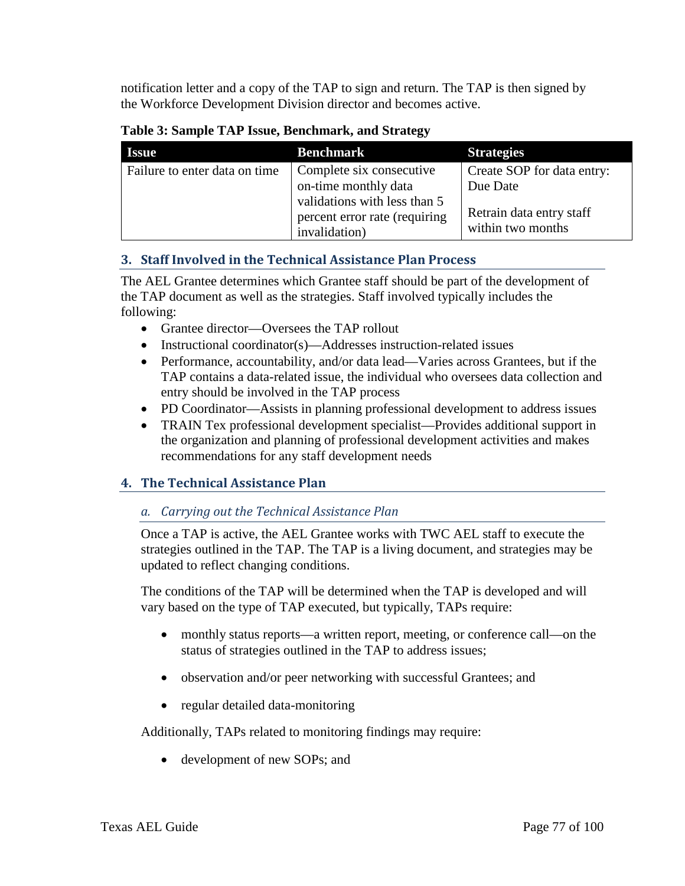notification letter and a copy of the TAP to sign and return. The TAP is then signed by the Workforce Development Division director and becomes active.

**Table 3: Sample TAP Issue, Benchmark, and Strategy**

| Issue | Benchmark | Strategies |
|---|---|---|
| Failure to enter data on time | Complete six consecutive on-time monthly data validations with less than 5 percent error rate (requiring invalidation) | Create SOP for data entry: Due Date<br><br>Retrain data entry staff within two months |

## 3. Staff Involved in the Technical Assistance Plan Process

The AEL Grantee determines which Grantee staff should be part of the development of the TAP document as well as the strategies. Staff involved typically includes the following:

- Grantee director—Oversees the TAP rollout
- Instructional coordinator(s)—Addresses instruction-related issues
- Performance, accountability, and/or data lead—Varies across Grantees, but if the TAP contains a data-related issue, the individual who oversees data collection and entry should be involved in the TAP process
- PD Coordinator—Assists in planning professional development to address issues
- TRAIN Tex professional development specialist—Provides additional support in the organization and planning of professional development activities and makes recommendations for any staff development needs

## 4. The Technical Assistance Plan

### *a. Carrying out the Technical Assistance Plan*

Once a TAP is active, the AEL Grantee works with TWC AEL staff to execute the strategies outlined in the TAP. The TAP is a living document, and strategies may be updated to reflect changing conditions.

The conditions of the TAP will be determined when the TAP is developed and will vary based on the type of TAP executed, but typically, TAPs require:

- monthly status reports—a written report, meeting, or conference call—on the status of strategies outlined in the TAP to address issues;
- observation and/or peer networking with successful Grantees; and
- regular detailed data-monitoring

Additionally, TAPs related to monitoring findings may require:

- development of new SOPs; and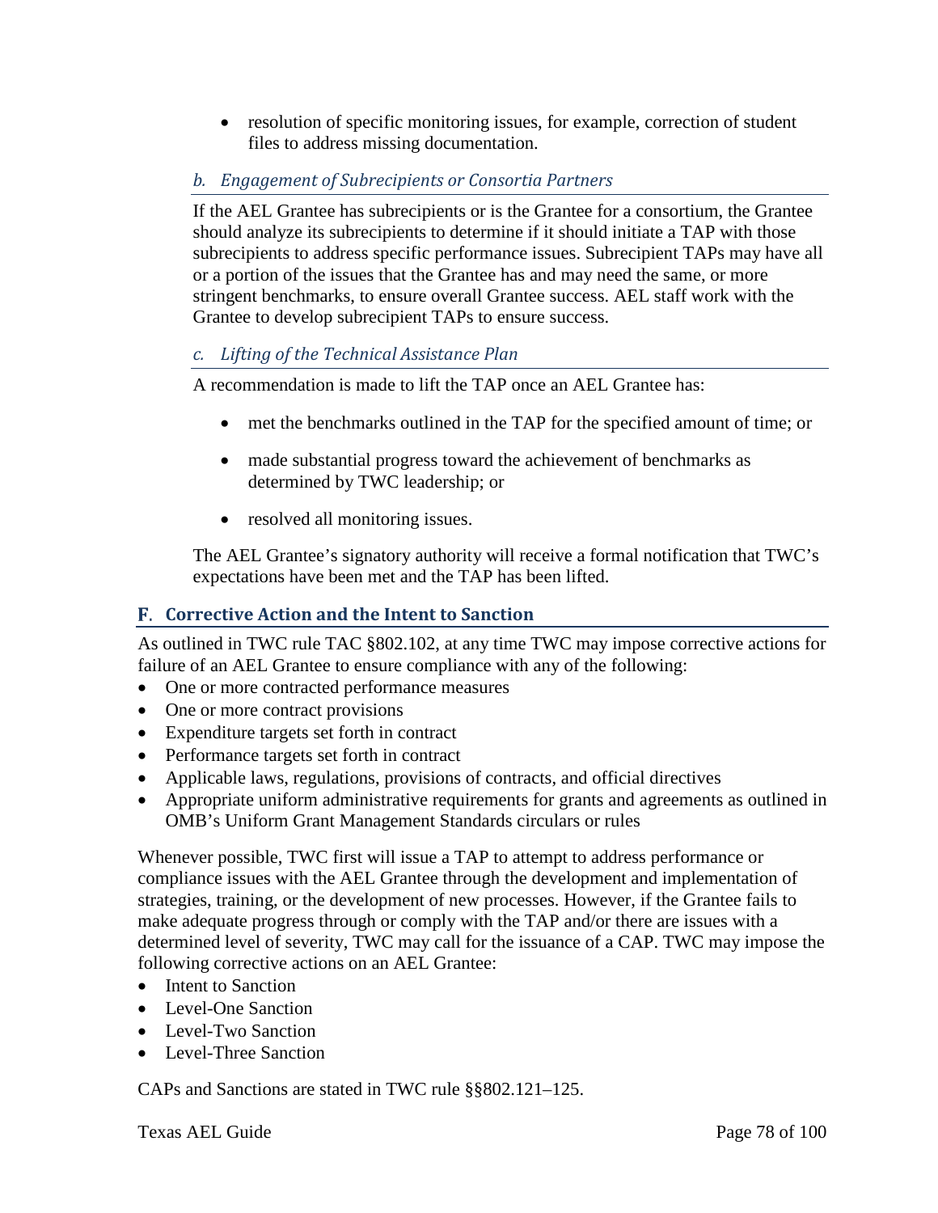- resolution of specific monitoring issues, for example, correction of student files to address missing documentation.

### *b. Engagement of Subrecipients or Consortia Partners*

If the AEL Grantee has subrecipients or is the Grantee for a consortium, the Grantee should analyze its subrecipients to determine if it should initiate a TAP with those subrecipients to address specific performance issues. Subrecipient TAPs may have all or a portion of the issues that the Grantee has and may need the same, or more stringent benchmarks, to ensure overall Grantee success. AEL staff work with the Grantee to develop subrecipient TAPs to ensure success.

### *c. Lifting of the Technical Assistance Plan*

A recommendation is made to lift the TAP once an AEL Grantee has:

- met the benchmarks outlined in the TAP for the specified amount of time; or
- made substantial progress toward the achievement of benchmarks as determined by TWC leadership; or
- resolved all monitoring issues.

The AEL Grantee's signatory authority will receive a formal notification that TWC's expectations have been met and the TAP has been lifted.

## F. Corrective Action and the Intent to Sanction

As outlined in TWC rule TAC §802.102, at any time TWC may impose corrective actions for failure of an AEL Grantee to ensure compliance with any of the following:

- One or more contracted performance measures
- One or more contract provisions
- Expenditure targets set forth in contract
- Performance targets set forth in contract
- Applicable laws, regulations, provisions of contracts, and official directives
- Appropriate uniform administrative requirements for grants and agreements as outlined in OMB's Uniform Grant Management Standards circulars or rules

Whenever possible, TWC first will issue a TAP to attempt to address performance or compliance issues with the AEL Grantee through the development and implementation of strategies, training, or the development of new processes. However, if the Grantee fails to make adequate progress through or comply with the TAP and/or there are issues with a determined level of severity, TWC may call for the issuance of a CAP. TWC may impose the following corrective actions on an AEL Grantee:

- Intent to Sanction
- Level-One Sanction
- Level-Two Sanction
- Level-Three Sanction

CAPs and Sanctions are stated in TWC rule §§802.121–125.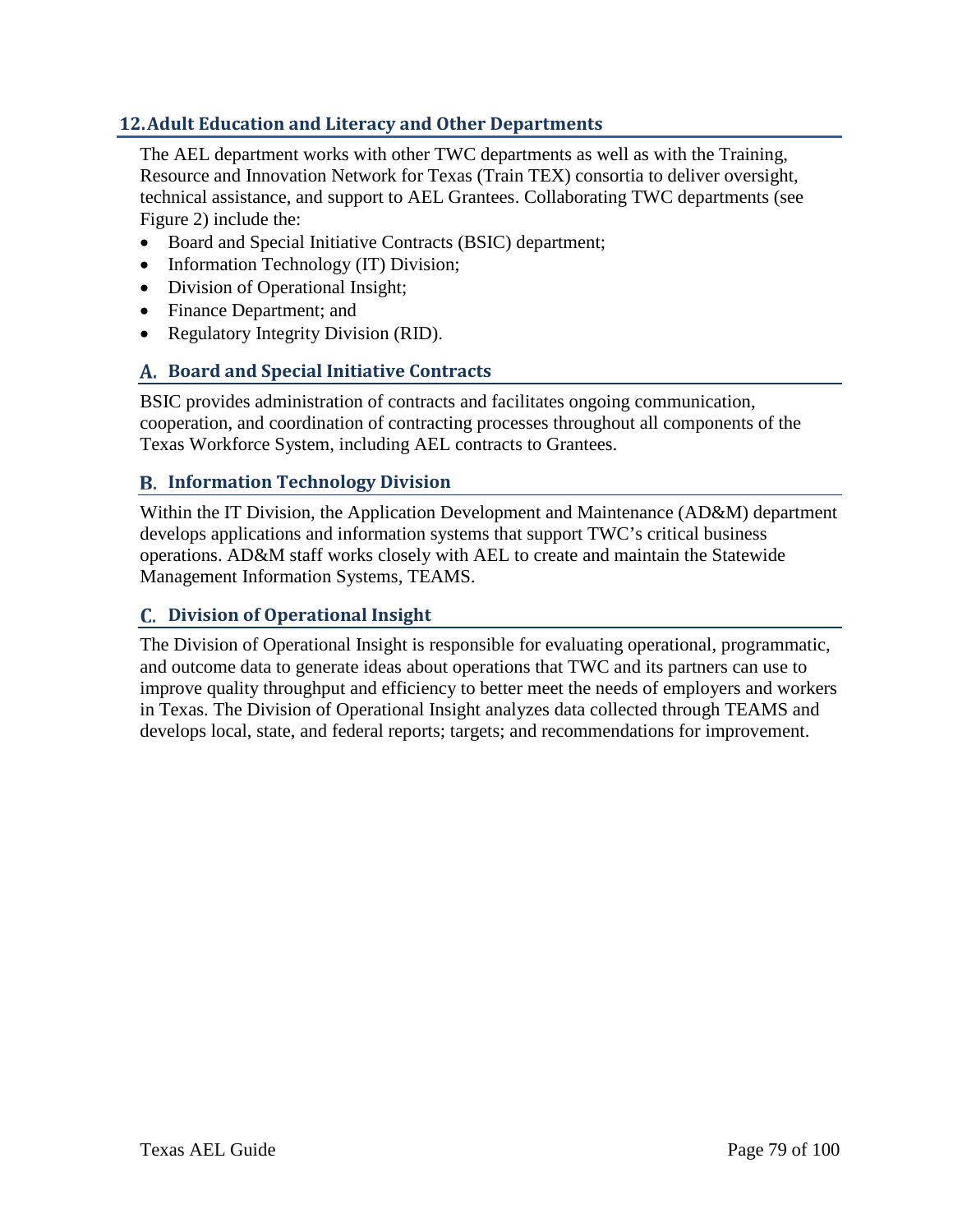## 12. Adult Education and Literacy and Other Departments

The AEL department works with other TWC departments as well as with the Training, Resource and Innovation Network for Texas (Train TEX) consortia to deliver oversight, technical assistance, and support to AEL Grantees. Collaborating TWC departments (see Figure 2) include the:

- Board and Special Initiative Contracts (BSIC) department;
- Information Technology (IT) Division;
- Division of Operational Insight;
- Finance Department; and
- Regulatory Integrity Division (RID).

### A. Board and Special Initiative Contracts

BSIC provides administration of contracts and facilitates ongoing communication, cooperation, and coordination of contracting processes throughout all components of the Texas Workforce System, including AEL contracts to Grantees.

### B. Information Technology Division

Within the IT Division, the Application Development and Maintenance (AD&M) department develops applications and information systems that support TWC's critical business operations. AD&M staff works closely with AEL to create and maintain the Statewide Management Information Systems, TEAMS.

### C. Division of Operational Insight

The Division of Operational Insight is responsible for evaluating operational, programmatic, and outcome data to generate ideas about operations that TWC and its partners can use to improve quality throughput and efficiency to better meet the needs of employers and workers in Texas. The Division of Operational Insight analyzes data collected through TEAMS and develops local, state, and federal reports; targets; and recommendations for improvement.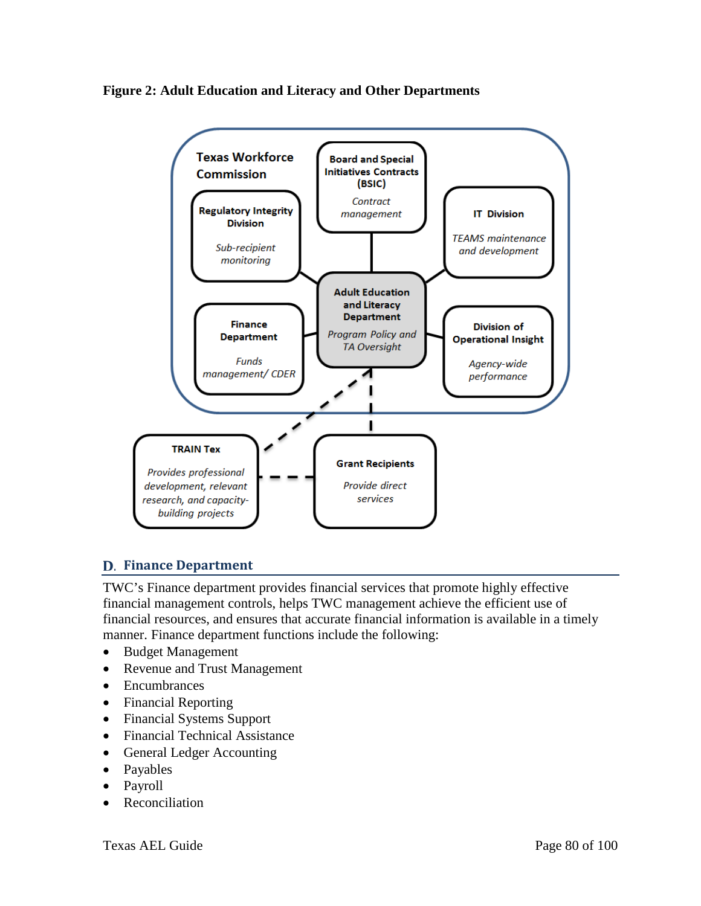**Figure 2: Adult Education and Literacy and Other Departments**

Texas Workforce Commission

**Board and Special Initiatives Contracts (BSIC)**
*Contract management*

**Regulatory Integrity Division**
*Sub-recipient monitoring*

**IT Division**
*TEAMS maintenance and development*

**Adult Education and Literacy Department**
*Program Policy and TA Oversight*

**Finance Department**
*Funds management/ CDER*

**Division of Operational Insight**
*Agency-wide performance*

**TRAIN Tex**
*Provides professional development, relevant research, and capacity-building projects*

**Grant Recipients**
*Provide direct services*

## D. Finance Department

TWC's Finance department provides financial services that promote highly effective financial management controls, helps TWC management achieve the efficient use of financial resources, and ensures that accurate financial information is available in a timely manner. Finance department functions include the following:

- Budget Management
- Revenue and Trust Management
- Encumbrances
- Financial Reporting
- Financial Systems Support
- Financial Technical Assistance
- General Ledger Accounting
- Payables
- Payroll
- Reconciliation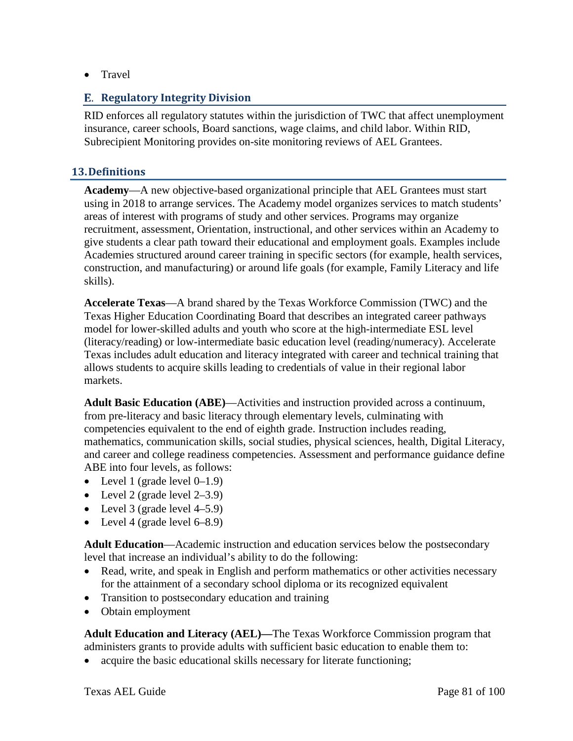- Travel

### E. Regulatory Integrity Division

RID enforces all regulatory statutes within the jurisdiction of TWC that affect unemployment insurance, career schools, Board sanctions, wage claims, and child labor. Within RID, Subrecipient Monitoring provides on-site monitoring reviews of AEL Grantees.

## 13. Definitions

**Academy**—A new objective-based organizational principle that AEL Grantees must start using in 2018 to arrange services. The Academy model organizes services to match students' areas of interest with programs of study and other services. Programs may organize recruitment, assessment, Orientation, instructional, and other services within an Academy to give students a clear path toward their educational and employment goals. Examples include Academies structured around career training in specific sectors (for example, health services, construction, and manufacturing) or around life goals (for example, Family Literacy and life skills).

**Accelerate Texas**—A brand shared by the Texas Workforce Commission (TWC) and the Texas Higher Education Coordinating Board that describes an integrated career pathways model for lower-skilled adults and youth who score at the high-intermediate ESL level (literacy/reading) or low-intermediate basic education level (reading/numeracy). Accelerate Texas includes adult education and literacy integrated with career and technical training that allows students to acquire skills leading to credentials of value in their regional labor markets.

**Adult Basic Education (ABE)**—Activities and instruction provided across a continuum, from pre-literacy and basic literacy through elementary levels, culminating with competencies equivalent to the end of eighth grade. Instruction includes reading, mathematics, communication skills, social studies, physical sciences, health, Digital Literacy, and career and college readiness competencies. Assessment and performance guidance define ABE into four levels, as follows:

- Level 1 (grade level 0–1.9)
- Level 2 (grade level 2–3.9)
- Level 3 (grade level 4–5.9)
- Level 4 (grade level 6–8.9)

**Adult Education**—Academic instruction and education services below the postsecondary level that increase an individual's ability to do the following:

- Read, write, and speak in English and perform mathematics or other activities necessary for the attainment of a secondary school diploma or its recognized equivalent
- Transition to postsecondary education and training
- Obtain employment

**Adult Education and Literacy (AEL)—**The Texas Workforce Commission program that administers grants to provide adults with sufficient basic education to enable them to:

- acquire the basic educational skills necessary for literate functioning;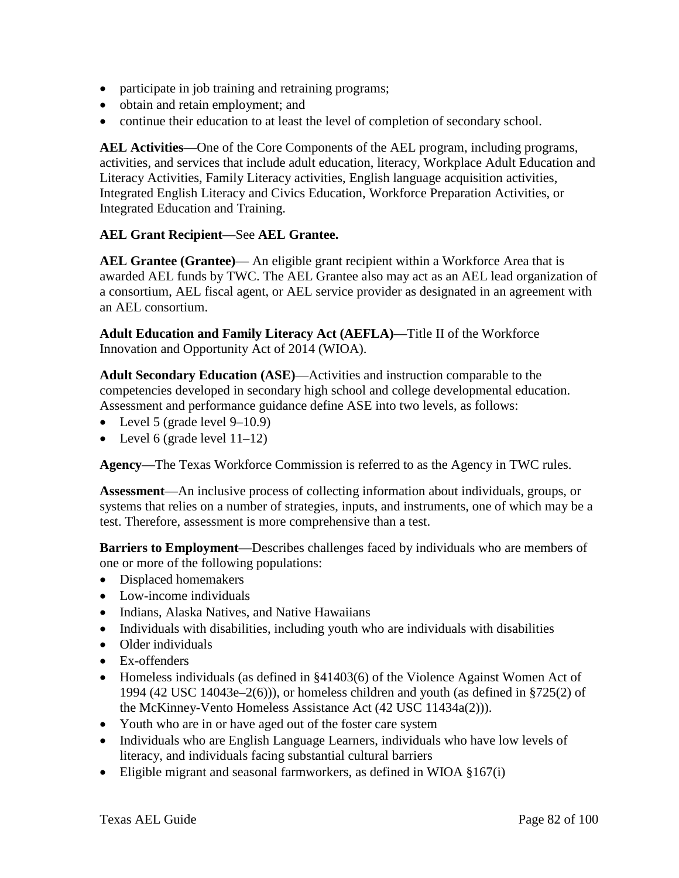- participate in job training and retraining programs;
- obtain and retain employment; and
- continue their education to at least the level of completion of secondary school.

**AEL Activities**—One of the Core Components of the AEL program, including programs, activities, and services that include adult education, literacy, Workplace Adult Education and Literacy Activities, Family Literacy activities, English language acquisition activities, Integrated English Literacy and Civics Education, Workforce Preparation Activities, or Integrated Education and Training.

**AEL Grant Recipient**—See **AEL Grantee.**

**AEL Grantee (Grantee)**— An eligible grant recipient within a Workforce Area that is awarded AEL funds by TWC. The AEL Grantee also may act as an AEL lead organization of a consortium, AEL fiscal agent, or AEL service provider as designated in an agreement with an AEL consortium.

**Adult Education and Family Literacy Act (AEFLA)**—Title II of the Workforce Innovation and Opportunity Act of 2014 (WIOA).

**Adult Secondary Education (ASE)**—Activities and instruction comparable to the competencies developed in secondary high school and college developmental education. Assessment and performance guidance define ASE into two levels, as follows:

- Level 5 (grade level 9–10.9)
- Level 6 (grade level 11–12)

**Agency**—The Texas Workforce Commission is referred to as the Agency in TWC rules.

**Assessment**—An inclusive process of collecting information about individuals, groups, or systems that relies on a number of strategies, inputs, and instruments, one of which may be a test. Therefore, assessment is more comprehensive than a test.

**Barriers to Employment**—Describes challenges faced by individuals who are members of one or more of the following populations:

- Displaced homemakers
- Low-income individuals
- Indians, Alaska Natives, and Native Hawaiians
- Individuals with disabilities, including youth who are individuals with disabilities
- Older individuals
- Ex-offenders
- Homeless individuals (as defined in §41403(6) of the Violence Against Women Act of 1994 (42 USC 14043e–2(6))), or homeless children and youth (as defined in §725(2) of the McKinney-Vento Homeless Assistance Act (42 USC 11434a(2))).
- Youth who are in or have aged out of the foster care system
- Individuals who are English Language Learners, individuals who have low levels of literacy, and individuals facing substantial cultural barriers
- Eligible migrant and seasonal farmworkers, as defined in WIOA §167(i)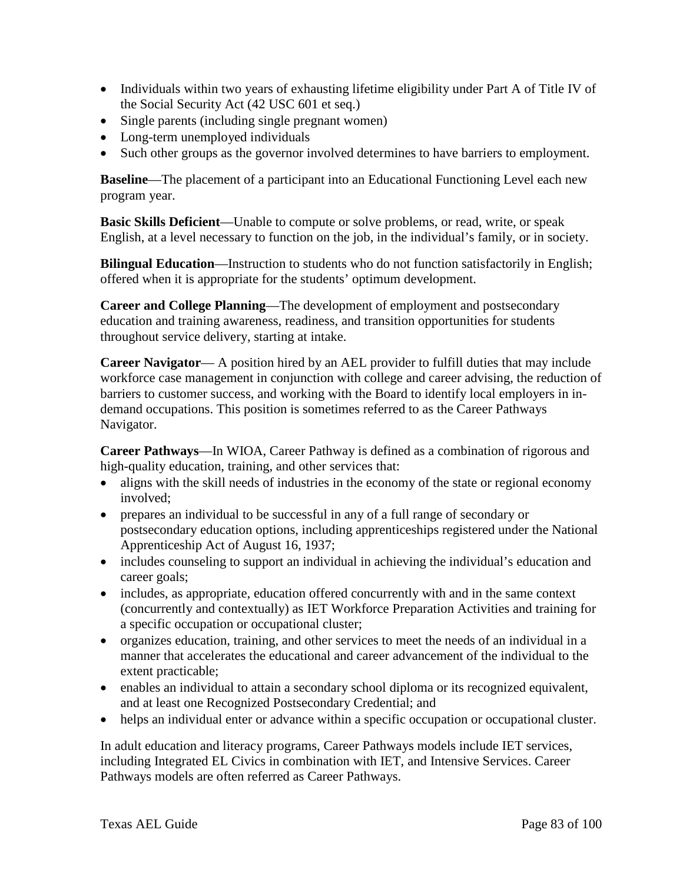- Individuals within two years of exhausting lifetime eligibility under Part A of Title IV of the Social Security Act (42 USC 601 et seq.)
- Single parents (including single pregnant women)
- Long-term unemployed individuals
- Such other groups as the governor involved determines to have barriers to employment.

**Baseline**—The placement of a participant into an Educational Functioning Level each new program year.

**Basic Skills Deficient**—Unable to compute or solve problems, or read, write, or speak English, at a level necessary to function on the job, in the individual's family, or in society.

**Bilingual Education**—Instruction to students who do not function satisfactorily in English; offered when it is appropriate for the students' optimum development.

**Career and College Planning**—The development of employment and postsecondary education and training awareness, readiness, and transition opportunities for students throughout service delivery, starting at intake.

**Career Navigator**— A position hired by an AEL provider to fulfill duties that may include workforce case management in conjunction with college and career advising, the reduction of barriers to customer success, and working with the Board to identify local employers in in-demand occupations. This position is sometimes referred to as the Career Pathways Navigator.

**Career Pathways**—In WIOA, Career Pathway is defined as a combination of rigorous and high-quality education, training, and other services that:

- aligns with the skill needs of industries in the economy of the state or regional economy involved;
- prepares an individual to be successful in any of a full range of secondary or postsecondary education options, including apprenticeships registered under the National Apprenticeship Act of August 16, 1937;
- includes counseling to support an individual in achieving the individual's education and career goals;
- includes, as appropriate, education offered concurrently with and in the same context (concurrently and contextually) as IET Workforce Preparation Activities and training for a specific occupation or occupational cluster;
- organizes education, training, and other services to meet the needs of an individual in a manner that accelerates the educational and career advancement of the individual to the extent practicable;
- enables an individual to attain a secondary school diploma or its recognized equivalent, and at least one Recognized Postsecondary Credential; and
- helps an individual enter or advance within a specific occupation or occupational cluster.

In adult education and literacy programs, Career Pathways models include IET services, including Integrated EL Civics in combination with IET, and Intensive Services. Career Pathways models are often referred as Career Pathways.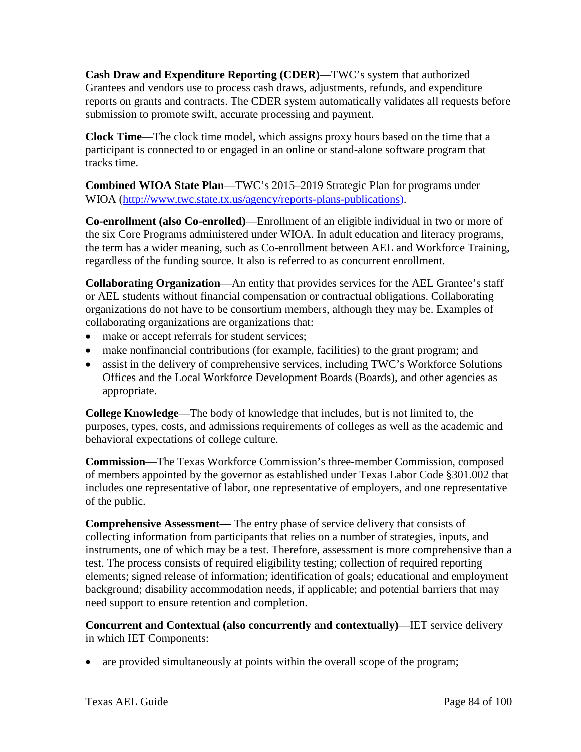**Cash Draw and Expenditure Reporting (CDER)**—TWC's system that authorized Grantees and vendors use to process cash draws, adjustments, refunds, and expenditure reports on grants and contracts. The CDER system automatically validates all requests before submission to promote swift, accurate processing and payment.

**Clock Time**—The clock time model, which assigns proxy hours based on the time that a participant is connected to or engaged in an online or stand-alone software program that tracks time.

**Combined WIOA State Plan**—TWC's 2015–2019 Strategic Plan for programs under WIOA ([http://www.twc.state.tx.us/agency/reports-plans-publications](http://www.twc.state.tx.us/agency/reports-plans-publications)).

**Co-enrollment (also Co-enrolled)**—Enrollment of an eligible individual in two or more of the six Core Programs administered under WIOA. In adult education and literacy programs, the term has a wider meaning, such as Co-enrollment between AEL and Workforce Training, regardless of the funding source. It also is referred to as concurrent enrollment.

**Collaborating Organization**—An entity that provides services for the AEL Grantee's staff or AEL students without financial compensation or contractual obligations. Collaborating organizations do not have to be consortium members, although they may be. Examples of collaborating organizations are organizations that:

- make or accept referrals for student services;
- make nonfinancial contributions (for example, facilities) to the grant program; and
- assist in the delivery of comprehensive services, including TWC's Workforce Solutions Offices and the Local Workforce Development Boards (Boards), and other agencies as appropriate.

**College Knowledge**—The body of knowledge that includes, but is not limited to, the purposes, types, costs, and admissions requirements of colleges as well as the academic and behavioral expectations of college culture.

**Commission**—The Texas Workforce Commission's three-member Commission, composed of members appointed by the governor as established under Texas Labor Code §301.002 that includes one representative of labor, one representative of employers, and one representative of the public.

**Comprehensive Assessment—** The entry phase of service delivery that consists of collecting information from participants that relies on a number of strategies, inputs, and instruments, one of which may be a test. Therefore, assessment is more comprehensive than a test. The process consists of required eligibility testing; collection of required reporting elements; signed release of information; identification of goals; educational and employment background; disability accommodation needs, if applicable; and potential barriers that may need support to ensure retention and completion.

**Concurrent and Contextual (also concurrently and contextually)**—IET service delivery in which IET Components:

- are provided simultaneously at points within the overall scope of the program;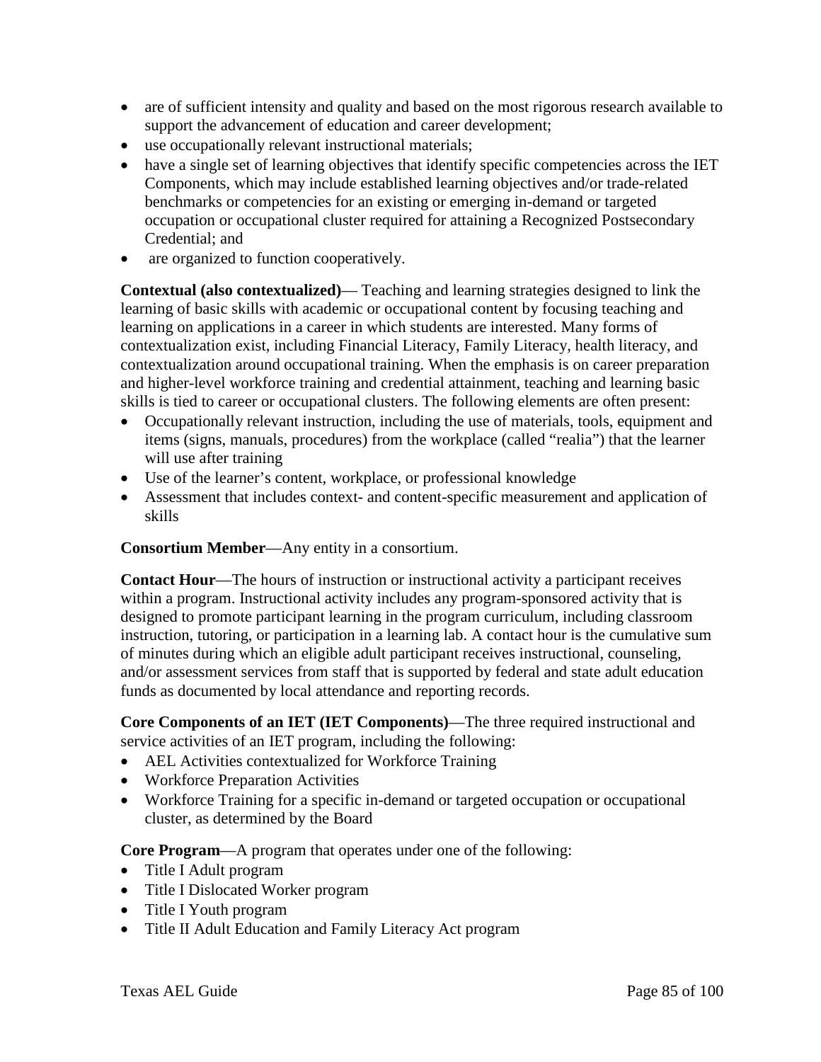- are of sufficient intensity and quality and based on the most rigorous research available to support the advancement of education and career development;
- use occupationally relevant instructional materials;
- have a single set of learning objectives that identify specific competencies across the IET Components, which may include established learning objectives and/or trade-related benchmarks or competencies for an existing or emerging in-demand or targeted occupation or occupational cluster required for attaining a Recognized Postsecondary Credential; and
- are organized to function cooperatively.

**Contextual (also contextualized)**— Teaching and learning strategies designed to link the learning of basic skills with academic or occupational content by focusing teaching and learning on applications in a career in which students are interested. Many forms of contextualization exist, including Financial Literacy, Family Literacy, health literacy, and contextualization around occupational training. When the emphasis is on career preparation and higher-level workforce training and credential attainment, teaching and learning basic skills is tied to career or occupational clusters. The following elements are often present:

- Occupationally relevant instruction, including the use of materials, tools, equipment and items (signs, manuals, procedures) from the workplace (called "realia") that the learner will use after training
- Use of the learner's content, workplace, or professional knowledge
- Assessment that includes context- and content-specific measurement and application of skills

**Consortium Member**—Any entity in a consortium.

**Contact Hour**—The hours of instruction or instructional activity a participant receives within a program. Instructional activity includes any program-sponsored activity that is designed to promote participant learning in the program curriculum, including classroom instruction, tutoring, or participation in a learning lab. A contact hour is the cumulative sum of minutes during which an eligible adult participant receives instructional, counseling, and/or assessment services from staff that is supported by federal and state adult education funds as documented by local attendance and reporting records.

**Core Components of an IET (IET Components)**—The three required instructional and service activities of an IET program, including the following:

- AEL Activities contextualized for Workforce Training
- Workforce Preparation Activities
- Workforce Training for a specific in-demand or targeted occupation or occupational cluster, as determined by the Board

**Core Program**—A program that operates under one of the following:

- Title I Adult program
- Title I Dislocated Worker program
- Title I Youth program
- Title II Adult Education and Family Literacy Act program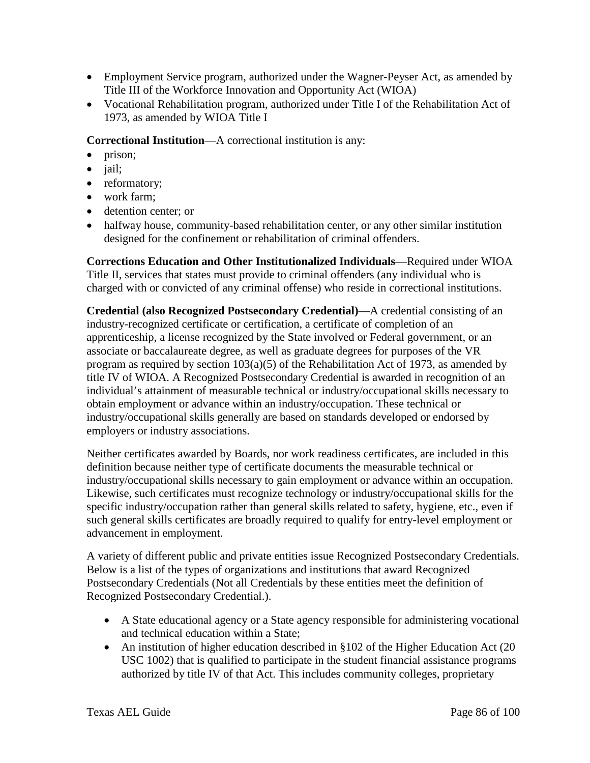- Employment Service program, authorized under the Wagner-Peyser Act, as amended by Title III of the Workforce Innovation and Opportunity Act (WIOA)
- Vocational Rehabilitation program, authorized under Title I of the Rehabilitation Act of 1973, as amended by WIOA Title I

**Correctional Institution**—A correctional institution is any:

- prison;
- jail;
- reformatory;
- work farm;
- detention center; or
- halfway house, community-based rehabilitation center, or any other similar institution designed for the confinement or rehabilitation of criminal offenders.

**Corrections Education and Other Institutionalized Individuals**—Required under WIOA Title II, services that states must provide to criminal offenders (any individual who is charged with or convicted of any criminal offense) who reside in correctional institutions.

**Credential (also Recognized Postsecondary Credential)**—A credential consisting of an industry-recognized certificate or certification, a certificate of completion of an apprenticeship, a license recognized by the State involved or Federal government, or an associate or baccalaureate degree, as well as graduate degrees for purposes of the VR program as required by section 103(a)(5) of the Rehabilitation Act of 1973, as amended by title IV of WIOA. A Recognized Postsecondary Credential is awarded in recognition of an individual's attainment of measurable technical or industry/occupational skills necessary to obtain employment or advance within an industry/occupation. These technical or industry/occupational skills generally are based on standards developed or endorsed by employers or industry associations.

Neither certificates awarded by Boards, nor work readiness certificates, are included in this definition because neither type of certificate documents the measurable technical or industry/occupational skills necessary to gain employment or advance within an occupation. Likewise, such certificates must recognize technology or industry/occupational skills for the specific industry/occupation rather than general skills related to safety, hygiene, etc., even if such general skills certificates are broadly required to qualify for entry-level employment or advancement in employment.

A variety of different public and private entities issue Recognized Postsecondary Credentials. Below is a list of the types of organizations and institutions that award Recognized Postsecondary Credentials (Not all Credentials by these entities meet the definition of Recognized Postsecondary Credential.).

- A State educational agency or a State agency responsible for administering vocational and technical education within a State;
- An institution of higher education described in §102 of the Higher Education Act (20 USC 1002) that is qualified to participate in the student financial assistance programs authorized by title IV of that Act. This includes community colleges, proprietary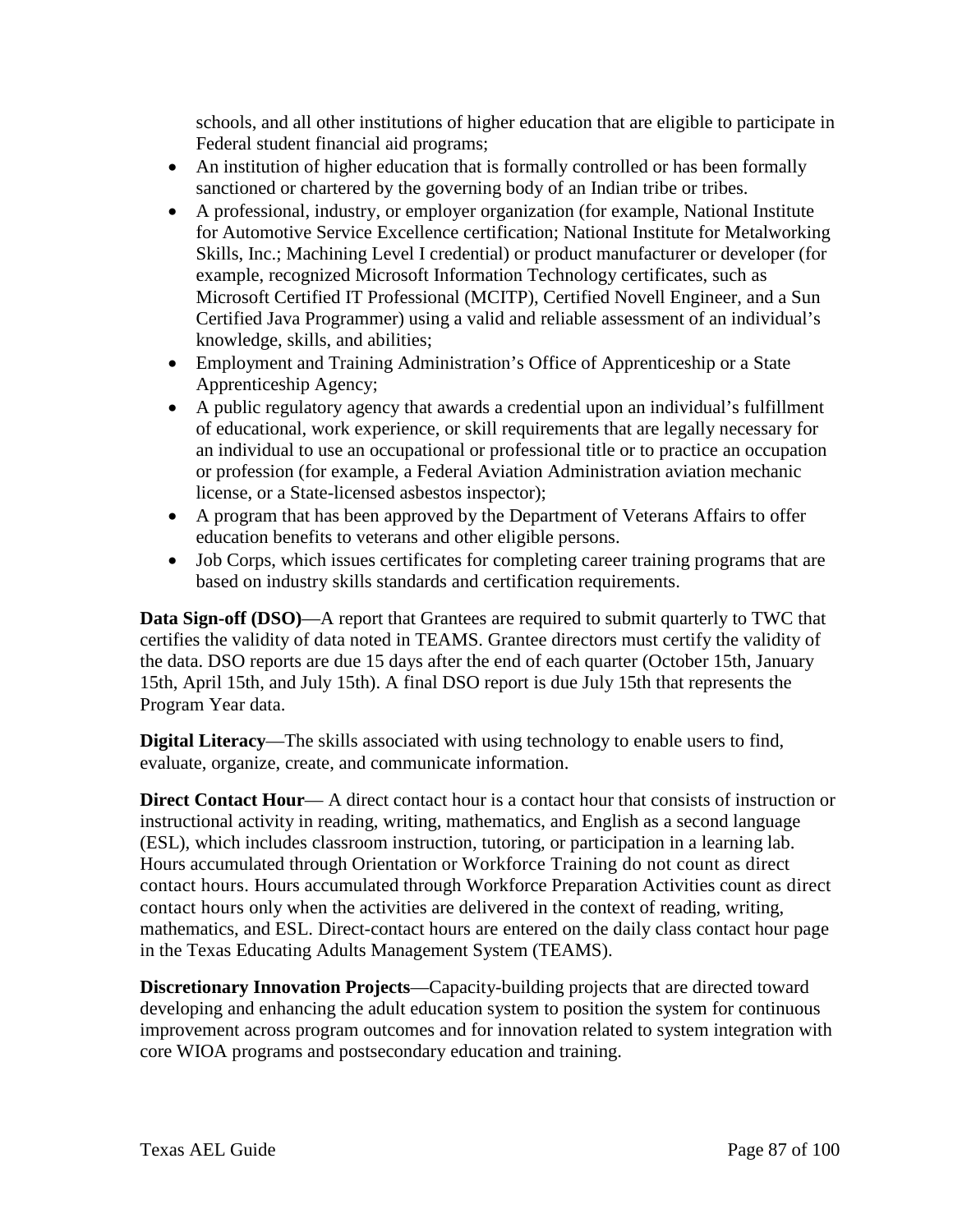schools, and all other institutions of higher education that are eligible to participate in Federal student financial aid programs;

- An institution of higher education that is formally controlled or has been formally sanctioned or chartered by the governing body of an Indian tribe or tribes.
- A professional, industry, or employer organization (for example, National Institute for Automotive Service Excellence certification; National Institute for Metalworking Skills, Inc.; Machining Level I credential) or product manufacturer or developer (for example, recognized Microsoft Information Technology certificates, such as Microsoft Certified IT Professional (MCITP), Certified Novell Engineer, and a Sun Certified Java Programmer) using a valid and reliable assessment of an individual's knowledge, skills, and abilities;
- Employment and Training Administration's Office of Apprenticeship or a State Apprenticeship Agency;
- A public regulatory agency that awards a credential upon an individual's fulfillment of educational, work experience, or skill requirements that are legally necessary for an individual to use an occupational or professional title or to practice an occupation or profession (for example, a Federal Aviation Administration aviation mechanic license, or a State-licensed asbestos inspector);
- A program that has been approved by the Department of Veterans Affairs to offer education benefits to veterans and other eligible persons.
- Job Corps, which issues certificates for completing career training programs that are based on industry skills standards and certification requirements.

**Data Sign-off (DSO)**—A report that Grantees are required to submit quarterly to TWC that certifies the validity of data noted in TEAMS. Grantee directors must certify the validity of the data. DSO reports are due 15 days after the end of each quarter (October 15th, January 15th, April 15th, and July 15th). A final DSO report is due July 15th that represents the Program Year data.

**Digital Literacy**—The skills associated with using technology to enable users to find, evaluate, organize, create, and communicate information.

**Direct Contact Hour**— A direct contact hour is a contact hour that consists of instruction or instructional activity in reading, writing, mathematics, and English as a second language (ESL), which includes classroom instruction, tutoring, or participation in a learning lab. Hours accumulated through Orientation or Workforce Training do not count as direct contact hours. Hours accumulated through Workforce Preparation Activities count as direct contact hours only when the activities are delivered in the context of reading, writing, mathematics, and ESL. Direct-contact hours are entered on the daily class contact hour page in the Texas Educating Adults Management System (TEAMS).

**Discretionary Innovation Projects**—Capacity-building projects that are directed toward developing and enhancing the adult education system to position the system for continuous improvement across program outcomes and for innovation related to system integration with core WIOA programs and postsecondary education and training.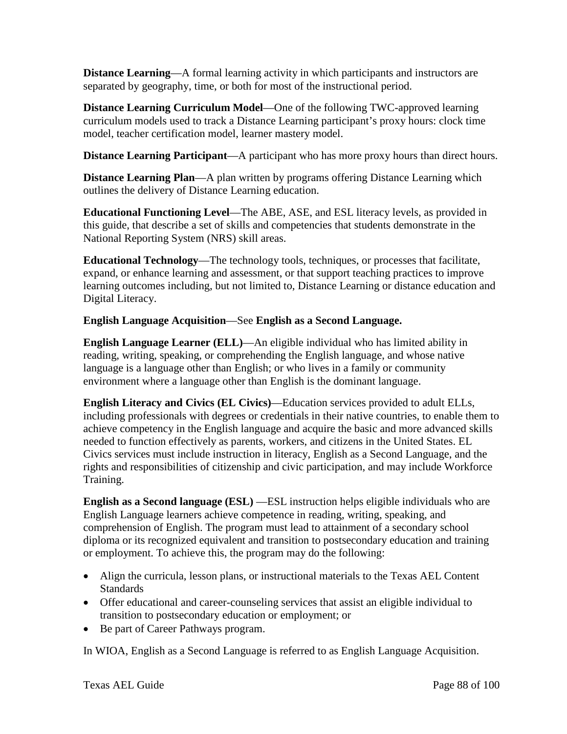**Distance Learning**—A formal learning activity in which participants and instructors are separated by geography, time, or both for most of the instructional period.

**Distance Learning Curriculum Model**—One of the following TWC-approved learning curriculum models used to track a Distance Learning participant's proxy hours: clock time model, teacher certification model, learner mastery model.

**Distance Learning Participant**—A participant who has more proxy hours than direct hours.

**Distance Learning Plan**—A plan written by programs offering Distance Learning which outlines the delivery of Distance Learning education.

**Educational Functioning Level**—The ABE, ASE, and ESL literacy levels, as provided in this guide, that describe a set of skills and competencies that students demonstrate in the National Reporting System (NRS) skill areas.

**Educational Technology**—The technology tools, techniques, or processes that facilitate, expand, or enhance learning and assessment, or that support teaching practices to improve learning outcomes including, but not limited to, Distance Learning or distance education and Digital Literacy.

**English Language Acquisition**—See **English as a Second Language.**

**English Language Learner (ELL)**—An eligible individual who has limited ability in reading, writing, speaking, or comprehending the English language, and whose native language is a language other than English; or who lives in a family or community environment where a language other than English is the dominant language.

**English Literacy and Civics (EL Civics)**—Education services provided to adult ELLs, including professionals with degrees or credentials in their native countries, to enable them to achieve competency in the English language and acquire the basic and more advanced skills needed to function effectively as parents, workers, and citizens in the United States. EL Civics services must include instruction in literacy, English as a Second Language, and the rights and responsibilities of citizenship and civic participation, and may include Workforce Training.

**English as a Second language (ESL)** —ESL instruction helps eligible individuals who are English Language learners achieve competence in reading, writing, speaking, and comprehension of English. The program must lead to attainment of a secondary school diploma or its recognized equivalent and transition to postsecondary education and training or employment. To achieve this, the program may do the following:

- Align the curricula, lesson plans, or instructional materials to the Texas AEL Content Standards
- Offer educational and career-counseling services that assist an eligible individual to transition to postsecondary education or employment; or
- Be part of Career Pathways program.

In WIOA, English as a Second Language is referred to as English Language Acquisition.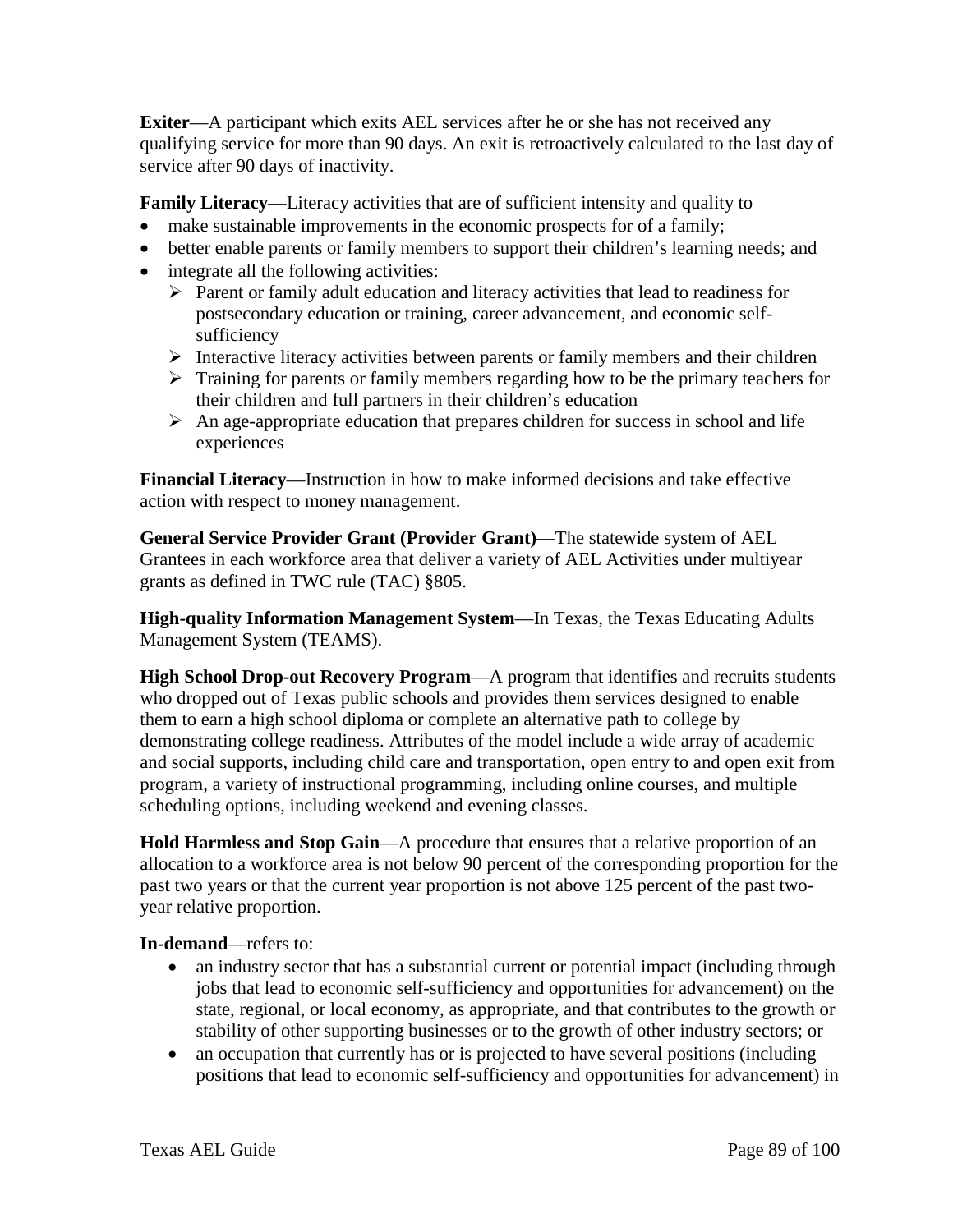**Exiter**—A participant which exits AEL services after he or she has not received any qualifying service for more than 90 days. An exit is retroactively calculated to the last day of service after 90 days of inactivity.

**Family Literacy**—Literacy activities that are of sufficient intensity and quality to

- make sustainable improvements in the economic prospects for of a family;
- better enable parents or family members to support their children's learning needs; and
- integrate all the following activities:
    - Parent or family adult education and literacy activities that lead to readiness for postsecondary education or training, career advancement, and economic self-sufficiency
    - Interactive literacy activities between parents or family members and their children
    - Training for parents or family members regarding how to be the primary teachers for their children and full partners in their children's education
    - An age-appropriate education that prepares children for success in school and life experiences

**Financial Literacy**—Instruction in how to make informed decisions and take effective action with respect to money management.

**General Service Provider Grant (Provider Grant)**—The statewide system of AEL Grantees in each workforce area that deliver a variety of AEL Activities under multiyear grants as defined in TWC rule (TAC) §805.

**High-quality Information Management System**—In Texas, the Texas Educating Adults Management System (TEAMS).

**High School Drop-out Recovery Program**—A program that identifies and recruits students who dropped out of Texas public schools and provides them services designed to enable them to earn a high school diploma or complete an alternative path to college by demonstrating college readiness. Attributes of the model include a wide array of academic and social supports, including child care and transportation, open entry to and open exit from program, a variety of instructional programming, including online courses, and multiple scheduling options, including weekend and evening classes.

**Hold Harmless and Stop Gain**—A procedure that ensures that a relative proportion of an allocation to a workforce area is not below 90 percent of the corresponding proportion for the past two years or that the current year proportion is not above 125 percent of the past two-year relative proportion.

**In-demand**—refers to:

- an industry sector that has a substantial current or potential impact (including through jobs that lead to economic self-sufficiency and opportunities for advancement) on the state, regional, or local economy, as appropriate, and that contributes to the growth or stability of other supporting businesses or to the growth of other industry sectors; or
- an occupation that currently has or is projected to have several positions (including positions that lead to economic self-sufficiency and opportunities for advancement) in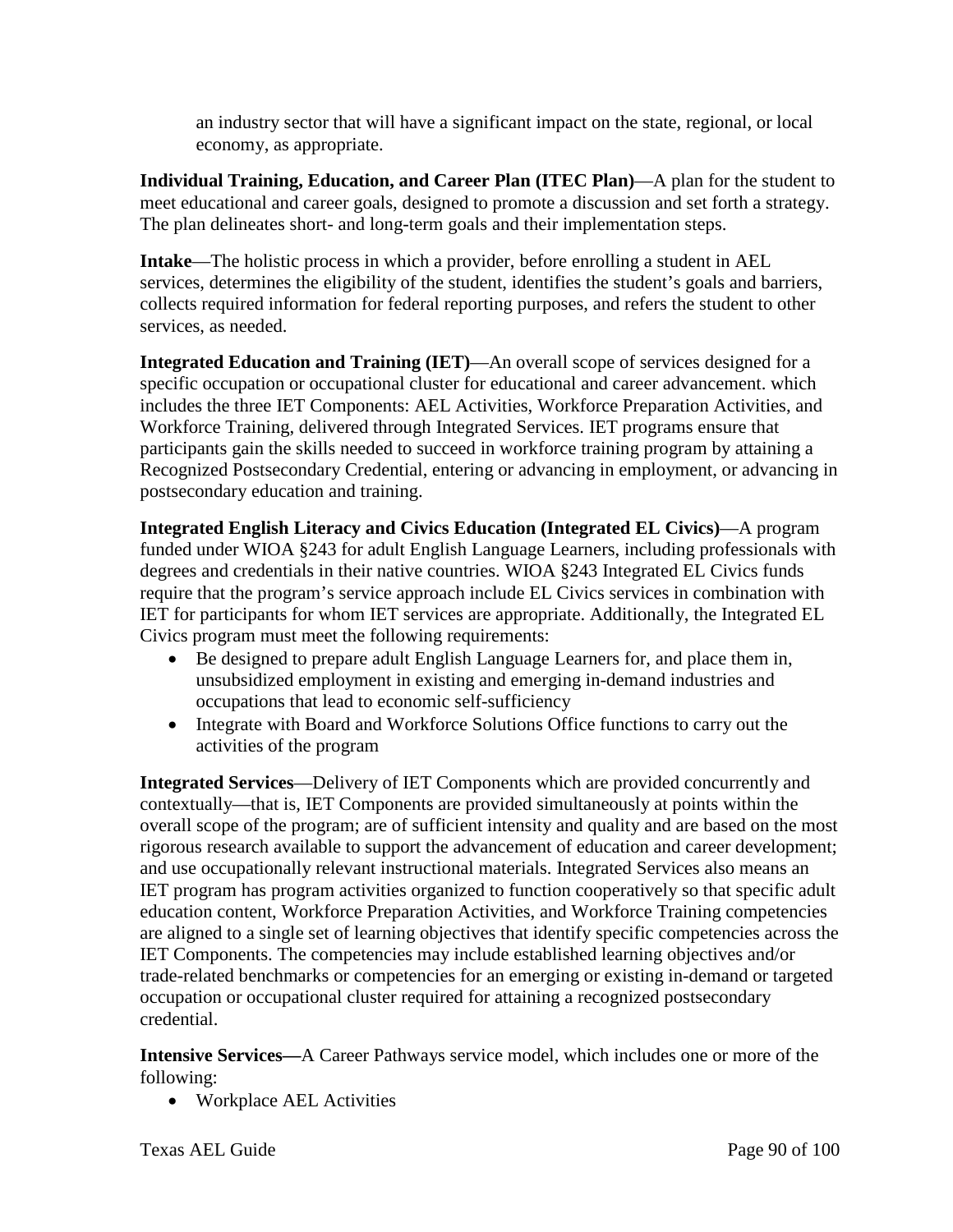an industry sector that will have a significant impact on the state, regional, or local economy, as appropriate.

**Individual Training, Education, and Career Plan (ITEC Plan)**—A plan for the student to meet educational and career goals, designed to promote a discussion and set forth a strategy. The plan delineates short- and long-term goals and their implementation steps.

**Intake**—The holistic process in which a provider, before enrolling a student in AEL services, determines the eligibility of the student, identifies the student's goals and barriers, collects required information for federal reporting purposes, and refers the student to other services, as needed.

**Integrated Education and Training (IET)**—An overall scope of services designed for a specific occupation or occupational cluster for educational and career advancement. which includes the three IET Components: AEL Activities, Workforce Preparation Activities, and Workforce Training, delivered through Integrated Services. IET programs ensure that participants gain the skills needed to succeed in workforce training program by attaining a Recognized Postsecondary Credential, entering or advancing in employment, or advancing in postsecondary education and training.

**Integrated English Literacy and Civics Education (Integrated EL Civics)**—A program funded under WIOA §243 for adult English Language Learners, including professionals with degrees and credentials in their native countries. WIOA §243 Integrated EL Civics funds require that the program's service approach include EL Civics services in combination with IET for participants for whom IET services are appropriate. Additionally, the Integrated EL Civics program must meet the following requirements:

- Be designed to prepare adult English Language Learners for, and place them in, unsubsidized employment in existing and emerging in-demand industries and occupations that lead to economic self-sufficiency
- Integrate with Board and Workforce Solutions Office functions to carry out the activities of the program

**Integrated Services**—Delivery of IET Components which are provided concurrently and contextually—that is, IET Components are provided simultaneously at points within the overall scope of the program; are of sufficient intensity and quality and are based on the most rigorous research available to support the advancement of education and career development; and use occupationally relevant instructional materials. Integrated Services also means an IET program has program activities organized to function cooperatively so that specific adult education content, Workforce Preparation Activities, and Workforce Training competencies are aligned to a single set of learning objectives that identify specific competencies across the IET Components. The competencies may include established learning objectives and/or trade-related benchmarks or competencies for an emerging or existing in-demand or targeted occupation or occupational cluster required for attaining a recognized postsecondary credential.

**Intensive Services—**A Career Pathways service model, which includes one or more of the following:

- Workplace AEL Activities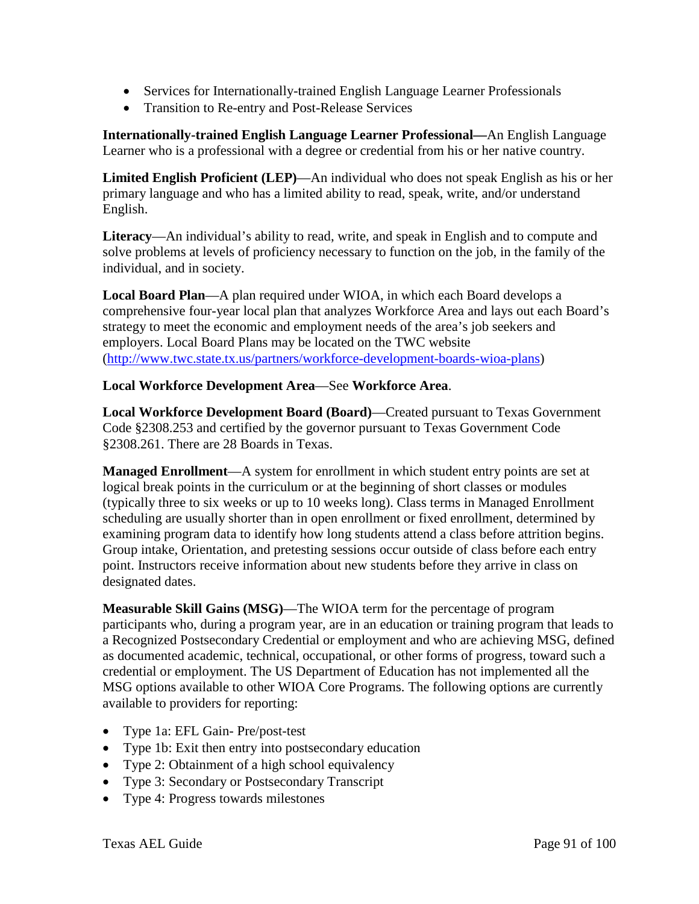- Services for Internationally-trained English Language Learner Professionals
- Transition to Re-entry and Post-Release Services

**Internationally-trained English Language Learner Professional—**An English Language Learner who is a professional with a degree or credential from his or her native country.

**Limited English Proficient (LEP)**—An individual who does not speak English as his or her primary language and who has a limited ability to read, speak, write, and/or understand English.

**Literacy**—An individual's ability to read, write, and speak in English and to compute and solve problems at levels of proficiency necessary to function on the job, in the family of the individual, and in society.

**Local Board Plan**—A plan required under WIOA, in which each Board develops a comprehensive four-year local plan that analyzes Workforce Area and lays out each Board's strategy to meet the economic and employment needs of the area's job seekers and employers. Local Board Plans may be located on the TWC website ([http://www.twc.state.tx.us/partners/workforce-development-boards-wioa-plans](http://www.twc.state.tx.us/partners/workforce-development-boards-wioa-plans))

**Local Workforce Development Area**—See **Workforce Area**.

**Local Workforce Development Board (Board)**—Created pursuant to Texas Government Code §2308.253 and certified by the governor pursuant to Texas Government Code §2308.261. There are 28 Boards in Texas.

**Managed Enrollment**—A system for enrollment in which student entry points are set at logical break points in the curriculum or at the beginning of short classes or modules (typically three to six weeks or up to 10 weeks long). Class terms in Managed Enrollment scheduling are usually shorter than in open enrollment or fixed enrollment, determined by examining program data to identify how long students attend a class before attrition begins. Group intake, Orientation, and pretesting sessions occur outside of class before each entry point. Instructors receive information about new students before they arrive in class on designated dates.

**Measurable Skill Gains (MSG)**—The WIOA term for the percentage of program participants who, during a program year, are in an education or training program that leads to a Recognized Postsecondary Credential or employment and who are achieving MSG, defined as documented academic, technical, occupational, or other forms of progress, toward such a credential or employment. The US Department of Education has not implemented all the MSG options available to other WIOA Core Programs. The following options are currently available to providers for reporting:

- Type 1a: EFL Gain- Pre/post-test
- Type 1b: Exit then entry into postsecondary education
- Type 2: Obtainment of a high school equivalency
- Type 3: Secondary or Postsecondary Transcript
- Type 4: Progress towards milestones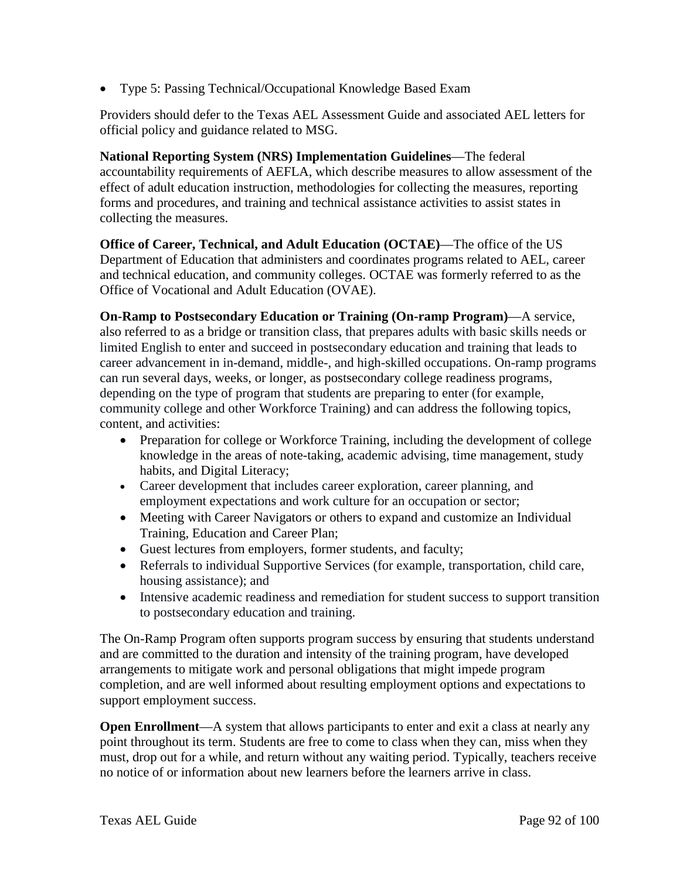- Type 5: Passing Technical/Occupational Knowledge Based Exam

Providers should defer to the Texas AEL Assessment Guide and associated AEL letters for official policy and guidance related to MSG.

**National Reporting System (NRS) Implementation Guidelines**—The federal accountability requirements of AEFLA, which describe measures to allow assessment of the effect of adult education instruction, methodologies for collecting the measures, reporting forms and procedures, and training and technical assistance activities to assist states in collecting the measures.

**Office of Career, Technical, and Adult Education (OCTAE)**—The office of the US Department of Education that administers and coordinates programs related to AEL, career and technical education, and community colleges. OCTAE was formerly referred to as the Office of Vocational and Adult Education (OVAE).

**On-Ramp to Postsecondary Education or Training (On-ramp Program)**—A service, also referred to as a bridge or transition class, that prepares adults with basic skills needs or limited English to enter and succeed in postsecondary education and training that leads to career advancement in in-demand, middle-, and high-skilled occupations. On-ramp programs can run several days, weeks, or longer, as postsecondary college readiness programs, depending on the type of program that students are preparing to enter (for example, community college and other Workforce Training) and can address the following topics, content, and activities:

- Preparation for college or Workforce Training, including the development of college knowledge in the areas of note-taking, academic advising, time management, study habits, and Digital Literacy;
- Career development that includes career exploration, career planning, and employment expectations and work culture for an occupation or sector;
- Meeting with Career Navigators or others to expand and customize an Individual Training, Education and Career Plan;
- Guest lectures from employers, former students, and faculty;
- Referrals to individual Supportive Services (for example, transportation, child care, housing assistance); and
- Intensive academic readiness and remediation for student success to support transition to postsecondary education and training.

The On-Ramp Program often supports program success by ensuring that students understand and are committed to the duration and intensity of the training program, have developed arrangements to mitigate work and personal obligations that might impede program completion, and are well informed about resulting employment options and expectations to support employment success.

**Open Enrollment**—A system that allows participants to enter and exit a class at nearly any point throughout its term. Students are free to come to class when they can, miss when they must, drop out for a while, and return without any waiting period. Typically, teachers receive no notice of or information about new learners before the learners arrive in class.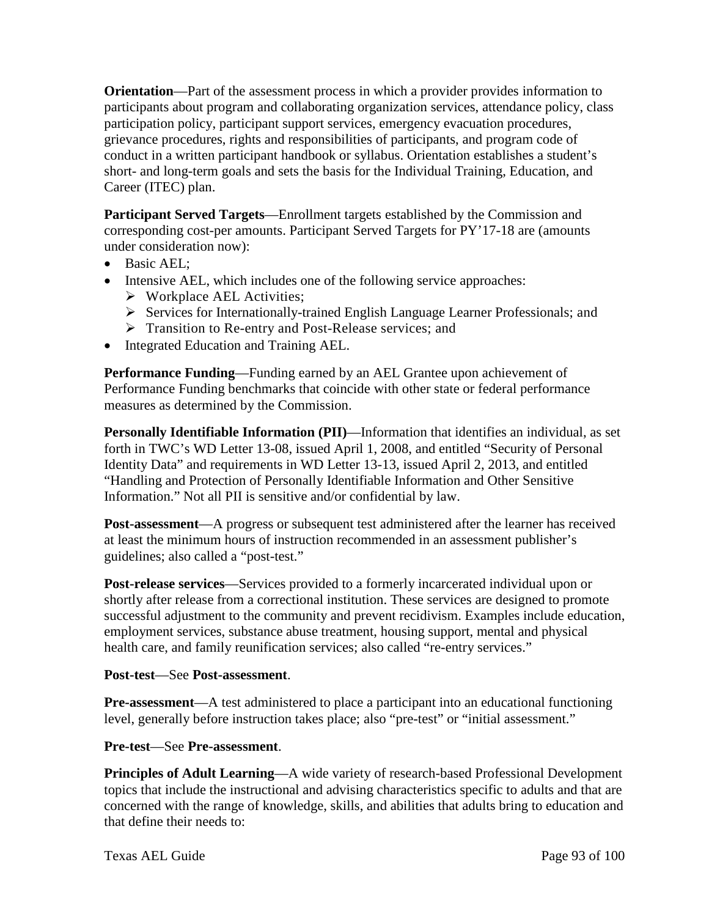**Orientation**—Part of the assessment process in which a provider provides information to participants about program and collaborating organization services, attendance policy, class participation policy, participant support services, emergency evacuation procedures, grievance procedures, rights and responsibilities of participants, and program code of conduct in a written participant handbook or syllabus. Orientation establishes a student's short- and long-term goals and sets the basis for the Individual Training, Education, and Career (ITEC) plan.

**Participant Served Targets**—Enrollment targets established by the Commission and corresponding cost-per amounts. Participant Served Targets for PY'17-18 are (amounts under consideration now):

- Basic AEL;
- Intensive AEL, which includes one of the following service approaches:
  - Workplace AEL Activities;
  - Services for Internationally-trained English Language Learner Professionals; and
  - Transition to Re-entry and Post-Release services; and
- Integrated Education and Training AEL.

**Performance Funding**—Funding earned by an AEL Grantee upon achievement of Performance Funding benchmarks that coincide with other state or federal performance measures as determined by the Commission.

**Personally Identifiable Information (PII)**—Information that identifies an individual, as set forth in TWC's WD Letter 13-08, issued April 1, 2008, and entitled "Security of Personal Identity Data" and requirements in WD Letter 13-13, issued April 2, 2013, and entitled "Handling and Protection of Personally Identifiable Information and Other Sensitive Information." Not all PII is sensitive and/or confidential by law.

**Post-assessment**—A progress or subsequent test administered after the learner has received at least the minimum hours of instruction recommended in an assessment publisher's guidelines; also called a "post-test."

**Post-release services**—Services provided to a formerly incarcerated individual upon or shortly after release from a correctional institution. These services are designed to promote successful adjustment to the community and prevent recidivism. Examples include education, employment services, substance abuse treatment, housing support, mental and physical health care, and family reunification services; also called "re-entry services."

**Post-test**—See **Post-assessment**.

**Pre-assessment**—A test administered to place a participant into an educational functioning level, generally before instruction takes place; also "pre-test" or "initial assessment."

**Pre-test**—See **Pre-assessment**.

**Principles of Adult Learning**—A wide variety of research-based Professional Development topics that include the instructional and advising characteristics specific to adults and that are concerned with the range of knowledge, skills, and abilities that adults bring to education and that define their needs to: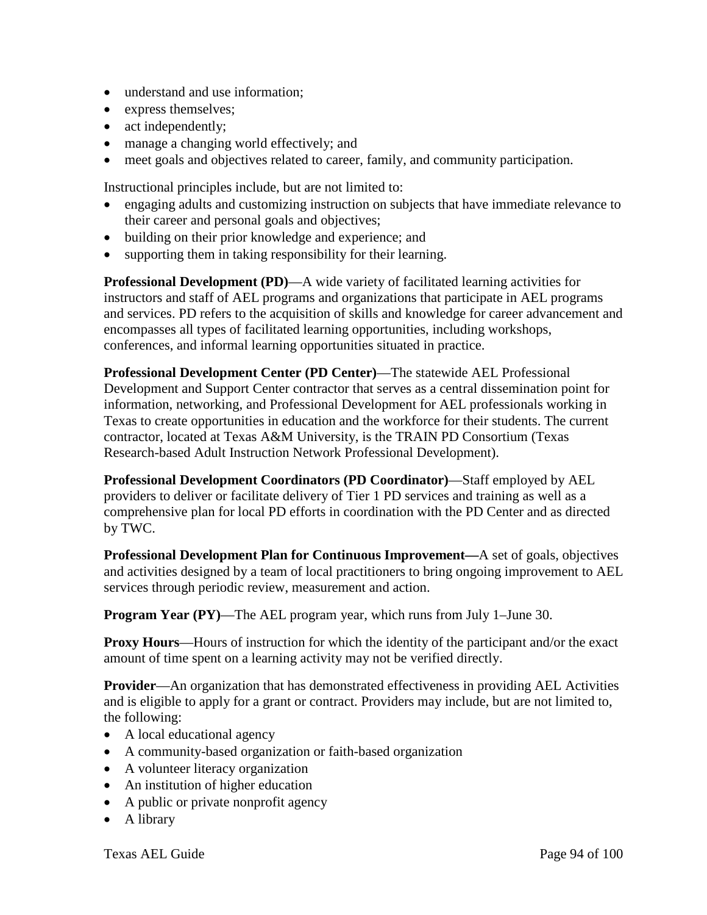- understand and use information;
- express themselves;
- act independently;
- manage a changing world effectively; and
- meet goals and objectives related to career, family, and community participation.

Instructional principles include, but are not limited to:

- engaging adults and customizing instruction on subjects that have immediate relevance to their career and personal goals and objectives;
- building on their prior knowledge and experience; and
- supporting them in taking responsibility for their learning.

**Professional Development (PD)**—A wide variety of facilitated learning activities for instructors and staff of AEL programs and organizations that participate in AEL programs and services. PD refers to the acquisition of skills and knowledge for career advancement and encompasses all types of facilitated learning opportunities, including workshops, conferences, and informal learning opportunities situated in practice.

**Professional Development Center (PD Center)**—The statewide AEL Professional Development and Support Center contractor that serves as a central dissemination point for information, networking, and Professional Development for AEL professionals working in Texas to create opportunities in education and the workforce for their students. The current contractor, located at Texas A&M University, is the TRAIN PD Consortium (Texas Research-based Adult Instruction Network Professional Development).

**Professional Development Coordinators (PD Coordinator)**—Staff employed by AEL providers to deliver or facilitate delivery of Tier 1 PD services and training as well as a comprehensive plan for local PD efforts in coordination with the PD Center and as directed by TWC.

**Professional Development Plan for Continuous Improvement—**A set of goals, objectives and activities designed by a team of local practitioners to bring ongoing improvement to AEL services through periodic review, measurement and action.

**Program Year (PY)**—The AEL program year, which runs from July 1–June 30.

**Proxy Hours**—Hours of instruction for which the identity of the participant and/or the exact amount of time spent on a learning activity may not be verified directly.

**Provider**—An organization that has demonstrated effectiveness in providing AEL Activities and is eligible to apply for a grant or contract. Providers may include, but are not limited to, the following:

- A local educational agency
- A community-based organization or faith-based organization
- A volunteer literacy organization
- An institution of higher education
- A public or private nonprofit agency
- A library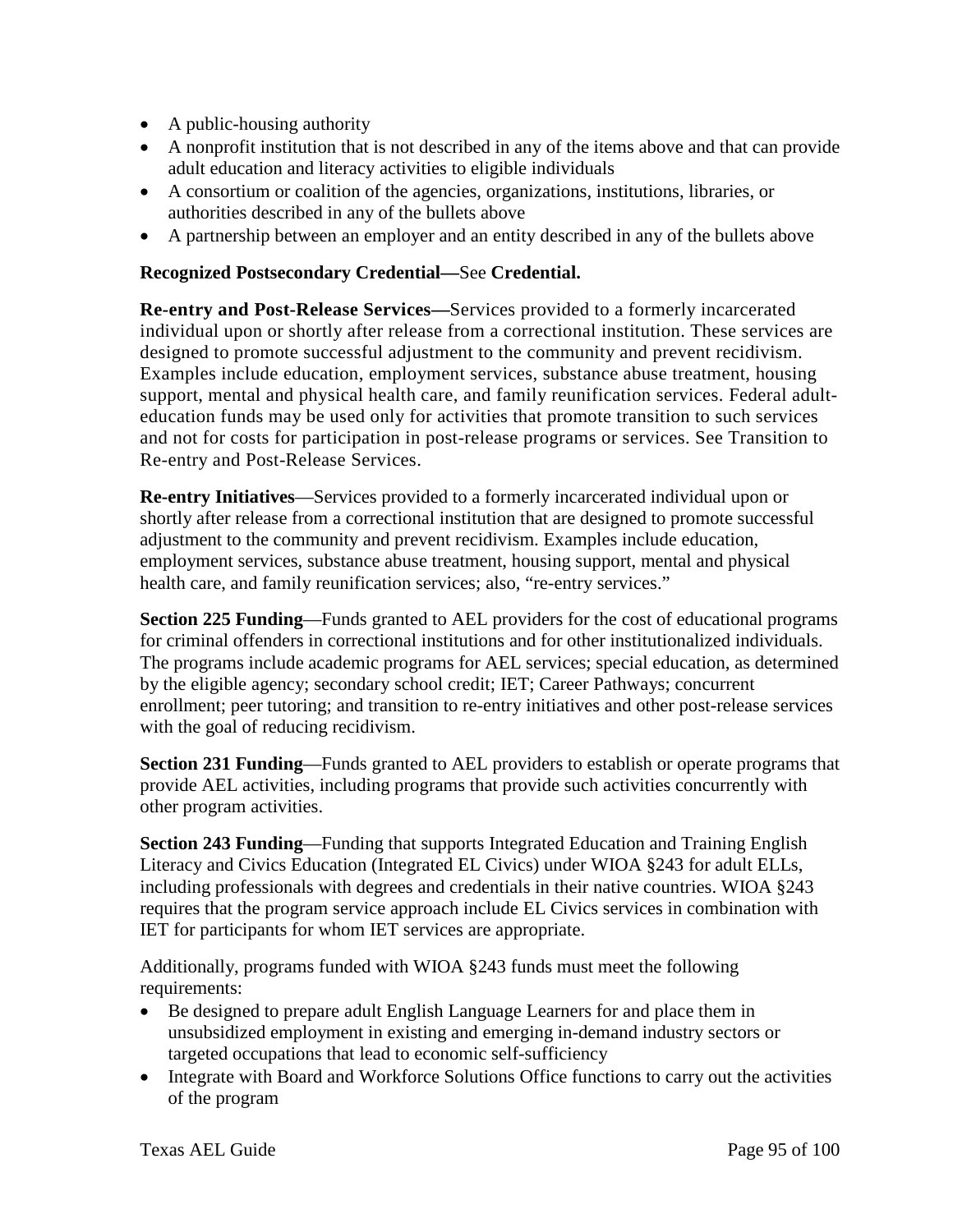- A public-housing authority
- A nonprofit institution that is not described in any of the items above and that can provide adult education and literacy activities to eligible individuals
- A consortium or coalition of the agencies, organizations, institutions, libraries, or authorities described in any of the bullets above
- A partnership between an employer and an entity described in any of the bullets above

**Recognized Postsecondary Credential—**See **Credential.**

**Re-entry and Post-Release Services—**Services provided to a formerly incarcerated individual upon or shortly after release from a correctional institution. These services are designed to promote successful adjustment to the community and prevent recidivism. Examples include education, employment services, substance abuse treatment, housing support, mental and physical health care, and family reunification services. Federal adult-education funds may be used only for activities that promote transition to such services and not for costs for participation in post-release programs or services. See Transition to Re-entry and Post-Release Services.

**Re-entry Initiatives**—Services provided to a formerly incarcerated individual upon or shortly after release from a correctional institution that are designed to promote successful adjustment to the community and prevent recidivism. Examples include education, employment services, substance abuse treatment, housing support, mental and physical health care, and family reunification services; also, "re-entry services."

**Section 225 Funding**—Funds granted to AEL providers for the cost of educational programs for criminal offenders in correctional institutions and for other institutionalized individuals. The programs include academic programs for AEL services; special education, as determined by the eligible agency; secondary school credit; IET; Career Pathways; concurrent enrollment; peer tutoring; and transition to re-entry initiatives and other post-release services with the goal of reducing recidivism.

**Section 231 Funding**—Funds granted to AEL providers to establish or operate programs that provide AEL activities, including programs that provide such activities concurrently with other program activities.

**Section 243 Funding**—Funding that supports Integrated Education and Training English Literacy and Civics Education (Integrated EL Civics) under WIOA §243 for adult ELLs, including professionals with degrees and credentials in their native countries. WIOA §243 requires that the program service approach include EL Civics services in combination with IET for participants for whom IET services are appropriate.

Additionally, programs funded with WIOA §243 funds must meet the following requirements:

- Be designed to prepare adult English Language Learners for and place them in unsubsidized employment in existing and emerging in-demand industry sectors or targeted occupations that lead to economic self-sufficiency
- Integrate with Board and Workforce Solutions Office functions to carry out the activities of the program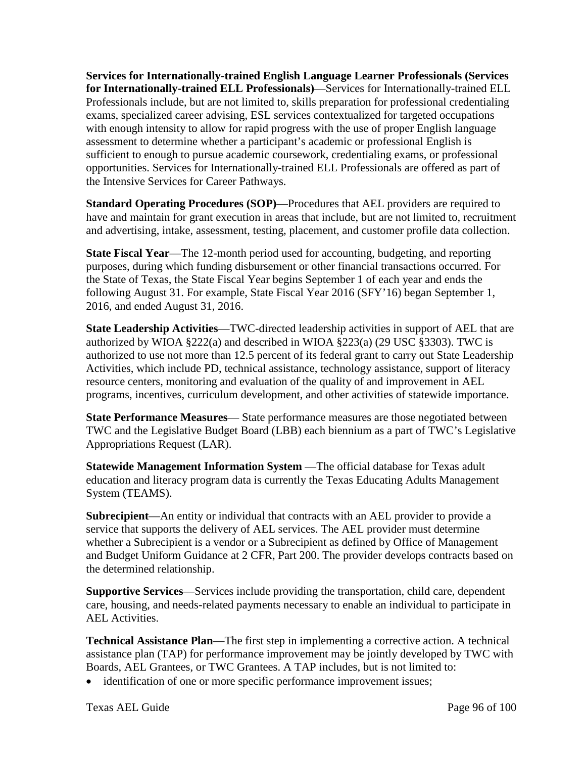**Services for Internationally-trained English Language Learner Professionals (Services for Internationally-trained ELL Professionals)**—Services for Internationally-trained ELL Professionals include, but are not limited to, skills preparation for professional credentialing exams, specialized career advising, ESL services contextualized for targeted occupations with enough intensity to allow for rapid progress with the use of proper English language assessment to determine whether a participant's academic or professional English is sufficient to enough to pursue academic coursework, credentialing exams, or professional opportunities. Services for Internationally-trained ELL Professionals are offered as part of the Intensive Services for Career Pathways.

**Standard Operating Procedures (SOP)**—Procedures that AEL providers are required to have and maintain for grant execution in areas that include, but are not limited to, recruitment and advertising, intake, assessment, testing, placement, and customer profile data collection.

**State Fiscal Year**—The 12-month period used for accounting, budgeting, and reporting purposes, during which funding disbursement or other financial transactions occurred. For the State of Texas, the State Fiscal Year begins September 1 of each year and ends the following August 31. For example, State Fiscal Year 2016 (SFY'16) began September 1, 2016, and ended August 31, 2016.

**State Leadership Activities**—TWC-directed leadership activities in support of AEL that are authorized by WIOA §222(a) and described in WIOA §223(a) (29 USC §3303). TWC is authorized to use not more than 12.5 percent of its federal grant to carry out State Leadership Activities, which include PD, technical assistance, technology assistance, support of literacy resource centers, monitoring and evaluation of the quality of and improvement in AEL programs, incentives, curriculum development, and other activities of statewide importance.

**State Performance Measures**— State performance measures are those negotiated between TWC and the Legislative Budget Board (LBB) each biennium as a part of TWC's Legislative Appropriations Request (LAR).

**Statewide Management Information System** —The official database for Texas adult education and literacy program data is currently the Texas Educating Adults Management System (TEAMS).

**Subrecipient**—An entity or individual that contracts with an AEL provider to provide a service that supports the delivery of AEL services. The AEL provider must determine whether a Subrecipient is a vendor or a Subrecipient as defined by Office of Management and Budget Uniform Guidance at 2 CFR, Part 200. The provider develops contracts based on the determined relationship.

**Supportive Services**—Services include providing the transportation, child care, dependent care, housing, and needs-related payments necessary to enable an individual to participate in AEL Activities.

**Technical Assistance Plan**—The first step in implementing a corrective action. A technical assistance plan (TAP) for performance improvement may be jointly developed by TWC with Boards, AEL Grantees, or TWC Grantees. A TAP includes, but is not limited to:

- identification of one or more specific performance improvement issues;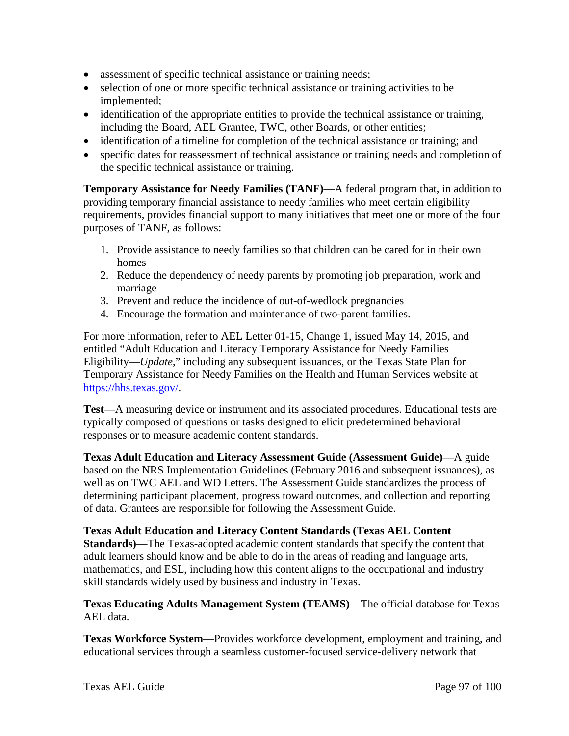- assessment of specific technical assistance or training needs;
- selection of one or more specific technical assistance or training activities to be implemented;
- identification of the appropriate entities to provide the technical assistance or training, including the Board, AEL Grantee, TWC, other Boards, or other entities;
- identification of a timeline for completion of the technical assistance or training; and
- specific dates for reassessment of technical assistance or training needs and completion of the specific technical assistance or training.

**Temporary Assistance for Needy Families (TANF)**—A federal program that, in addition to providing temporary financial assistance to needy families who meet certain eligibility requirements, provides financial support to many initiatives that meet one or more of the four purposes of TANF, as follows:

1. Provide assistance to needy families so that children can be cared for in their own homes
2. Reduce the dependency of needy parents by promoting job preparation, work and marriage
3. Prevent and reduce the incidence of out-of-wedlock pregnancies
4. Encourage the formation and maintenance of two-parent families.

For more information, refer to AEL Letter 01-15, Change 1, issued May 14, 2015, and entitled "Adult Education and Literacy Temporary Assistance for Needy Families Eligibility—*Update*," including any subsequent issuances, or the Texas State Plan for Temporary Assistance for Needy Families on the Health and Human Services website at [https://hhs.texas.gov/](https://hhs.texas.gov/).

**Test**—A measuring device or instrument and its associated procedures. Educational tests are typically composed of questions or tasks designed to elicit predetermined behavioral responses or to measure academic content standards.

**Texas Adult Education and Literacy Assessment Guide (Assessment Guide)**—A guide based on the NRS Implementation Guidelines (February 2016 and subsequent issuances), as well as on TWC AEL and WD Letters. The Assessment Guide standardizes the process of determining participant placement, progress toward outcomes, and collection and reporting of data. Grantees are responsible for following the Assessment Guide.

**Texas Adult Education and Literacy Content Standards (Texas AEL Content Standards)**—The Texas-adopted academic content standards that specify the content that adult learners should know and be able to do in the areas of reading and language arts, mathematics, and ESL, including how this content aligns to the occupational and industry skill standards widely used by business and industry in Texas.

**Texas Educating Adults Management System (TEAMS)**—The official database for Texas AEL data.

**Texas Workforce System**—Provides workforce development, employment and training, and educational services through a seamless customer-focused service-delivery network that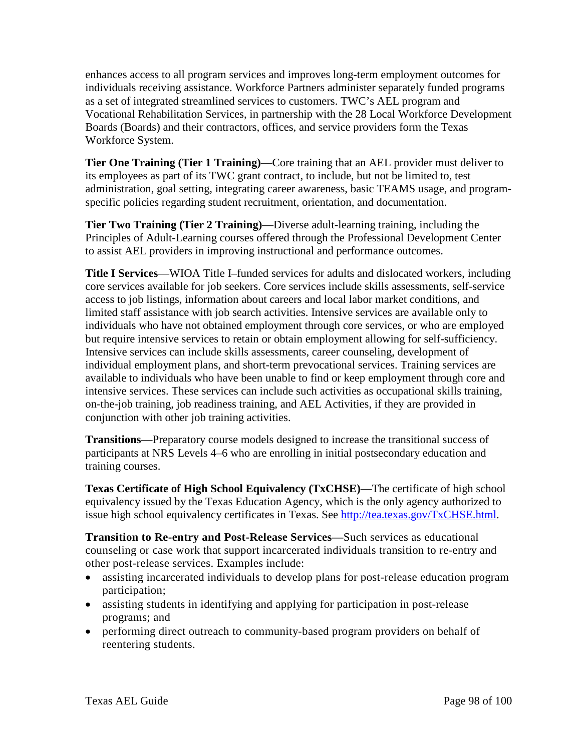enhances access to all program services and improves long-term employment outcomes for individuals receiving assistance. Workforce Partners administer separately funded programs as a set of integrated streamlined services to customers. TWC's AEL program and Vocational Rehabilitation Services, in partnership with the 28 Local Workforce Development Boards (Boards) and their contractors, offices, and service providers form the Texas Workforce System.

**Tier One Training (Tier 1 Training)**—Core training that an AEL provider must deliver to its employees as part of its TWC grant contract, to include, but not be limited to, test administration, goal setting, integrating career awareness, basic TEAMS usage, and program-specific policies regarding student recruitment, orientation, and documentation.

**Tier Two Training (Tier 2 Training)**—Diverse adult-learning training, including the Principles of Adult-Learning courses offered through the Professional Development Center to assist AEL providers in improving instructional and performance outcomes.

**Title I Services**—WIOA Title I–funded services for adults and dislocated workers, including core services available for job seekers. Core services include skills assessments, self-service access to job listings, information about careers and local labor market conditions, and limited staff assistance with job search activities. Intensive services are available only to individuals who have not obtained employment through core services, or who are employed but require intensive services to retain or obtain employment allowing for self-sufficiency. Intensive services can include skills assessments, career counseling, development of individual employment plans, and short-term prevocational services. Training services are available to individuals who have been unable to find or keep employment through core and intensive services. These services can include such activities as occupational skills training, on-the-job training, job readiness training, and AEL Activities, if they are provided in conjunction with other job training activities.

**Transitions**—Preparatory course models designed to increase the transitional success of participants at NRS Levels 4–6 who are enrolling in initial postsecondary education and training courses.

**Texas Certificate of High School Equivalency (TxCHSE)**—The certificate of high school equivalency issued by the Texas Education Agency, which is the only agency authorized to issue high school equivalency certificates in Texas. See [http://tea.texas.gov/TxCHSE.html](http://tea.texas.gov/TxCHSE.html).

**Transition to Re-entry and Post-Release Services—**Such services as educational counseling or case work that support incarcerated individuals transition to re-entry and other post-release services. Examples include:

- assisting incarcerated individuals to develop plans for post-release education program participation;
- assisting students in identifying and applying for participation in post-release programs; and
- performing direct outreach to community-based program providers on behalf of reentering students.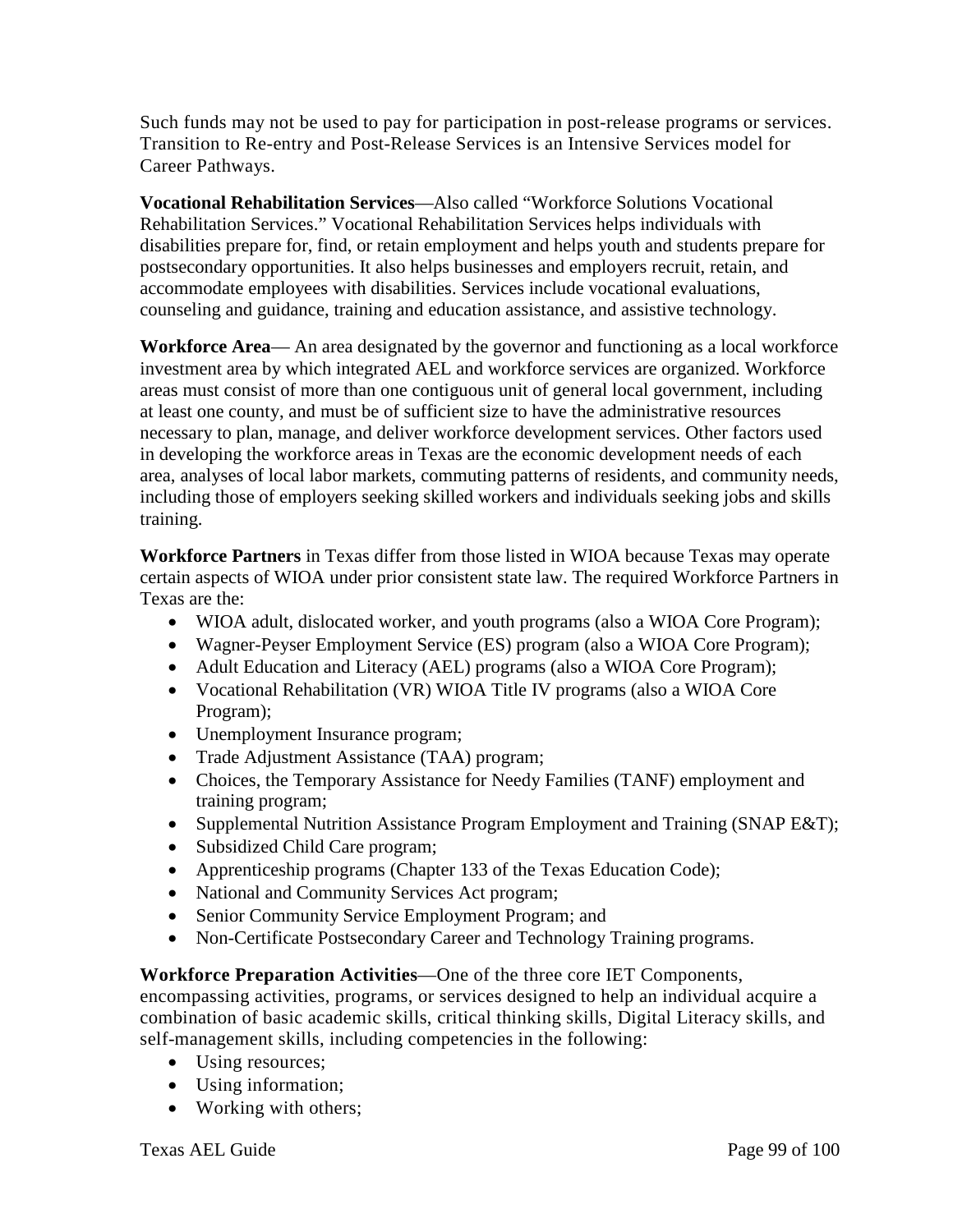Such funds may not be used to pay for participation in post-release programs or services. Transition to Re-entry and Post-Release Services is an Intensive Services model for Career Pathways.

**Vocational Rehabilitation Services**—Also called "Workforce Solutions Vocational Rehabilitation Services." Vocational Rehabilitation Services helps individuals with disabilities prepare for, find, or retain employment and helps youth and students prepare for postsecondary opportunities. It also helps businesses and employers recruit, retain, and accommodate employees with disabilities. Services include vocational evaluations, counseling and guidance, training and education assistance, and assistive technology.

**Workforce Area**— An area designated by the governor and functioning as a local workforce investment area by which integrated AEL and workforce services are organized. Workforce areas must consist of more than one contiguous unit of general local government, including at least one county, and must be of sufficient size to have the administrative resources necessary to plan, manage, and deliver workforce development services. Other factors used in developing the workforce areas in Texas are the economic development needs of each area, analyses of local labor markets, commuting patterns of residents, and community needs, including those of employers seeking skilled workers and individuals seeking jobs and skills training.

**Workforce Partners** in Texas differ from those listed in WIOA because Texas may operate certain aspects of WIOA under prior consistent state law. The required Workforce Partners in Texas are the:

- WIOA adult, dislocated worker, and youth programs (also a WIOA Core Program);
- Wagner-Peyser Employment Service (ES) program (also a WIOA Core Program);
- Adult Education and Literacy (AEL) programs (also a WIOA Core Program);
- Vocational Rehabilitation (VR) WIOA Title IV programs (also a WIOA Core Program);
- Unemployment Insurance program;
- Trade Adjustment Assistance (TAA) program;
- Choices, the Temporary Assistance for Needy Families (TANF) employment and training program;
- Supplemental Nutrition Assistance Program Employment and Training (SNAP E&T);
- Subsidized Child Care program;
- Apprenticeship programs (Chapter 133 of the Texas Education Code);
- National and Community Services Act program;
- Senior Community Service Employment Program; and
- Non-Certificate Postsecondary Career and Technology Training programs.

**Workforce Preparation Activities**—One of the three core IET Components, encompassing activities, programs, or services designed to help an individual acquire a combination of basic academic skills, critical thinking skills, Digital Literacy skills, and self-management skills, including competencies in the following:

- Using resources;
- Using information;
- Working with others;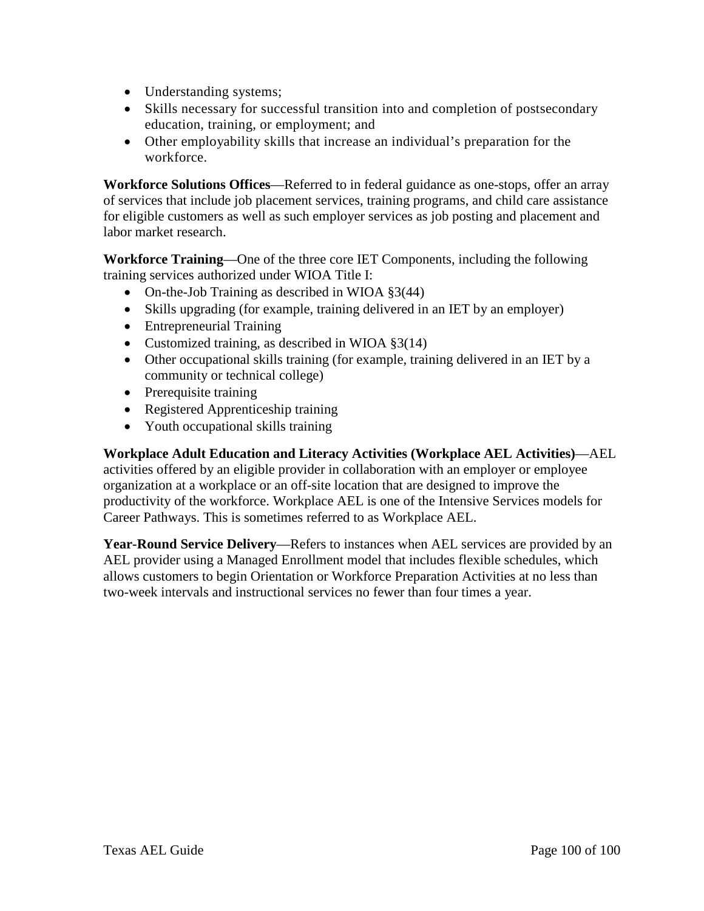- Understanding systems;
- Skills necessary for successful transition into and completion of postsecondary education, training, or employment; and
- Other employability skills that increase an individual's preparation for the workforce.

**Workforce Solutions Offices**—Referred to in federal guidance as one-stops, offer an array of services that include job placement services, training programs, and child care assistance for eligible customers as well as such employer services as job posting and placement and labor market research.

**Workforce Training**—One of the three core IET Components, including the following training services authorized under WIOA Title I:

- On-the-Job Training as described in WIOA §3(44)
- Skills upgrading (for example, training delivered in an IET by an employer)
- Entrepreneurial Training
- Customized training, as described in WIOA §3(14)
- Other occupational skills training (for example, training delivered in an IET by a community or technical college)
- Prerequisite training
- Registered Apprenticeship training
- Youth occupational skills training

**Workplace Adult Education and Literacy Activities (Workplace AEL Activities)**—AEL activities offered by an eligible provider in collaboration with an employer or employee organization at a workplace or an off-site location that are designed to improve the productivity of the workforce. Workplace AEL is one of the Intensive Services models for Career Pathways. This is sometimes referred to as Workplace AEL.

**Year-Round Service Delivery**—Refers to instances when AEL services are provided by an AEL provider using a Managed Enrollment model that includes flexible schedules, which allows customers to begin Orientation or Workforce Preparation Activities at no less than two-week intervals and instructional services no fewer than four times a year.